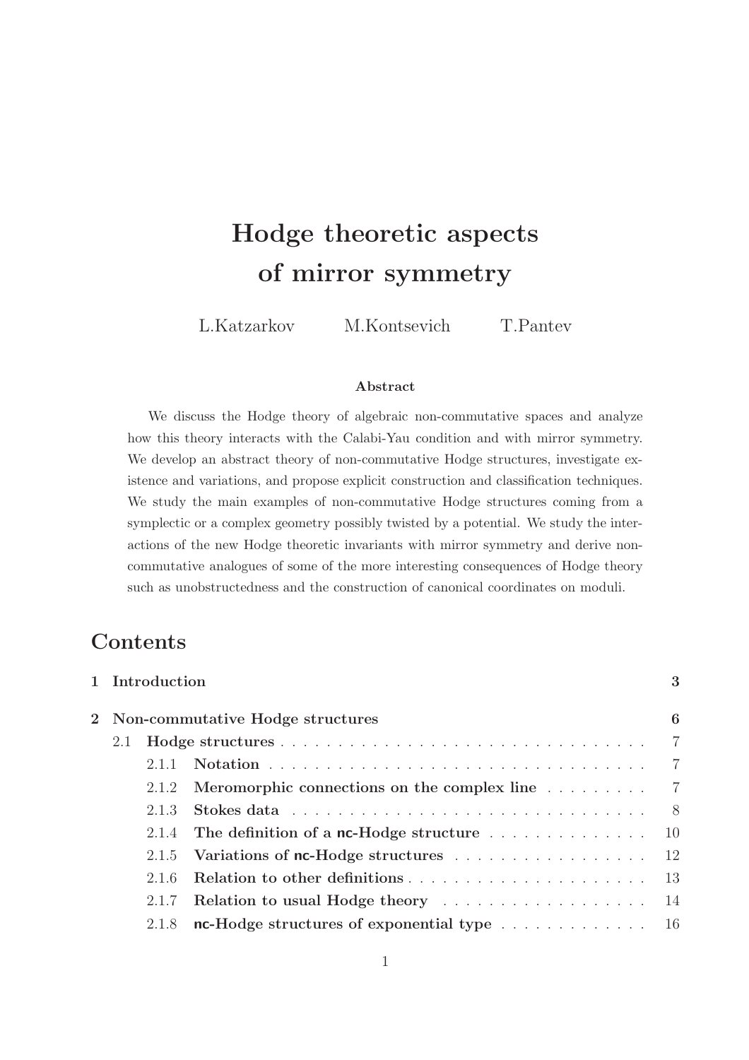# Hodge theoretic aspects of mirror symmetry

L.Katzarkov M.Kontsevich T.Pantev

**Abstract**

We discuss the Hodge theory of algebraic non-commutative spaces and analyze how this theory interacts with the Calabi-Yau condition and with mirror symmetry. We develop an abstract theory of non-commutative Hodge structures, investigate existence and variations, and propose explicit construction and classification techniques. We study the main examples of non-commutative Hodge structures coming from a symplectic or a complex geometry possibly twisted by a potential. We study the interactions of the new Hodge theoretic invariants with mirror symmetry and derive non-commutative analogues of some of the more interesting consequences of Hodge theory such as unobstructedness and the construction of canonical coordinates on moduli.

## Contents

- **1 Introduction** ... 3
- **2 Non-commutative Hodge structures** ... 6
  - 2.1 **Hodge structures** ... 7
    - 2.1.1 **Notation** ... 7
    - 2.1.2 **Meromorphic connections on the complex line** ... 7
    - 2.1.3 **Stokes data** ... 8
    - 2.1.4 **The definition of a nc-Hodge structure** ... 10
    - 2.1.5 **Variations of nc-Hodge structures** ... 12
    - 2.1.6 **Relation to other definitions** ... 13
    - 2.1.7 **Relation to usual Hodge theory** ... 14
    - 2.1.8 **nc-Hodge structures of exponential type** ... 16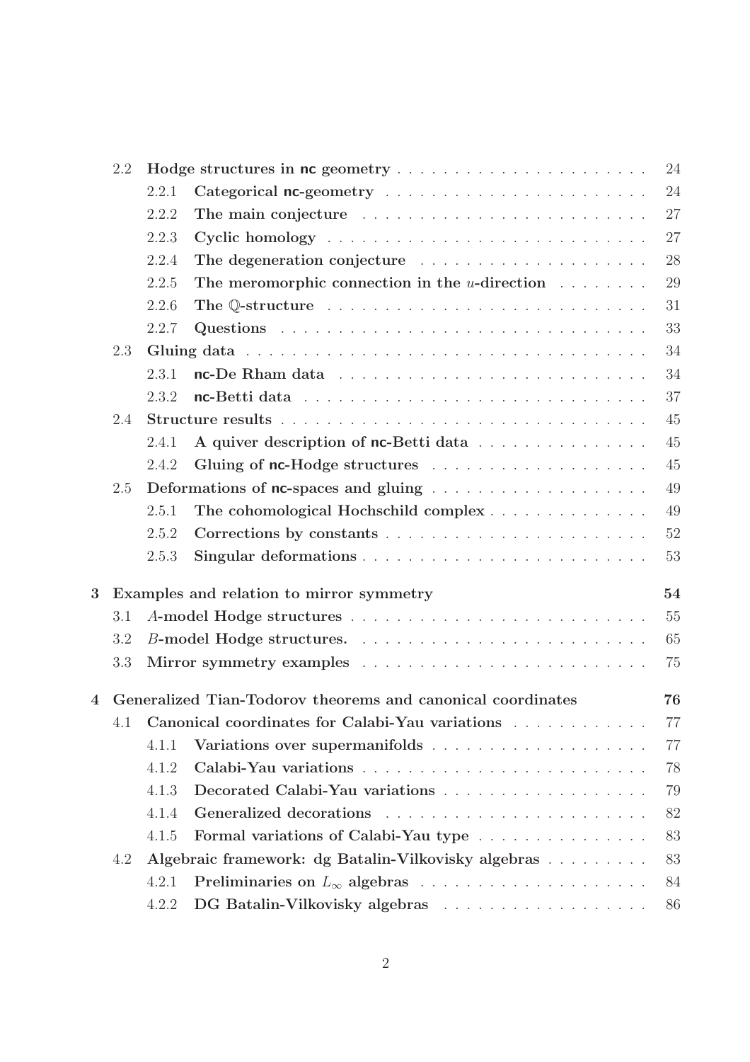- 2.2 **Hodge structures in nc geometry** . . . . . . . . . . . . . . . . . . . . . 24
  - 2.2.1 **Categorical nc-geometry** . . . . . . . . . . . . . . . . . . . . . 24
  - 2.2.2 **The main conjecture** . . . . . . . . . . . . . . . . . . . . . 27
  - 2.2.3 **Cyclic homology** . . . . . . . . . . . . . . . . . . . . . 27
  - 2.2.4 **The degeneration conjecture** . . . . . . . . . . . . . . . . . . . . . 28
  - 2.2.5 **The meromorphic connection in the $u$-direction** . . . . . . . . 29
  - 2.2.6 **The $\mathbb{Q}$-structure** . . . . . . . . . . . . . . . . . . . . . 31
  - 2.2.7 **Questions** . . . . . . . . . . . . . . . . . . . . . 33
- 2.3 **Gluing data** . . . . . . . . . . . . . . . . . . . . . 34
  - 2.3.1 **nc-De Rham data** . . . . . . . . . . . . . . . . . . . . . 34
  - 2.3.2 **nc-Betti data** . . . . . . . . . . . . . . . . . . . . . 37
- 2.4 **Structure results** . . . . . . . . . . . . . . . . . . . . . 45
  - 2.4.1 **A quiver description of nc-Betti data** . . . . . . . . . . . . . . . . 45
  - 2.4.2 **Gluing of nc-Hodge structures** . . . . . . . . . . . . . . . . . . . . . 45
- 2.5 **Deformations of nc-spaces and gluing** . . . . . . . . . . . . . . . . . . . . . 49
  - 2.5.1 **The cohomological Hochschild complex** . . . . . . . . . . . . . . . 49
  - 2.5.2 **Corrections by constants** . . . . . . . . . . . . . . . . . . . . . 52
  - 2.5.3 **Singular deformations** . . . . . . . . . . . . . . . . . . . . . 53

**3 Examples and relation to mirror symmetry** **54**

- 3.1 **$A$-model Hodge structures** . . . . . . . . . . . . . . . . . . . . . 55
- 3.2 **$B$-model Hodge structures.** . . . . . . . . . . . . . . . . . . . . . 65
- 3.3 **Mirror symmetry examples** . . . . . . . . . . . . . . . . . . . . . 75

**4 Generalized Tian-Todorov theorems and canonical coordinates** **76**

- 4.1 **Canonical coordinates for Calabi-Yau variations** . . . . . . . . . . . . 77
  - 4.1.1 **Variations over supermanifolds** . . . . . . . . . . . . . . . . . . . . . 77
  - 4.1.2 **Calabi-Yau variations** . . . . . . . . . . . . . . . . . . . . . 78
  - 4.1.3 **Decorated Calabi-Yau variations** . . . . . . . . . . . . . . . . . . . . . 79
  - 4.1.4 **Generalized decorations** . . . . . . . . . . . . . . . . . . . . . 82
  - 4.1.5 **Formal variations of Calabi-Yau type** . . . . . . . . . . . . . . . 83
- 4.2 **Algebraic framework: dg Batalin-Vilkovisky algebras** . . . . . . . . . 83
  - 4.2.1 **Preliminaries on $L_\infty$ algebras** . . . . . . . . . . . . . . . . . . . . . 84
  - 4.2.2 **DG Batalin-Vilkovisky algebras** . . . . . . . . . . . . . . . . . . . . . 86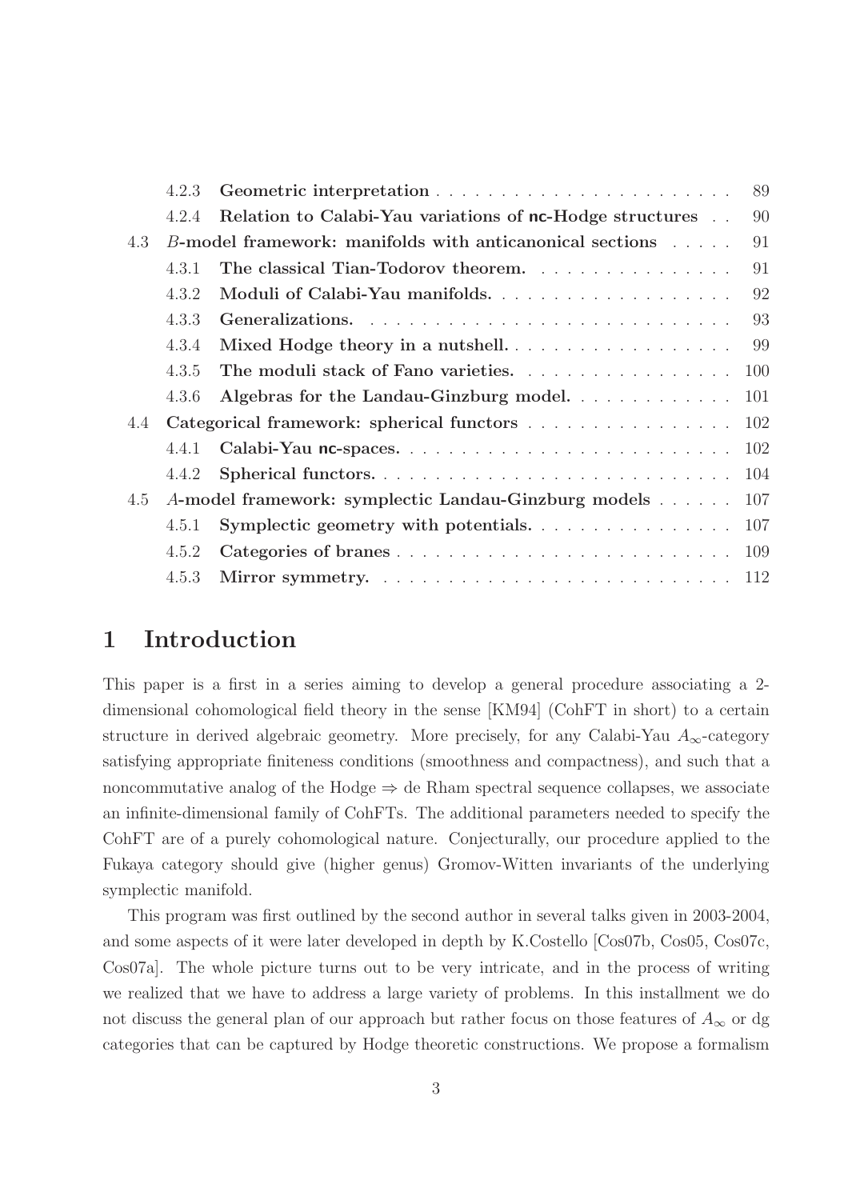4.2.3 **Geometric interpretation** . . . . . . . . . . . . . . . . . . . . . . . 89

4.2.4 **Relation to Calabi-Yau variations of nc-Hodge structures** . . 90

4.3 *B*-**model framework: manifolds with anticanonical sections** . . . . . 91

4.3.1 **The classical Tian-Todorov theorem.** . . . . . . . . . . . . . . . . 91

4.3.2 **Moduli of Calabi-Yau manifolds.** . . . . . . . . . . . . . . . . . . 92

4.3.3 **Generalizations.** . . . . . . . . . . . . . . . . . . . . . . . . . . . . 93

4.3.4 **Mixed Hodge theory in a nutshell.** . . . . . . . . . . . . . . . . . . 99

4.3.5 **The moduli stack of Fano varieties.** . . . . . . . . . . . . . . . . 100

4.3.6 **Algebras for the Landau-Ginzburg model.** . . . . . . . . . . . . . 101

4.4 **Categorical framework: spherical functors** . . . . . . . . . . . . . . . . . 102

4.4.1 **Calabi-Yau nc-spaces.** . . . . . . . . . . . . . . . . . . . . . . . . . . 102

4.4.2 **Spherical functors.** . . . . . . . . . . . . . . . . . . . . . . . . . . . . 104

4.5 *A*-**model framework: symplectic Landau-Ginzburg models** . . . . . . 107

4.5.1 **Symplectic geometry with potentials.** . . . . . . . . . . . . . . . . 107

4.5.2 **Categories of branes** . . . . . . . . . . . . . . . . . . . . . . . . . . 109

4.5.3 **Mirror symmetry.** . . . . . . . . . . . . . . . . . . . . . . . . . . . . 112

# 1 Introduction

This paper is a first in a series aiming to develop a general procedure associating a 2-dimensional cohomological field theory in the sense [KM94] (CohFT in short) to a certain structure in derived algebraic geometry. More precisely, for any Calabi-Yau $A_\infty$-category satisfying appropriate finiteness conditions (smoothness and compactness), and such that a noncommutative analog of the Hodge $\Rightarrow$ de Rham spectral sequence collapses, we associate an infinite-dimensional family of CohFTs. The additional parameters needed to specify the CohFT are of a purely cohomological nature. Conjecturally, our procedure applied to the Fukaya category should give (higher genus) Gromov-Witten invariants of the underlying symplectic manifold.

This program was first outlined by the second author in several talks given in 2003-2004, and some aspects of it were later developed in depth by K.Costello [Cos07b, Cos05, Cos07c, Cos07a]. The whole picture turns out to be very intricate, and in the process of writing we realized that we have to address a large variety of problems. In this installment we do not discuss the general plan of our approach but rather focus on those features of $A_\infty$ or dg categories that can be captured by Hodge theoretic constructions. We propose a formalism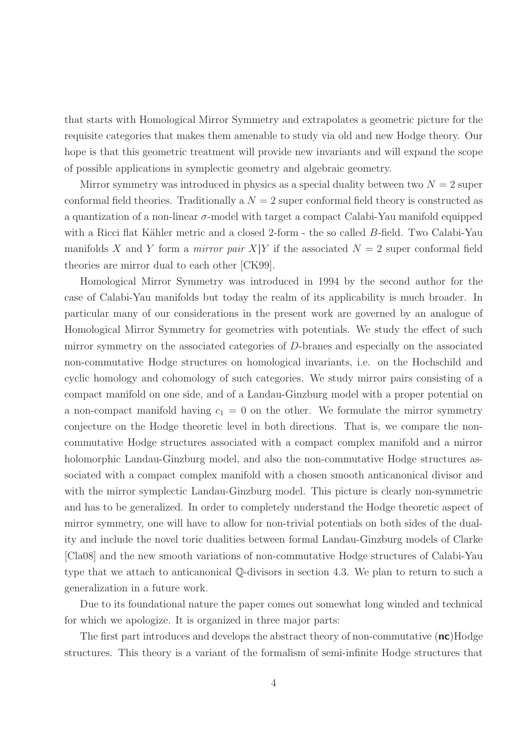that starts with Homological Mirror Symmetry and extrapolates a geometric picture for the requisite categories that makes them amenable to study via old and new Hodge theory. Our hope is that this geometric treatment will provide new invariants and will expand the scope of possible applications in symplectic geometry and algebraic geometry.

Mirror symmetry was introduced in physics as a special duality between two $N = 2$ super conformal field theories. Traditionally a $N = 2$ super conformal field theory is constructed as a quantization of a non-linear $\sigma$-model with target a compact Calabi-Yau manifold equipped with a Ricci flat Kähler metric and a closed 2-form - the so called $B$-field. Two Calabi-Yau manifolds $X$ and $Y$ form a *mirror pair* $X|Y$ if the associated $N = 2$ super conformal field theories are mirror dual to each other [CK99].

Homological Mirror Symmetry was introduced in 1994 by the second author for the case of Calabi-Yau manifolds but today the realm of its applicability is much broader. In particular many of our considerations in the present work are governed by an analogue of Homological Mirror Symmetry for geometries with potentials. We study the effect of such mirror symmetry on the associated categories of $D$-branes and especially on the associated non-commutative Hodge structures on homological invariants, i.e. on the Hochschild and cyclic homology and cohomology of such categories. We study mirror pairs consisting of a compact manifold on one side, and of a Landau-Ginzburg model with a proper potential on a non-compact manifold having $c_1 = 0$ on the other. We formulate the mirror symmetry conjecture on the Hodge theoretic level in both directions. That is, we compare the non-commutative Hodge structures associated with a compact complex manifold and a mirror holomorphic Landau-Ginzburg model, and also the non-commutative Hodge structures associated with a compact complex manifold with a chosen smooth anticanonical divisor and with the mirror symplectic Landau-Ginzburg model. This picture is clearly non-symmetric and has to be generalized. In order to completely understand the Hodge theoretic aspect of mirror symmetry, one will have to allow for non-trivial potentials on both sides of the duality and include the novel toric dualities between formal Landau-Ginzburg models of Clarke [Cla08] and the new smooth variations of non-commutative Hodge structures of Calabi-Yau type that we attach to anticanonical $\mathbb{Q}$-divisors in section 4.3. We plan to return to such a generalization in a future work.

Due to its foundational nature the paper comes out somewhat long winded and technical for which we apologize. It is organized in three major parts:

The first part introduces and develops the abstract theory of non-commutative (**nc**)Hodge structures. This theory is a variant of the formalism of semi-infinite Hodge structures that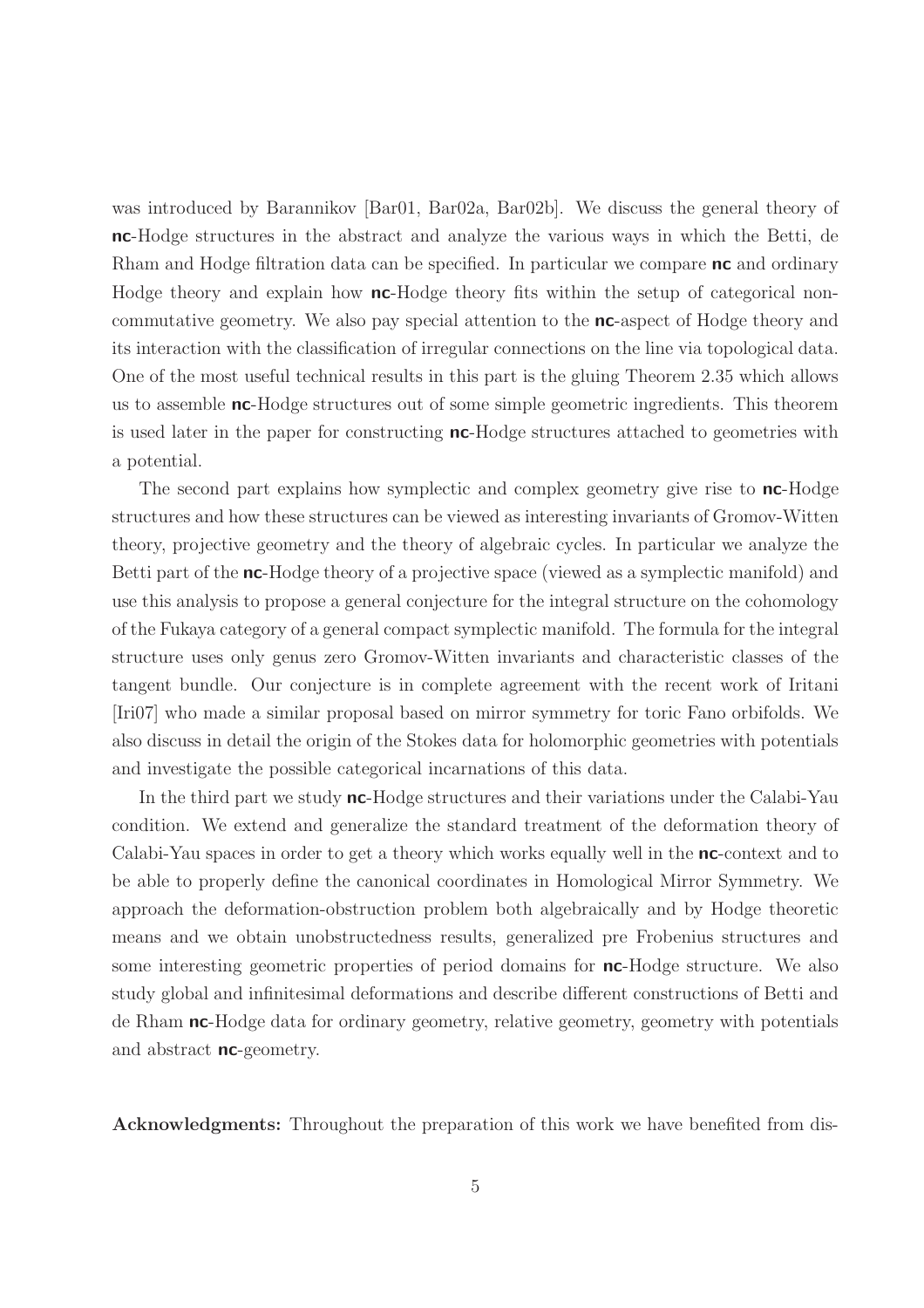was introduced by Barannikov [Bar01, Bar02a, Bar02b]. We discuss the general theory of **nc**-Hodge structures in the abstract and analyze the various ways in which the Betti, de Rham and Hodge filtration data can be specified. In particular we compare **nc** and ordinary Hodge theory and explain how **nc**-Hodge theory fits within the setup of categorical non-commutative geometry. We also pay special attention to the **nc**-aspect of Hodge theory and its interaction with the classification of irregular connections on the line via topological data. One of the most useful technical results in this part is the gluing Theorem 2.35 which allows us to assemble **nc**-Hodge structures out of some simple geometric ingredients. This theorem is used later in the paper for constructing **nc**-Hodge structures attached to geometries with a potential.

The second part explains how symplectic and complex geometry give rise to **nc**-Hodge structures and how these structures can be viewed as interesting invariants of Gromov-Witten theory, projective geometry and the theory of algebraic cycles. In particular we analyze the Betti part of the **nc**-Hodge theory of a projective space (viewed as a symplectic manifold) and use this analysis to propose a general conjecture for the integral structure on the cohomology of the Fukaya category of a general compact symplectic manifold. The formula for the integral structure uses only genus zero Gromov-Witten invariants and characteristic classes of the tangent bundle. Our conjecture is in complete agreement with the recent work of Iritani [Iri07] who made a similar proposal based on mirror symmetry for toric Fano orbifolds. We also discuss in detail the origin of the Stokes data for holomorphic geometries with potentials and investigate the possible categorical incarnations of this data.

In the third part we study **nc**-Hodge structures and their variations under the Calabi-Yau condition. We extend and generalize the standard treatment of the deformation theory of Calabi-Yau spaces in order to get a theory which works equally well in the **nc**-context and to be able to properly define the canonical coordinates in Homological Mirror Symmetry. We approach the deformation-obstruction problem both algebraically and by Hodge theoretic means and we obtain unobstructedness results, generalized pre Frobenius structures and some interesting geometric properties of period domains for **nc**-Hodge structure. We also study global and infinitesimal deformations and describe different constructions of Betti and de Rham **nc**-Hodge data for ordinary geometry, relative geometry, geometry with potentials and abstract **nc**-geometry.

**Acknowledgments:** Throughout the preparation of this work we have benefited from dis-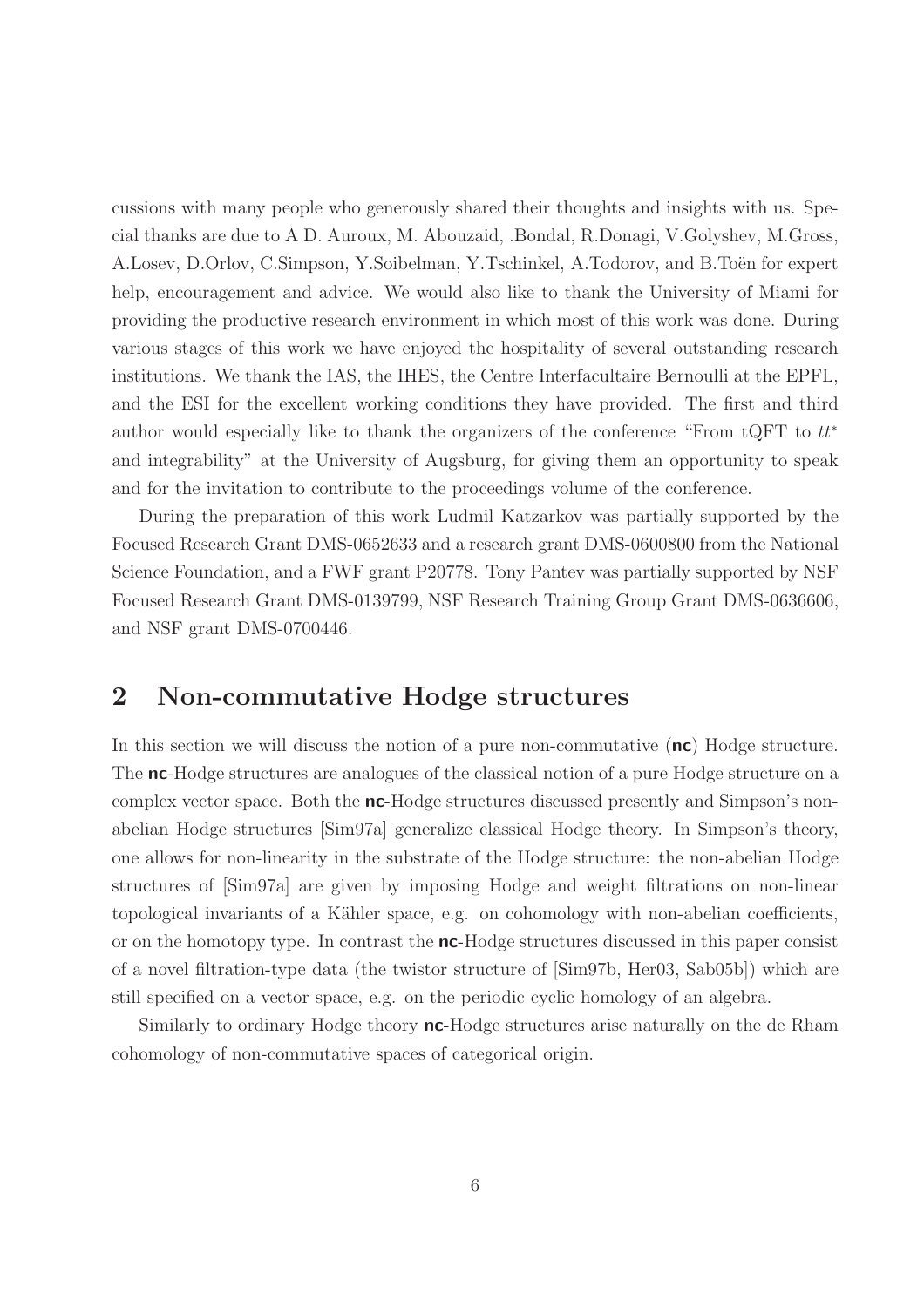cussions with many people who generously shared their thoughts and insights with us. Special thanks are due to A D. Auroux, M. Abouzaid, .Bondal, R.Donagi, V.Golyshev, M.Gross, A.Losev, D.Orlov, C.Simpson, Y.Soibelman, Y.Tschinkel, A.Todorov, and B.Toën for expert help, encouragement and advice. We would also like to thank the University of Miami for providing the productive research environment in which most of this work was done. During various stages of this work we have enjoyed the hospitality of several outstanding research institutions. We thank the IAS, the IHES, the Centre Interfacultaire Bernoulli at the EPFL, and the ESI for the excellent working conditions they have provided. The first and third author would especially like to thank the organizers of the conference "From tQFT to $tt^*$ and integrability" at the University of Augsburg, for giving them an opportunity to speak and for the invitation to contribute to the proceedings volume of the conference.

During the preparation of this work Ludmil Katzarkov was partially supported by the Focused Research Grant DMS-0652633 and a research grant DMS-0600800 from the National Science Foundation, and a FWF grant P20778. Tony Pantev was partially supported by NSF Focused Research Grant DMS-0139799, NSF Research Training Group Grant DMS-0636606, and NSF grant DMS-0700446.

## 2 Non-commutative Hodge structures

In this section we will discuss the notion of a pure non-commutative (**nc**) Hodge structure. The **nc**-Hodge structures are analogues of the classical notion of a pure Hodge structure on a complex vector space. Both the **nc**-Hodge structures discussed presently and Simpson's non-abelian Hodge structures [Sim97a] generalize classical Hodge theory. In Simpson's theory, one allows for non-linearity in the substrate of the Hodge structure: the non-abelian Hodge structures of [Sim97a] are given by imposing Hodge and weight filtrations on non-linear topological invariants of a Kähler space, e.g. on cohomology with non-abelian coefficients, or on the homotopy type. In contrast the **nc**-Hodge structures discussed in this paper consist of a novel filtration-type data (the twistor structure of [Sim97b, Her03, Sab05b]) which are still specified on a vector space, e.g. on the periodic cyclic homology of an algebra.

Similarly to ordinary Hodge theory **nc**-Hodge structures arise naturally on the de Rham cohomology of non-commutative spaces of categorical origin.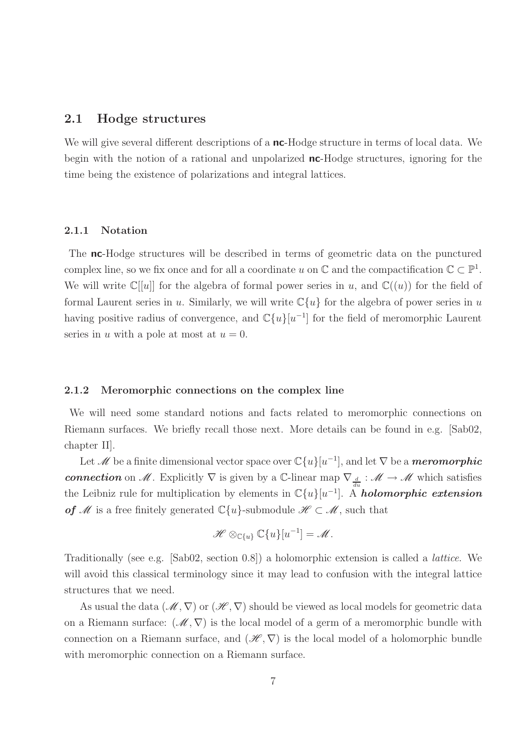## 2.1 Hodge structures

We will give several different descriptions of a **nc**-Hodge structure in terms of local data. We begin with the notion of a rational and unpolarized **nc**-Hodge structures, ignoring for the time being the existence of polarizations and integral lattices.

### 2.1.1 Notation

The **nc**-Hodge structures will be described in terms of geometric data on the punctured complex line, so we fix once and for all a coordinate $u$ on $\mathbb{C}$ and the compactification $\mathbb{C} \subset \mathbb{P}^1$. We will write $\mathbb{C}[[u]]$ for the algebra of formal power series in $u$, and $\mathbb{C}((u))$ for the field of formal Laurent series in $u$. Similarly, we will write $\mathbb{C}\{u\}$ for the algebra of power series in $u$ having positive radius of convergence, and $\mathbb{C}\{u\}[u^{-1}]$ for the field of meromorphic Laurent series in $u$ with a pole at most at $u = 0$.

### 2.1.2 Meromorphic connections on the complex line

We will need some standard notions and facts related to meromorphic connections on Riemann surfaces. We briefly recall those next. More details can be found in e.g. [Sab02, chapter II].

Let $\mathscr{M}$ be a finite dimensional vector space over $\mathbb{C}\{u\}[u^{-1}]$, and let $\nabla$ be a ***meromorphic connection*** on $\mathscr{M}$. Explicitly $\nabla$ is given by a $\mathbb{C}$-linear map $\nabla_{\frac{d}{du}} : \mathscr{M} \to \mathscr{M}$ which satisfies the Leibniz rule for multiplication by elements in $\mathbb{C}\{u\}[u^{-1}]$. A ***holomorphic extension of*** $\mathscr{M}$ is a free finitely generated $\mathbb{C}\{u\}$-submodule $\mathscr{H} \subset \mathscr{M}$, such that

$$\mathscr{H} \otimes_{\mathbb{C}\{u\}} \mathbb{C}\{u\}[u^{-1}] = \mathscr{M}.$$

Traditionally (see e.g. [Sab02, section 0.8]) a holomorphic extension is called a *lattice*. We will avoid this classical terminology since it may lead to confusion with the integral lattice structures that we need.

As usual the data $(\mathscr{M}, \nabla)$ or $(\mathscr{H}, \nabla)$ should be viewed as local models for geometric data on a Riemann surface: $(\mathscr{M}, \nabla)$ is the local model of a germ of a meromorphic bundle with connection on a Riemann surface, and $(\mathscr{H}, \nabla)$ is the local model of a holomorphic bundle with meromorphic connection on a Riemann surface.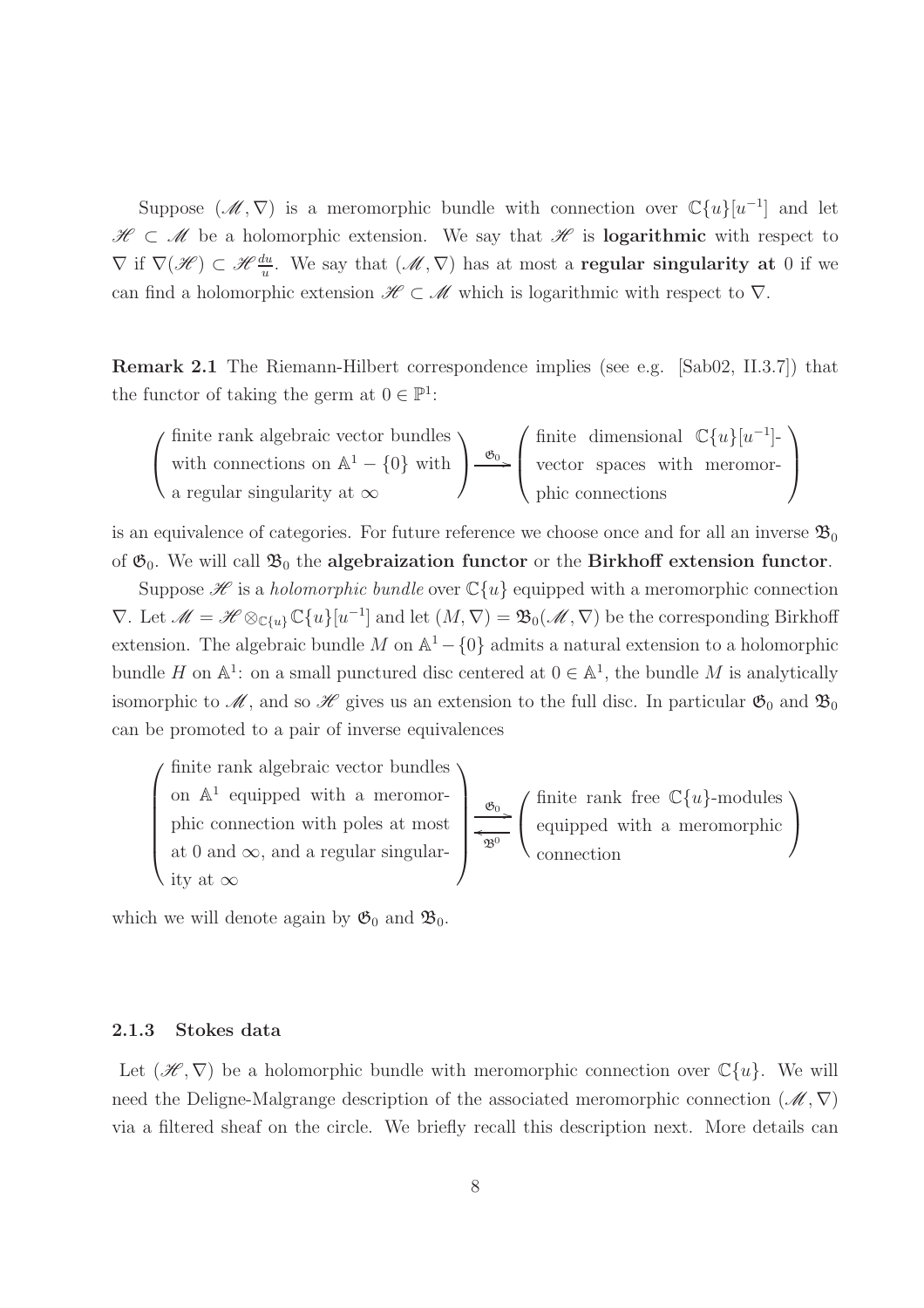Suppose $(\mathscr{M}, \nabla)$ is a meromorphic bundle with connection over $\mathbb{C}\{u\}[u^{-1}]$ and let $\mathscr{H} \subset \mathscr{M}$ be a holomorphic extension. We say that $\mathscr{H}$ is **logarithmic** with respect to $\nabla$ if $\nabla(\mathscr{H}) \subset \mathscr{H}\frac{du}{u}$. We say that $(\mathscr{M}, \nabla)$ has at most a **regular singularity at** 0 if we can find a holomorphic extension $\mathscr{H} \subset \mathscr{M}$ which is logarithmic with respect to $\nabla$.

**Remark 2.1** The Riemann-Hilbert correspondence implies (see e.g. [Sab02, II.3.7]) that the functor of taking the germ at $0 \in \mathbb{P}^1$:

$$\left( \begin{array}{l} \text{finite rank algebraic vector bundles} \\ \text{with connections on } \mathbb{A}^1 - \{0\} \text{ with} \\ \text{a regular singularity at } \infty \end{array} \right) \xrightarrow{\mathfrak{G}_0} \left( \begin{array}{l} \text{finite dimensional } \mathbb{C}\{u\}[u^{-1}]\text{-} \\ \text{vector spaces with meromor-} \\ \text{phic connections} \end{array} \right)$$

is an equivalence of categories. For future reference we choose once and for all an inverse $\mathfrak{B}_0$ of $\mathfrak{G}_0$. We will call $\mathfrak{B}_0$ the **algebraization functor** or the **Birkhoff extension functor**.

Suppose $\mathscr{H}$ is a *holomorphic bundle* over $\mathbb{C}\{u\}$ equipped with a meromorphic connection $\nabla$. Let $\mathscr{M} = \mathscr{H} \otimes_{\mathbb{C}\{u\}} \mathbb{C}\{u\}[u^{-1}]$ and let $(M, \nabla) = \mathfrak{B}_0(\mathscr{M}, \nabla)$ be the corresponding Birkhoff extension. The algebraic bundle $M$ on $\mathbb{A}^1 - \{0\}$ admits a natural extension to a holomorphic bundle $H$ on $\mathbb{A}^1$: on a small punctured disc centered at $0 \in \mathbb{A}^1$, the bundle $M$ is analytically isomorphic to $\mathscr{M}$, and so $\mathscr{H}$ gives us an extension to the full disc. In particular $\mathfrak{G}_0$ and $\mathfrak{B}_0$ can be promoted to a pair of inverse equivalences

$$\left( \begin{array}{l} \text{finite rank algebraic vector bundles} \\ \text{on } \mathbb{A}^1 \text{ equipped with a meromor-} \\ \text{phic connection with poles at most} \\ \text{at 0 and } \infty\text{, and a regular singular-} \\ \text{ity at } \infty \end{array} \right) \underset{\mathfrak{B}^0}{\overset{\mathfrak{G}_0}{\rightleftarrows}} \left( \begin{array}{l} \text{finite rank free } \mathbb{C}\{u\}\text{-modules} \\ \text{equipped with a meromorphic} \\ \text{connection} \end{array} \right)$$

which we will denote again by $\mathfrak{G}_0$ and $\mathfrak{B}_0$.

### 2.1.3 Stokes data

Let $(\mathscr{H}, \nabla)$ be a holomorphic bundle with meromorphic connection over $\mathbb{C}\{u\}$. We will need the Deligne-Malgrange description of the associated meromorphic connection $(\mathscr{M}, \nabla)$ via a filtered sheaf on the circle. We briefly recall this description next. More details can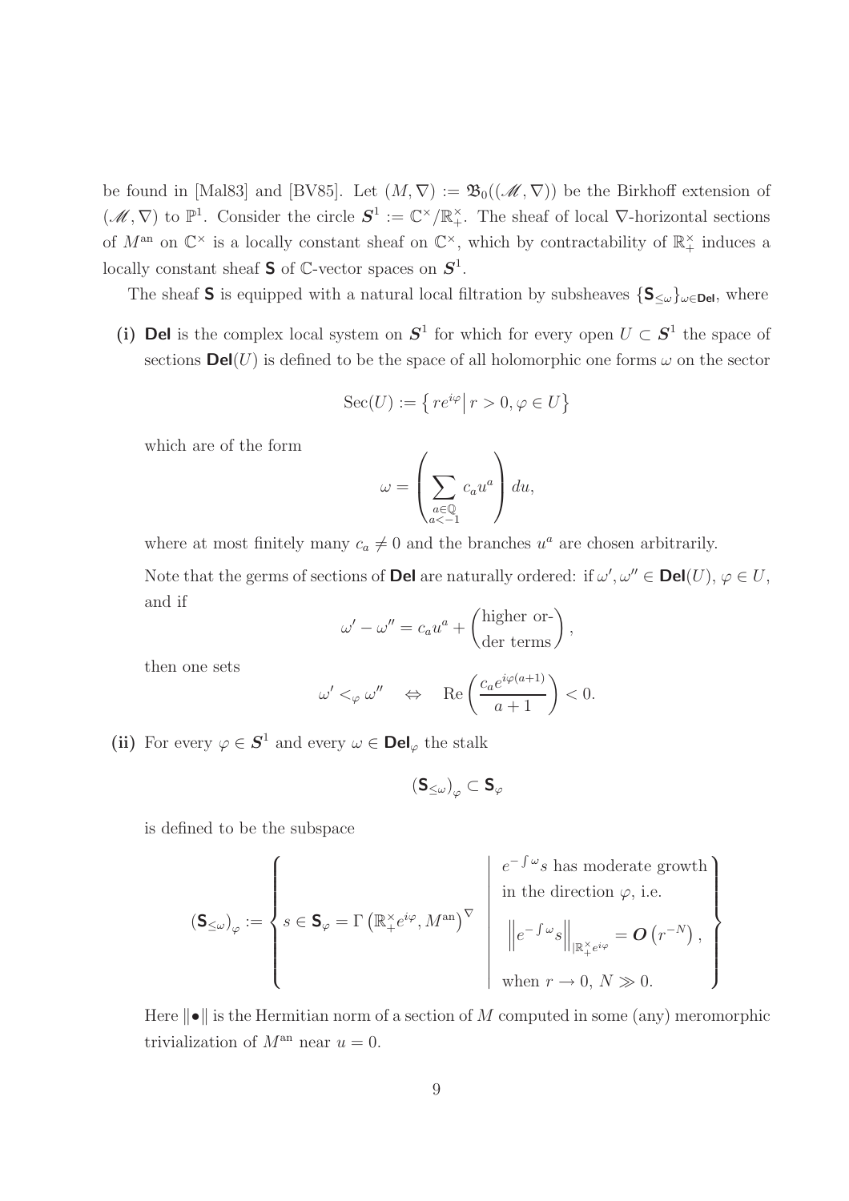be found in [Mal83] and [BV85]. Let $(M, \nabla) := \mathfrak{B}_0((\mathscr{M}, \nabla))$ be the Birkhoff extension of $(\mathscr{M}, \nabla)$ to $\mathbb{P}^1$. Consider the circle $\boldsymbol{S}^1 := \mathbb{C}^\times/\mathbb{R}_+^\times$. The sheaf of local $\nabla$-horizontal sections of $M^{\mathrm{an}}$ on $\mathbb{C}^\times$ is a locally constant sheaf on $\mathbb{C}^\times$, which by contractability of $\mathbb{R}_+^\times$ induces a locally constant sheaf $\mathsf{S}$ of $\mathbb{C}$-vector spaces on $\boldsymbol{S}^1$.

The sheaf $\mathsf{S}$ is equipped with a natural local filtration by subsheaves $\{\mathsf{S}_{\leq \omega}\}_{\omega \in \mathsf{Del}}$, where

**(i)** $\mathsf{Del}$ is the complex local system on $\boldsymbol{S}^1$ for which for every open $U \subset \boldsymbol{S}^1$ the space of sections $\mathsf{Del}(U)$ is defined to be the space of all holomorphic one forms $\omega$ on the sector

$$\mathrm{Sec}(U) := \left\{ re^{i\varphi} \middle| \, r > 0, \varphi \in U \right\}$$

which are of the form

$$\omega = \left( \sum_{\substack{a \in \mathbb{Q} \\ a < -1}} c_a u^a \right) du,$$

where at most finitely many $c_a \neq 0$ and the branches $u^a$ are chosen arbitrarily.

Note that the germs of sections of $\mathsf{Del}$ are naturally ordered: if $\omega', \omega'' \in \mathsf{Del}(U)$, $\varphi \in U$, and if

$$\omega' - \omega'' = c_a u^a + \begin{pmatrix} \text{higher or-} \\ \text{der terms} \end{pmatrix},$$

then one sets

$$\omega' <_\varphi \omega'' \quad \Leftrightarrow \quad \mathrm{Re}\left( \frac{c_a e^{i\varphi(a+1)}}{a+1} \right) < 0.$$

**(ii)** For every $\varphi \in \boldsymbol{S}^1$ and every $\omega \in \mathsf{Del}_\varphi$ the stalk

$$\left(\mathsf{S}_{\leq \omega}\right)_\varphi \subset \mathsf{S}_\varphi$$

is defined to be the subspace

$$\left(\mathsf{S}_{\leq \omega}\right)_\varphi := \left\{ s \in \mathsf{S}_\varphi = \Gamma\left(\mathbb{R}_+^\times e^{i\varphi}, M^{\mathrm{an}}\right)^\nabla \;\middle|\; \begin{array}{l} e^{-\int \omega} s \text{ has moderate growth} \\ \text{in the direction } \varphi, \text{ i.e.} \\ \left\| e^{-\int \omega} s \right\|_{|\mathbb{R}_+^\times e^{i\varphi}} = \boldsymbol{O}\left(r^{-N}\right), \\ \text{when } r \to 0, \, N \gg 0. \end{array} \right\}$$

Here $\|\bullet\|$ is the Hermitian norm of a section of $M$ computed in some (any) meromorphic trivialization of $M^{\mathrm{an}}$ near $u = 0$.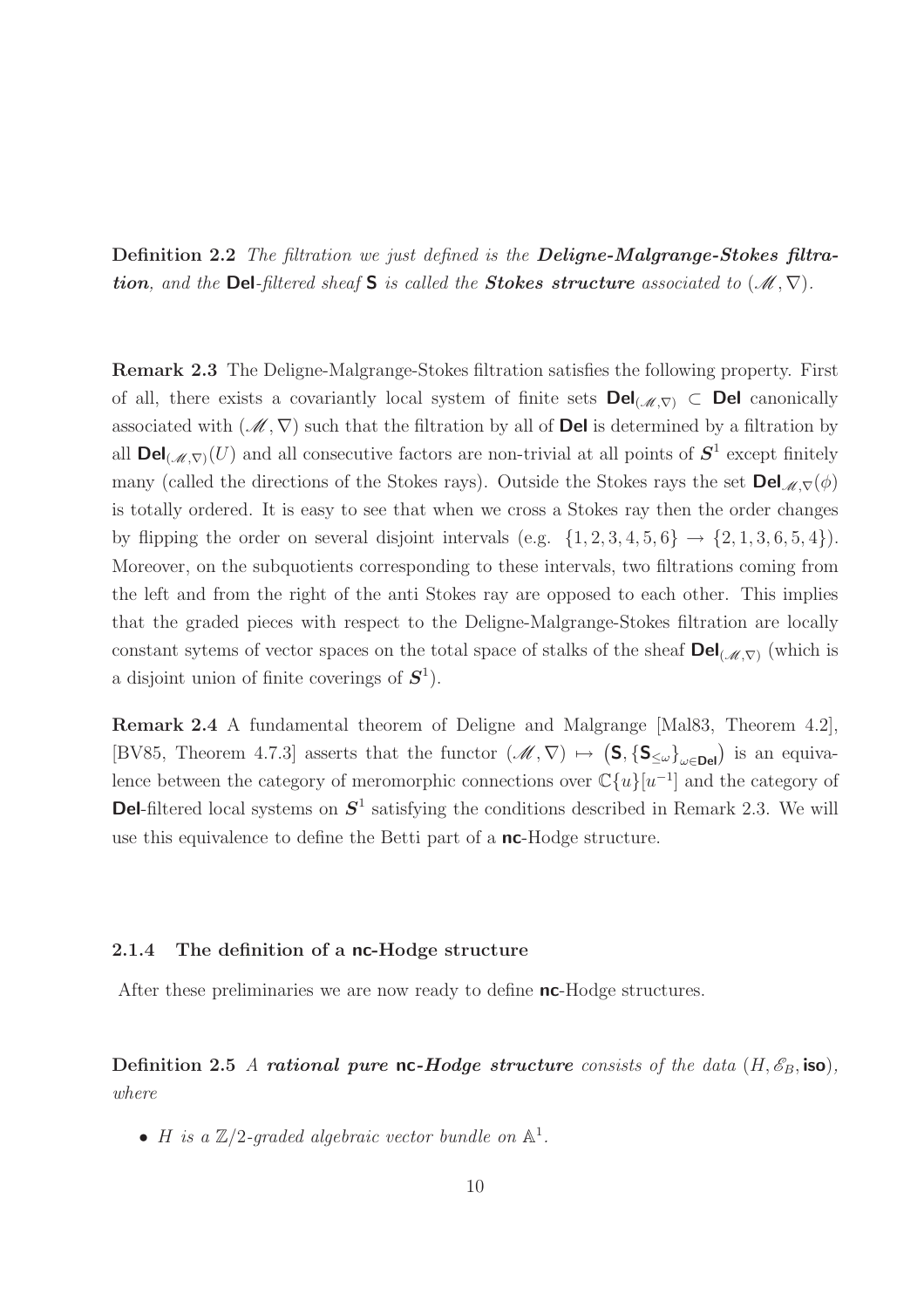**Definition 2.2** *The filtration we just defined is the **Deligne-Malgrange-Stokes filtration**, and the $\mathsf{Del}$-filtered sheaf $\mathsf{S}$ is called the **Stokes structure** associated to $(\mathscr{M}, \nabla)$.*

**Remark 2.3** The Deligne-Malgrange-Stokes filtration satisfies the following property. First of all, there exists a covariantly local system of finite sets $\mathsf{Del}_{(\mathscr{M},\nabla)} \subset \mathsf{Del}$ canonically associated with $(\mathscr{M}, \nabla)$ such that the filtration by all of $\mathsf{Del}$ is determined by a filtration by all $\mathsf{Del}_{(\mathscr{M},\nabla)}(U)$ and all consecutive factors are non-trivial at all points of $\boldsymbol{S}^1$ except finitely many (called the directions of the Stokes rays). Outside the Stokes rays the set $\mathsf{Del}_{\mathscr{M},\nabla}(\phi)$ is totally ordered. It is easy to see that when we cross a Stokes ray then the order changes by flipping the order on several disjoint intervals (e.g. $\{1, 2, 3, 4, 5, 6\} \to \{2, 1, 3, 6, 5, 4\}$). Moreover, on the subquotients corresponding to these intervals, two filtrations coming from the left and from the right of the anti Stokes ray are opposed to each other. This implies that the graded pieces with respect to the Deligne-Malgrange-Stokes filtration are locally constant sytems of vector spaces on the total space of stalks of the sheaf $\mathsf{Del}_{(\mathscr{M},\nabla)}$ (which is a disjoint union of finite coverings of $\boldsymbol{S}^1$).

**Remark 2.4** A fundamental theorem of Deligne and Malgrange [Mal83, Theorem 4.2], [BV85, Theorem 4.7.3] asserts that the functor $(\mathscr{M}, \nabla) \mapsto \left(\mathsf{S}, \{\mathsf{S}_{\leq\omega}\}_{\omega\in\mathsf{Del}}\right)$ is an equivalence between the category of meromorphic connections over $\mathbb{C}\{u\}[u^{-1}]$ and the category of $\mathsf{Del}$-filtered local systems on $\boldsymbol{S}^1$ satisfying the conditions described in Remark 2.3. We will use this equivalence to define the Betti part of a $\mathsf{nc}$-Hodge structure.

#### 2.1.4 The definition of a nc-Hodge structure

After these preliminaries we are now ready to define $\mathsf{nc}$-Hodge structures.

**Definition 2.5** *A **rational pure $\mathsf{nc}$-Hodge structure** consists of the data $(H, \mathscr{E}_B, \mathsf{iso})$, where*

- *$H$ is a $\mathbb{Z}/2$-graded algebraic vector bundle on $\mathbb{A}^1$.*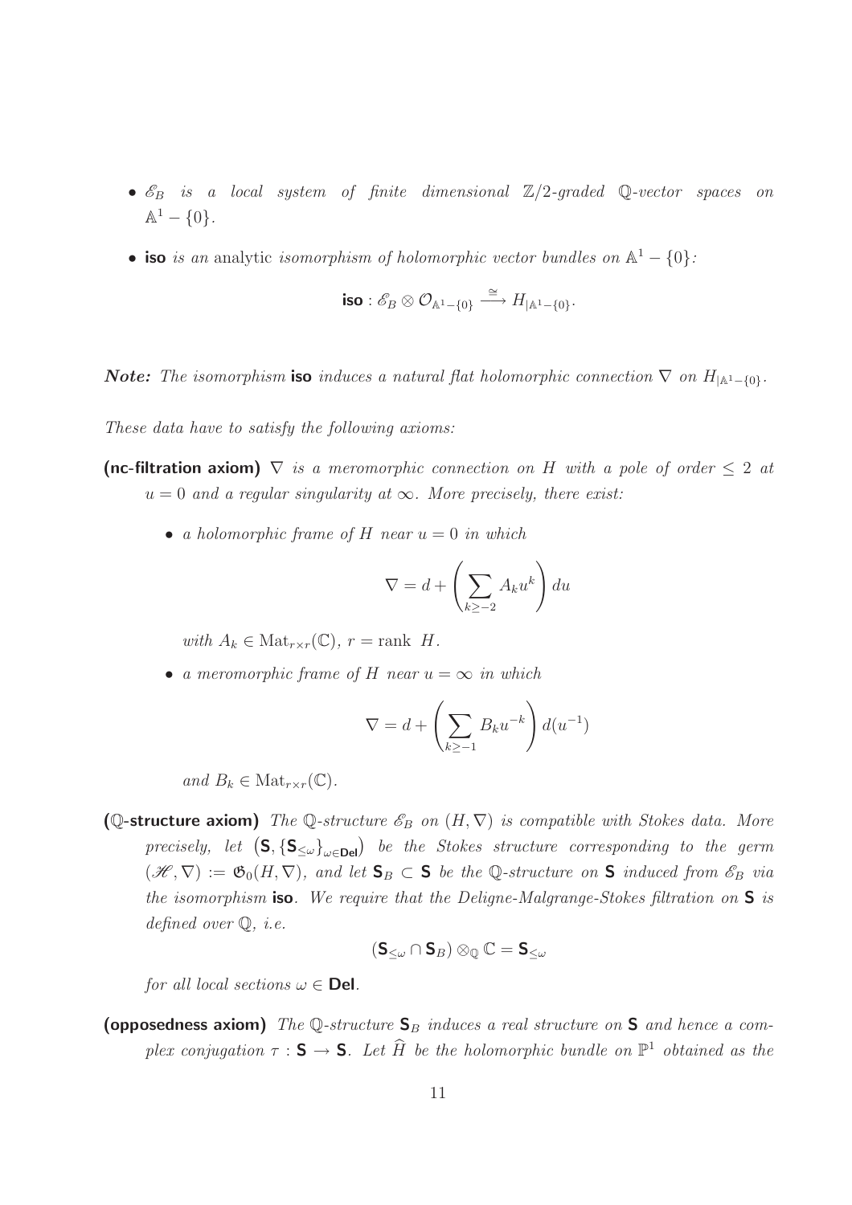- $\mathscr{E}_B$ *is a local system of finite dimensional* $\mathbb{Z}/2$*-graded* $\mathbb{Q}$*-vector spaces on* $\mathbb{A}^1 - \{0\}$.

- **iso** *is an* analytic *isomorphism of holomorphic vector bundles on* $\mathbb{A}^1 - \{0\}$*:*

$$\mathsf{iso} : \mathscr{E}_B \otimes \mathcal{O}_{\mathbb{A}^1 - \{0\}} \xrightarrow{\cong} H_{|\mathbb{A}^1 - \{0\}}.$$

***Note:*** *The isomorphism* **iso** *induces a natural flat holomorphic connection* $\nabla$ *on* $H_{|\mathbb{A}^1-\{0\}}$.

*These data have to satisfy the following axioms:*

**(nc-filtration axiom)** $\nabla$ *is a meromorphic connection on* $H$ *with a pole of order* $\leq 2$ *at* $u = 0$ *and a regular singularity at* $\infty$. *More precisely, there exist:*

- *a holomorphic frame of* $H$ *near* $u = 0$ *in which*

$$\nabla = d + \left( \sum_{k \geq -2} A_k u^k \right) du$$

*with* $A_k \in \mathrm{Mat}_{r\times r}(\mathbb{C})$, $r = \mathrm{rank}\ H$.

- *a meromorphic frame of* $H$ *near* $u = \infty$ *in which*

$$\nabla = d + \left( \sum_{k \geq -1} B_k u^{-k} \right) d(u^{-1})$$

*and* $B_k \in \mathrm{Mat}_{r\times r}(\mathbb{C})$.

**($\mathbb{Q}$-structure axiom)** *The* $\mathbb{Q}$*-structure* $\mathscr{E}_B$ *on* $(H, \nabla)$ *is compatible with Stokes data. More precisely, let* $\left(\mathsf{S}, \{\mathsf{S}_{\leq\omega}\}_{\omega\in\mathsf{Del}}\right)$ *be the Stokes structure corresponding to the germ* $(\mathscr{H}, \nabla) := \mathfrak{G}_0(H, \nabla)$, *and let* $\mathsf{S}_B \subset \mathsf{S}$ *be the* $\mathbb{Q}$*-structure on* $\mathsf{S}$ *induced from* $\mathscr{E}_B$ *via the isomorphism* **iso**. *We require that the Deligne-Malgrange-Stokes filtration on* $\mathsf{S}$ *is defined over* $\mathbb{Q}$, *i.e.*

$$(\mathsf{S}_{\leq\omega} \cap \mathsf{S}_B) \otimes_{\mathbb{Q}} \mathbb{C} = \mathsf{S}_{\leq\omega}$$

*for all local sections* $\omega \in \mathsf{Del}$.

**(opposedness axiom)** *The* $\mathbb{Q}$*-structure* $\mathsf{S}_B$ *induces a real structure on* $\mathsf{S}$ *and hence a complex conjugation* $\tau : \mathsf{S} \to \mathsf{S}$. *Let* $\widehat{H}$ *be the holomorphic bundle on* $\mathbb{P}^1$ *obtained as the*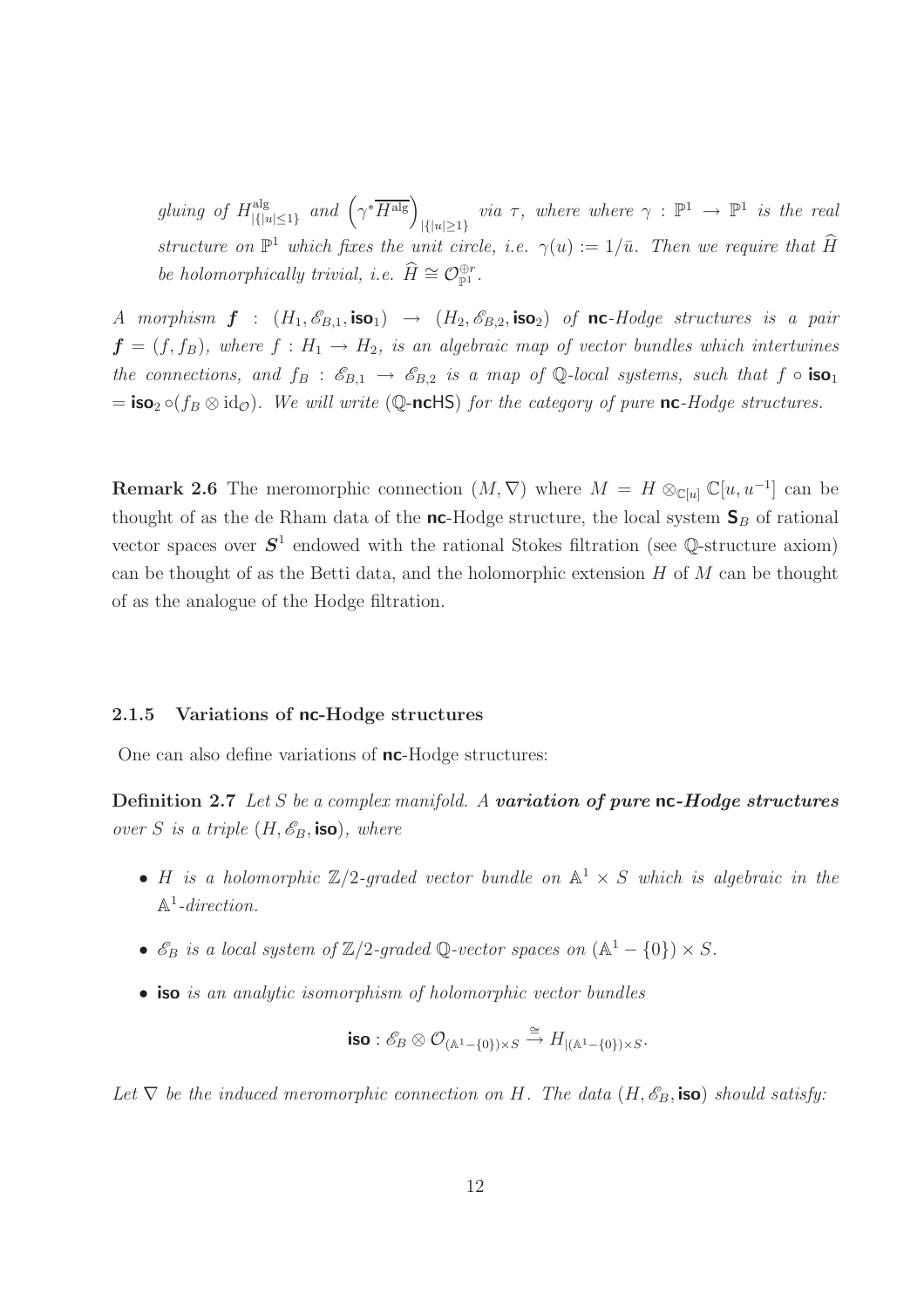*gluing of* $H^{\mathrm{alg}}_{|\{|u|\leq 1\}}$ *and* $\left(\gamma^*\overline{H^{\mathrm{alg}}}\right)_{|\{|u|\geq 1\}}$ *via* $\tau$*, where where* $\gamma : \mathbb{P}^1 \to \mathbb{P}^1$ *is the real structure on* $\mathbb{P}^1$ *which fixes the unit circle, i.e.* $\gamma(u) := 1/\bar{u}$*. Then we require that* $\widehat{H}$ *be holomorphically trivial, i.e.* $\widehat{H} \cong \mathcal{O}_{\mathbb{P}^1}^{\oplus r}$*.*

*A morphism* $\boldsymbol{f} : (H_1, \mathscr{E}_{B,1}, \mathsf{iso}_1) \to (H_2, \mathscr{E}_{B,2}, \mathsf{iso}_2)$ *of* **nc**-*Hodge structures is a pair* $\boldsymbol{f} = (f, f_B)$*, where* $f : H_1 \to H_2$*, is an algebraic map of vector bundles which intertwines the connections, and* $f_B : \mathscr{E}_{B,1} \to \mathscr{E}_{B,2}$ *is a map of* $\mathbb{Q}$*-local systems, such that* $f \circ \mathsf{iso}_1 = \mathsf{iso}_2 \circ (f_B \otimes \mathrm{id}_{\mathcal{O}})$*. We will write* ($\mathbb{Q}$-**nc**HS) *for the category of pure* **nc**-*Hodge structures.*

**Remark 2.6** The meromorphic connection $(M, \nabla)$ where $M = H \otimes_{\mathbb{C}[u]} \mathbb{C}[u, u^{-1}]$ can be thought of as the de Rham data of the **nc**-Hodge structure, the local system $\mathsf{S}_B$ of rational vector spaces over $\boldsymbol{S}^1$ endowed with the rational Stokes filtration (see $\mathbb{Q}$-structure axiom) can be thought of as the Betti data, and the holomorphic extension $H$ of $M$ can be thought of as the analogue of the Hodge filtration.

### 2.1.5 Variations of nc-Hodge structures

One can also define variations of **nc**-Hodge structures:

**Definition 2.7** *Let* $S$ *be a complex manifold. A* ***variation of pure* nc*-Hodge structures*** *over* $S$ *is a triple* $(H, \mathscr{E}_B, \mathsf{iso})$*, where*

- $H$ *is a holomorphic* $\mathbb{Z}/2$*-graded vector bundle on* $\mathbb{A}^1 \times S$ *which is algebraic in the* $\mathbb{A}^1$*-direction.*
- $\mathscr{E}_B$ *is a local system of* $\mathbb{Z}/2$*-graded* $\mathbb{Q}$*-vector spaces on* $(\mathbb{A}^1 - \{0\}) \times S$*.*
- $\mathsf{iso}$ *is an analytic isomorphism of holomorphic vector bundles*

$$\mathsf{iso} : \mathscr{E}_B \otimes \mathcal{O}_{(\mathbb{A}^1 - \{0\}) \times S} \xrightarrow{\cong} H_{|(\mathbb{A}^1 - \{0\}) \times S}.$$

*Let* $\nabla$ *be the induced meromorphic connection on* $H$*. The data* $(H, \mathscr{E}_B, \mathsf{iso})$ *should satisfy:*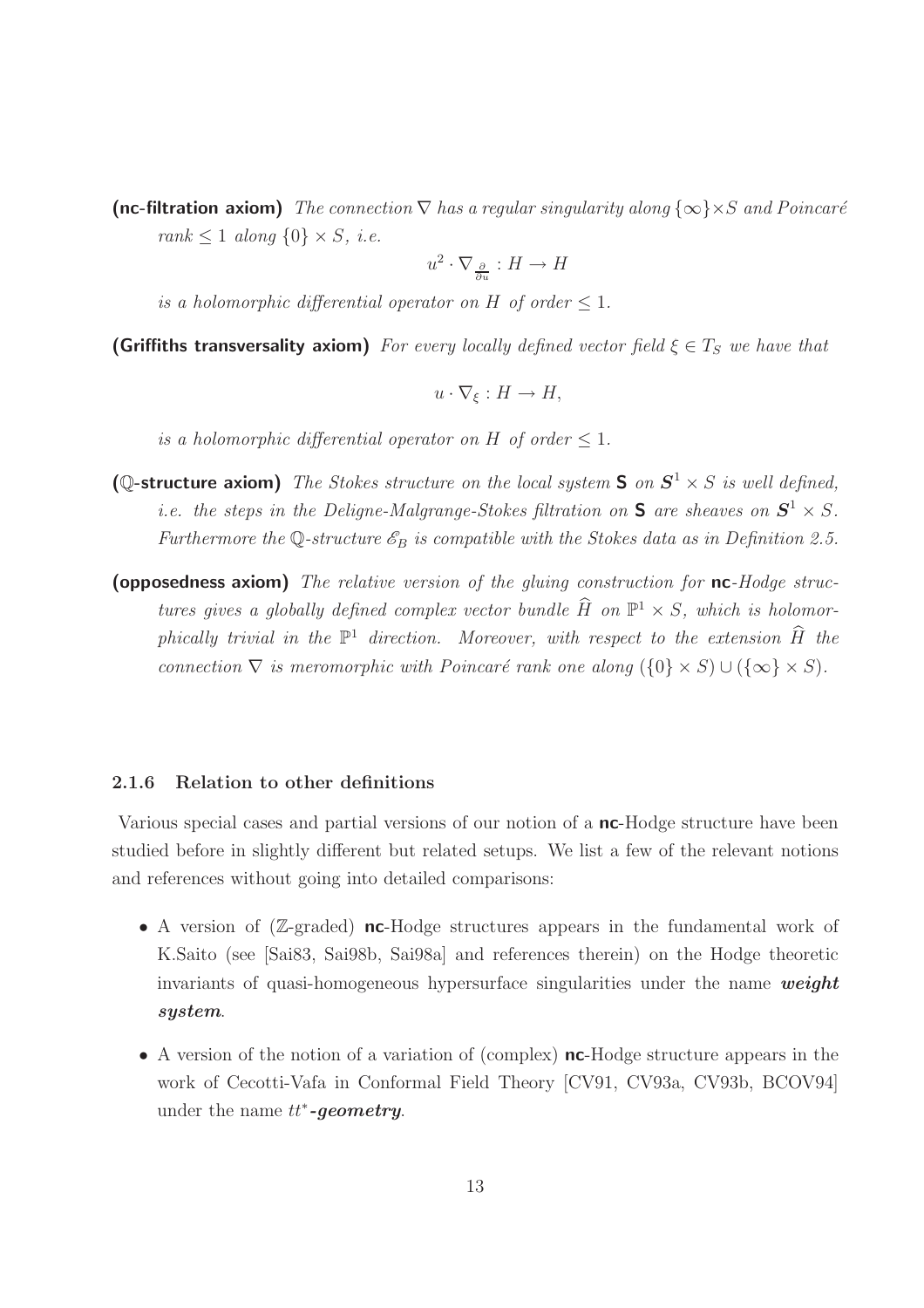**(nc-filtration axiom)** *The connection $\nabla$ has a regular singularity along $\{\infty\} \times S$ and Poincaré rank $\leq 1$ along $\{0\} \times S$, i.e.*

$$u^2 \cdot \nabla_{\frac{\partial}{\partial u}} : H \to H$$

*is a holomorphic differential operator on $H$ of order $\leq 1$.*

**(Griffiths transversality axiom)** *For every locally defined vector field $\xi \in T_S$ we have that*

$$u \cdot \nabla_{\xi} : H \to H,$$

*is a holomorphic differential operator on $H$ of order $\leq 1$.*

**($\mathbb{Q}$-structure axiom)** *The Stokes structure on the local system $\mathsf{S}$ on $\boldsymbol{S}^1 \times S$ is well defined, i.e. the steps in the Deligne-Malgrange-Stokes filtration on $\mathsf{S}$ are sheaves on $\boldsymbol{S}^1 \times S$. Furthermore the $\mathbb{Q}$-structure $\mathscr{E}_B$ is compatible with the Stokes data as in Definition 2.5.*

**(opposedness axiom)** *The relative version of the gluing construction for* **nc**-*Hodge structures gives a globally defined complex vector bundle $\widehat{H}$ on $\mathbb{P}^1 \times S$, which is holomorphically trivial in the $\mathbb{P}^1$ direction. Moreover, with respect to the extension $\widehat{H}$ the connection $\nabla$ is meromorphic with Poincaré rank one along $(\{0\} \times S) \cup (\{\infty\} \times S)$.*

#### 2.1.6 Relation to other definitions

Various special cases and partial versions of our notion of a **nc**-Hodge structure have been studied before in slightly different but related setups. We list a few of the relevant notions and references without going into detailed comparisons:

- A version of ($\mathbb{Z}$-graded) **nc**-Hodge structures appears in the fundamental work of K.Saito (see [Sai83, Sai98b, Sai98a] and references therein) on the Hodge theoretic invariants of quasi-homogeneous hypersurface singularities under the name ***weight system***.

- A version of the notion of a variation of (complex) **nc**-Hodge structure appears in the work of Cecotti-Vafa in Conformal Field Theory [CV91, CV93a, CV93b, BCOV94] under the name ***$tt^*$-geometry***.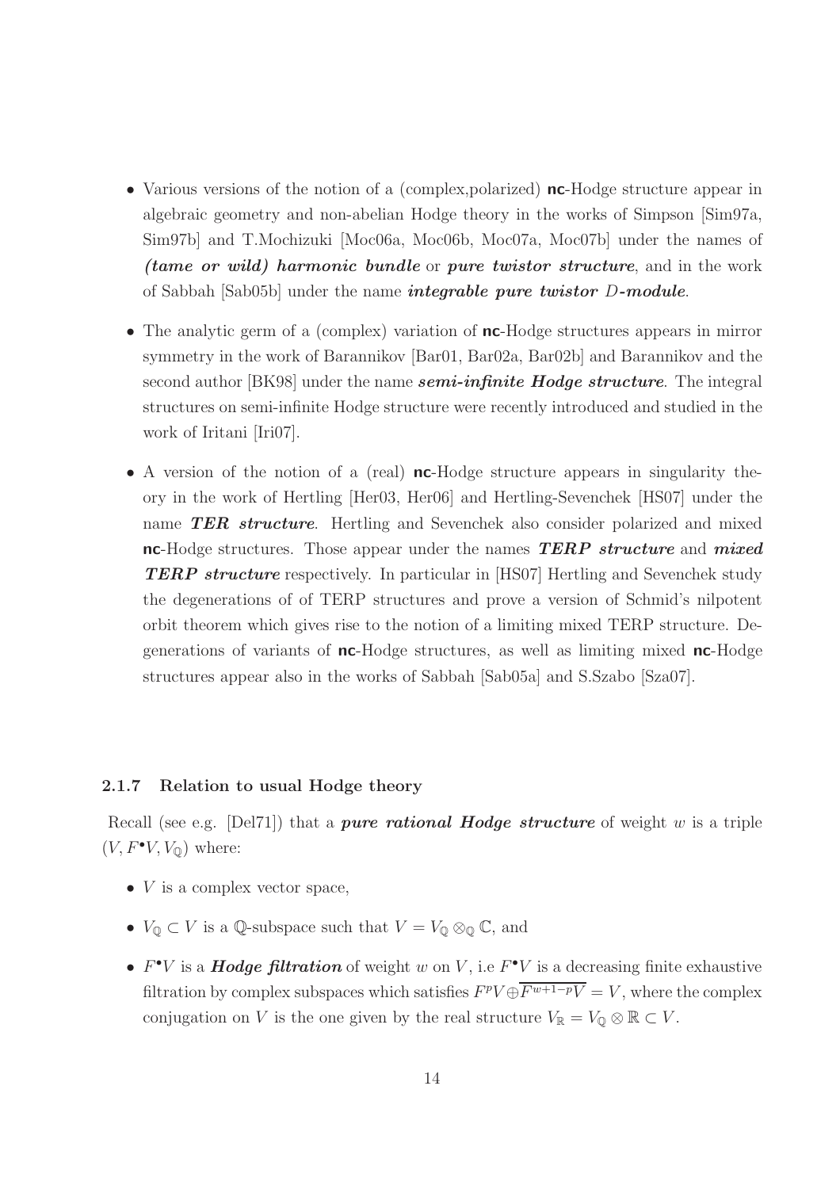- Various versions of the notion of a (complex,polarized) **nc**-Hodge structure appear in algebraic geometry and non-abelian Hodge theory in the works of Simpson [Sim97a, Sim97b] and T.Mochizuki [Moc06a, Moc06b, Moc07a, Moc07b] under the names of ***(tame or wild) harmonic bundle*** or ***pure twistor structure***, and in the work of Sabbah [Sab05b] under the name ***integrable pure twistor*** $D$***-module***.

- The analytic germ of a (complex) variation of **nc**-Hodge structures appears in mirror symmetry in the work of Barannikov [Bar01, Bar02a, Bar02b] and Barannikov and the second author [BK98] under the name ***semi-infinite Hodge structure***. The integral structures on semi-infinite Hodge structure were recently introduced and studied in the work of Iritani [Iri07].

- A version of the notion of a (real) **nc**-Hodge structure appears in singularity theory in the work of Hertling [Her03, Her06] and Hertling-Sevenchek [HS07] under the name ***TER structure***. Hertling and Sevenchek also consider polarized and mixed **nc**-Hodge structures. Those appear under the names ***TERP structure*** and ***mixed TERP structure*** respectively. In particular in [HS07] Hertling and Sevenchek study the degenerations of of TERP structures and prove a version of Schmid's nilpotent orbit theorem which gives rise to the notion of a limiting mixed TERP structure. Degenerations of variants of **nc**-Hodge structures, as well as limiting mixed **nc**-Hodge structures appear also in the works of Sabbah [Sab05a] and S.Szabo [Sza07].

#### 2.1.7 Relation to usual Hodge theory

Recall (see e.g. [Del71]) that a ***pure rational Hodge structure*** of weight $w$ is a triple $(V, F^{\bullet}V, V_{\mathbb{Q}})$ where:

- $V$ is a complex vector space,
- $V_{\mathbb{Q}} \subset V$ is a $\mathbb{Q}$-subspace such that $V = V_{\mathbb{Q}} \otimes_{\mathbb{Q}} \mathbb{C}$, and
- $F^{\bullet}V$ is a ***Hodge filtration*** of weight $w$ on $V$, i.e $F^{\bullet}V$ is a decreasing finite exhaustive filtration by complex subspaces which satisfies $F^{p}V \oplus \overline{F^{w+1-p}V} = V$, where the complex conjugation on $V$ is the one given by the real structure $V_{\mathbb{R}} = V_{\mathbb{Q}} \otimes \mathbb{R} \subset V$.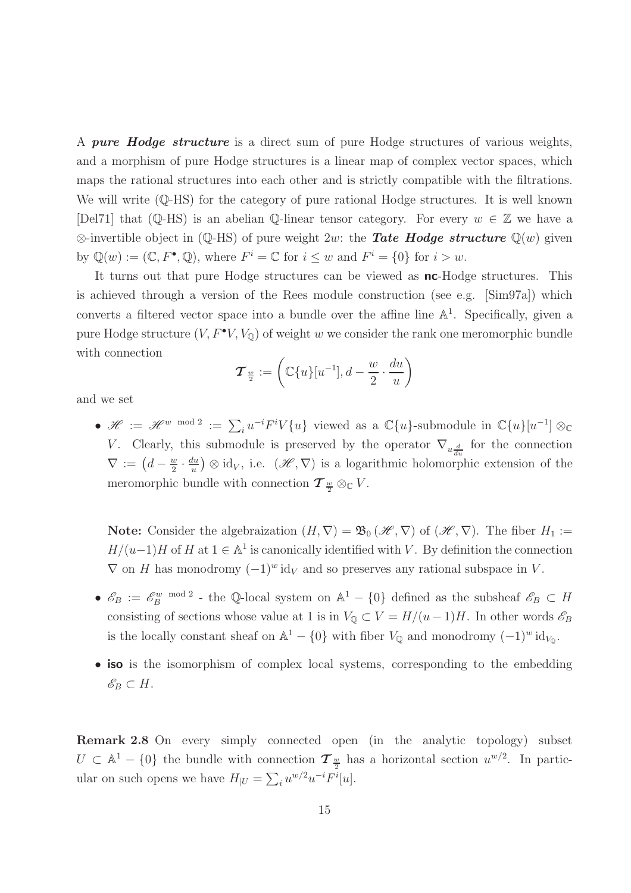A ***pure Hodge structure*** is a direct sum of pure Hodge structures of various weights, and a morphism of pure Hodge structures is a linear map of complex vector spaces, which maps the rational structures into each other and is strictly compatible with the filtrations. We will write ($\mathbb{Q}$-HS) for the category of pure rational Hodge structures. It is well known [Del71] that ($\mathbb{Q}$-HS) is an abelian $\mathbb{Q}$-linear tensor category. For every $w \in \mathbb{Z}$ we have a $\otimes$-invertible object in ($\mathbb{Q}$-HS) of pure weight $2w$: the ***Tate Hodge structure*** $\mathbb{Q}(w)$ given by $\mathbb{Q}(w) := (\mathbb{C}, F^\bullet, \mathbb{Q})$, where $F^i = \mathbb{C}$ for $i \leq w$ and $F^i = \{0\}$ for $i > w$.

It turns out that pure Hodge structures can be viewed as **nc**-Hodge structures. This is achieved through a version of the Rees module construction (see e.g. [Sim97a]) which converts a filtered vector space into a bundle over the affine line $\mathbb{A}^1$. Specifically, given a pure Hodge structure $(V, F^\bullet V, V_\mathbb{Q})$ of weight $w$ we consider the rank one meromorphic bundle with connection

$$\boldsymbol{\mathcal{T}}_{\frac{w}{2}} := \left( \mathbb{C}\{u\}[u^{-1}], d - \frac{w}{2} \cdot \frac{du}{u} \right)$$

and we set

- $\mathscr{H} := \mathscr{H}^{w \bmod 2} := \sum_i u^{-i} F^i V\{u\}$ viewed as a $\mathbb{C}\{u\}$-submodule in $\mathbb{C}\{u\}[u^{-1}] \otimes_\mathbb{C} V$. Clearly, this submodule is preserved by the operator $\nabla_{u\frac{d}{du}}$ for the connection $\nabla := \left(d - \frac{w}{2} \cdot \frac{du}{u}\right) \otimes \mathrm{id}_V$, i.e. $(\mathscr{H}, \nabla)$ is a logarithmic holomorphic extension of the meromorphic bundle with connection $\boldsymbol{\mathcal{T}}_{\frac{w}{2}} \otimes_\mathbb{C} V$.

  **Note:** Consider the algebraization $(H, \nabla) = \mathfrak{B}_0(\mathscr{H}, \nabla)$ of $(\mathscr{H}, \nabla)$. The fiber $H_1 := H/(u-1)H$ of $H$ at $1 \in \mathbb{A}^1$ is canonically identified with $V$. By definition the connection $\nabla$ on $H$ has monodromy $(-1)^w \mathrm{id}_V$ and so preserves any rational subspace in $V$.

- $\mathscr{E}_B := \mathscr{E}_B^{w \bmod 2}$ - the $\mathbb{Q}$-local system on $\mathbb{A}^1 - \{0\}$ defined as the subsheaf $\mathscr{E}_B \subset H$ consisting of sections whose value at 1 is in $V_\mathbb{Q} \subset V = H/(u-1)H$. In other words $\mathscr{E}_B$ is the locally constant sheaf on $\mathbb{A}^1 - \{0\}$ with fiber $V_\mathbb{Q}$ and monodromy $(-1)^w \mathrm{id}_{V_\mathbb{Q}}$.

- **iso** is the isomorphism of complex local systems, corresponding to the embedding $\mathscr{E}_B \subset H$.

**Remark 2.8** On every simply connected open (in the analytic topology) subset $U \subset \mathbb{A}^1 - \{0\}$ the bundle with connection $\boldsymbol{\mathcal{T}}_{\frac{w}{2}}$ has a horizontal section $u^{w/2}$. In particular on such opens we have $H_{|U} = \sum_i u^{w/2} u^{-i} F^i[u]$.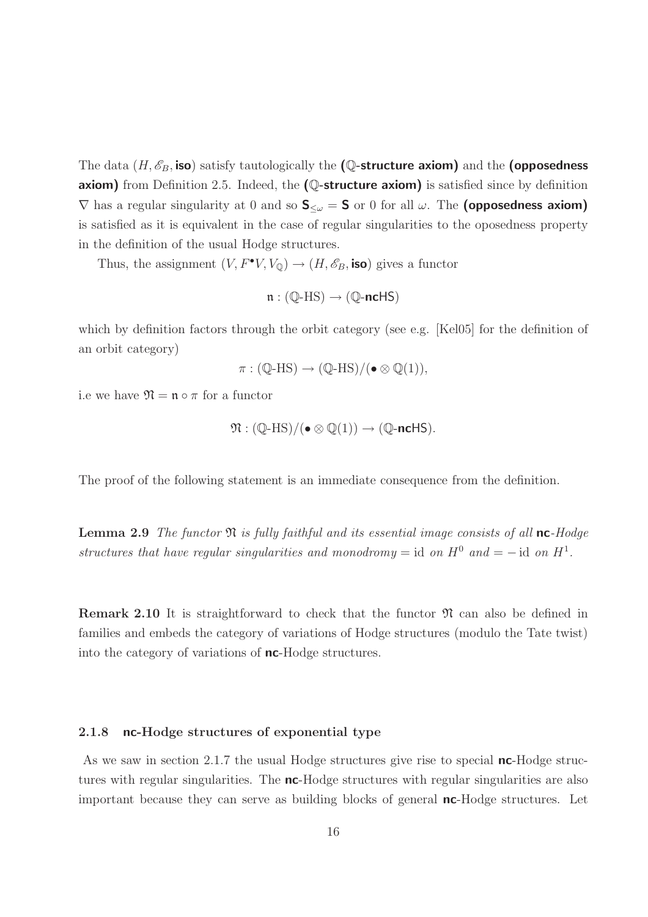The data $(H, \mathscr{E}_B, \mathsf{iso})$ satisfy tautologically the **($\mathbb{Q}$-structure axiom)** and the **(opposedness axiom)** from Definition 2.5. Indeed, the **($\mathbb{Q}$-structure axiom)** is satisfied since by definition $\nabla$ has a regular singularity at 0 and so $\mathsf{S}_{\leq \omega} = \mathsf{S}$ or 0 for all $\omega$. The **(opposedness axiom)** is satisfied as it is equivalent in the case of regular singularities to the oposedness property in the definition of the usual Hodge structures.

Thus, the assignment $(V, F^{\bullet}V, V_{\mathbb{Q}}) \to (H, \mathscr{E}_B, \mathsf{iso})$ gives a functor

$$\mathfrak{n} : (\mathbb{Q}\text{-HS}) \to (\mathbb{Q}\text{-}\mathbf{nc}\mathsf{HS})$$

which by definition factors through the orbit category (see e.g. [Kel05] for the definition of an orbit category)

$$\pi : (\mathbb{Q}\text{-HS}) \to (\mathbb{Q}\text{-HS})/(\bullet \otimes \mathbb{Q}(1)),$$

i.e we have $\mathfrak{N} = \mathfrak{n} \circ \pi$ for a functor

$$\mathfrak{N} : (\mathbb{Q}\text{-HS})/(\bullet \otimes \mathbb{Q}(1)) \to (\mathbb{Q}\text{-}\mathbf{nc}\mathsf{HS}).$$

The proof of the following statement is an immediate consequence from the definition.

**Lemma 2.9** *The functor $\mathfrak{N}$ is fully faithful and its essential image consists of all* **nc**-*Hodge structures that have regular singularities and monodromy* $= \mathrm{id}$ *on* $H^0$ *and* $= -\mathrm{id}$ *on* $H^1$.

**Remark 2.10** It is straightforward to check that the functor $\mathfrak{N}$ can also be defined in families and embeds the category of variations of Hodge structures (modulo the Tate twist) into the category of variations of **nc**-Hodge structures.

#### 2.1.8 nc-Hodge structures of exponential type

As we saw in section 2.1.7 the usual Hodge structures give rise to special **nc**-Hodge structures with regular singularities. The **nc**-Hodge structures with regular singularities are also important because they can serve as building blocks of general **nc**-Hodge structures. Let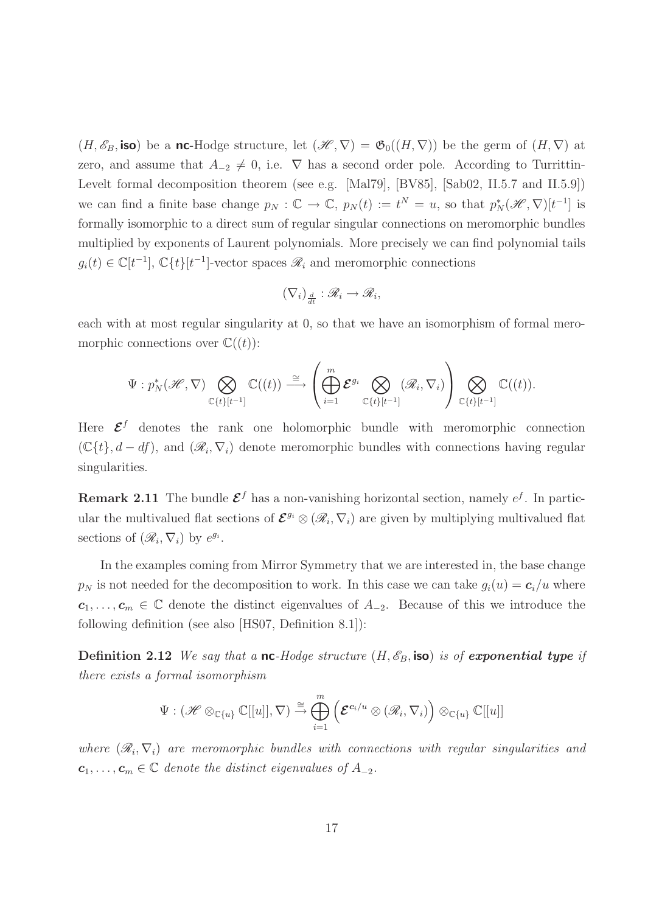$(H, \mathscr{E}_B, \textsf{iso})$ be a $\textsf{nc}$-Hodge structure, let $(\mathscr{H}, \nabla) = \mathfrak{G}_0((H, \nabla))$ be the germ of $(H, \nabla)$ at zero, and assume that $A_{-2} \neq 0$, i.e. $\nabla$ has a second order pole. According to Turrittin-Levelt formal decomposition theorem (see e.g. [Mal79], [BV85], [Sab02, II.5.7 and II.5.9]) we can find a finite base change $p_N : \mathbb{C} \to \mathbb{C}$, $p_N(t) := t^N = u$, so that $p_N^*(\mathscr{H}, \nabla)[t^{-1}]$ is formally isomorphic to a direct sum of regular singular connections on meromorphic bundles multiplied by exponents of Laurent polynomials. More precisely we can find polynomial tails $g_i(t) \in \mathbb{C}[t^{-1}]$, $\mathbb{C}\{t\}[t^{-1}]$-vector spaces $\mathscr{R}_i$ and meromorphic connections

$$(\nabla_i)_{\frac{d}{dt}} : \mathscr{R}_i \to \mathscr{R}_i,$$

each with at most regular singularity at 0, so that we have an isomorphism of formal meromorphic connections over $\mathbb{C}((t))$:

$$\Psi : p_N^*(\mathscr{H}, \nabla) \bigotimes_{\mathbb{C}\{t\}[t^{-1}]} \mathbb{C}((t)) \xrightarrow{\cong} \left( \bigoplus_{i=1}^{m} \boldsymbol{\mathcal{E}}^{g_i} \bigotimes_{\mathbb{C}\{t\}[t^{-1}]} (\mathscr{R}_i, \nabla_i) \right) \bigotimes_{\mathbb{C}\{t\}[t^{-1}]} \mathbb{C}((t)).$$

Here $\boldsymbol{\mathcal{E}}^f$ denotes the rank one holomorphic bundle with meromorphic connection $(\mathbb{C}\{t\}, d - df)$, and $(\mathscr{R}_i, \nabla_i)$ denote meromorphic bundles with connections having regular singularities.

**Remark 2.11** The bundle $\boldsymbol{\mathcal{E}}^f$ has a non-vanishing horizontal section, namely $e^f$. In particular the multivalued flat sections of $\boldsymbol{\mathcal{E}}^{g_i} \otimes (\mathscr{R}_i, \nabla_i)$ are given by multiplying multivalued flat sections of $(\mathscr{R}_i, \nabla_i)$ by $e^{g_i}$.

In the examples coming from Mirror Symmetry that we are interested in, the base change $p_N$ is not needed for the decomposition to work. In this case we can take $g_i(u) = \boldsymbol{c}_i/u$ where $\boldsymbol{c}_1, \ldots, \boldsymbol{c}_m \in \mathbb{C}$ denote the distinct eigenvalues of $A_{-2}$. Because of this we introduce the following definition (see also [HS07, Definition 8.1]):

**Definition 2.12** *We say that a* $\textsf{nc}$*-Hodge structure* $(H, \mathscr{E}_B, \textsf{iso})$ *is of* ***exponential type*** *if there exists a formal isomorphism*

$$\Psi : (\mathscr{H} \otimes_{\mathbb{C}\{u\}} \mathbb{C}[[u]], \nabla) \xrightarrow{\cong} \bigoplus_{i=1}^{m} \left( \boldsymbol{\mathcal{E}}^{\boldsymbol{c}_i/u} \otimes (\mathscr{R}_i, \nabla_i) \right) \otimes_{\mathbb{C}\{u\}} \mathbb{C}[[u]]$$

*where* $(\mathscr{R}_i, \nabla_i)$ *are meromorphic bundles with connections with regular singularities and* $\boldsymbol{c}_1, \ldots, \boldsymbol{c}_m \in \mathbb{C}$ *denote the distinct eigenvalues of* $A_{-2}$.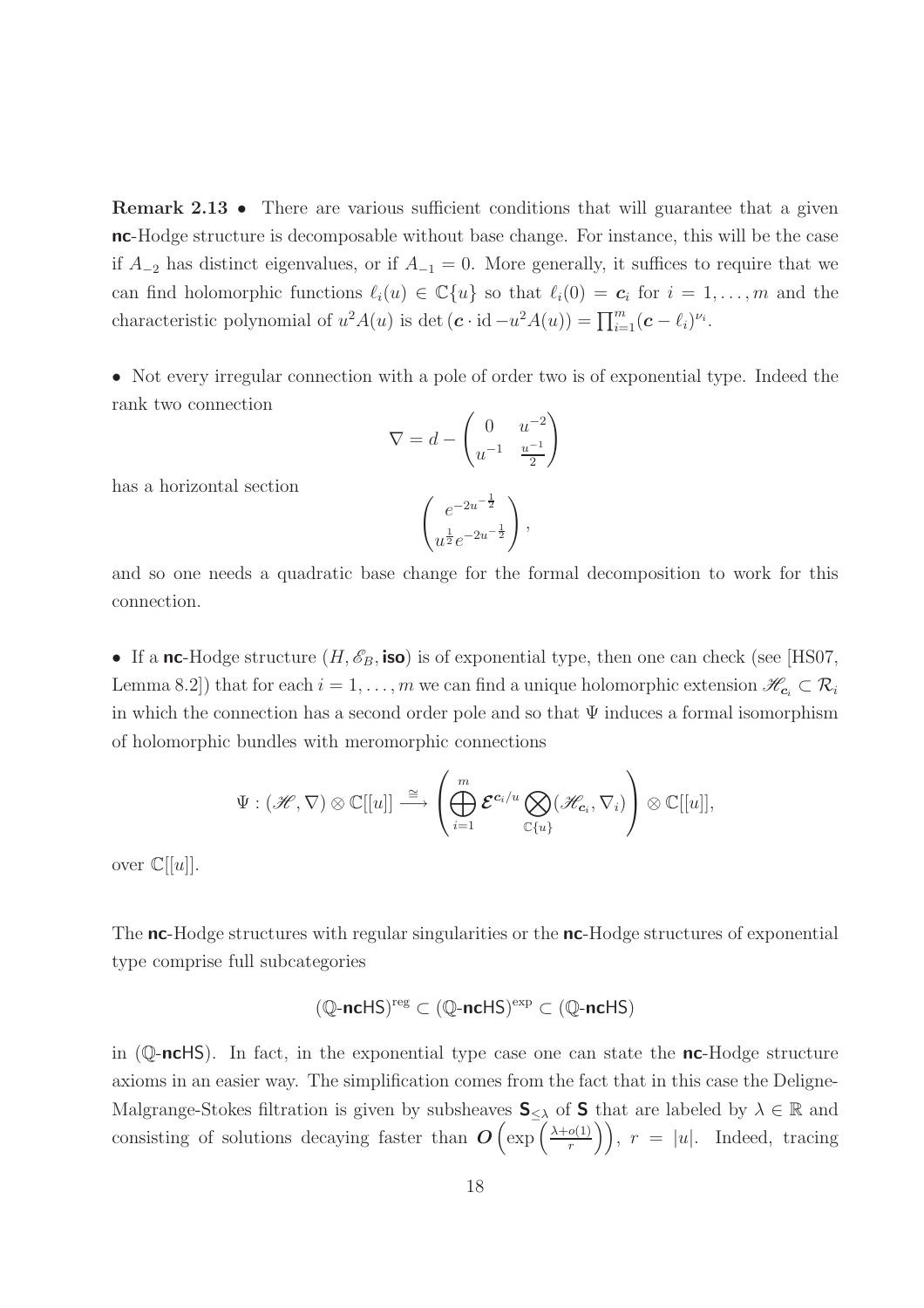**Remark 2.13** • There are various sufficient conditions that will guarantee that a given **nc**-Hodge structure is decomposable without base change. For instance, this will be the case if $A_{-2}$ has distinct eigenvalues, or if $A_{-1} = 0$. More generally, it suffices to require that we can find holomorphic functions $\ell_i(u) \in \mathbb{C}\{u\}$ so that $\ell_i(0) = \boldsymbol{c}_i$ for $i = 1, \ldots, m$ and the characteristic polynomial of $u^2 A(u)$ is $\det(\boldsymbol{c} \cdot \mathrm{id} - u^2 A(u)) = \prod_{i=1}^{m} (\boldsymbol{c} - \ell_i)^{\nu_i}$.

• Not every irregular connection with a pole of order two is of exponential type. Indeed the rank two connection

$$\nabla = d - \begin{pmatrix} 0 & u^{-2} \\ u^{-1} & \frac{u^{-1}}{2} \end{pmatrix}$$

has a horizontal section

$$\begin{pmatrix} e^{-2u^{-\frac{1}{2}}} \\ u^{\frac{1}{2}} e^{-2u^{-\frac{1}{2}}} \end{pmatrix},$$

and so one needs a quadratic base change for the formal decomposition to work for this connection.

• If a **nc**-Hodge structure $(H, \mathscr{E}_B, \textbf{iso})$ is of exponential type, then one can check (see [HS07, Lemma 8.2]) that for each $i = 1, \ldots, m$ we can find a unique holomorphic extension $\mathscr{H}_{\boldsymbol{c}_i} \subset \mathcal{R}_i$ in which the connection has a second order pole and so that $\Psi$ induces a formal isomorphism of holomorphic bundles with meromorphic connections

$$\Psi : (\mathscr{H}, \nabla) \otimes \mathbb{C}[[u]] \xrightarrow{\cong} \left( \bigoplus_{i=1}^{m} \boldsymbol{\mathcal{E}}^{\boldsymbol{c}_i/u} \bigotimes_{\mathbb{C}\{u\}} (\mathscr{H}_{\boldsymbol{c}_i}, \nabla_i) \right) \otimes \mathbb{C}[[u]],$$

over $\mathbb{C}[[u]]$.

The **nc**-Hodge structures with regular singularities or the **nc**-Hodge structures of exponential type comprise full subcategories

$$(\mathbb{Q}\text{-}\textbf{nc}\mathsf{HS})^{\mathrm{reg}} \subset (\mathbb{Q}\text{-}\textbf{nc}\mathsf{HS})^{\mathrm{exp}} \subset (\mathbb{Q}\text{-}\textbf{nc}\mathsf{HS})$$

in $(\mathbb{Q}\text{-}\textbf{nc}\mathsf{HS})$. In fact, in the exponential type case one can state the **nc**-Hodge structure axioms in an easier way. The simplification comes from the fact that in this case the Deligne-Malgrange-Stokes filtration is given by subsheaves $\mathbf{S}_{\leq \lambda}$ of $\mathbf{S}$ that are labeled by $\lambda \in \mathbb{R}$ and consisting of solutions decaying faster than $\boldsymbol{O}\left(\exp\left(\frac{\lambda + o(1)}{r}\right)\right)$, $r = |u|$. Indeed, tracing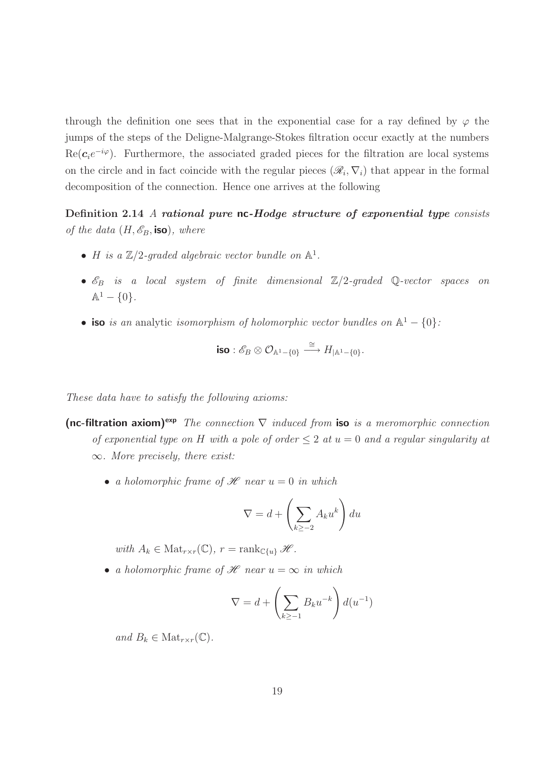through the definition one sees that in the exponential case for a ray defined by $\varphi$ the jumps of the steps of the Deligne-Malgrange-Stokes filtration occur exactly at the numbers $\mathrm{Re}(\boldsymbol{c}_i e^{-i\varphi})$. Furthermore, the associated graded pieces for the filtration are local systems on the circle and in fact coincide with the regular pieces $(\mathscr{R}_i, \nabla_i)$ that appear in the formal decomposition of the connection. Hence one arrives at the following

**Definition 2.14** *A* ***rational pure*** **nc**-***Hodge structure of exponential type*** *consists of the data* $(H, \mathscr{E}_B, \mathsf{iso})$*, where*

- *$H$ is a $\mathbb{Z}/2$-graded algebraic vector bundle on $\mathbb{A}^1$.*
- *$\mathscr{E}_B$ is a local system of finite dimensional $\mathbb{Z}/2$-graded $\mathbb{Q}$-vector spaces on $\mathbb{A}^1 - \{0\}$.*
- **iso** *is an* analytic *isomorphism of holomorphic vector bundles on $\mathbb{A}^1 - \{0\}$:*

$$\mathsf{iso} : \mathscr{E}_B \otimes \mathcal{O}_{\mathbb{A}^1 - \{0\}} \xrightarrow{\cong} H_{|\mathbb{A}^1 - \{0\}}.$$

*These data have to satisfy the following axioms:*

**(nc-filtration axiom)$^{\mathsf{exp}}$** *The connection $\nabla$ induced from* **iso** *is a meromorphic connection of exponential type on $H$ with a pole of order $\leq 2$ at $u = 0$ and a regular singularity at $\infty$. More precisely, there exist:*

- *a holomorphic frame of $\mathscr{H}$ near $u = 0$ in which*

$$\nabla = d + \left( \sum_{k \geq -2} A_k u^k \right) du$$

*with $A_k \in \mathrm{Mat}_{r \times r}(\mathbb{C})$, $r = \mathrm{rank}_{\mathbb{C}\{u\}} \mathscr{H}$.*

- *a holomorphic frame of $\mathscr{H}$ near $u = \infty$ in which*

$$\nabla = d + \left( \sum_{k \geq -1} B_k u^{-k} \right) d(u^{-1})$$

*and $B_k \in \mathrm{Mat}_{r \times r}(\mathbb{C})$.*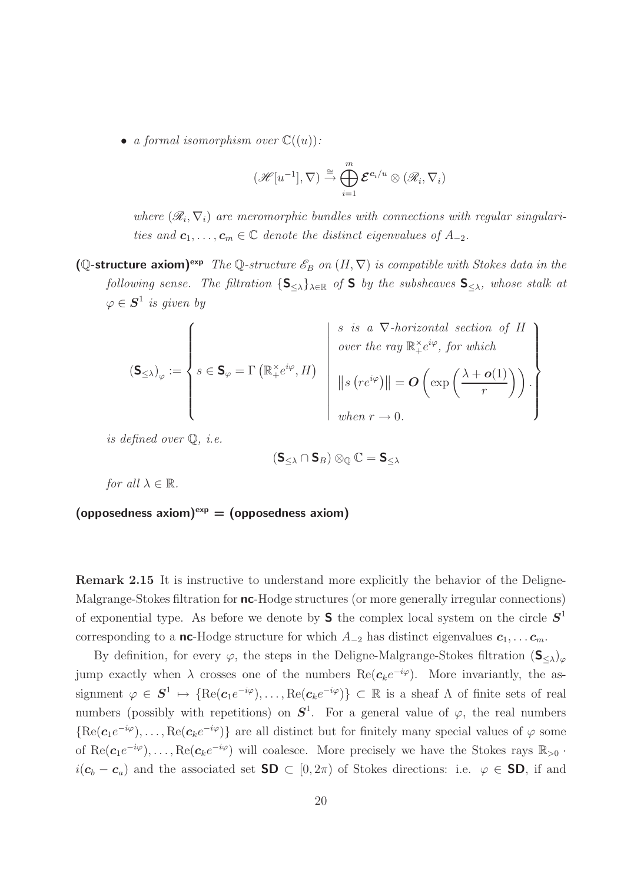- *a formal isomorphism over* $\mathbb{C}((u))$*:*

$$(\mathscr{H}[u^{-1}], \nabla) \xrightarrow{\cong} \bigoplus_{i=1}^{m} \boldsymbol{\mathcal{E}}^{\boldsymbol{c}_i/u} \otimes (\mathscr{R}_i, \nabla_i)$$

*where* $(\mathscr{R}_i, \nabla_i)$ *are meromorphic bundles with connections with regular singularities and* $\boldsymbol{c}_1, \ldots, \boldsymbol{c}_m \in \mathbb{C}$ *denote the distinct eigenvalues of* $A_{-2}$*.*

**($\mathbb{Q}$-structure axiom)$^{\mathbf{exp}}$** *The* $\mathbb{Q}$*-structure* $\mathscr{E}_B$ *on* $(H, \nabla)$ *is compatible with Stokes data in the following sense. The filtration* $\{\mathsf{S}_{\leq \lambda}\}_{\lambda \in \mathbb{R}}$ *of* $\mathsf{S}$ *by the subsheaves* $\mathsf{S}_{\leq\lambda}$*, whose stalk at* $\varphi \in \boldsymbol{S}^1$ *is given by*

$$\left(\mathsf{S}_{\leq\lambda}\right)_{\varphi} := \left\{ s \in \mathsf{S}_{\varphi} = \Gamma\left(\mathbb{R}_+^{\times} e^{i\varphi}, H\right) \;\middle|\; \begin{array}{l} s \text{ is a } \nabla\text{-horizontal section of } H \\ \text{over the ray } \mathbb{R}_+^{\times} e^{i\varphi}\text{, for which} \\ \\ \left\| s\left(re^{i\varphi}\right)\right\| = \boldsymbol{O}\left(\exp\left(\dfrac{\lambda + \boldsymbol{o}(1)}{r}\right)\right). \\ \\ \text{when } r \to 0. \end{array} \right\}$$

*is defined over* $\mathbb{Q}$*, i.e.*

$$\left(\mathsf{S}_{\leq\lambda} \cap \mathsf{S}_B\right) \otimes_{\mathbb{Q}} \mathbb{C} = \mathsf{S}_{\leq\lambda}$$

*for all* $\lambda \in \mathbb{R}$*.*

**(opposedness axiom)$^{\mathbf{exp}}$ = (opposedness axiom)**

**Remark 2.15** It is instructive to understand more explicitly the behavior of the Deligne-Malgrange-Stokes filtration for **nc**-Hodge structures (or more generally irregular connections) of exponential type. As before we denote by $\mathsf{S}$ the complex local system on the circle $\boldsymbol{S}^1$ corresponding to a **nc**-Hodge structure for which $A_{-2}$ has distinct eigenvalues $\boldsymbol{c}_1, \ldots \boldsymbol{c}_m$.

By definition, for every $\varphi$, the steps in the Deligne-Malgrange-Stokes filtration $(\mathsf{S}_{\leq\lambda})_{\varphi}$ jump exactly when $\lambda$ crosses one of the numbers $\mathrm{Re}(\boldsymbol{c}_k e^{-i\varphi})$. More invariantly, the assignment $\varphi \in \boldsymbol{S}^1 \mapsto \{\mathrm{Re}(\boldsymbol{c}_1 e^{-i\varphi}), \ldots, \mathrm{Re}(\boldsymbol{c}_k e^{-i\varphi})\} \subset \mathbb{R}$ is a sheaf $\Lambda$ of finite sets of real numbers (possibly with repetitions) on $\boldsymbol{S}^1$. For a general value of $\varphi$, the real numbers $\{\mathrm{Re}(\boldsymbol{c}_1 e^{-i\varphi}), \ldots, \mathrm{Re}(\boldsymbol{c}_k e^{-i\varphi})\}$ are all distinct but for finitely many special values of $\varphi$ some of $\mathrm{Re}(\boldsymbol{c}_1 e^{-i\varphi}), \ldots, \mathrm{Re}(\boldsymbol{c}_k e^{-i\varphi})$ will coalesce. More precisely we have the Stokes rays $\mathbb{R}_{>0} \cdot i(\boldsymbol{c}_b - \boldsymbol{c}_a)$ and the associated set $\mathsf{SD} \subset [0, 2\pi)$ of Stokes directions: i.e. $\varphi \in \mathsf{SD}$, if and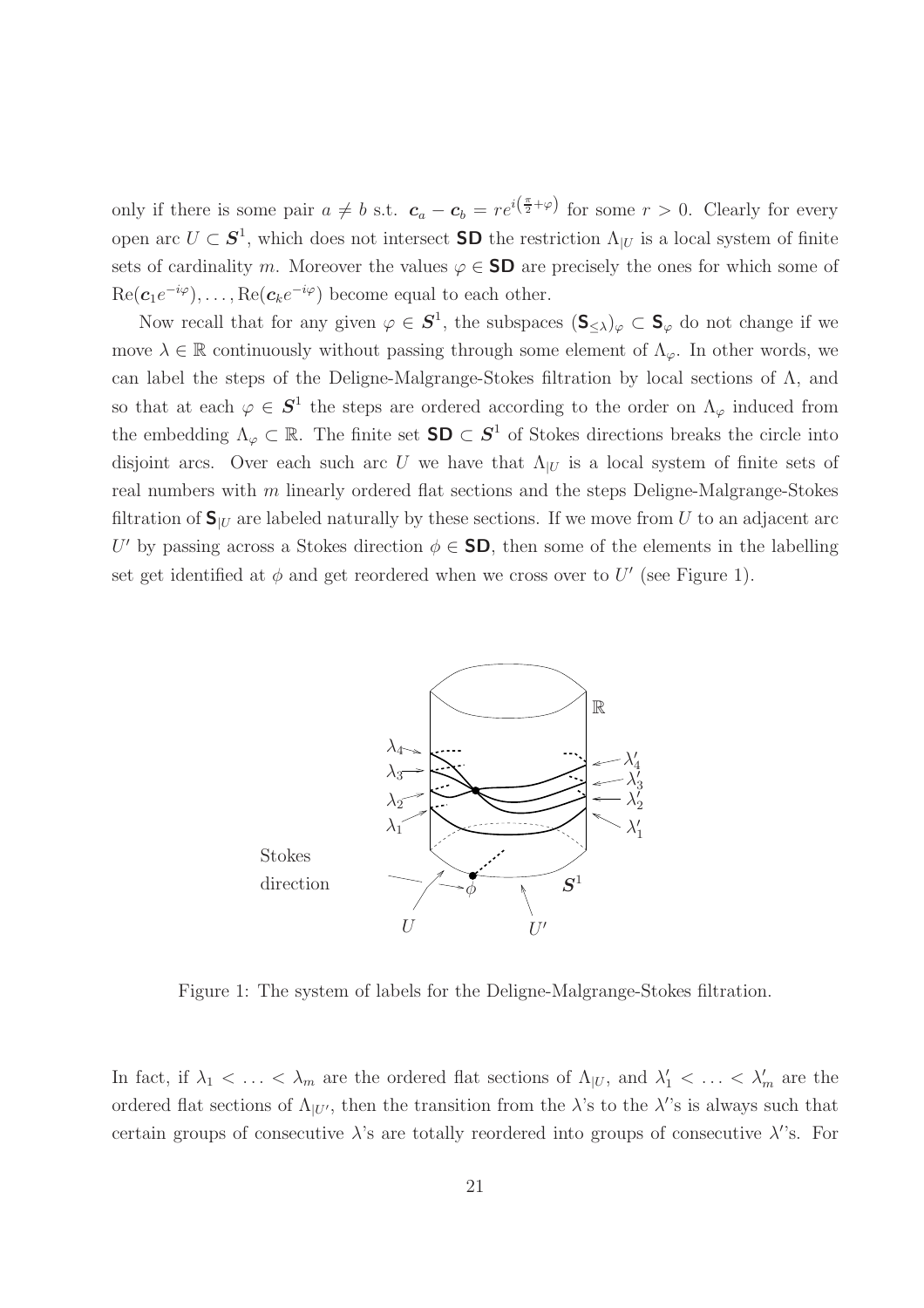only if there is some pair $a \neq b$ s.t. $\boldsymbol{c}_a - \boldsymbol{c}_b = re^{i\left(\frac{\pi}{2}+\varphi\right)}$ for some $r > 0$. Clearly for every open arc $U \subset \boldsymbol{S}^1$, which does not intersect $\mathsf{SD}$ the restriction $\Lambda_{|U}$ is a local system of finite sets of cardinality $m$. Moreover the values $\varphi \in \mathsf{SD}$ are precisely the ones for which some of $\mathrm{Re}(\boldsymbol{c}_1 e^{-i\varphi}), \ldots, \mathrm{Re}(\boldsymbol{c}_k e^{-i\varphi})$ become equal to each other.

Now recall that for any given $\varphi \in \boldsymbol{S}^1$, the subspaces $(\mathsf{S}_{\leq \lambda})_\varphi \subset \mathsf{S}_\varphi$ do not change if we move $\lambda \in \mathbb{R}$ continuously without passing through some element of $\Lambda_\varphi$. In other words, we can label the steps of the Deligne-Malgrange-Stokes filtration by local sections of $\Lambda$, and so that at each $\varphi \in \boldsymbol{S}^1$ the steps are ordered according to the order on $\Lambda_\varphi$ induced from the embedding $\Lambda_\varphi \subset \mathbb{R}$. The finite set $\mathsf{SD} \subset \boldsymbol{S}^1$ of Stokes directions breaks the circle into disjoint arcs. Over each such arc $U$ we have that $\Lambda_{|U}$ is a local system of finite sets of real numbers with $m$ linearly ordered flat sections and the steps Deligne-Malgrange-Stokes filtration of $\mathsf{S}_{|U}$ are labeled naturally by these sections. If we move from $U$ to an adjacent arc $U'$ by passing across a Stokes direction $\phi \in \mathsf{SD}$, then some of the elements in the labelling set get identified at $\phi$ and get reordered when we cross over to $U'$ (see Figure 1).

Figure 1: The system of labels for the Deligne-Malgrange-Stokes filtration.

In fact, if $\lambda_1 < \ldots < \lambda_m$ are the ordered flat sections of $\Lambda_{|U}$, and $\lambda'_1 < \ldots < \lambda'_m$ are the ordered flat sections of $\Lambda_{|U'}$, then the transition from the $\lambda$'s to the $\lambda'$'s is always such that certain groups of consecutive $\lambda$'s are totally reordered into groups of consecutive $\lambda'$'s. For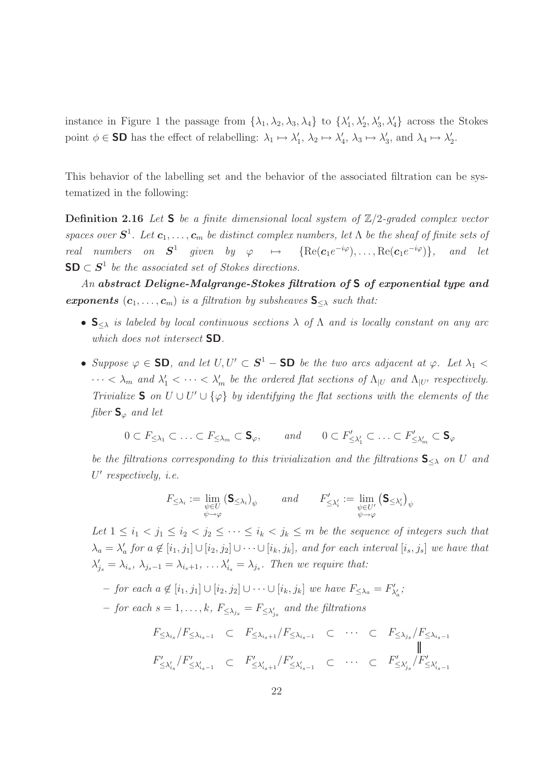instance in Figure 1 the passage from $\{\lambda_1, \lambda_2, \lambda_3, \lambda_4\}$ to $\{\lambda_1', \lambda_2', \lambda_3', \lambda_4'\}$ across the Stokes point $\phi \in \mathsf{SD}$ has the effect of relabelling: $\lambda_1 \mapsto \lambda_1'$, $\lambda_2 \mapsto \lambda_4'$, $\lambda_3 \mapsto \lambda_3'$, and $\lambda_4 \mapsto \lambda_2'$.

This behavior of the labelling set and the behavior of the associated filtration can be systematized in the following:

**Definition 2.16** *Let $\mathsf{S}$ be a finite dimensional local system of $\mathbb{Z}/2$-graded complex vector spaces over $\boldsymbol{S}^1$. Let $\boldsymbol{c}_1, \ldots, \boldsymbol{c}_m$ be distinct complex numbers, let $\Lambda$ be the sheaf of finite sets of real numbers on $\boldsymbol{S}^1$ given by $\varphi \mapsto \{\mathrm{Re}(\boldsymbol{c}_1 e^{-i\varphi}), \ldots, \mathrm{Re}(\boldsymbol{c}_1 e^{-i\varphi})\}$, and let $\mathsf{SD} \subset \boldsymbol{S}^1$ be the associated set of Stokes directions.*

*An **abstract Deligne-Malgrange-Stokes filtration of $\mathsf{S}$ of exponential type and exponents** $(\boldsymbol{c}_1, \ldots, \boldsymbol{c}_m)$ is a filtration by subsheaves $\mathsf{S}_{\leq \lambda}$ such that:*

- *$\mathsf{S}_{\leq \lambda}$ is labeled by local continuous sections $\lambda$ of $\Lambda$ and is locally constant on any arc which does not intersect $\mathsf{SD}$.*
- *Suppose $\varphi \in \mathsf{SD}$, and let $U, U' \subset \boldsymbol{S}^1 - \mathsf{SD}$ be the two arcs adjacent at $\varphi$. Let $\lambda_1 < \cdots < \lambda_m$ and $\lambda_1' < \cdots < \lambda_m'$ be the ordered flat sections of $\Lambda_{|U}$ and $\Lambda_{|U'}$ respectively. Trivialize $\mathsf{S}$ on $U \cup U' \cup \{\varphi\}$ by identifying the flat sections with the elements of the fiber $\mathsf{S}_\varphi$ and let*

  $$0 \subset F_{\leq \lambda_1} \subset \ldots \subset F_{\leq \lambda_m} \subset \mathsf{S}_\varphi, \qquad \text{and} \qquad 0 \subset F'_{\leq \lambda_1'} \subset \ldots \subset F'_{\leq \lambda_m'} \subset \mathsf{S}_\varphi$$

  *be the filtrations corresponding to this trivialization and the filtrations $\mathsf{S}_{\leq \lambda}$ on $U$ and $U'$ respectively, i.e.*

  $$F_{\leq \lambda_i} := \lim_{\substack{\psi \in U \\ \psi \to \varphi}} \left(\mathsf{S}_{\leq \lambda_i}\right)_\psi \qquad \text{and} \qquad F'_{\leq \lambda_i'} := \lim_{\substack{\psi \in U' \\ \psi \to \varphi}} \left(\mathsf{S}_{\leq \lambda_i'}\right)_\psi$$

  *Let $1 \leq i_1 < j_1 \leq i_2 < j_2 \leq \cdots \leq i_k < j_k \leq m$ be the sequence of integers such that $\lambda_a = \lambda_a'$ for $a \notin [i_1, j_1] \cup [i_2, j_2] \cup \cdots \cup [i_k, j_k]$, and for each interval $[i_s, j_s]$ we have that $\lambda_{j_s}' = \lambda_{i_s}$, $\lambda_{j_s - 1} = \lambda_{i_s + 1}$, $\ldots \lambda_{i_s}' = \lambda_{j_s}$. Then we require that:*

  - *for each $a \notin [i_1, j_1] \cup [i_2, j_2] \cup \cdots \cup [i_k, j_k]$ we have $F_{\leq \lambda_a} = F'_{\lambda_a'}$;*
  - *for each $s = 1, \ldots, k$, $F_{\leq \lambda_{j_s}} = F_{\leq \lambda_{j_s}'}$ and the filtrations*

  $$\begin{array}{ccccccc} F_{\leq \lambda_{i_s}}/F_{\leq \lambda_{i_s - 1}} & \subset & F_{\leq \lambda_{i_s+1}}/F_{\leq \lambda_{i_s - 1}} & \subset & \cdots & \subset & F_{\leq \lambda_{j_s}}/F_{\leq \lambda_{i_s - 1}} \\ & & & & & & \| \\ F'_{\leq \lambda_{i_s}'}/F'_{\leq \lambda_{i_s - 1}'} & \subset & F'_{\leq \lambda_{i_s+1}'}/F'_{\leq \lambda_{i_s - 1}'} & \subset & \cdots & \subset & F'_{\leq \lambda_{j_s}'}/F'_{\leq \lambda_{i_s - 1}'} \end{array}$$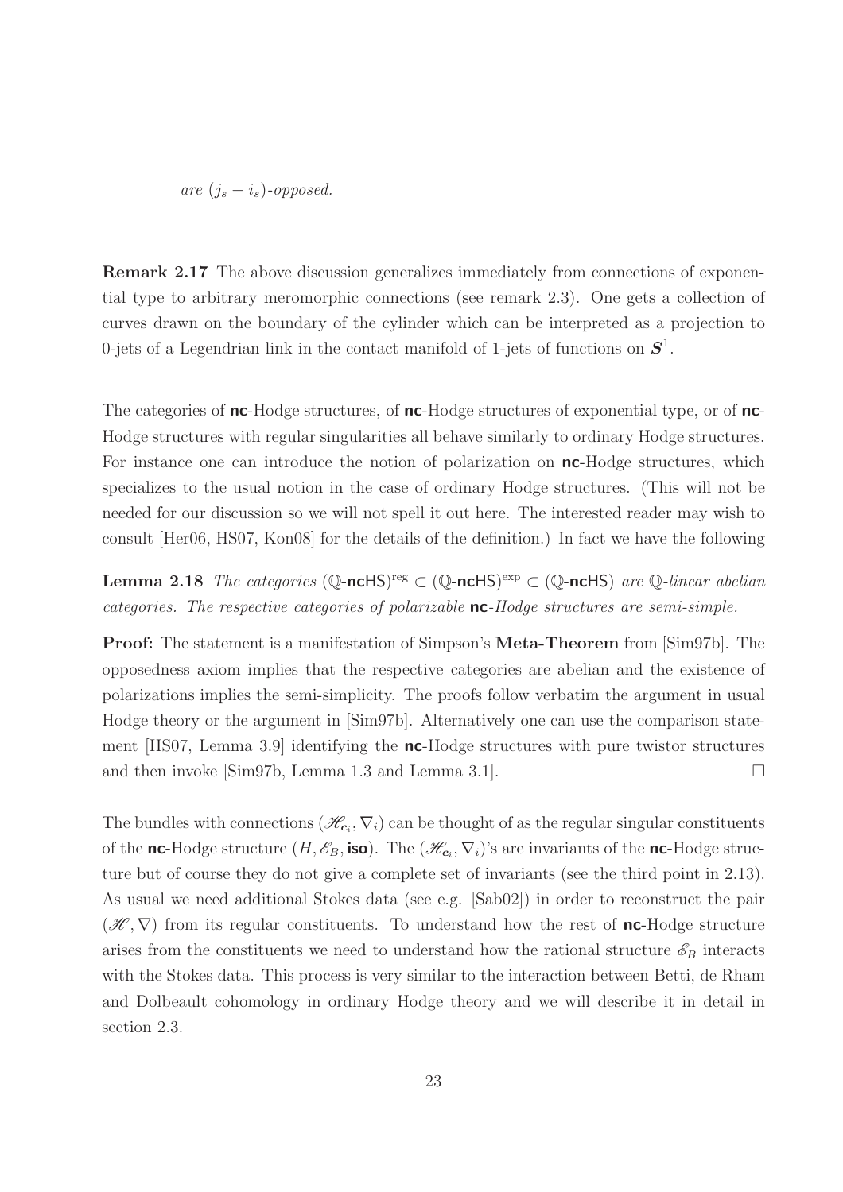*are* $(j_s - i_s)$*-opposed.*

**Remark 2.17** The above discussion generalizes immediately from connections of exponential type to arbitrary meromorphic connections (see remark 2.3). One gets a collection of curves drawn on the boundary of the cylinder which can be interpreted as a projection to 0-jets of a Legendrian link in the contact manifold of 1-jets of functions on $\boldsymbol{S}^1$.

The categories of **nc**-Hodge structures, of **nc**-Hodge structures of exponential type, or of **nc**-Hodge structures with regular singularities all behave similarly to ordinary Hodge structures. For instance one can introduce the notion of polarization on **nc**-Hodge structures, which specializes to the usual notion in the case of ordinary Hodge structures. (This will not be needed for our discussion so we will not spell it out here. The interested reader may wish to consult [Her06, HS07, Kon08] for the details of the definition.) In fact we have the following

**Lemma 2.18** *The categories* $(\mathbb{Q}\text{-}\mathsf{ncHS})^{\text{reg}} \subset (\mathbb{Q}\text{-}\mathsf{ncHS})^{\text{exp}} \subset (\mathbb{Q}\text{-}\mathsf{ncHS})$ *are* $\mathbb{Q}$*-linear abelian categories. The respective categories of polarizable* **nc***-Hodge structures are semi-simple.*

**Proof:** The statement is a manifestation of Simpson's **Meta-Theorem** from [Sim97b]. The opposedness axiom implies that the respective categories are abelian and the existence of polarizations implies the semi-simplicity. The proofs follow verbatim the argument in usual Hodge theory or the argument in [Sim97b]. Alternatively one can use the comparison statement [HS07, Lemma 3.9] identifying the **nc**-Hodge structures with pure twistor structures and then invoke [Sim97b, Lemma 1.3 and Lemma 3.1]. □

The bundles with connections $(\mathscr{H}_{\mathbf{c}_i}, \nabla_i)$ can be thought of as the regular singular constituents of the **nc**-Hodge structure $(H, \mathscr{E}_B, \mathbf{iso})$. The $(\mathscr{H}_{\mathbf{c}_i}, \nabla_i)$'s are invariants of the **nc**-Hodge structure but of course they do not give a complete set of invariants (see the third point in 2.13). As usual we need additional Stokes data (see e.g. [Sab02]) in order to reconstruct the pair $(\mathscr{H}, \nabla)$ from its regular constituents. To understand how the rest of **nc**-Hodge structure arises from the constituents we need to understand how the rational structure $\mathscr{E}_B$ interacts with the Stokes data. This process is very similar to the interaction between Betti, de Rham and Dolbeault cohomology in ordinary Hodge theory and we will describe it in detail in section 2.3.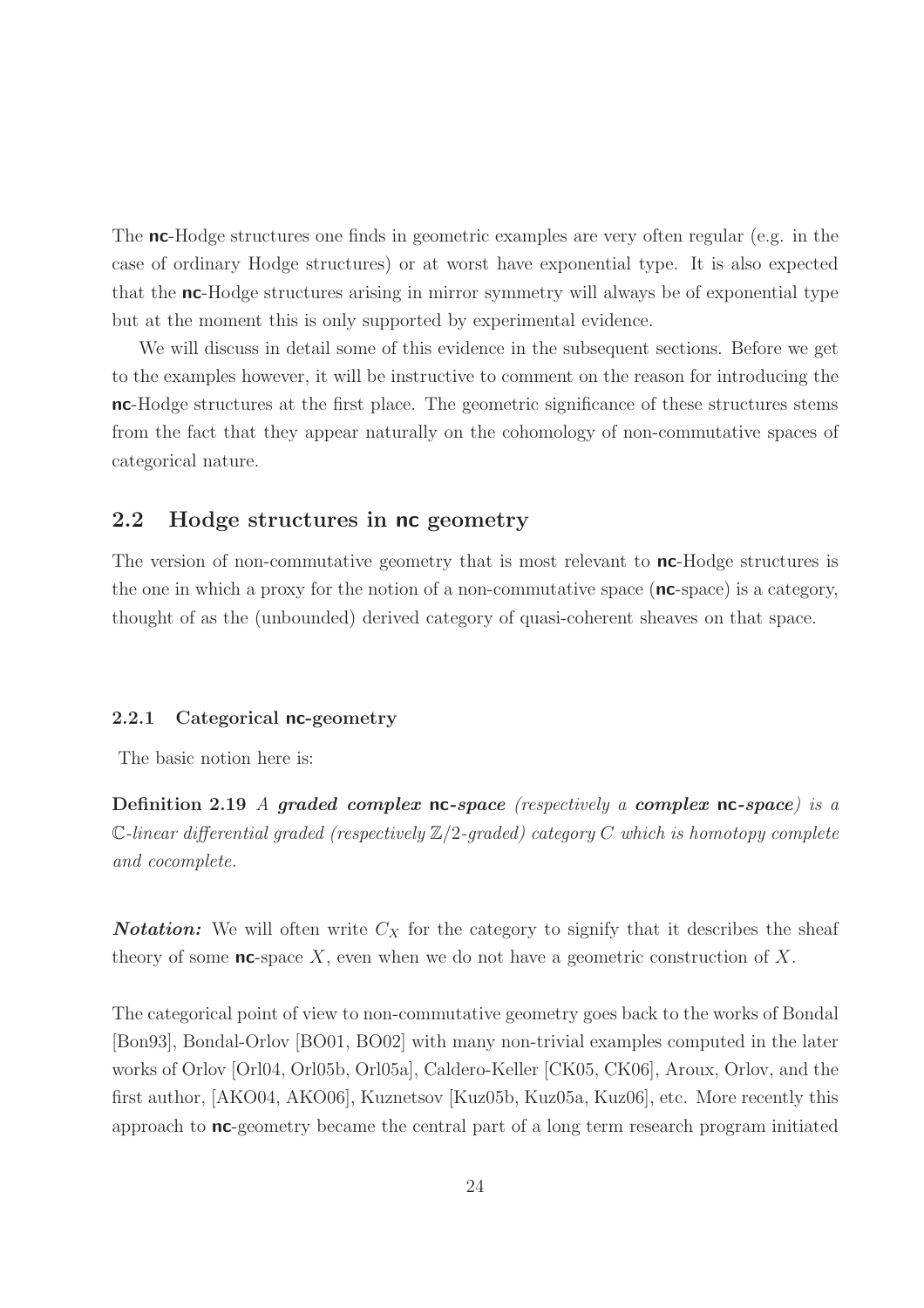The **nc**-Hodge structures one finds in geometric examples are very often regular (e.g. in the case of ordinary Hodge structures) or at worst have exponential type. It is also expected that the **nc**-Hodge structures arising in mirror symmetry will always be of exponential type but at the moment this is only supported by experimental evidence.

We will discuss in detail some of this evidence in the subsequent sections. Before we get to the examples however, it will be instructive to comment on the reason for introducing the **nc**-Hodge structures at the first place. The geometric significance of these structures stems from the fact that they appear naturally on the cohomology of non-commutative spaces of categorical nature.

## 2.2 Hodge structures in nc geometry

The version of non-commutative geometry that is most relevant to **nc**-Hodge structures is the one in which a proxy for the notion of a non-commutative space (**nc**-space) is a category, thought of as the (unbounded) derived category of quasi-coherent sheaves on that space.

### 2.2.1 Categorical nc-geometry

The basic notion here is:

**Definition 2.19** *A **graded complex nc-space** (respectively a **complex nc-space**) is a $\mathbb{C}$-linear differential graded (respectively $\mathbb{Z}/2$-graded) category $C$ which is homotopy complete and cocomplete.*

***Notation:*** We will often write $C_X$ for the category to signify that it describes the sheaf theory of some **nc**-space $X$, even when we do not have a geometric construction of $X$.

The categorical point of view to non-commutative geometry goes back to the works of Bondal [Bon93], Bondal-Orlov [BO01, BO02] with many non-trivial examples computed in the later works of Orlov [Orl04, Orl05b, Orl05a], Caldero-Keller [CK05, CK06], Aroux, Orlov, and the first author, [AKO04, AKO06], Kuznetsov [Kuz05b, Kuz05a, Kuz06], etc. More recently this approach to **nc**-geometry became the central part of a long term research program initiated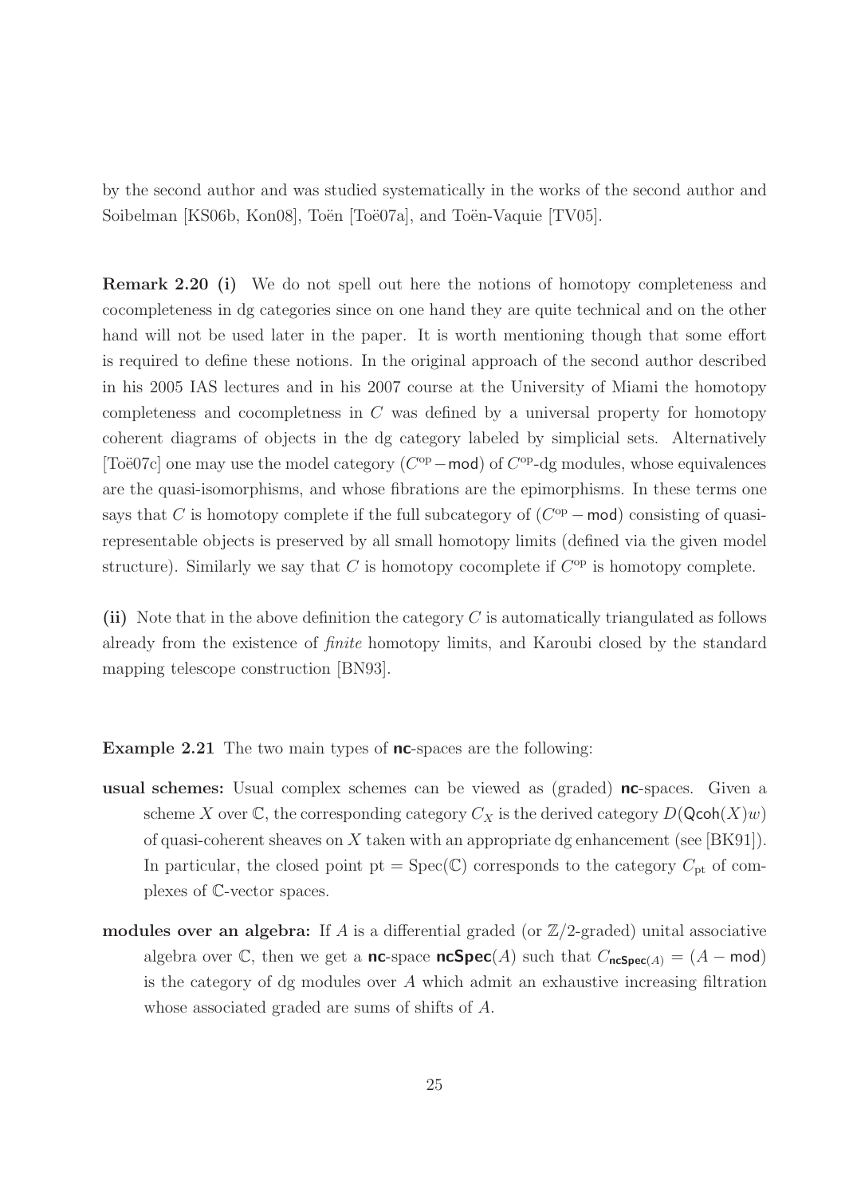by the second author and was studied systematically in the works of the second author and Soibelman [KS06b, Kon08], Toën [Toë07a], and Toën-Vaquie [TV05].

**Remark 2.20 (i)** We do not spell out here the notions of homotopy completeness and cocompleteness in dg categories since on one hand they are quite technical and on the other hand will not be used later in the paper. It is worth mentioning though that some effort is required to define these notions. In the original approach of the second author described in his 2005 IAS lectures and in his 2007 course at the University of Miami the homotopy completeness and cocompletness in $C$ was defined by a universal property for homotopy coherent diagrams of objects in the dg category labeled by simplicial sets. Alternatively [Toë07c] one may use the model category $(C^{\mathrm{op}} - \mathsf{mod})$ of $C^{\mathrm{op}}$-dg modules, whose equivalences are the quasi-isomorphisms, and whose fibrations are the epimorphisms. In these terms one says that $C$ is homotopy complete if the full subcategory of $(C^{\mathrm{op}} - \mathsf{mod})$ consisting of quasi-representable objects is preserved by all small homotopy limits (defined via the given model structure). Similarly we say that $C$ is homotopy cocomplete if $C^{\mathrm{op}}$ is homotopy complete.

**(ii)** Note that in the above definition the category $C$ is automatically triangulated as follows already from the existence of *finite* homotopy limits, and Karoubi closed by the standard mapping telescope construction [BN93].

**Example 2.21** The two main types of $\mathsf{nc}$-spaces are the following:

- **usual schemes:** Usual complex schemes can be viewed as (graded) $\mathsf{nc}$-spaces. Given a scheme $X$ over $\mathbb{C}$, the corresponding category $C_X$ is the derived category $D(\mathsf{Qcoh}(X)w)$ of quasi-coherent sheaves on $X$ taken with an appropriate dg enhancement (see [BK91]). In particular, the closed point $\mathrm{pt} = \mathrm{Spec}(\mathbb{C})$ corresponds to the category $C_{\mathrm{pt}}$ of complexes of $\mathbb{C}$-vector spaces.

- **modules over an algebra:** If $A$ is a differential graded (or $\mathbb{Z}/2$-graded) unital associative algebra over $\mathbb{C}$, then we get a $\mathsf{nc}$-space $\mathsf{ncSpec}(A)$ such that $C_{\mathsf{ncSpec}(A)} = (A - \mathsf{mod})$ is the category of dg modules over $A$ which admit an exhaustive increasing filtration whose associated graded are sums of shifts of $A$.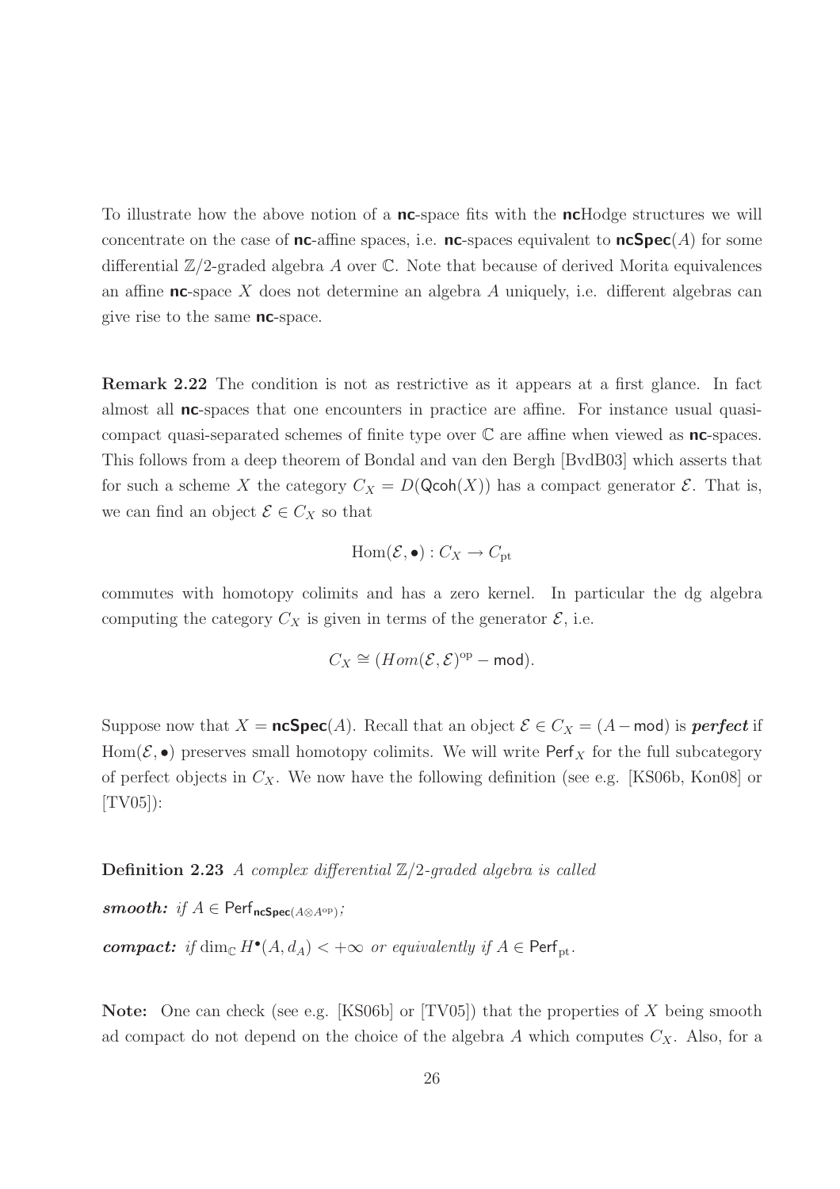To illustrate how the above notion of a **nc**-space fits with the **nc**Hodge structures we will concentrate on the case of **nc**-affine spaces, i.e. **nc**-spaces equivalent to $\mathbf{ncSpec}(A)$ for some differential $\mathbb{Z}/2$-graded algebra $A$ over $\mathbb{C}$. Note that because of derived Morita equivalences an affine **nc**-space $X$ does not determine an algebra $A$ uniquely, i.e. different algebras can give rise to the same **nc**-space.

**Remark 2.22** The condition is not as restrictive as it appears at a first glance. In fact almost all **nc**-spaces that one encounters in practice are affine. For instance usual quasi-compact quasi-separated schemes of finite type over $\mathbb{C}$ are affine when viewed as **nc**-spaces. This follows from a deep theorem of Bondal and van den Bergh [BvdB03] which asserts that for such a scheme $X$ the category $C_X = D(\mathsf{Qcoh}(X))$ has a compact generator $\mathcal{E}$. That is, we can find an object $\mathcal{E} \in C_X$ so that

$$\mathrm{Hom}(\mathcal{E}, \bullet) : C_X \to C_{\mathrm{pt}}$$

commutes with homotopy colimits and has a zero kernel. In particular the dg algebra computing the category $C_X$ is given in terms of the generator $\mathcal{E}$, i.e.

$$C_X \cong (Hom(\mathcal{E}, \mathcal{E})^{\mathrm{op}} - \mathsf{mod}).$$

Suppose now that $X = \mathbf{ncSpec}(A)$. Recall that an object $\mathcal{E} \in C_X = (A - \mathsf{mod})$ is ***perfect*** if $\mathrm{Hom}(\mathcal{E}, \bullet)$ preserves small homotopy colimits. We will write $\mathsf{Perf}_X$ for the full subcategory of perfect objects in $C_X$. We now have the following definition (see e.g. [KS06b, Kon08] or [TV05]):

**Definition 2.23** *A complex differential $\mathbb{Z}/2$-graded algebra is called*

***smooth:*** *if $A \in \mathsf{Perf}_{\mathbf{ncSpec}(A \otimes A^{\mathrm{op}})}$;*

***compact:*** *if $\dim_{\mathbb{C}} H^{\bullet}(A, d_A) < +\infty$ or equivalently if $A \in \mathsf{Perf}_{\mathrm{pt}}$.*

**Note:** One can check (see e.g. [KS06b] or [TV05]) that the properties of $X$ being smooth ad compact do not depend on the choice of the algebra $A$ which computes $C_X$. Also, for a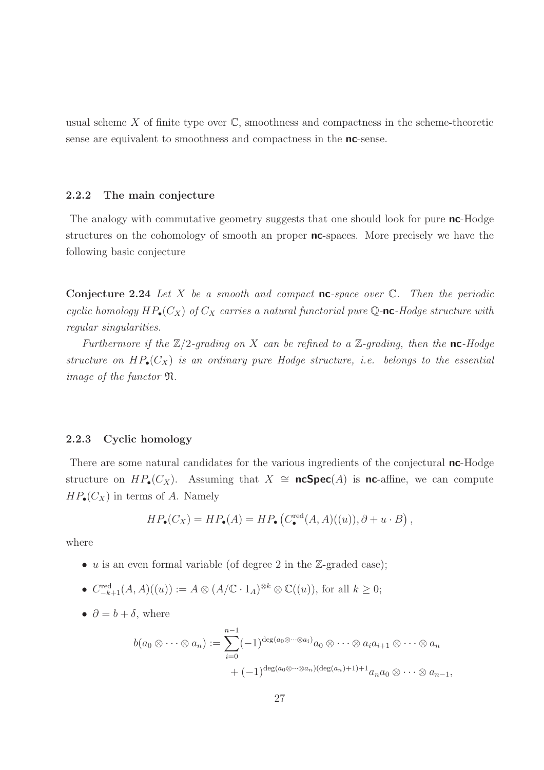usual scheme $X$ of finite type over $\mathbb{C}$, smoothness and compactness in the scheme-theoretic sense are equivalent to smoothness and compactness in the **nc**-sense.

### 2.2.2 The main conjecture

The analogy with commutative geometry suggests that one should look for pure **nc**-Hodge structures on the cohomology of smooth an proper **nc**-spaces. More precisely we have the following basic conjecture

**Conjecture 2.24** *Let $X$ be a smooth and compact* **nc***-space over $\mathbb{C}$. Then the periodic cyclic homology $HP_\bullet(C_X)$ of $C_X$ carries a natural functorial pure $\mathbb{Q}$-***nc***-Hodge structure with regular singularities.*

*Furthermore if the $\mathbb{Z}/2$-grading on $X$ can be refined to a $\mathbb{Z}$-grading, then the* **nc***-Hodge structure on $HP_\bullet(C_X)$ is an ordinary pure Hodge structure, i.e. belongs to the essential image of the functor $\mathfrak{N}$.*

### 2.2.3 Cyclic homology

There are some natural candidates for the various ingredients of the conjectural **nc**-Hodge structure on $HP_\bullet(C_X)$. Assuming that $X \cong \mathbf{ncSpec}(A)$ is **nc**-affine, we can compute $HP_\bullet(C_X)$ in terms of $A$. Namely

$$HP_\bullet(C_X) = HP_\bullet(A) = HP_\bullet\left(C_\bullet^{\mathrm{red}}(A,A)((u)), \partial + u \cdot B\right),$$

where

- $u$ is an even formal variable (of degree 2 in the $\mathbb{Z}$-graded case);
- $C_{-k+1}^{\mathrm{red}}(A,A)((u)) := A \otimes (A/\mathbb{C}\cdot 1_A)^{\otimes k} \otimes \mathbb{C}((u))$, for all $k \geq 0$;
- $\partial = b + \delta$, where

$$\begin{aligned} b(a_0 \otimes \cdots \otimes a_n) &:= \sum_{i=0}^{n-1} (-1)^{\deg(a_0 \otimes \cdots \otimes a_i)} a_0 \otimes \cdots \otimes a_i a_{i+1} \otimes \cdots \otimes a_n \\ &\quad + (-1)^{\deg(a_0 \otimes \cdots \otimes a_n)(\deg(a_n)+1)+1} a_n a_0 \otimes \cdots \otimes a_{n-1}, \end{aligned}$$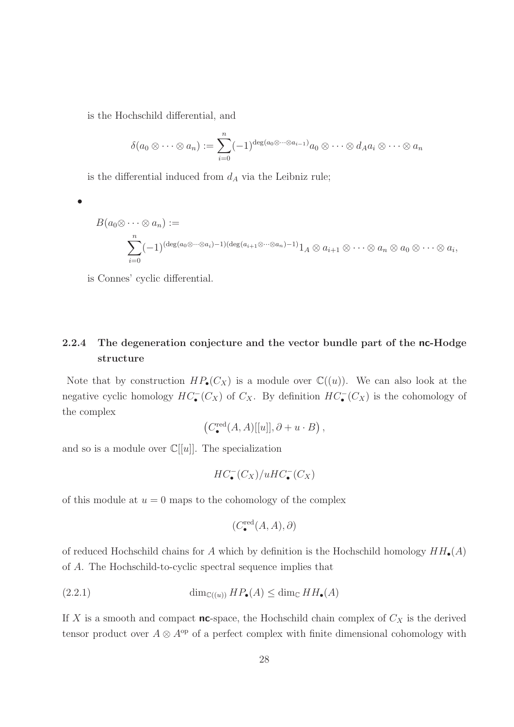is the Hochschild differential, and

$$\delta(a_0 \otimes \cdots \otimes a_n) := \sum_{i=0}^{n} (-1)^{\deg(a_0 \otimes \cdots \otimes a_{i-1})} a_0 \otimes \cdots \otimes d_A a_i \otimes \cdots \otimes a_n$$

is the differential induced from $d_A$ via the Leibniz rule;

- $$B(a_0 \otimes \cdots \otimes a_n) := \sum_{i=0}^{n} (-1)^{(\deg(a_0 \otimes \cdots \otimes a_i)-1)(\deg(a_{i+1} \otimes \cdots \otimes a_n)-1)} 1_A \otimes a_{i+1} \otimes \cdots \otimes a_n \otimes a_0 \otimes \cdots \otimes a_i,$$

  is Connes' cyclic differential.

#### 2.2.4 The degeneration conjecture and the vector bundle part of the nc-Hodge structure

Note that by construction $HP_\bullet(C_X)$ is a module over $\mathbb{C}((u))$. We can also look at the negative cyclic homology $HC_\bullet^-(C_X)$ of $C_X$. By definition $HC_\bullet^-(C_X)$ is the cohomology of the complex

$$\left(C_\bullet^{\mathrm{red}}(A, A)[[u]], \partial + u \cdot B\right),$$

and so is a module over $\mathbb{C}[[u]]$. The specialization

$$HC_\bullet^-(C_X)/uHC_\bullet^-(C_X)$$

of this module at $u = 0$ maps to the cohomology of the complex

$$(C_\bullet^{\mathrm{red}}(A, A), \partial)$$

of reduced Hochschild chains for $A$ which by definition is the Hochschild homology $HH_\bullet(A)$ of $A$. The Hochschild-to-cyclic spectral sequence implies that

$$\dim_{\mathbb{C}((u))} HP_\bullet(A) \leq \dim_{\mathbb{C}} HH_\bullet(A) \tag{2.2.1}$$

If $X$ is a smooth and compact nc-space, the Hochschild chain complex of $C_X$ is the derived tensor product over $A \otimes A^{\mathrm{op}}$ of a perfect complex with finite dimensional cohomology with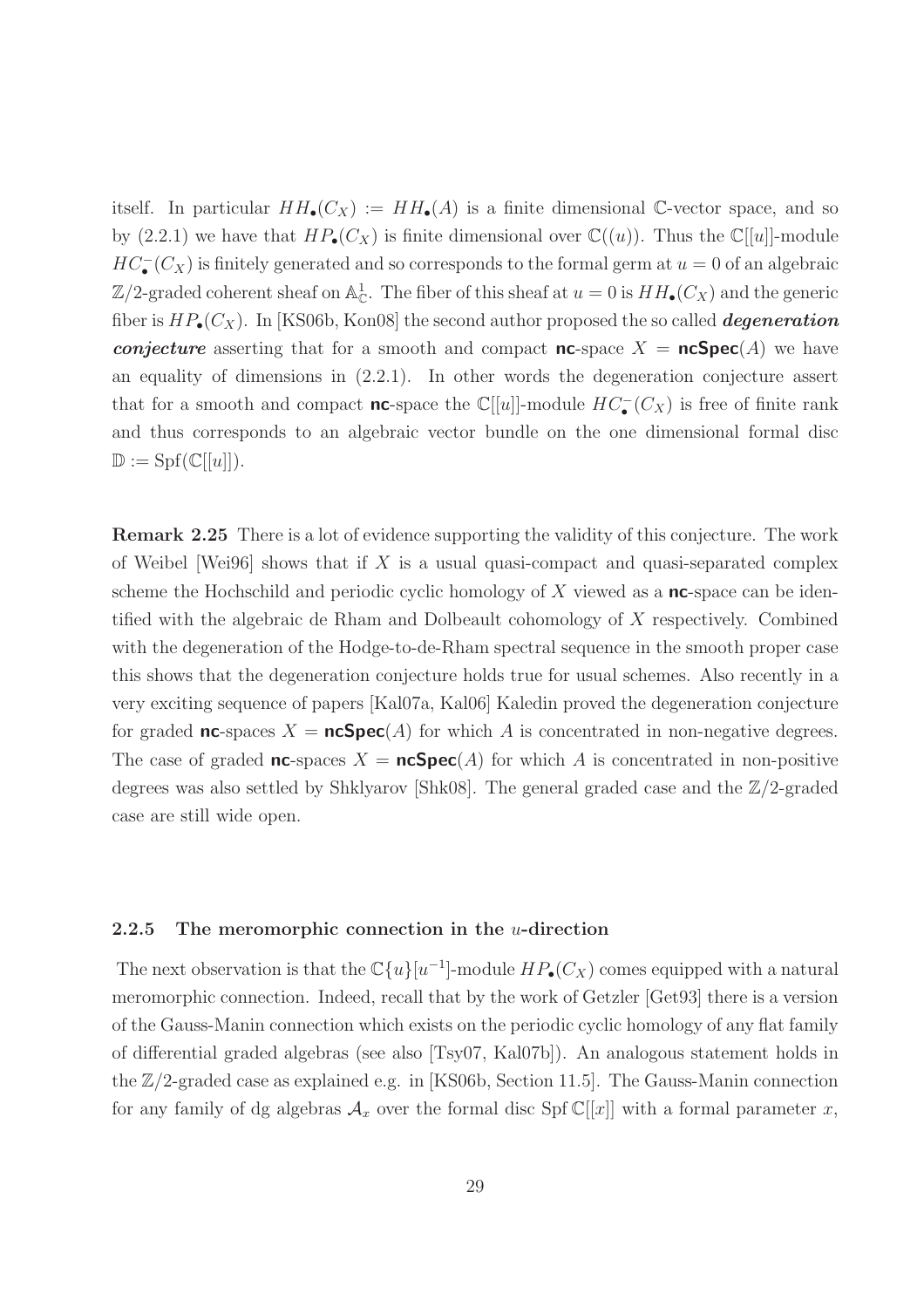itself. In particular $HH_\bullet(C_X) := HH_\bullet(A)$ is a finite dimensional $\mathbb{C}$-vector space, and so by (2.2.1) we have that $HP_\bullet(C_X)$ is finite dimensional over $\mathbb{C}((u))$. Thus the $\mathbb{C}[[u]]$-module $HC^-_\bullet(C_X)$ is finitely generated and so corresponds to the formal germ at $u = 0$ of an algebraic $\mathbb{Z}/2$-graded coherent sheaf on $\mathbb{A}^1_{\mathbb{C}}$. The fiber of this sheaf at $u = 0$ is $HH_\bullet(C_X)$ and the generic fiber is $HP_\bullet(C_X)$. In [KS06b, Kon08] the second author proposed the so called ***degeneration conjecture*** asserting that for a smooth and compact **nc**-space $X = \mathbf{ncSpec}(A)$ we have an equality of dimensions in (2.2.1). In other words the degeneration conjecture assert that for a smooth and compact **nc**-space the $\mathbb{C}[[u]]$-module $HC^-_\bullet(C_X)$ is free of finite rank and thus corresponds to an algebraic vector bundle on the one dimensional formal disc $\mathbb{D} := \mathrm{Spf}(\mathbb{C}[[u]])$.

**Remark 2.25** There is a lot of evidence supporting the validity of this conjecture. The work of Weibel [Wei96] shows that if $X$ is a usual quasi-compact and quasi-separated complex scheme the Hochschild and periodic cyclic homology of $X$ viewed as a **nc**-space can be identified with the algebraic de Rham and Dolbeault cohomology of $X$ respectively. Combined with the degeneration of the Hodge-to-de-Rham spectral sequence in the smooth proper case this shows that the degeneration conjecture holds true for usual schemes. Also recently in a very exciting sequence of papers [Kal07a, Kal06] Kaledin proved the degeneration conjecture for graded **nc**-spaces $X = \mathbf{ncSpec}(A)$ for which $A$ is concentrated in non-negative degrees. The case of graded **nc**-spaces $X = \mathbf{ncSpec}(A)$ for which $A$ is concentrated in non-positive degrees was also settled by Shklyarov [Shk08]. The general graded case and the $\mathbb{Z}/2$-graded case are still wide open.

### 2.2.5 The meromorphic connection in the $u$-direction

The next observation is that the $\mathbb{C}\{u\}[u^{-1}]$-module $HP_\bullet(C_X)$ comes equipped with a natural meromorphic connection. Indeed, recall that by the work of Getzler [Get93] there is a version of the Gauss-Manin connection which exists on the periodic cyclic homology of any flat family of differential graded algebras (see also [Tsy07, Kal07b]). An analogous statement holds in the $\mathbb{Z}/2$-graded case as explained e.g. in [KS06b, Section 11.5]. The Gauss-Manin connection for any family of dg algebras $\mathcal{A}_x$ over the formal disc $\mathrm{Spf}\,\mathbb{C}[[x]]$ with a formal parameter $x$,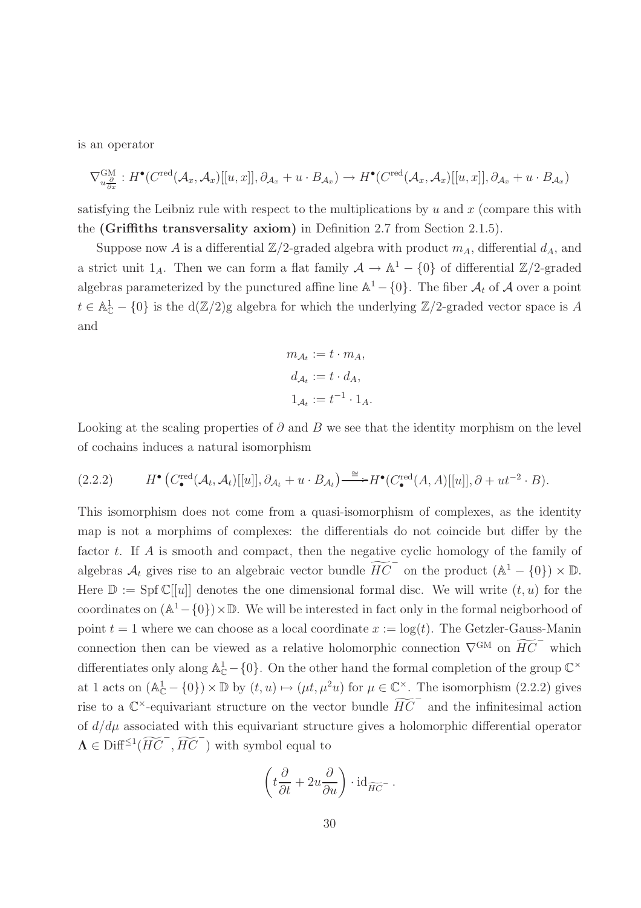is an operator

$$\nabla^{\mathrm{GM}}_{u\frac{\partial}{\partial x}} : H^\bullet(C^{\mathrm{red}}(\mathcal{A}_x, \mathcal{A}_x)[[u,x]], \partial_{\mathcal{A}_x} + u \cdot B_{\mathcal{A}_x}) \to H^\bullet(C^{\mathrm{red}}(\mathcal{A}_x, \mathcal{A}_x)[[u,x]], \partial_{\mathcal{A}_x} + u \cdot B_{\mathcal{A}_x})$$

satisfying the Leibniz rule with respect to the multiplications by $u$ and $x$ (compare this with the **(Griffiths transversality axiom)** in Definition 2.7 from Section 2.1.5).

Suppose now $A$ is a differential $\mathbb{Z}/2$-graded algebra with product $m_A$, differential $d_A$, and a strict unit $1_A$. Then we can form a flat family $\mathcal{A} \to \mathbb{A}^1 - \{0\}$ of differential $\mathbb{Z}/2$-graded algebras parameterized by the punctured affine line $\mathbb{A}^1 - \{0\}$. The fiber $\mathcal{A}_t$ of $\mathcal{A}$ over a point $t \in \mathbb{A}^1_{\mathbb{C}} - \{0\}$ is the d($\mathbb{Z}/2$)g algebra for which the underlying $\mathbb{Z}/2$-graded vector space is $A$ and

$$\begin{aligned} m_{\mathcal{A}_t} &:= t \cdot m_A, \\ d_{\mathcal{A}_t} &:= t \cdot d_A, \\ 1_{\mathcal{A}_t} &:= t^{-1} \cdot 1_A. \end{aligned}$$

Looking at the scaling properties of $\partial$ and $B$ we see that the identity morphism on the level of cochains induces a natural isomorphism

$$H^\bullet\left(C^{\mathrm{red}}_\bullet(\mathcal{A}_t, \mathcal{A}_t)[[u]], \partial_{\mathcal{A}_t} + u \cdot B_{\mathcal{A}_t}\right) \xrightarrow{\cong} H^\bullet(C^{\mathrm{red}}_\bullet(A, A)[[u]], \partial + ut^{-2} \cdot B). \tag{2.2.2}$$

This isomorphism does not come from a quasi-isomorphism of complexes, as the identity map is not a morphims of complexes: the differentials do not coincide but differ by the factor $t$. If $A$ is smooth and compact, then the negative cyclic homology of the family of algebras $\mathcal{A}_t$ gives rise to an algebraic vector bundle $\widetilde{HC}^-$ on the product $(\mathbb{A}^1 - \{0\}) \times \mathbb{D}$. Here $\mathbb{D} := \operatorname{Spf} \mathbb{C}[[u]]$ denotes the one dimensional formal disc. We will write $(t, u)$ for the coordinates on $(\mathbb{A}^1 - \{0\}) \times \mathbb{D}$. We will be interested in fact only in the formal neigborhood of point $t = 1$ where we can choose as a local coordinate $x := \log(t)$. The Getzler-Gauss-Manin connection then can be viewed as a relative holomorphic connection $\nabla^{\mathrm{GM}}$ on $\widetilde{HC}^-$ which differentiates only along $\mathbb{A}^1_{\mathbb{C}} - \{0\}$. On the other hand the formal completion of the group $\mathbb{C}^\times$ at 1 acts on $(\mathbb{A}^1_{\mathbb{C}} - \{0\}) \times \mathbb{D}$ by $(t, u) \mapsto (\mu t, \mu^2 u)$ for $\mu \in \mathbb{C}^\times$. The isomorphism (2.2.2) gives rise to a $\mathbb{C}^\times$-equivariant structure on the vector bundle $\widetilde{HC}^-$ and the infinitesimal action of $d/d\mu$ associated with this equivariant structure gives a holomorphic differential operator $\mathbf{\Lambda} \in \mathrm{Diff}^{\leq 1}(\widetilde{HC}^-, \widetilde{HC}^-)$ with symbol equal to

$$\left(t\frac{\partial}{\partial t} + 2u\frac{\partial}{\partial u}\right) \cdot \mathrm{id}_{\widetilde{HC}^-}.$$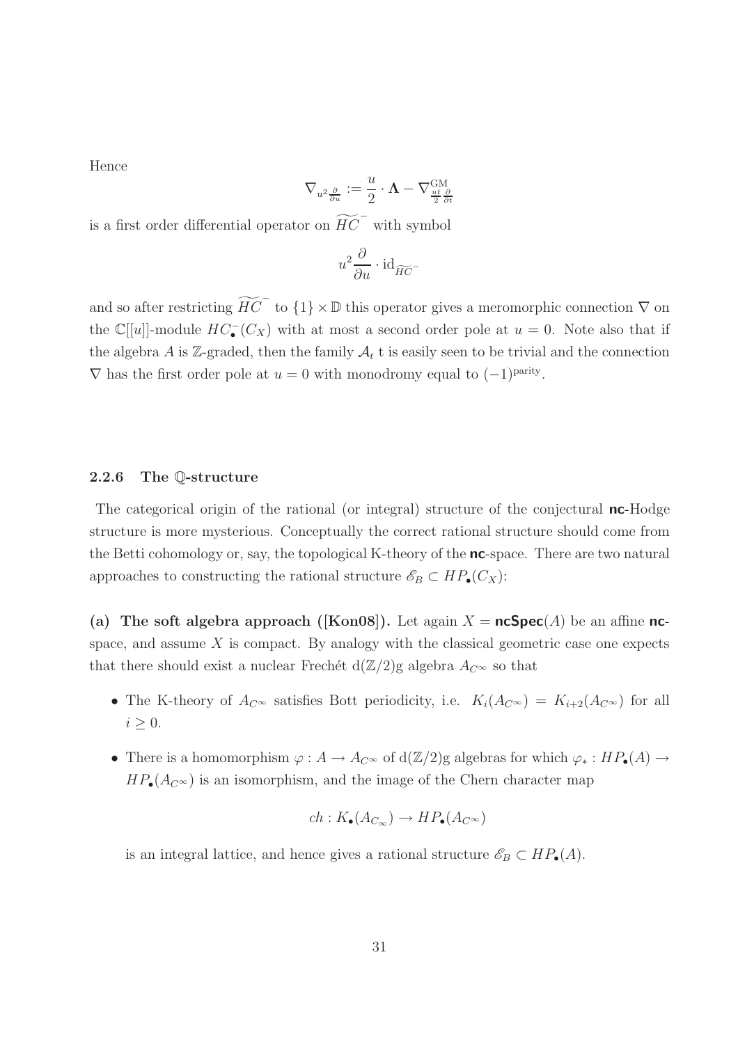Hence

$$\nabla_{u^2 \frac{\partial}{\partial u}} := \frac{u}{2} \cdot \mathbf{\Lambda} - \nabla^{\mathrm{GM}}_{\frac{ut}{2}\frac{\partial}{\partial t}}$$

is a first order differential operator on $\widetilde{HC}^{-}$ with symbol

$$u^2 \frac{\partial}{\partial u} \cdot \mathrm{id}_{\widetilde{HC}^{-}}$$

and so after restricting $\widetilde{HC}^{-}$ to $\{1\} \times \mathbb{D}$ this operator gives a meromorphic connection $\nabla$ on the $\mathbb{C}[[u]]$-module $HC^{-}_{\bullet}(C_X)$ with at most a second order pole at $u = 0$. Note also that if the algebra $A$ is $\mathbb{Z}$-graded, then the family $\mathcal{A}_t$ t is easily seen to be trivial and the connection $\nabla$ has the first order pole at $u = 0$ with monodromy equal to $(-1)^{\mathrm{parity}}$.

### 2.2.6 The $\mathbb{Q}$-structure

The categorical origin of the rational (or integral) structure of the conjectural **nc**-Hodge structure is more mysterious. Conceptually the correct rational structure should come from the Betti cohomology or, say, the topological K-theory of the **nc**-space. There are two natural approaches to constructing the rational structure $\mathscr{E}_B \subset HP_{\bullet}(C_X)$:

**(a) The soft algebra approach ([Kon08]).** Let again $X = \mathbf{ncSpec}(A)$ be an affine **nc**-space, and assume $X$ is compact. By analogy with the classical geometric case one expects that there should exist a nuclear Frechét d($\mathbb{Z}/2$)g algebra $A_{C^\infty}$ so that

- The K-theory of $A_{C^\infty}$ satisfies Bott periodicity, i.e. $K_i(A_{C^\infty}) = K_{i+2}(A_{C^\infty})$ for all $i \geq 0$.
- There is a homomorphism $\varphi : A \to A_{C^\infty}$ of d($\mathbb{Z}/2$)g algebras for which $\varphi_* : HP_{\bullet}(A) \to HP_{\bullet}(A_{C^\infty})$ is an isomorphism, and the image of the Chern character map

$$ch : K_{\bullet}(A_{C_\infty}) \to HP_{\bullet}(A_{C^\infty})$$

is an integral lattice, and hence gives a rational structure $\mathscr{E}_B \subset HP_{\bullet}(A)$.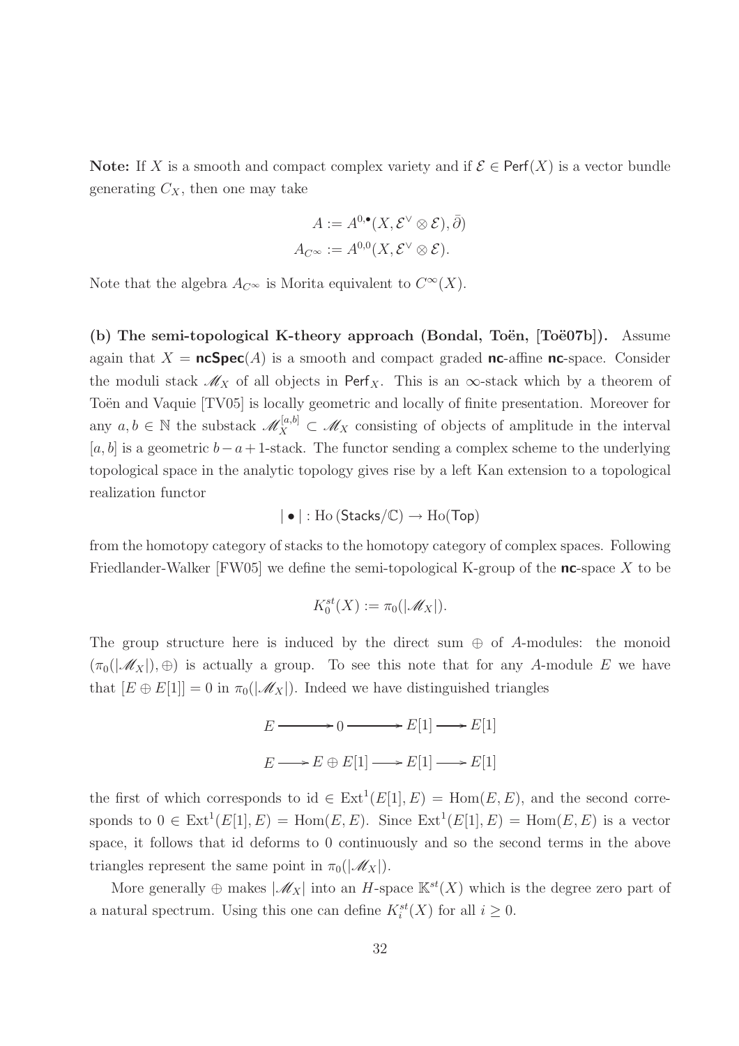**Note:** If $X$ is a smooth and compact complex variety and if $\mathcal{E} \in \mathsf{Perf}(X)$ is a vector bundle generating $C_X$, then one may take

$$A := A^{0,\bullet}(X, \mathcal{E}^\vee \otimes \mathcal{E}), \bar{\partial})$$
$$A_{C^\infty} := A^{0,0}(X, \mathcal{E}^\vee \otimes \mathcal{E}).$$

Note that the algebra $A_{C^\infty}$ is Morita equivalent to $C^\infty(X)$.

**(b) The semi-topological K-theory approach (Bondal, Toën, [Toë07b]).** Assume again that $X = \mathbf{ncSpec}(A)$ is a smooth and compact graded **nc**-affine **nc**-space. Consider the moduli stack $\mathscr{M}_X$ of all objects in $\mathsf{Perf}_X$. This is an $\infty$-stack which by a theorem of Toën and Vaquie [TV05] is locally geometric and locally of finite presentation. Moreover for any $a, b \in \mathbb{N}$ the substack $\mathscr{M}_X^{[a,b]} \subset \mathscr{M}_X$ consisting of objects of amplitude in the interval $[a, b]$ is a geometric $b - a + 1$-stack. The functor sending a complex scheme to the underlying topological space in the analytic topology gives rise by a left Kan extension to a topological realization functor

$$|\bullet| : \mathrm{Ho}\,(\mathsf{Stacks}/\mathbb{C}) \to \mathrm{Ho}(\mathsf{Top})$$

from the homotopy category of stacks to the homotopy category of complex spaces. Following Friedlander-Walker [FW05] we define the semi-topological K-group of the **nc**-space $X$ to be

$$K_0^{st}(X) := \pi_0(|\mathscr{M}_X|).$$

The group structure here is induced by the direct sum $\oplus$ of $A$-modules: the monoid $(\pi_0(|\mathscr{M}_X|), \oplus)$ is actually a group. To see this note that for any $A$-module $E$ we have that $[E \oplus E[1]] = 0$ in $\pi_0(|\mathscr{M}_X|)$. Indeed we have distinguished triangles

$$E \longrightarrow 0 \longrightarrow E[1] \longrightarrow E[1]$$
$$E \longrightarrow E \oplus E[1] \longrightarrow E[1] \longrightarrow E[1]$$

the first of which corresponds to $\mathrm{id} \in \mathrm{Ext}^1(E[1], E) = \mathrm{Hom}(E, E)$, and the second corresponds to $0 \in \mathrm{Ext}^1(E[1], E) = \mathrm{Hom}(E, E)$. Since $\mathrm{Ext}^1(E[1], E) = \mathrm{Hom}(E, E)$ is a vector space, it follows that id deforms to 0 continuously and so the second terms in the above triangles represent the same point in $\pi_0(|\mathscr{M}_X|)$.

More generally $\oplus$ makes $|\mathscr{M}_X|$ into an $H$-space $\mathbb{K}^{st}(X)$ which is the degree zero part of a natural spectrum. Using this one can define $K_i^{st}(X)$ for all $i \geq 0$.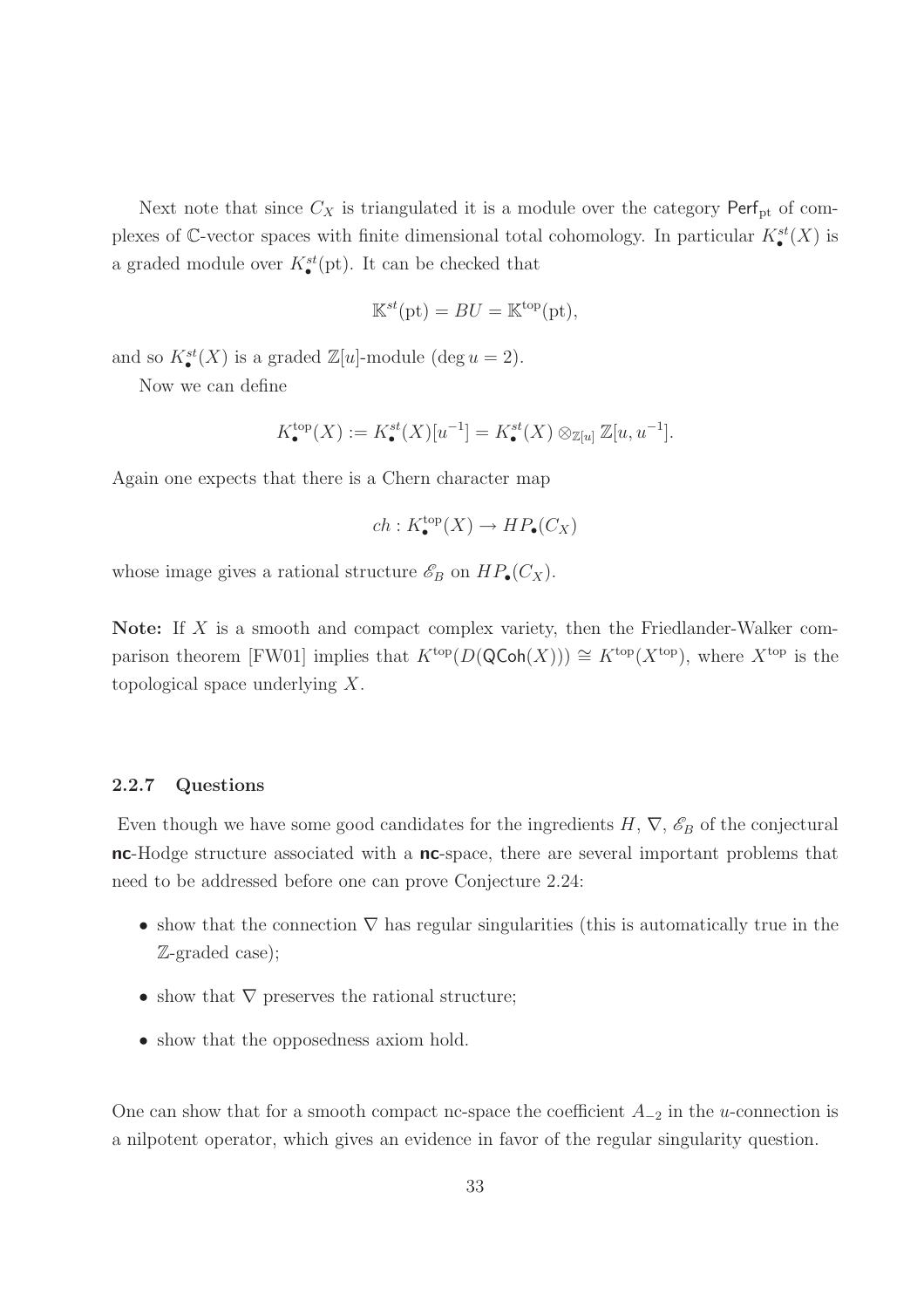Next note that since $C_X$ is triangulated it is a module over the category $\mathsf{Perf}_{\mathrm{pt}}$ of complexes of $\mathbb{C}$-vector spaces with finite dimensional total cohomology. In particular $K^{st}_\bullet(X)$ is a graded module over $K^{st}_\bullet(\mathrm{pt})$. It can be checked that

$$\mathbb{K}^{st}(\mathrm{pt}) = BU = \mathbb{K}^{\mathrm{top}}(\mathrm{pt}),$$

and so $K^{st}_\bullet(X)$ is a graded $\mathbb{Z}[u]$-module ($\deg u = 2$).

Now we can define

$$K^{\mathrm{top}}_\bullet(X) := K^{st}_\bullet(X)[u^{-1}] = K^{st}_\bullet(X) \otimes_{\mathbb{Z}[u]} \mathbb{Z}[u, u^{-1}].$$

Again one expects that there is a Chern character map

$$ch : K^{\mathrm{top}}_\bullet(X) \to HP_\bullet(C_X)$$

whose image gives a rational structure $\mathscr{E}_B$ on $HP_\bullet(C_X)$.

**Note:** If $X$ is a smooth and compact complex variety, then the Friedlander-Walker comparison theorem [FW01] implies that $K^{\mathrm{top}}(D(\mathsf{QCoh}(X))) \cong K^{\mathrm{top}}(X^{\mathrm{top}})$, where $X^{\mathrm{top}}$ is the topological space underlying $X$.

#### 2.2.7 Questions

Even though we have some good candidates for the ingredients $H$, $\nabla$, $\mathscr{E}_B$ of the conjectural **nc**-Hodge structure associated with a **nc**-space, there are several important problems that need to be addressed before one can prove Conjecture 2.24:

- show that the connection $\nabla$ has regular singularities (this is automatically true in the $\mathbb{Z}$-graded case);
- show that $\nabla$ preserves the rational structure;
- show that the opposedness axiom hold.

One can show that for a smooth compact nc-space the coefficient $A_{-2}$ in the $u$-connection is a nilpotent operator, which gives an evidence in favor of the regular singularity question.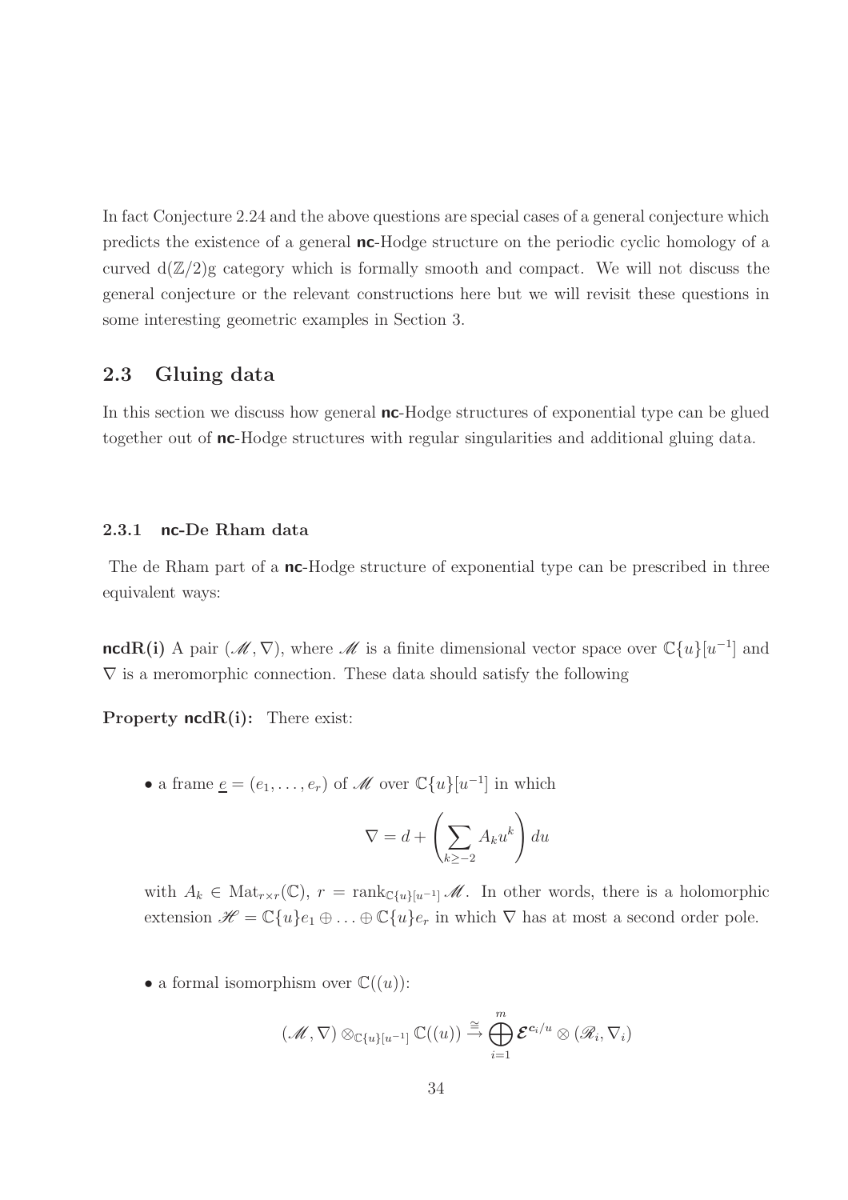In fact Conjecture 2.24 and the above questions are special cases of a general conjecture which predicts the existence of a general **nc**-Hodge structure on the periodic cyclic homology of a curved $\mathrm{d}(\mathbb{Z}/2)\mathrm{g}$ category which is formally smooth and compact. We will not discuss the general conjecture or the relevant constructions here but we will revisit these questions in some interesting geometric examples in Section 3.

## 2.3 Gluing data

In this section we discuss how general **nc**-Hodge structures of exponential type can be glued together out of **nc**-Hodge structures with regular singularities and additional gluing data.

### 2.3.1 nc-De Rham data

The de Rham part of a **nc**-Hodge structure of exponential type can be prescribed in three equivalent ways:

**ncdR(i)** A pair $(\mathscr{M}, \nabla)$, where $\mathscr{M}$ is a finite dimensional vector space over $\mathbb{C}\{u\}[u^{-1}]$ and $\nabla$ is a meromorphic connection. These data should satisfy the following

**Property ncdR(i):** There exist:

- a frame $\underline{e} = (e_1, \ldots, e_r)$ of $\mathscr{M}$ over $\mathbb{C}\{u\}[u^{-1}]$ in which

$$\nabla = d + \left( \sum_{k \geq -2} A_k u^k \right) du$$

with $A_k \in \mathrm{Mat}_{r \times r}(\mathbb{C})$, $r = \mathrm{rank}_{\mathbb{C}\{u\}[u^{-1}]} \mathscr{M}$. In other words, there is a holomorphic extension $\mathscr{H} = \mathbb{C}\{u\}e_1 \oplus \ldots \oplus \mathbb{C}\{u\}e_r$ in which $\nabla$ has at most a second order pole.

- a formal isomorphism over $\mathbb{C}((u))$:

$$(\mathscr{M}, \nabla) \otimes_{\mathbb{C}\{u\}[u^{-1}]} \mathbb{C}((u)) \overset{\cong}{\to} \bigoplus_{i=1}^{m} \boldsymbol{\mathcal{E}}^{\boldsymbol{c}_i/u} \otimes (\mathscr{R}_i, \nabla_i)$$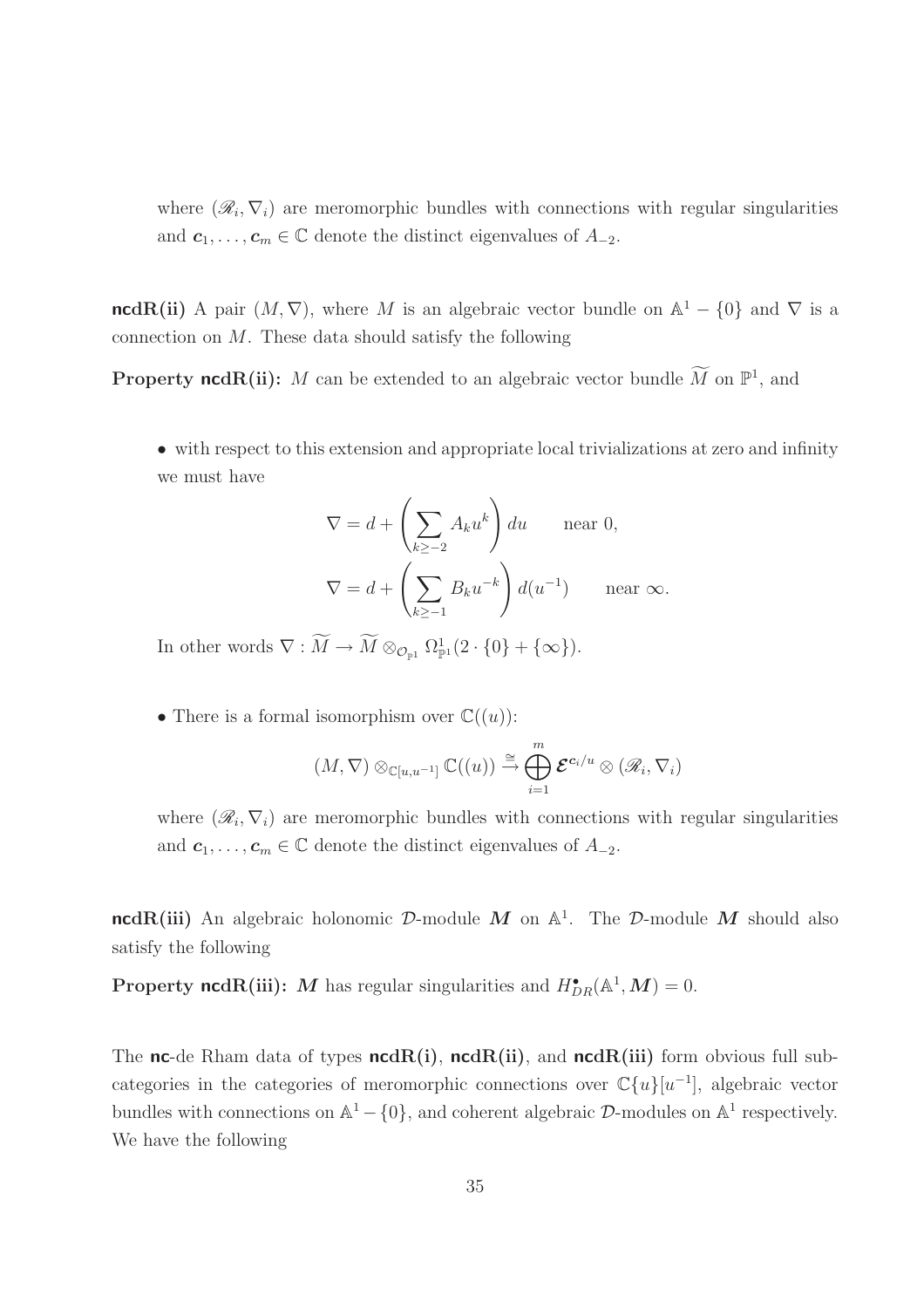where $(\mathscr{R}_i, \nabla_i)$ are meromorphic bundles with connections with regular singularities and $\boldsymbol{c}_1, \ldots, \boldsymbol{c}_m \in \mathbb{C}$ denote the distinct eigenvalues of $A_{-2}$.

**ncdR(ii)** A pair $(M, \nabla)$, where $M$ is an algebraic vector bundle on $\mathbb{A}^1 - \{0\}$ and $\nabla$ is a connection on $M$. These data should satisfy the following

**Property ncdR(ii):** $M$ can be extended to an algebraic vector bundle $\widetilde{M}$ on $\mathbb{P}^1$, and

- with respect to this extension and appropriate local trivializations at zero and infinity we must have

$$\nabla = d + \left( \sum_{k \geq -2} A_k u^k \right) du \qquad \text{near } 0,$$
$$\nabla = d + \left( \sum_{k \geq -1} B_k u^{-k} \right) d(u^{-1}) \qquad \text{near } \infty.$$

In other words $\nabla : \widetilde{M} \to \widetilde{M} \otimes_{\mathcal{O}_{\mathbb{P}^1}} \Omega^1_{\mathbb{P}^1}(2 \cdot \{0\} + \{\infty\})$.

- There is a formal isomorphism over $\mathbb{C}((u))$:

$$(M, \nabla) \otimes_{\mathbb{C}[u,u^{-1}]} \mathbb{C}((u)) \xrightarrow{\cong} \bigoplus_{i=1}^{m} \boldsymbol{\mathcal{E}}^{\boldsymbol{c}_i/u} \otimes (\mathscr{R}_i, \nabla_i)$$

where $(\mathscr{R}_i, \nabla_i)$ are meromorphic bundles with connections with regular singularities and $\boldsymbol{c}_1, \ldots, \boldsymbol{c}_m \in \mathbb{C}$ denote the distinct eigenvalues of $A_{-2}$.

**ncdR(iii)** An algebraic holonomic $\mathcal{D}$-module $\boldsymbol{M}$ on $\mathbb{A}^1$. The $\mathcal{D}$-module $\boldsymbol{M}$ should also satisfy the following

**Property ncdR(iii):** $\boldsymbol{M}$ has regular singularities and $H^\bullet_{DR}(\mathbb{A}^1, \boldsymbol{M}) = 0$.

The **nc**-de Rham data of types **ncdR(i)**, **ncdR(ii)**, and **ncdR(iii)** form obvious full subcategories in the categories of meromorphic connections over $\mathbb{C}\{u\}[u^{-1}]$, algebraic vector bundles with connections on $\mathbb{A}^1 - \{0\}$, and coherent algebraic $\mathcal{D}$-modules on $\mathbb{A}^1$ respectively. We have the following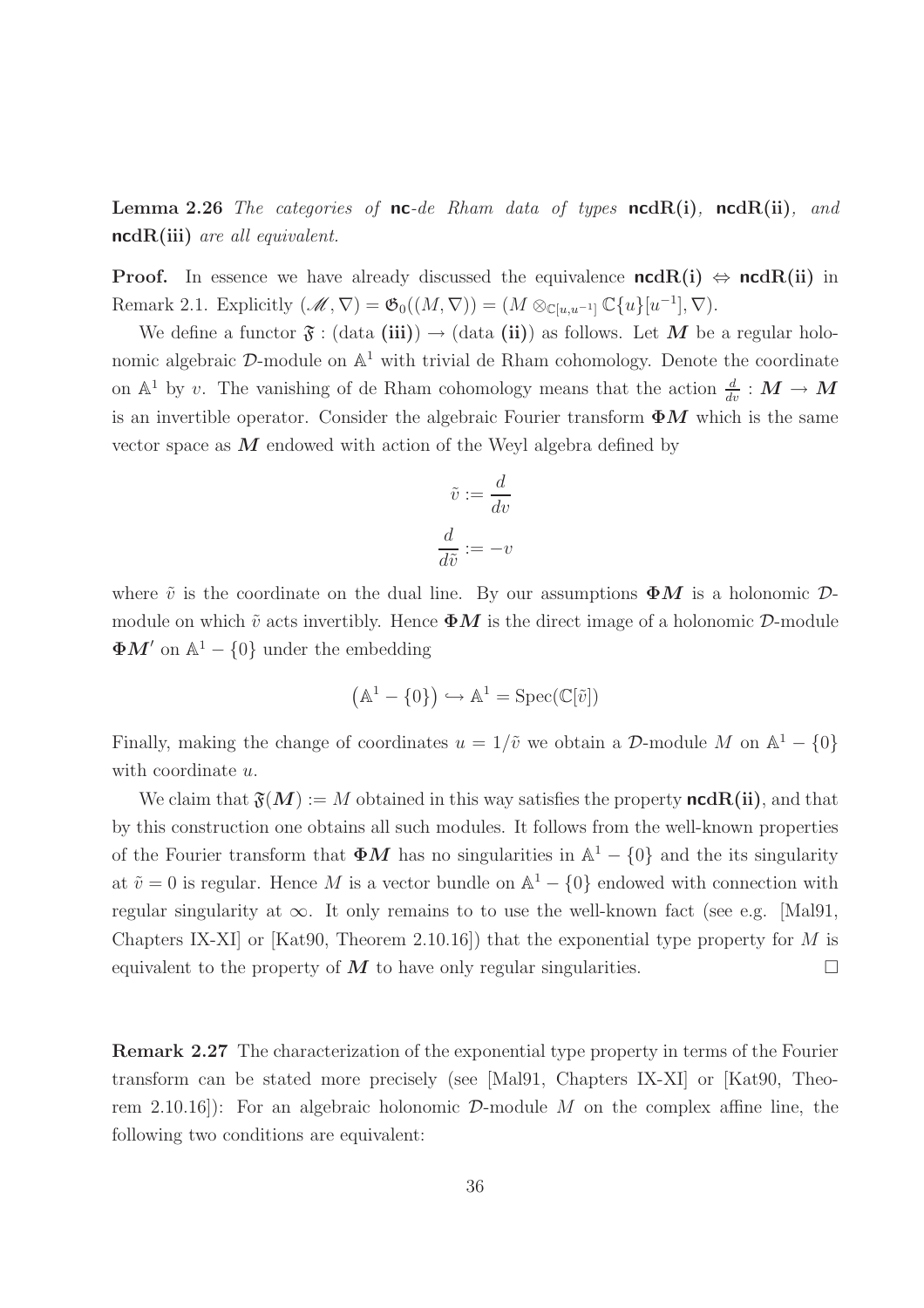**Lemma 2.26** *The categories of* **nc***-de Rham data of types* **ncdR(i)***,* **ncdR(ii)***, and* **ncdR(iii)** *are all equivalent.*

**Proof.** In essence we have already discussed the equivalence **ncdR(i)** $\Leftrightarrow$ **ncdR(ii)** in Remark 2.1. Explicitly $(\mathscr{M}, \nabla) = \mathfrak{G}_0((M, \nabla)) = (M \otimes_{\mathbb{C}[u,u^{-1}]} \mathbb{C}\{u\}[u^{-1}], \nabla)$.

We define a functor $\mathfrak{F}$ : (data **(iii)**) $\to$ (data **(ii)**) as follows. Let $\boldsymbol{M}$ be a regular holonomic algebraic $\mathcal{D}$-module on $\mathbb{A}^1$ with trivial de Rham cohomology. Denote the coordinate on $\mathbb{A}^1$ by $v$. The vanishing of de Rham cohomology means that the action $\frac{d}{dv} : \boldsymbol{M} \to \boldsymbol{M}$ is an invertible operator. Consider the algebraic Fourier transform $\boldsymbol{\Phi M}$ which is the same vector space as $\boldsymbol{M}$ endowed with action of the Weyl algebra defined by

$$\tilde{v} := \frac{d}{dv}$$

$$\frac{d}{d\tilde{v}} := -v$$

where $\tilde{v}$ is the coordinate on the dual line. By our assumptions $\boldsymbol{\Phi M}$ is a holonomic $\mathcal{D}$-module on which $\tilde{v}$ acts invertibly. Hence $\boldsymbol{\Phi M}$ is the direct image of a holonomic $\mathcal{D}$-module $\boldsymbol{\Phi M}'$ on $\mathbb{A}^1 - \{0\}$ under the embedding

$$\left(\mathbb{A}^1 - \{0\}\right) \hookrightarrow \mathbb{A}^1 = \mathrm{Spec}(\mathbb{C}[\tilde{v}])$$

Finally, making the change of coordinates $u = 1/\tilde{v}$ we obtain a $\mathcal{D}$-module $M$ on $\mathbb{A}^1 - \{0\}$ with coordinate $u$.

We claim that $\mathfrak{F}(\boldsymbol{M}) := M$ obtained in this way satisfies the property **ncdR(ii)**, and that by this construction one obtains all such modules. It follows from the well-known properties of the Fourier transform that $\boldsymbol{\Phi M}$ has no singularities in $\mathbb{A}^1 - \{0\}$ and the its singularity at $\tilde{v} = 0$ is regular. Hence $M$ is a vector bundle on $\mathbb{A}^1 - \{0\}$ endowed with connection with regular singularity at $\infty$. It only remains to to use the well-known fact (see e.g. [Mal91, Chapters IX-XI] or [Kat90, Theorem 2.10.16]) that the exponential type property for $M$ is equivalent to the property of $\boldsymbol{M}$ to have only regular singularities. $\square$

**Remark 2.27** The characterization of the exponential type property in terms of the Fourier transform can be stated more precisely (see [Mal91, Chapters IX-XI] or [Kat90, Theorem 2.10.16]): For an algebraic holonomic $\mathcal{D}$-module $M$ on the complex affine line, the following two conditions are equivalent: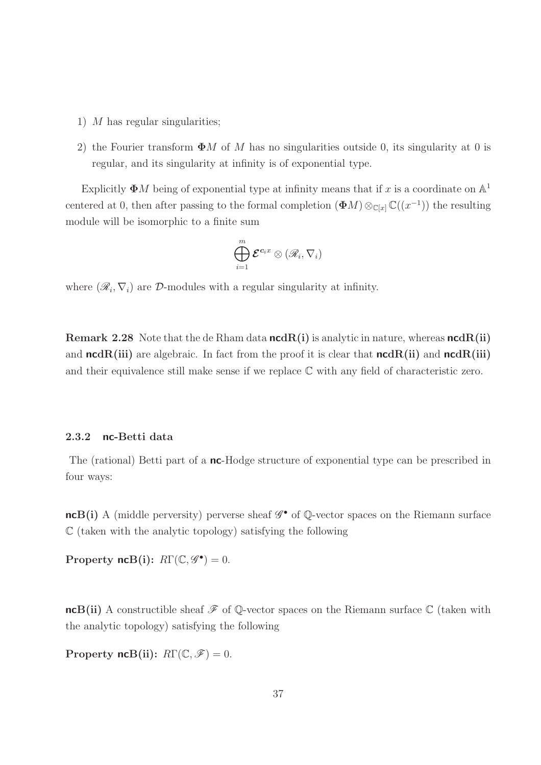1) $M$ has regular singularities;

2) the Fourier transform $\mathbf{\Phi}M$ of $M$ has no singularities outside 0, its singularity at 0 is regular, and its singularity at infinity is of exponential type.

Explicitly $\mathbf{\Phi}M$ being of exponential type at infinity means that if $x$ is a coordinate on $\mathbb{A}^1$ centered at 0, then after passing to the formal completion $(\mathbf{\Phi}M) \otimes_{\mathbb{C}[x]} \mathbb{C}((x^{-1}))$ the resulting module will be isomorphic to a finite sum

$$\bigoplus_{i=1}^{m} \boldsymbol{\mathcal{E}}^{c_i x} \otimes (\mathscr{R}_i, \nabla_i)$$

where $(\mathscr{R}_i, \nabla_i)$ are $\mathcal{D}$-modules with a regular singularity at infinity.

**Remark 2.28** Note that the de Rham data **ncdR(i)** is analytic in nature, whereas **ncdR(ii)** and **ncdR(iii)** are algebraic. In fact from the proof it is clear that **ncdR(ii)** and **ncdR(iii)** and their equivalence still make sense if we replace $\mathbb{C}$ with any field of characteristic zero.

### 2.3.2 nc-Betti data

The (rational) Betti part of a **nc**-Hodge structure of exponential type can be prescribed in four ways:

**ncB(i)** A (middle perversity) perverse sheaf $\mathscr{G}^\bullet$ of $\mathbb{Q}$-vector spaces on the Riemann surface $\mathbb{C}$ (taken with the analytic topology) satisfying the following

**Property ncB(i):** $R\Gamma(\mathbb{C}, \mathscr{G}^\bullet) = 0$.

**ncB(ii)** A constructible sheaf $\mathscr{F}$ of $\mathbb{Q}$-vector spaces on the Riemann surface $\mathbb{C}$ (taken with the analytic topology) satisfying the following

**Property ncB(ii):** $R\Gamma(\mathbb{C}, \mathscr{F}) = 0$.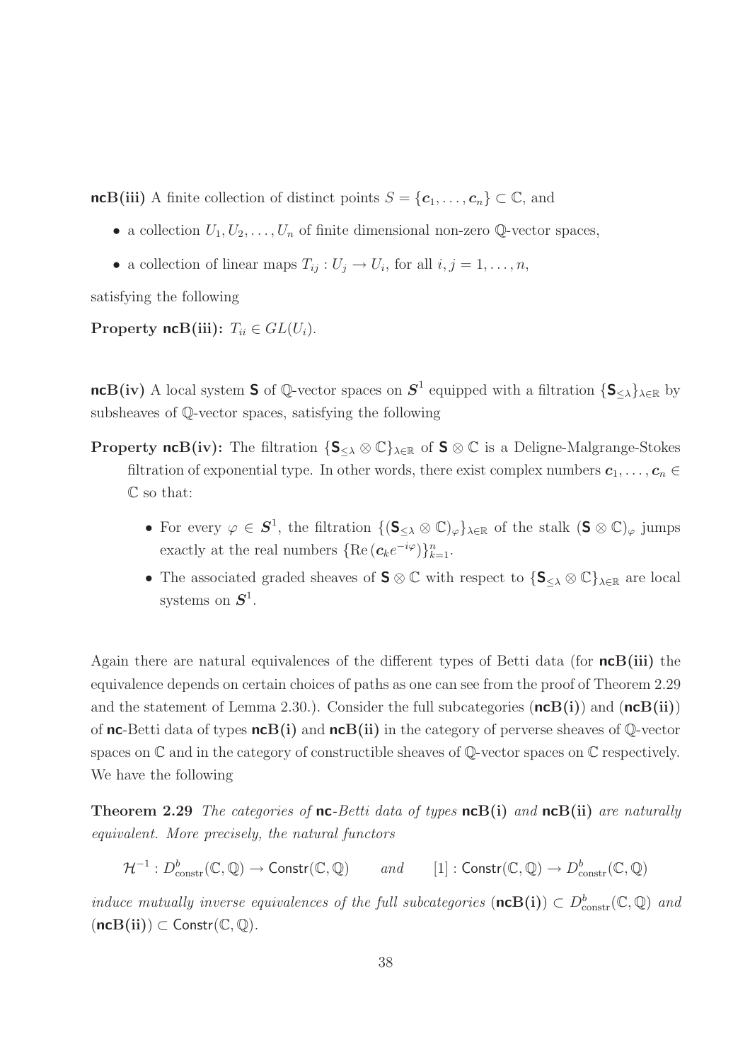**ncB(iii)** A finite collection of distinct points $S = \{\boldsymbol{c}_1, \ldots, \boldsymbol{c}_n\} \subset \mathbb{C}$, and

- a collection $U_1, U_2, \ldots, U_n$ of finite dimensional non-zero $\mathbb{Q}$-vector spaces,
- a collection of linear maps $T_{ij} : U_j \to U_i$, for all $i, j = 1, \ldots, n$,

satisfying the following

**Property ncB(iii):** $T_{ii} \in GL(U_i)$.

**ncB(iv)** A local system $\mathsf{S}$ of $\mathbb{Q}$-vector spaces on $\boldsymbol{S}^1$ equipped with a filtration $\{\mathsf{S}_{\leq\lambda}\}_{\lambda\in\mathbb{R}}$ by subsheaves of $\mathbb{Q}$-vector spaces, satisfying the following

**Property ncB(iv):** The filtration $\{\mathsf{S}_{\leq\lambda} \otimes \mathbb{C}\}_{\lambda\in\mathbb{R}}$ of $\mathsf{S} \otimes \mathbb{C}$ is a Deligne-Malgrange-Stokes filtration of exponential type. In other words, there exist complex numbers $\boldsymbol{c}_1, \ldots, \boldsymbol{c}_n \in \mathbb{C}$ so that:

- For every $\varphi \in \boldsymbol{S}^1$, the filtration $\{(\mathsf{S}_{\leq\lambda} \otimes \mathbb{C})_\varphi\}_{\lambda\in\mathbb{R}}$ of the stalk $(\mathsf{S} \otimes \mathbb{C})_\varphi$ jumps exactly at the real numbers $\{\mathrm{Re}\,(\boldsymbol{c}_k e^{-i\varphi})\}_{k=1}^n$.
- The associated graded sheaves of $\mathsf{S} \otimes \mathbb{C}$ with respect to $\{\mathsf{S}_{\leq\lambda} \otimes \mathbb{C}\}_{\lambda\in\mathbb{R}}$ are local systems on $\boldsymbol{S}^1$.

Again there are natural equivalences of the different types of Betti data (for **ncB(iii)** the equivalence depends on certain choices of paths as one can see from the proof of Theorem 2.29 and the statement of Lemma 2.30.). Consider the full subcategories (**ncB(i)**) and (**ncB(ii)**) of **nc**-Betti data of types **ncB(i)** and **ncB(ii)** in the category of perverse sheaves of $\mathbb{Q}$-vector spaces on $\mathbb{C}$ and in the category of constructible sheaves of $\mathbb{Q}$-vector spaces on $\mathbb{C}$ respectively. We have the following

**Theorem 2.29** *The categories of **nc**-Betti data of types **ncB(i)** and **ncB(ii)** are naturally equivalent. More precisely, the natural functors*

$$\mathcal{H}^{-1} : D^b_{\mathrm{constr}}(\mathbb{C}, \mathbb{Q}) \to \mathsf{Constr}(\mathbb{C}, \mathbb{Q}) \qquad \textit{and} \qquad [1] : \mathsf{Constr}(\mathbb{C}, \mathbb{Q}) \to D^b_{\mathrm{constr}}(\mathbb{C}, \mathbb{Q})$$

*induce mutually inverse equivalences of the full subcategories* $(\mathbf{ncB(i)}) \subset D^b_{\mathrm{constr}}(\mathbb{C}, \mathbb{Q})$ *and* $(\mathbf{ncB(ii)}) \subset \mathsf{Constr}(\mathbb{C}, \mathbb{Q})$.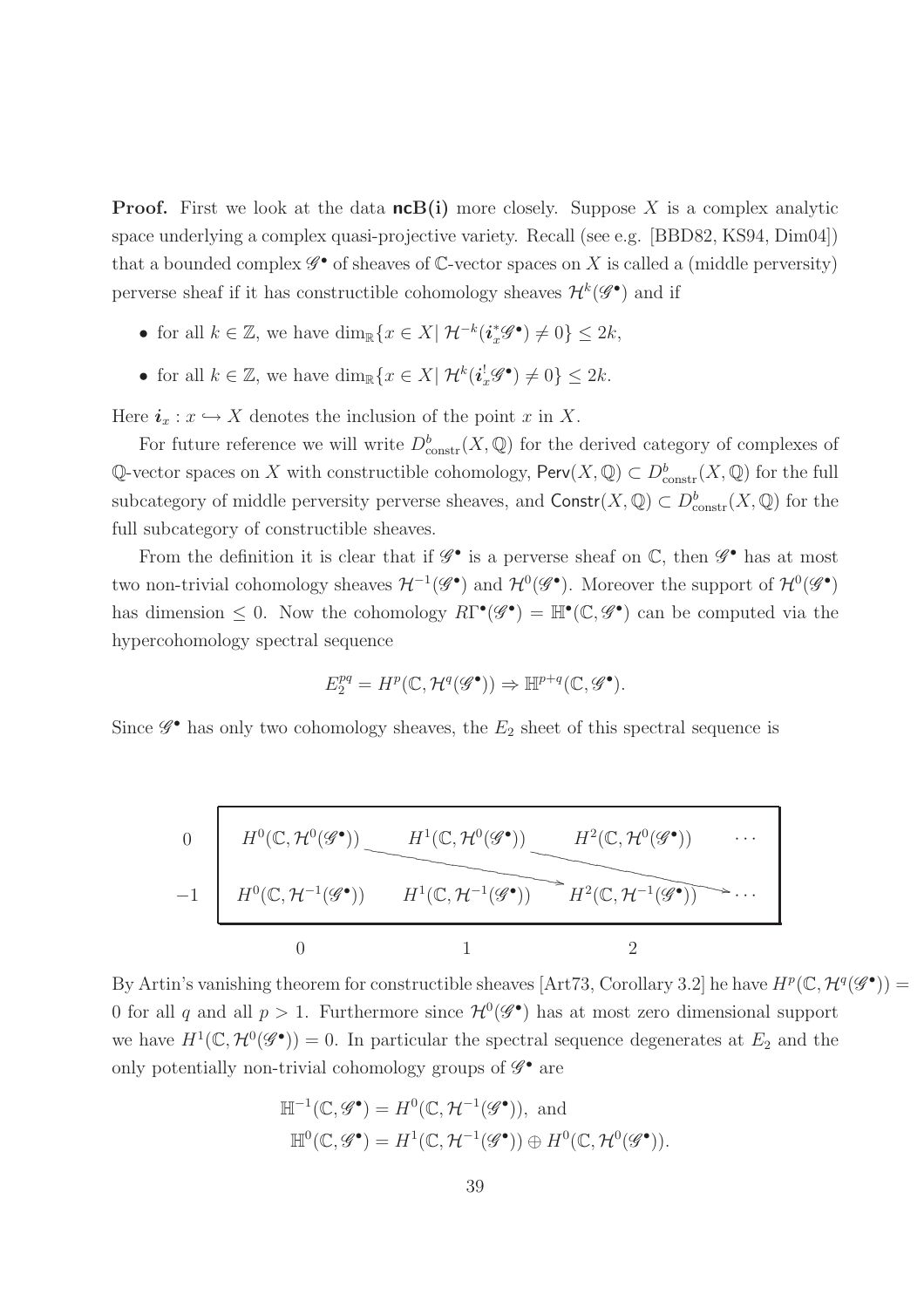**Proof.** First we look at the data **ncB(i)** more closely. Suppose $X$ is a complex analytic space underlying a complex quasi-projective variety. Recall (see e.g. [BBD82, KS94, Dim04]) that a bounded complex $\mathscr{G}^\bullet$ of sheaves of $\mathbb{C}$-vector spaces on $X$ is called a (middle perversity) perverse sheaf if it has constructible cohomology sheaves $\mathcal{H}^k(\mathscr{G}^\bullet)$ and if

- for all $k \in \mathbb{Z}$, we have $\dim_{\mathbb{R}}\{x \in X | \ \mathcal{H}^{-k}(\boldsymbol{i}_x^*\mathscr{G}^\bullet) \neq 0\} \leq 2k$,
- for all $k \in \mathbb{Z}$, we have $\dim_{\mathbb{R}}\{x \in X | \ \mathcal{H}^{k}(\boldsymbol{i}_x^!\mathscr{G}^\bullet) \neq 0\} \leq 2k$.

Here $\boldsymbol{i}_x : x \hookrightarrow X$ denotes the inclusion of the point $x$ in $X$.

For future reference we will write $D^b_{\mathrm{constr}}(X, \mathbb{Q})$ for the derived category of complexes of $\mathbb{Q}$-vector spaces on $X$ with constructible cohomology, $\mathsf{Perv}(X, \mathbb{Q}) \subset D^b_{\mathrm{constr}}(X, \mathbb{Q})$ for the full subcategory of middle perversity perverse sheaves, and $\mathsf{Constr}(X, \mathbb{Q}) \subset D^b_{\mathrm{constr}}(X, \mathbb{Q})$ for the full subcategory of constructible sheaves.

From the definition it is clear that if $\mathscr{G}^\bullet$ is a perverse sheaf on $\mathbb{C}$, then $\mathscr{G}^\bullet$ has at most two non-trivial cohomology sheaves $\mathcal{H}^{-1}(\mathscr{G}^\bullet)$ and $\mathcal{H}^0(\mathscr{G}^\bullet)$. Moreover the support of $\mathcal{H}^0(\mathscr{G}^\bullet)$ has dimension $\leq 0$. Now the cohomology $R\Gamma^\bullet(\mathscr{G}^\bullet) = \mathbb{H}^\bullet(\mathbb{C}, \mathscr{G}^\bullet)$ can be computed via the hypercohomology spectral sequence

$$E_2^{pq} = H^p(\mathbb{C}, \mathcal{H}^q(\mathscr{G}^\bullet)) \Rightarrow \mathbb{H}^{p+q}(\mathbb{C}, \mathscr{G}^\bullet).$$

Since $\mathscr{G}^\bullet$ has only two cohomology sheaves, the $E_2$ sheet of this spectral sequence is

$$\begin{array}{c|cccc}
0 & H^0(\mathbb{C}, \mathcal{H}^0(\mathscr{G}^\bullet)) & H^1(\mathbb{C}, \mathcal{H}^0(\mathscr{G}^\bullet)) & H^2(\mathbb{C}, \mathcal{H}^0(\mathscr{G}^\bullet)) & \cdots \\
-1 & H^0(\mathbb{C}, \mathcal{H}^{-1}(\mathscr{G}^\bullet)) & H^1(\mathbb{C}, \mathcal{H}^{-1}(\mathscr{G}^\bullet)) & H^2(\mathbb{C}, \mathcal{H}^{-1}(\mathscr{G}^\bullet)) & \cdots \\
\hline
 & 0 & 1 & 2 &
\end{array}$$

By Artin's vanishing theorem for constructible sheaves [Art73, Corollary 3.2] he have $H^p(\mathbb{C}, \mathcal{H}^q(\mathscr{G}^\bullet)) = 0$ for all $q$ and all $p > 1$. Furthermore since $\mathcal{H}^0(\mathscr{G}^\bullet)$ has at most zero dimensional support we have $H^1(\mathbb{C}, \mathcal{H}^0(\mathscr{G}^\bullet)) = 0$. In particular the spectral sequence degenerates at $E_2$ and the only potentially non-trivial cohomology groups of $\mathscr{G}^\bullet$ are

$$\begin{aligned}
\mathbb{H}^{-1}(\mathbb{C}, \mathscr{G}^\bullet) &= H^0(\mathbb{C}, \mathcal{H}^{-1}(\mathscr{G}^\bullet)), \text{ and} \\
\mathbb{H}^{0}(\mathbb{C}, \mathscr{G}^\bullet) &= H^1(\mathbb{C}, \mathcal{H}^{-1}(\mathscr{G}^\bullet)) \oplus H^0(\mathbb{C}, \mathcal{H}^{0}(\mathscr{G}^\bullet)).
\end{aligned}$$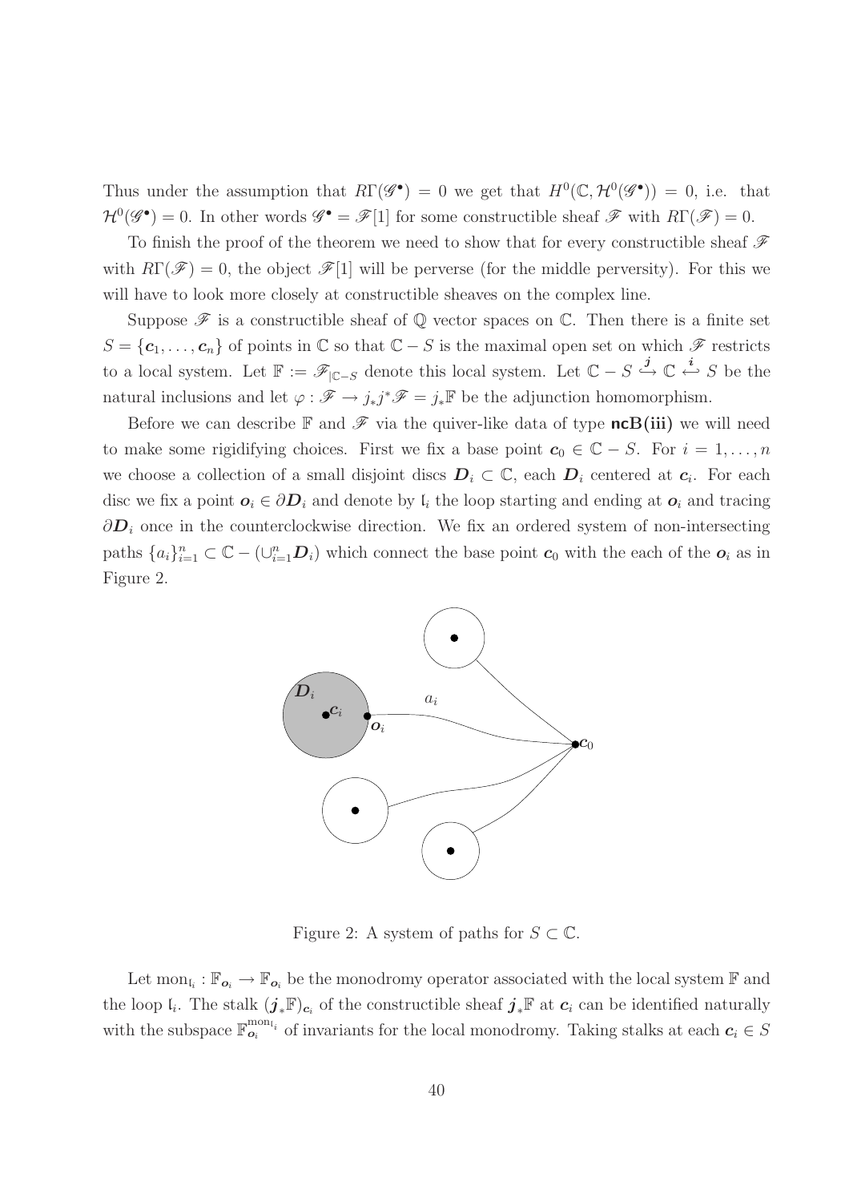Thus under the assumption that $R\Gamma(\mathscr{G}^\bullet) = 0$ we get that $H^0(\mathbb{C}, \mathcal{H}^0(\mathscr{G}^\bullet)) = 0$, i.e. that $\mathcal{H}^0(\mathscr{G}^\bullet) = 0$. In other words $\mathscr{G}^\bullet = \mathscr{F}[1]$ for some constructible sheaf $\mathscr{F}$ with $R\Gamma(\mathscr{F}) = 0$.

To finish the proof of the theorem we need to show that for every constructible sheaf $\mathscr{F}$ with $R\Gamma(\mathscr{F}) = 0$, the object $\mathscr{F}[1]$ will be perverse (for the middle perversity). For this we will have to look more closely at constructible sheaves on the complex line.

Suppose $\mathscr{F}$ is a constructible sheaf of $\mathbb{Q}$ vector spaces on $\mathbb{C}$. Then there is a finite set $S = \{\boldsymbol{c}_1, \ldots, \boldsymbol{c}_n\}$ of points in $\mathbb{C}$ so that $\mathbb{C} - S$ is the maximal open set on which $\mathscr{F}$ restricts to a local system. Let $\mathbb{F} := \mathscr{F}_{|\mathbb{C}-S}$ denote this local system. Let $\mathbb{C} - S \overset{\boldsymbol{j}}{\hookrightarrow} \mathbb{C} \overset{\boldsymbol{i}}{\hookleftarrow} S$ be the natural inclusions and let $\varphi : \mathscr{F} \to j_* j^* \mathscr{F} = j_* \mathbb{F}$ be the adjunction homomorphism.

Before we can describe $\mathbb{F}$ and $\mathscr{F}$ via the quiver-like data of type **ncB(iii)** we will need to make some rigidifying choices. First we fix a base point $\boldsymbol{c}_0 \in \mathbb{C} - S$. For $i = 1, \ldots, n$ we choose a collection of a small disjoint discs $\boldsymbol{D}_i \subset \mathbb{C}$, each $\boldsymbol{D}_i$ centered at $\boldsymbol{c}_i$. For each disc we fix a point $\boldsymbol{o}_i \in \partial \boldsymbol{D}_i$ and denote by $\mathfrak{l}_i$ the loop starting and ending at $\boldsymbol{o}_i$ and tracing $\partial \boldsymbol{D}_i$ once in the counterclockwise direction. We fix an ordered system of non-intersecting paths $\{a_i\}_{i=1}^n \subset \mathbb{C} - (\cup_{i=1}^n \boldsymbol{D}_i)$ which connect the base point $\boldsymbol{c}_0$ with the each of the $\boldsymbol{o}_i$ as in Figure 2.

Figure 2: A system of paths for $S \subset \mathbb{C}$.

Let $\mathrm{mon}_{\mathfrak{l}_i} : \mathbb{F}_{\boldsymbol{o}_i} \to \mathbb{F}_{\boldsymbol{o}_i}$ be the monodromy operator associated with the local system $\mathbb{F}$ and the loop $\mathfrak{l}_i$. The stalk $(\boldsymbol{j}_*\mathbb{F})_{\boldsymbol{c}_i}$ of the constructible sheaf $\boldsymbol{j}_*\mathbb{F}$ at $\boldsymbol{c}_i$ can be identified naturally with the subspace $\mathbb{F}_{\boldsymbol{o}_i}^{\mathrm{mon}_{\mathfrak{l}_i}}$ of invariants for the local monodromy. Taking stalks at each $\boldsymbol{c}_i \in S$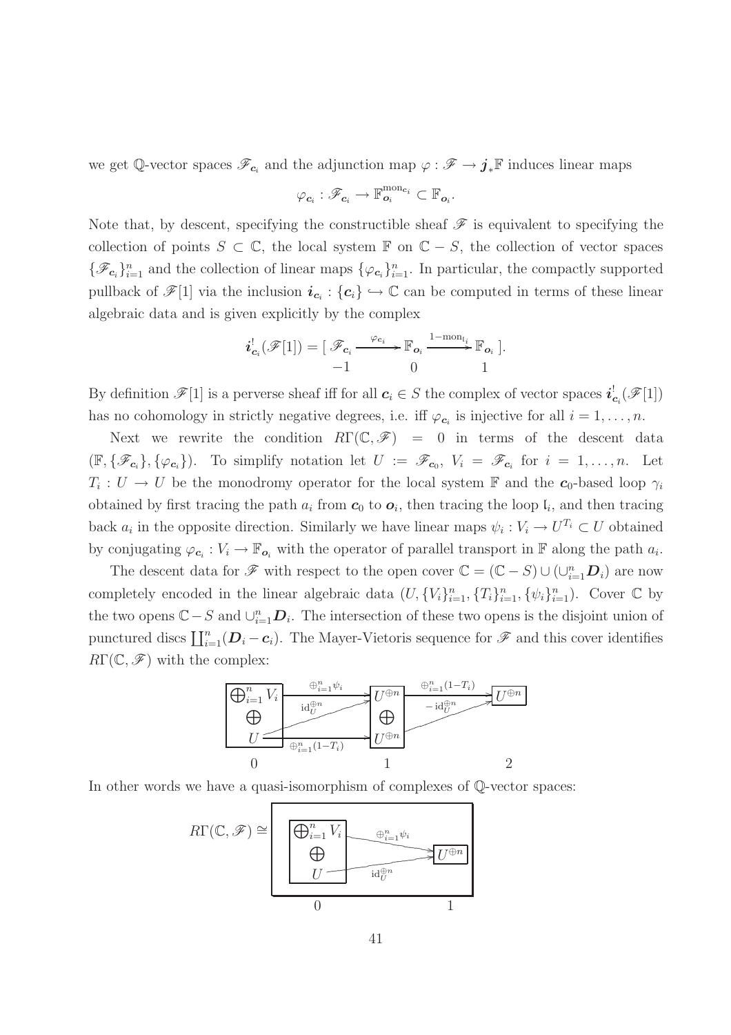we get $\mathbb{Q}$-vector spaces $\mathscr{F}_{\boldsymbol{c}_i}$ and the adjunction map $\varphi : \mathscr{F} \to \boldsymbol{j}_*\mathbb{F}$ induces linear maps

$$\varphi_{\boldsymbol{c}_i} : \mathscr{F}_{\boldsymbol{c}_i} \to \mathbb{F}_{\boldsymbol{o}_i}^{\mathrm{mon}_{\boldsymbol{c}_i}} \subset \mathbb{F}_{\boldsymbol{o}_i}.$$

Note that, by descent, specifying the constructible sheaf $\mathscr{F}$ is equivalent to specifying the collection of points $S \subset \mathbb{C}$, the local system $\mathbb{F}$ on $\mathbb{C} - S$, the collection of vector spaces $\{\mathscr{F}_{\boldsymbol{c}_i}\}_{i=1}^n$ and the collection of linear maps $\{\varphi_{\boldsymbol{c}_i}\}_{i=1}^n$. In particular, the compactly supported pullback of $\mathscr{F}[1]$ via the inclusion $\boldsymbol{i}_{\boldsymbol{c}_i} : \{\boldsymbol{c}_i\} \hookrightarrow \mathbb{C}$ can be computed in terms of these linear algebraic data and is given explicitly by the complex

$$\boldsymbol{i}_{\boldsymbol{c}_i}^!(\mathscr{F}[1]) = [\underset{-1}{\mathscr{F}_{\boldsymbol{c}_i}} \xrightarrow{\varphi_{\boldsymbol{c}_i}} \underset{0}{\mathbb{F}_{\boldsymbol{o}_i}} \xrightarrow{1-\mathrm{mon}_{\mathfrak{l}_i}} \underset{1}{\mathbb{F}_{\boldsymbol{o}_i}}].$$

By definition $\mathscr{F}[1]$ is a perverse sheaf iff for all $\boldsymbol{c}_i \in S$ the complex of vector spaces $\boldsymbol{i}_{\boldsymbol{c}_i}^!(\mathscr{F}[1])$ has no cohomology in strictly negative degrees, i.e. iff $\varphi_{\boldsymbol{c}_i}$ is injective for all $i = 1, \ldots, n$.

Next we rewrite the condition $R\Gamma(\mathbb{C}, \mathscr{F}) = 0$ in terms of the descent data $(\mathbb{F}, \{\mathscr{F}_{\boldsymbol{c}_i}\}, \{\varphi_{\boldsymbol{c}_i}\})$. To simplify notation let $U := \mathscr{F}_{\boldsymbol{c}_0}$, $V_i = \mathscr{F}_{\boldsymbol{c}_i}$ for $i = 1, \ldots, n$. Let $T_i : U \to U$ be the monodromy operator for the local system $\mathbb{F}$ and the $\boldsymbol{c}_0$-based loop $\gamma_i$ obtained by first tracing the path $a_i$ from $\boldsymbol{c}_0$ to $\boldsymbol{o}_i$, then tracing the loop $\mathfrak{l}_i$, and then tracing back $a_i$ in the opposite direction. Similarly we have linear maps $\psi_i : V_i \to U^{T_i} \subset U$ obtained by conjugating $\varphi_{\boldsymbol{c}_i} : V_i \to \mathbb{F}_{\boldsymbol{o}_i}$ with the operator of parallel transport in $\mathbb{F}$ along the path $a_i$.

The descent data for $\mathscr{F}$ with respect to the open cover $\mathbb{C} = (\mathbb{C} - S) \cup (\cup_{i=1}^n \boldsymbol{D}_i)$ are now completely encoded in the linear algebraic data $(U, \{V_i\}_{i=1}^n, \{T_i\}_{i=1}^n, \{\psi_i\}_{i=1}^n)$. Cover $\mathbb{C}$ by the two opens $\mathbb{C} - S$ and $\cup_{i=1}^n \boldsymbol{D}_i$. The intersection of these two opens is the disjoint union of punctured discs $\coprod_{i=1}^n (\boldsymbol{D}_i - \boldsymbol{c}_i)$. The Mayer-Vietoris sequence for $\mathscr{F}$ and this cover identifies $R\Gamma(\mathbb{C}, \mathscr{F})$ with the complex:

$$\underset{0}{\left[\begin{array}{c}\bigoplus_{i=1}^n V_i \\ \oplus \\ U\end{array}\right]} \longrightarrow \underset{1}{\left[\begin{array}{c} U^{\oplus n} \\ \oplus \\ U^{\oplus n}\end{array}\right]} \longrightarrow \underset{2}{U^{\oplus n}}$$

with components $\oplus_{i=1}^n \psi_i : \bigoplus_{i=1}^n V_i \to U^{\oplus n}$ (top), $\mathrm{id}_U^{\oplus n} : U \to U^{\oplus n}$ (top), $\oplus_{i=1}^n (1-T_i) : U \to U^{\oplus n}$ (bottom), $\oplus_{i=1}^n (1-T_i) : U^{\oplus n} \to U^{\oplus n}$ (from top), and $-\mathrm{id}_U^{\oplus n} : U^{\oplus n} \to U^{\oplus n}$ (from bottom).

In other words we have a quasi-isomorphism of complexes of $\mathbb{Q}$-vector spaces:

$$R\Gamma(\mathbb{C}, \mathscr{F}) \cong \left[\ \underset{0}{\left[\begin{array}{c}\bigoplus_{i=1}^n V_i \\ \oplus \\ U\end{array}\right]} \xrightarrow{\ \oplus_{i=1}^n \psi_i \ +\ \mathrm{id}_U^{\oplus n}\ } \underset{1}{U^{\oplus n}}\ \right]$$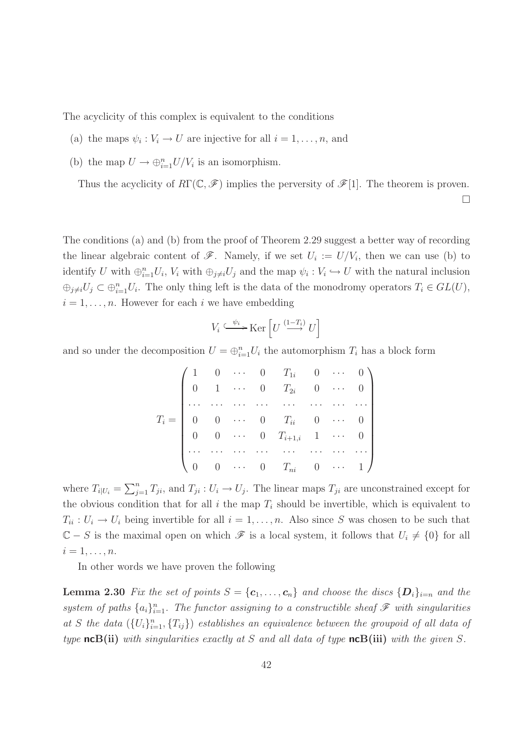The acyclicity of this complex is equivalent to the conditions

(a) the maps $\psi_i : V_i \to U$ are injective for all $i = 1, \ldots, n$, and

(b) the map $U \to \oplus_{i=1}^n U/V_i$ is an isomorphism.

Thus the acyclicity of $R\Gamma(\mathbb{C}, \mathscr{F})$ implies the perversity of $\mathscr{F}[1]$. The theorem is proven. □

The conditions (a) and (b) from the proof of Theorem 2.29 suggest a better way of recording the linear algebraic content of $\mathscr{F}$. Namely, if we set $U_i := U/V_i$, then we can use (b) to identify $U$ with $\oplus_{i=1}^n U_i$, $V_i$ with $\oplus_{j\neq i} U_j$ and the map $\psi_i : V_i \hookrightarrow U$ with the natural inclusion $\oplus_{j\neq i} U_j \subset \oplus_{i=1}^n U_i$. The only thing left is the data of the monodromy operators $T_i \in GL(U)$, $i = 1, \ldots, n$. However for each $i$ we have embedding

$$V_i \overset{\psi_i}{\hookrightarrow} \operatorname{Ker}\left[U \overset{(1-T_i)}{\longrightarrow} U\right]$$

and so under the decomposition $U = \oplus_{i=1}^n U_i$ the automorphism $T_i$ has a block form

$$T_i = \begin{pmatrix} 1 & 0 & \cdots & 0 & T_{1i} & 0 & \cdots & 0 \\ 0 & 1 & \cdots & 0 & T_{2i} & 0 & \cdots & 0 \\ \cdots & \cdots & \cdots & \cdots & \cdots & \cdots & \cdots & \cdots \\ 0 & 0 & \cdots & 0 & T_{ii} & 0 & \cdots & 0 \\ 0 & 0 & \cdots & 0 & T_{i+1,i} & 1 & \cdots & 0 \\ \cdots & \cdots & \cdots & \cdots & \cdots & \cdots & \cdots & \cdots \\ 0 & 0 & \cdots & 0 & T_{ni} & 0 & \cdots & 1 \end{pmatrix}$$

where $T_{i|U_i} = \sum_{j=1}^n T_{ji}$, and $T_{ji} : U_i \to U_j$. The linear maps $T_{ji}$ are unconstrained except for the obvious condition that for all $i$ the map $T_i$ should be invertible, which is equivalent to $T_{ii} : U_i \to U_i$ being invertible for all $i = 1, \ldots, n$. Also since $S$ was chosen to be such that $\mathbb{C} - S$ is the maximal open on which $\mathscr{F}$ is a local system, it follows that $U_i \neq \{0\}$ for all $i = 1, \ldots, n$.

In other words we have proven the following

**Lemma 2.30** *Fix the set of points $S = \{\boldsymbol{c}_1, \ldots, \boldsymbol{c}_n\}$ and choose the discs $\{\boldsymbol{D}_i\}_{i=n}$ and the system of paths $\{a_i\}_{i=1}^n$. The functor assigning to a constructible sheaf $\mathscr{F}$ with singularities at $S$ the data $(\{U_i\}_{i=1}^n, \{T_{ij}\})$ establishes an equivalence between the groupoid of all data of type* **ncB(ii)** *with singularities exactly at $S$ and all data of type* **ncB(iii)** *with the given $S$.*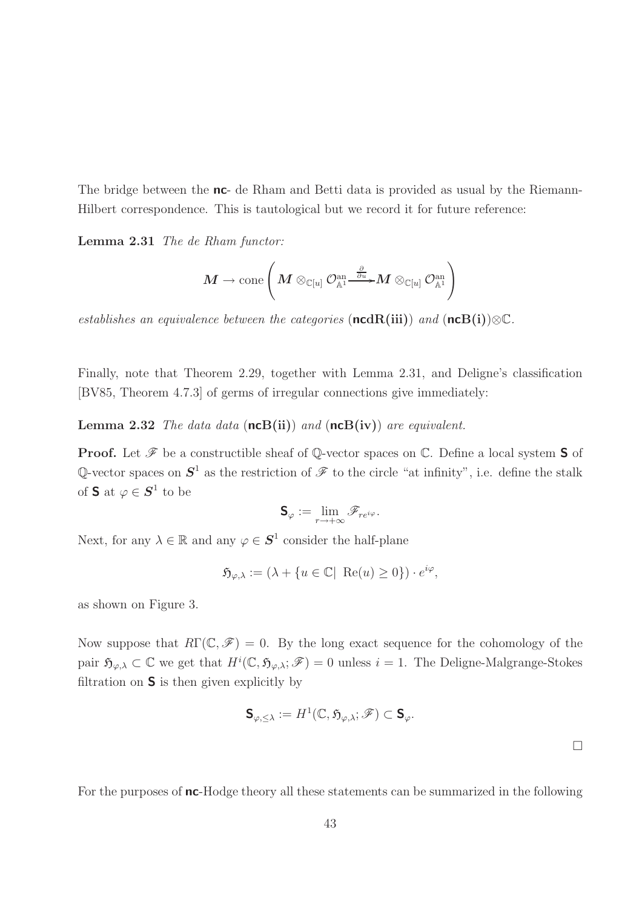The bridge between the **nc**- de Rham and Betti data is provided as usual by the Riemann-Hilbert correspondence. This is tautological but we record it for future reference:

**Lemma 2.31** *The de Rham functor:*

$$\boldsymbol{M} \to \operatorname{cone}\left( \boldsymbol{M} \otimes_{\mathbb{C}[u]} \mathcal{O}^{\mathrm{an}}_{\mathbb{A}^1} \xrightarrow{\frac{\partial}{\partial u}} \boldsymbol{M} \otimes_{\mathbb{C}[u]} \mathcal{O}^{\mathrm{an}}_{\mathbb{A}^1} \right)$$

*establishes an equivalence between the categories* (**ncdR(iii)**) *and* (**ncB(i)**)$\otimes\mathbb{C}$.

Finally, note that Theorem 2.29, together with Lemma 2.31, and Deligne's classification [BV85, Theorem 4.7.3] of germs of irregular connections give immediately:

**Lemma 2.32** *The data data* (**ncB(ii)**) *and* (**ncB(iv)**) *are equivalent.*

**Proof.** Let $\mathscr{F}$ be a constructible sheaf of $\mathbb{Q}$-vector spaces on $\mathbb{C}$. Define a local system $\mathsf{S}$ of $\mathbb{Q}$-vector spaces on $\boldsymbol{S}^1$ as the restriction of $\mathscr{F}$ to the circle "at infinity", i.e. define the stalk of $\mathsf{S}$ at $\varphi \in \boldsymbol{S}^1$ to be

$$\mathsf{S}_\varphi := \lim_{r \to +\infty} \mathscr{F}_{re^{i\varphi}}.$$

Next, for any $\lambda \in \mathbb{R}$ and any $\varphi \in \boldsymbol{S}^1$ consider the half-plane

$$\mathfrak{H}_{\varphi,\lambda} := (\lambda + \{u \in \mathbb{C} | \ \mathrm{Re}(u) \geq 0\}) \cdot e^{i\varphi},$$

as shown on Figure 3.

Now suppose that $R\Gamma(\mathbb{C}, \mathscr{F}) = 0$. By the long exact sequence for the cohomology of the pair $\mathfrak{H}_{\varphi,\lambda} \subset \mathbb{C}$ we get that $H^i(\mathbb{C}, \mathfrak{H}_{\varphi,\lambda}; \mathscr{F}) = 0$ unless $i = 1$. The Deligne-Malgrange-Stokes filtration on $\mathsf{S}$ is then given explicitly by

$$\mathsf{S}_{\varphi,\leq\lambda} := H^1(\mathbb{C}, \mathfrak{H}_{\varphi,\lambda}; \mathscr{F}) \subset \mathsf{S}_\varphi.$$

$\square$

For the purposes of **nc**-Hodge theory all these statements can be summarized in the following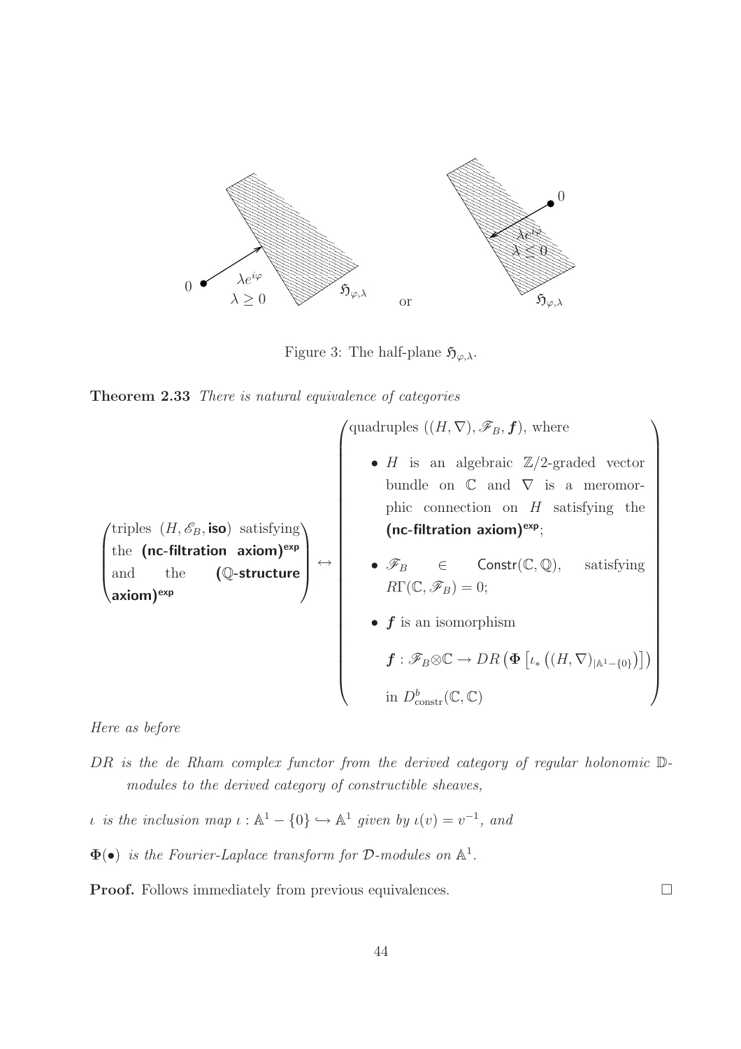Figure 3: The half-plane $\mathfrak{H}_{\varphi,\lambda}$.

**Theorem 2.33** *There is natural equivalence of categories*

$$\begin{pmatrix} \text{triples } (H, \mathscr{E}_B, \textsf{\textbf{iso}}) \text{ satisfying} \\ \text{the } \textsf{\textbf{(nc-filtration axiom)}}^{\textsf{\textbf{exp}}} \\ \text{and the } \textsf{\textbf{(}}\mathbb{Q}\textsf{\textbf{-structure}} \\ \textsf{\textbf{axiom)}}^{\textsf{\textbf{exp}}} \end{pmatrix} \leftrightarrow \begin{pmatrix} \text{quadruples } ((H, \nabla), \mathscr{F}_B, \boldsymbol{f}), \text{ where} \\ \bullet\ H \text{ is an algebraic } \mathbb{Z}/2\text{-graded vector bundle on } \mathbb{C} \text{ and } \nabla \text{ is a meromorphic connection on } H \text{ satisfying the } \textsf{\textbf{(nc-filtration axiom)}}^{\textsf{\textbf{exp}}}; \\ \bullet\ \mathscr{F}_B \in \mathsf{Constr}(\mathbb{C}, \mathbb{Q}), \text{ satisfying } R\Gamma(\mathbb{C}, \mathscr{F}_B) = 0; \\ \bullet\ \boldsymbol{f} \text{ is an isomorphism} \\ \boldsymbol{f} : \mathscr{F}_B \otimes \mathbb{C} \to DR\left(\mathbf{\Phi}\left[\iota_*\left((H, \nabla)_{|\mathbb{A}^1 - \{0\}}\right)\right]\right) \\ \text{in } D^b_{\text{constr}}(\mathbb{C}, \mathbb{C}) \end{pmatrix}$$

*Here as before*

*$DR$ is the de Rham complex functor from the derived category of regular holonomic $\mathbb{D}$-modules to the derived category of constructible sheaves,*

*$\iota$ is the inclusion map $\iota : \mathbb{A}^1 - \{0\} \hookrightarrow \mathbb{A}^1$ given by $\iota(v) = v^{-1}$, and*

*$\mathbf{\Phi}(\bullet)$ is the Fourier-Laplace transform for $\mathcal{D}$-modules on $\mathbb{A}^1$.*

**Proof.** Follows immediately from previous equivalences. $\square$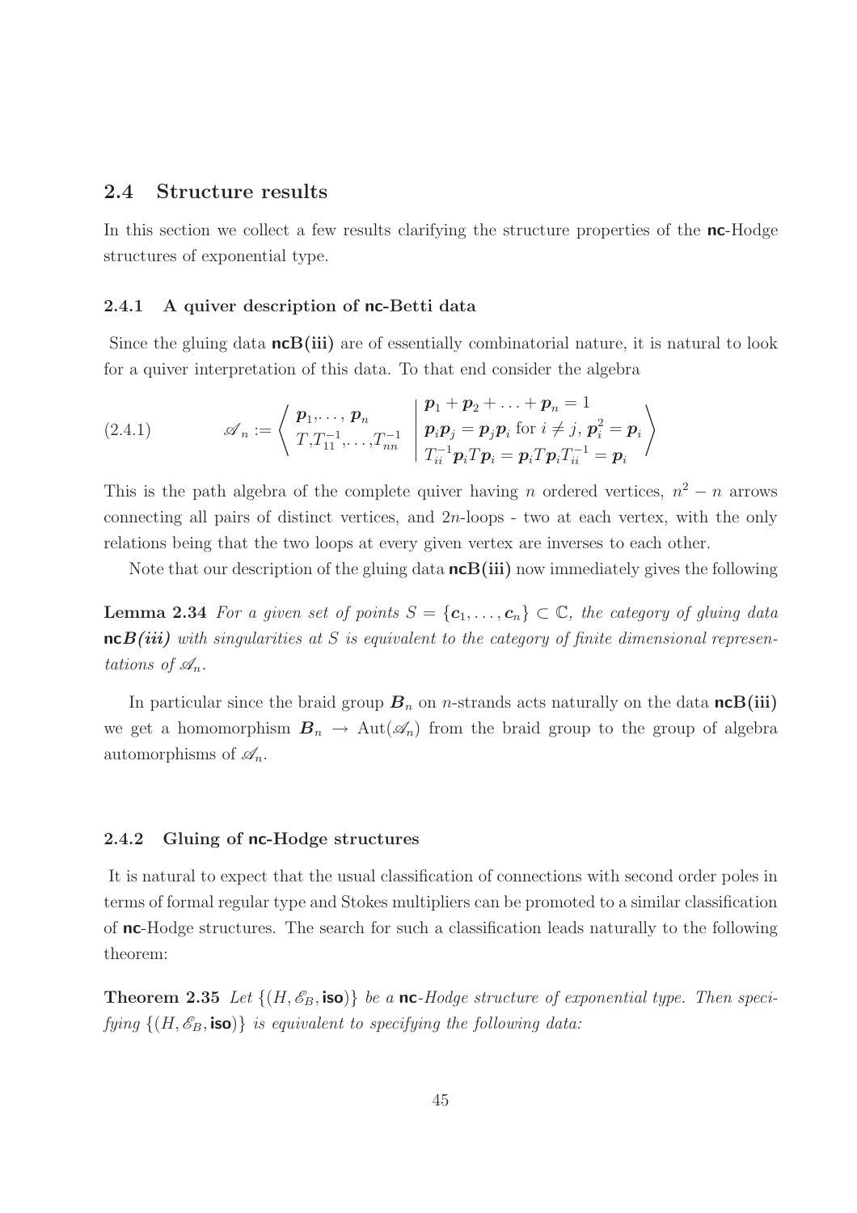## 2.4 Structure results

In this section we collect a few results clarifying the structure properties of the **nc**-Hodge structures of exponential type.

### 2.4.1 A quiver description of nc-Betti data

Since the gluing data **ncB(iii)** are of essentially combinatorial nature, it is natural to look for a quiver interpretation of this data. To that end consider the algebra

$$\mathscr{A}_n := \left\langle \begin{matrix} \boldsymbol{p}_1, \ldots, \boldsymbol{p}_n \\ T, T_{11}^{-1}, \ldots, T_{nn}^{-1} \end{matrix} \;\middle|\; \begin{matrix} \boldsymbol{p}_1 + \boldsymbol{p}_2 + \ldots + \boldsymbol{p}_n = 1 \\ \boldsymbol{p}_i \boldsymbol{p}_j = \boldsymbol{p}_j \boldsymbol{p}_i \text{ for } i \neq j,\ \boldsymbol{p}_i^2 = \boldsymbol{p}_i \\ T_{ii}^{-1} \boldsymbol{p}_i T \boldsymbol{p}_i = \boldsymbol{p}_i T \boldsymbol{p}_i T_{ii}^{-1} = \boldsymbol{p}_i \end{matrix} \right\rangle \tag{2.4.1}$$

This is the path algebra of the complete quiver having $n$ ordered vertices, $n^2 - n$ arrows connecting all pairs of distinct vertices, and $2n$-loops - two at each vertex, with the only relations being that the two loops at every given vertex are inverses to each other.

Note that our description of the gluing data **ncB(iii)** now immediately gives the following

**Lemma 2.34** *For a given set of points $S = \{\boldsymbol{c}_1, \ldots, \boldsymbol{c}_n\} \subset \mathbb{C}$, the category of gluing data* **nc***B(iii) with singularities at $S$ is equivalent to the category of finite dimensional representations of $\mathscr{A}_n$.*

In particular since the braid group $\boldsymbol{B}_n$ on $n$-strands acts naturally on the data **ncB(iii)** we get a homomorphism $\boldsymbol{B}_n \to \mathrm{Aut}(\mathscr{A}_n)$ from the braid group to the group of algebra automorphisms of $\mathscr{A}_n$.

### 2.4.2 Gluing of nc-Hodge structures

It is natural to expect that the usual classification of connections with second order poles in terms of formal regular type and Stokes multipliers can be promoted to a similar classification of **nc**-Hodge structures. The search for such a classification leads naturally to the following theorem:

**Theorem 2.35** *Let $\{(H, \mathscr{E}_B, \mathsf{iso})\}$ be a* **nc***-Hodge structure of exponential type. Then specifying $\{(H, \mathscr{E}_B, \mathsf{iso})\}$ is equivalent to specifying the following data:*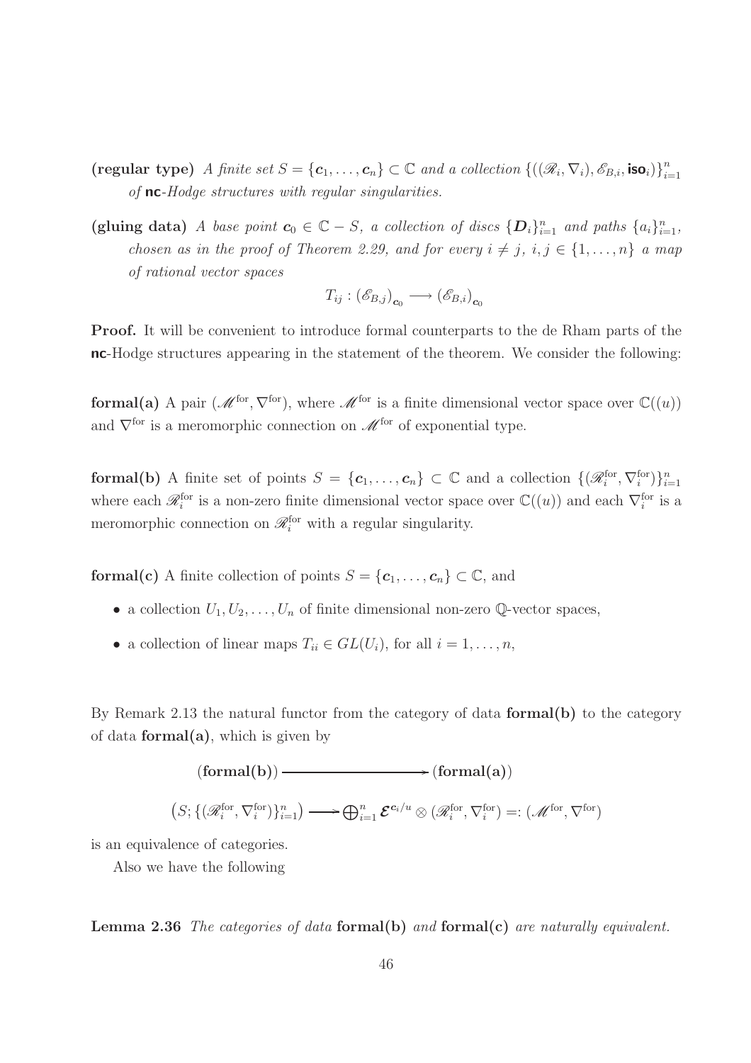**(regular type)** *A finite set $S = \{\boldsymbol{c}_1, \ldots, \boldsymbol{c}_n\} \subset \mathbb{C}$ and a collection $\{((\mathscr{R}_i, \nabla_i), \mathscr{E}_{B,i}, \mathsf{iso}_i)\}_{i=1}^n$ of* **nc***-Hodge structures with regular singularities.*

**(gluing data)** *A base point $\boldsymbol{c}_0 \in \mathbb{C} - S$, a collection of discs $\{\boldsymbol{D}_i\}_{i=1}^n$ and paths $\{a_i\}_{i=1}^n$, chosen as in the proof of Theorem 2.29, and for every $i \neq j$, $i, j \in \{1, \ldots, n\}$ a map of rational vector spaces*

$$T_{ij} : (\mathscr{E}_{B,j})_{\boldsymbol{c}_0} \longrightarrow (\mathscr{E}_{B,i})_{\boldsymbol{c}_0}$$

**Proof.** It will be convenient to introduce formal counterparts to the de Rham parts of the **nc**-Hodge structures appearing in the statement of the theorem. We consider the following:

**formal(a)** A pair $(\mathscr{M}^{\text{for}}, \nabla^{\text{for}})$, where $\mathscr{M}^{\text{for}}$ is a finite dimensional vector space over $\mathbb{C}((u))$ and $\nabla^{\text{for}}$ is a meromorphic connection on $\mathscr{M}^{\text{for}}$ of exponential type.

**formal(b)** A finite set of points $S = \{\boldsymbol{c}_1, \ldots, \boldsymbol{c}_n\} \subset \mathbb{C}$ and a collection $\{(\mathscr{R}_i^{\text{for}}, \nabla_i^{\text{for}})\}_{i=1}^n$ where each $\mathscr{R}_i^{\text{for}}$ is a non-zero finite dimensional vector space over $\mathbb{C}((u))$ and each $\nabla_i^{\text{for}}$ is a meromorphic connection on $\mathscr{R}_i^{\text{for}}$ with a regular singularity.

**formal(c)** A finite collection of points $S = \{\boldsymbol{c}_1, \ldots, \boldsymbol{c}_n\} \subset \mathbb{C}$, and

- a collection $U_1, U_2, \ldots, U_n$ of finite dimensional non-zero $\mathbb{Q}$-vector spaces,
- a collection of linear maps $T_{ii} \in GL(U_i)$, for all $i = 1, \ldots, n$,

By Remark 2.13 the natural functor from the category of data **formal(b)** to the category of data **formal(a)**, which is given by

$$(\textbf{formal(b)}) \longrightarrow (\textbf{formal(a)})$$

$$\left(S; \{(\mathscr{R}_i^{\text{for}}, \nabla_i^{\text{for}})\}_{i=1}^n\right) \longrightarrow \bigoplus_{i=1}^n \boldsymbol{\mathcal{E}}^{\boldsymbol{c}_i/u} \otimes (\mathscr{R}_i^{\text{for}}, \nabla_i^{\text{for}}) =: (\mathscr{M}^{\text{for}}, \nabla^{\text{for}})$$

is an equivalence of categories.

Also we have the following

**Lemma 2.36** *The categories of data* **formal(b)** *and* **formal(c)** *are naturally equivalent.*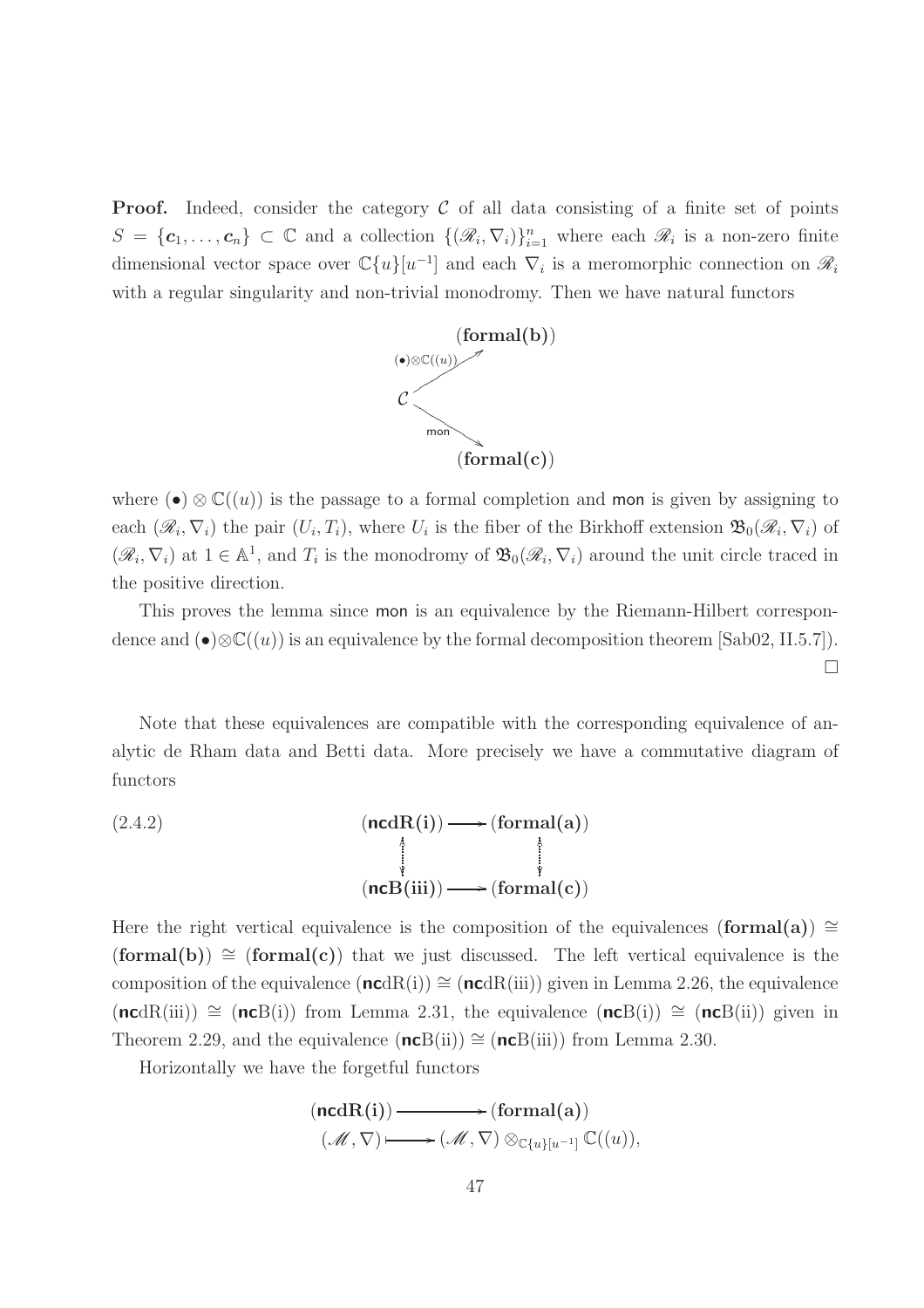**Proof.** Indeed, consider the category $\mathcal{C}$ of all data consisting of a finite set of points $S = \{\boldsymbol{c}_1, \ldots, \boldsymbol{c}_n\} \subset \mathbb{C}$ and a collection $\{(\mathscr{R}_i, \nabla_i)\}_{i=1}^n$ where each $\mathscr{R}_i$ is a non-zero finite dimensional vector space over $\mathbb{C}\{u\}[u^{-1}]$ and each $\nabla_i$ is a meromorphic connection on $\mathscr{R}_i$ with a regular singularity and non-trivial monodromy. Then we have natural functors

$$
\begin{array}{ccc}
 & & (\textbf{formal(b)}) \\
 & \overset{(\bullet)\otimes\mathbb{C}((u))}{\nearrow} & \\
\mathcal{C} & & \\
 & \underset{\mathsf{mon}}{\searrow} & \\
 & & (\textbf{formal(c)})
\end{array}
$$

where $(\bullet) \otimes \mathbb{C}((u))$ is the passage to a formal completion and $\mathsf{mon}$ is given by assigning to each $(\mathscr{R}_i, \nabla_i)$ the pair $(U_i, T_i)$, where $U_i$ is the fiber of the Birkhoff extension $\mathfrak{B}_0(\mathscr{R}_i, \nabla_i)$ of $(\mathscr{R}_i, \nabla_i)$ at $1 \in \mathbb{A}^1$, and $T_i$ is the monodromy of $\mathfrak{B}_0(\mathscr{R}_i, \nabla_i)$ around the unit circle traced in the positive direction.

This proves the lemma since $\mathsf{mon}$ is an equivalence by the Riemann-Hilbert correspondence and $(\bullet)\otimes\mathbb{C}((u))$ is an equivalence by the formal decomposition theorem [Sab02, II.5.7]). $\square$

Note that these equivalences are compatible with the corresponding equivalence of analytic de Rham data and Betti data. More precisely we have a commutative diagram of functors

$$
\begin{array}{ccc}
(\textbf{ncdR(i)}) & \longrightarrow & (\textbf{formal(a)}) \\
\updownarrow & & \updownarrow \\
(\textbf{ncB(iii)}) & \longrightarrow & (\textbf{formal(c)})
\end{array}
\tag{2.4.2}
$$

Here the right vertical equivalence is the composition of the equivalences $(\textbf{formal(a)}) \cong (\textbf{formal(b)}) \cong (\textbf{formal(c)})$ that we just discussed. The left vertical equivalence is the composition of the equivalence $(\textbf{nc}\mathrm{dR(i)}) \cong (\textbf{nc}\mathrm{dR(iii)})$ given in Lemma 2.26, the equivalence $(\textbf{nc}\mathrm{dR(iii)}) \cong (\textbf{nc}\mathrm{B(i)})$ from Lemma 2.31, the equivalence $(\textbf{nc}\mathrm{B(i)}) \cong (\textbf{nc}\mathrm{B(ii)})$ given in Theorem 2.29, and the equivalence $(\textbf{nc}\mathrm{B(ii)}) \cong (\textbf{nc}\mathrm{B(iii)})$ from Lemma 2.30.

Horizontally we have the forgetful functors

$$
\begin{array}{ccc}
(\textbf{ncdR(i)}) & \longrightarrow & (\textbf{formal(a)}) \\
(\mathscr{M}, \nabla) & \longmapsto & (\mathscr{M}, \nabla) \otimes_{\mathbb{C}\{u\}[u^{-1}]} \mathbb{C}((u)),
\end{array}
$$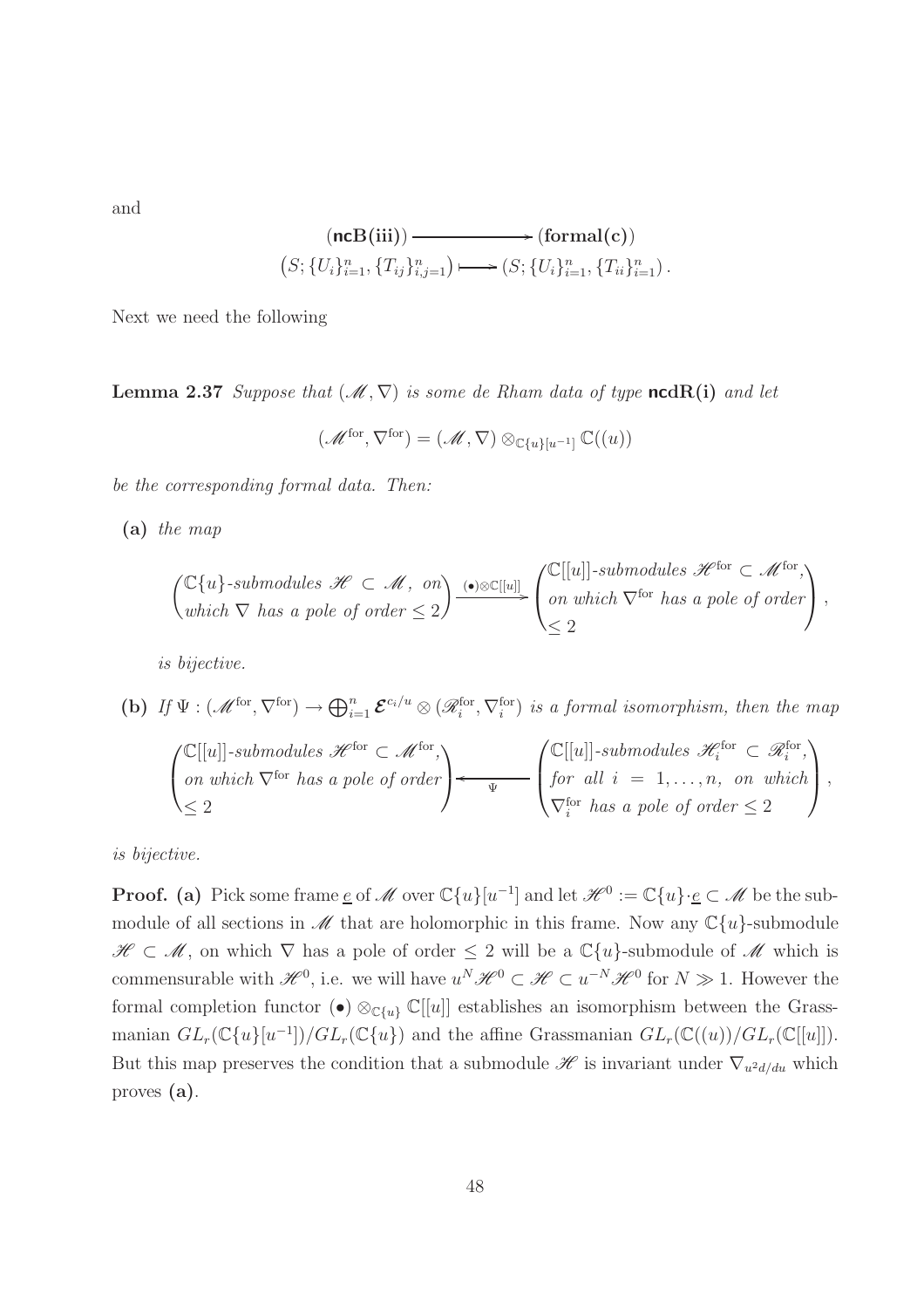and

$$
\begin{array}{ccc}
(\mathbf{ncB(iii)}) & \longrightarrow & (\mathbf{formal(c)}) \\
\left(S; \{U_i\}_{i=1}^n, \{T_{ij}\}_{i,j=1}^n\right) & \longmapsto & \left(S; \{U_i\}_{i=1}^n, \{T_{ii}\}_{i=1}^n\right).
\end{array}
$$

Next we need the following

**Lemma 2.37** *Suppose that* $(\mathscr{M}, \nabla)$ *is some de Rham data of type* $\mathbf{ncdR(i)}$ *and let*

$$
(\mathscr{M}^{\text{for}}, \nabla^{\text{for}}) = (\mathscr{M}, \nabla) \otimes_{\mathbb{C}\{u\}[u^{-1}]} \mathbb{C}((u))
$$

*be the corresponding formal data. Then:*

**(a)** *the map*

$$
\begin{pmatrix} \mathbb{C}\{u\}\text{-submodules } \mathscr{H} \subset \mathscr{M}, \text{ on} \\ \text{which } \nabla \text{ has a pole of order} \leq 2 \end{pmatrix} \xrightarrow{(\bullet)\otimes \mathbb{C}[[u]]} \begin{pmatrix} \mathbb{C}[[u]]\text{-submodules } \mathscr{H}^{\text{for}} \subset \mathscr{M}^{\text{for}}, \\ \text{on which } \nabla^{\text{for}} \text{ has a pole of order} \\ \leq 2 \end{pmatrix},
$$

*is bijective.*

**(b)** *If* $\Psi : (\mathscr{M}^{\text{for}}, \nabla^{\text{for}}) \to \bigoplus_{i=1}^n \boldsymbol{\mathcal{E}}^{c_i/u} \otimes (\mathscr{R}_i^{\text{for}}, \nabla_i^{\text{for}})$ *is a formal isomorphism, then the map*

$$
\begin{pmatrix} \mathbb{C}[[u]]\text{-submodules } \mathscr{H}^{\text{for}} \subset \mathscr{M}^{\text{for}}, \\ \text{on which } \nabla^{\text{for}} \text{ has a pole of order} \\ \leq 2 \end{pmatrix} \xleftarrow{\Psi} \begin{pmatrix} \mathbb{C}[[u]]\text{-submodules } \mathscr{H}_i^{\text{for}} \subset \mathscr{R}_i^{\text{for}}, \\ \text{for all } i = 1, \ldots, n, \text{ on which} \\ \nabla_i^{\text{for}} \text{ has a pole of order} \leq 2 \end{pmatrix},
$$

*is bijective.*

**Proof. (a)** Pick some frame $\underline{e}$ of $\mathscr{M}$ over $\mathbb{C}\{u\}[u^{-1}]$ and let $\mathscr{H}^0 := \mathbb{C}\{u\} \cdot \underline{e} \subset \mathscr{M}$ be the submodule of all sections in $\mathscr{M}$ that are holomorphic in this frame. Now any $\mathbb{C}\{u\}$-submodule $\mathscr{H} \subset \mathscr{M}$, on which $\nabla$ has a pole of order $\leq 2$ will be a $\mathbb{C}\{u\}$-submodule of $\mathscr{M}$ which is commensurable with $\mathscr{H}^0$, i.e. we will have $u^N \mathscr{H}^0 \subset \mathscr{H} \subset u^{-N} \mathscr{H}^0$ for $N \gg 1$. However the formal completion functor $(\bullet) \otimes_{\mathbb{C}\{u\}} \mathbb{C}[[u]]$ establishes an isomorphism between the Grassmanian $GL_r(\mathbb{C}\{u\}[u^{-1}])/GL_r(\mathbb{C}\{u\})$ and the affine Grassmanian $GL_r(\mathbb{C}((u))/GL_r(\mathbb{C}[[u]])$. But this map preserves the condition that a submodule $\mathscr{H}$ is invariant under $\nabla_{u^2 d/du}$ which proves **(a)**.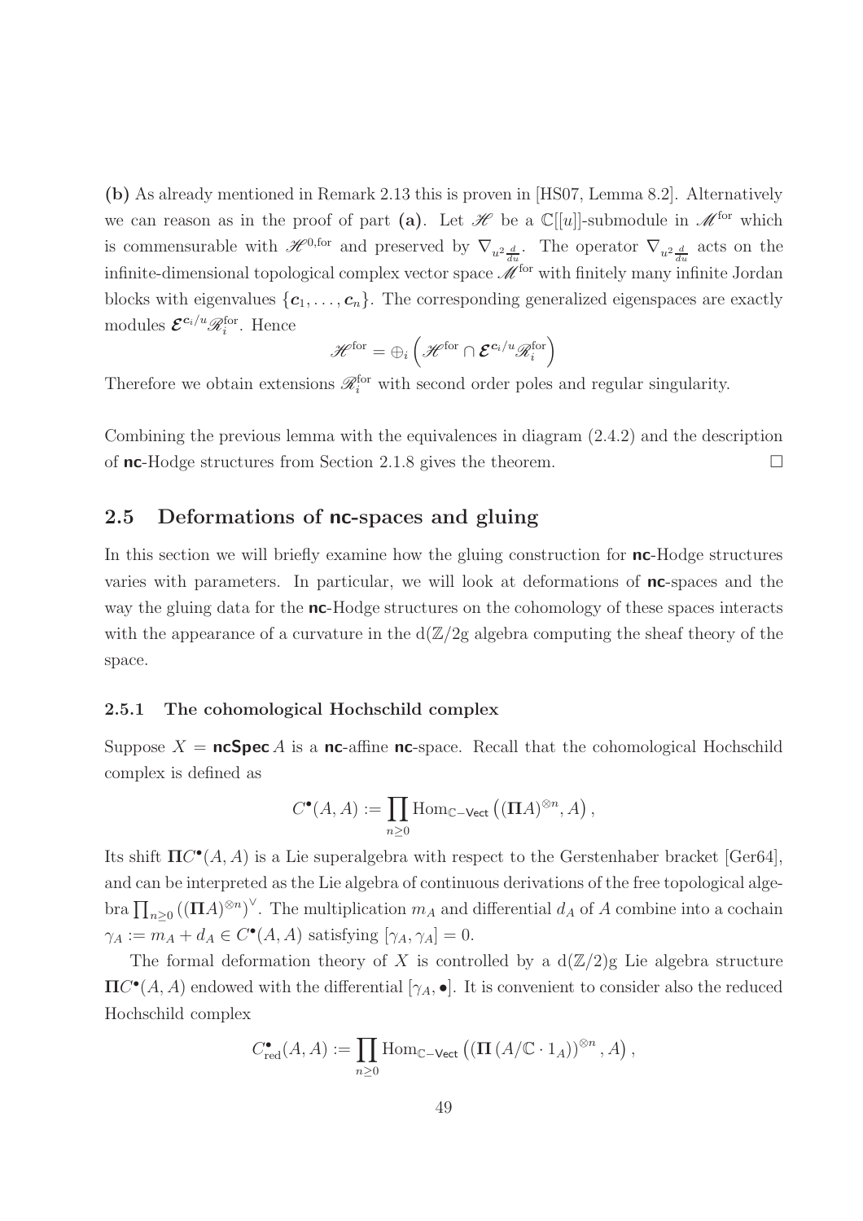**(b)** As already mentioned in Remark 2.13 this is proven in [HS07, Lemma 8.2]. Alternatively we can reason as in the proof of part **(a)**. Let $\mathscr{H}$ be a $\mathbb{C}[[u]]$-submodule in $\mathscr{M}^{\text{for}}$ which is commensurable with $\mathscr{H}^{0,\text{for}}$ and preserved by $\nabla_{u^2\frac{d}{du}}$. The operator $\nabla_{u^2\frac{d}{du}}$ acts on the infinite-dimensional topological complex vector space $\mathscr{M}^{\text{for}}$ with finitely many infinite Jordan blocks with eigenvalues $\{\boldsymbol{c}_1, \ldots, \boldsymbol{c}_n\}$. The corresponding generalized eigenspaces are exactly modules $\boldsymbol{\mathcal{E}}^{\boldsymbol{c}_i/u}\mathscr{R}_i^{\text{for}}$. Hence

$$\mathscr{H}^{\text{for}} = \oplus_i \left( \mathscr{H}^{\text{for}} \cap \boldsymbol{\mathcal{E}}^{\boldsymbol{c}_i/u}\mathscr{R}_i^{\text{for}} \right)$$

Therefore we obtain extensions $\mathscr{R}_i^{\text{for}}$ with second order poles and regular singularity.

Combining the previous lemma with the equivalences in diagram (2.4.2) and the description of **nc**-Hodge structures from Section 2.1.8 gives the theorem. $\square$

## 2.5 Deformations of nc-spaces and gluing

In this section we will briefly examine how the gluing construction for **nc**-Hodge structures varies with parameters. In particular, we will look at deformations of **nc**-spaces and the way the gluing data for the **nc**-Hodge structures on the cohomology of these spaces interacts with the appearance of a curvature in the d($\mathbb{Z}$/2g algebra computing the sheaf theory of the space.

### 2.5.1 The cohomological Hochschild complex

Suppose $X = \textbf{ncSpec}\, A$ is a **nc**-affine **nc**-space. Recall that the cohomological Hochschild complex is defined as

$$C^{\bullet}(A, A) := \prod_{n \geq 0} \operatorname{Hom}_{\mathbb{C}-\mathsf{Vect}} \left( (\mathbf{\Pi} A)^{\otimes n}, A \right),$$

Its shift $\mathbf{\Pi}C^{\bullet}(A, A)$ is a Lie superalgebra with respect to the Gerstenhaber bracket [Ger64], and can be interpreted as the Lie algebra of continuous derivations of the free topological algebra $\prod_{n \geq 0} ((\mathbf{\Pi} A)^{\otimes n})^{\vee}$. The multiplication $m_A$ and differential $d_A$ of $A$ combine into a cochain $\gamma_A := m_A + d_A \in C^{\bullet}(A, A)$ satisfying $[\gamma_A, \gamma_A] = 0$.

The formal deformation theory of $X$ is controlled by a d($\mathbb{Z}$/2)g Lie algebra structure $\mathbf{\Pi}C^{\bullet}(A, A)$ endowed with the differential $[\gamma_A, \bullet]$. It is convenient to consider also the reduced Hochschild complex

$$C^{\bullet}_{\text{red}}(A, A) := \prod_{n \geq 0} \operatorname{Hom}_{\mathbb{C}-\mathsf{Vect}} \left( (\mathbf{\Pi} \left( A/\mathbb{C} \cdot 1_A \right))^{\otimes n}, A \right),$$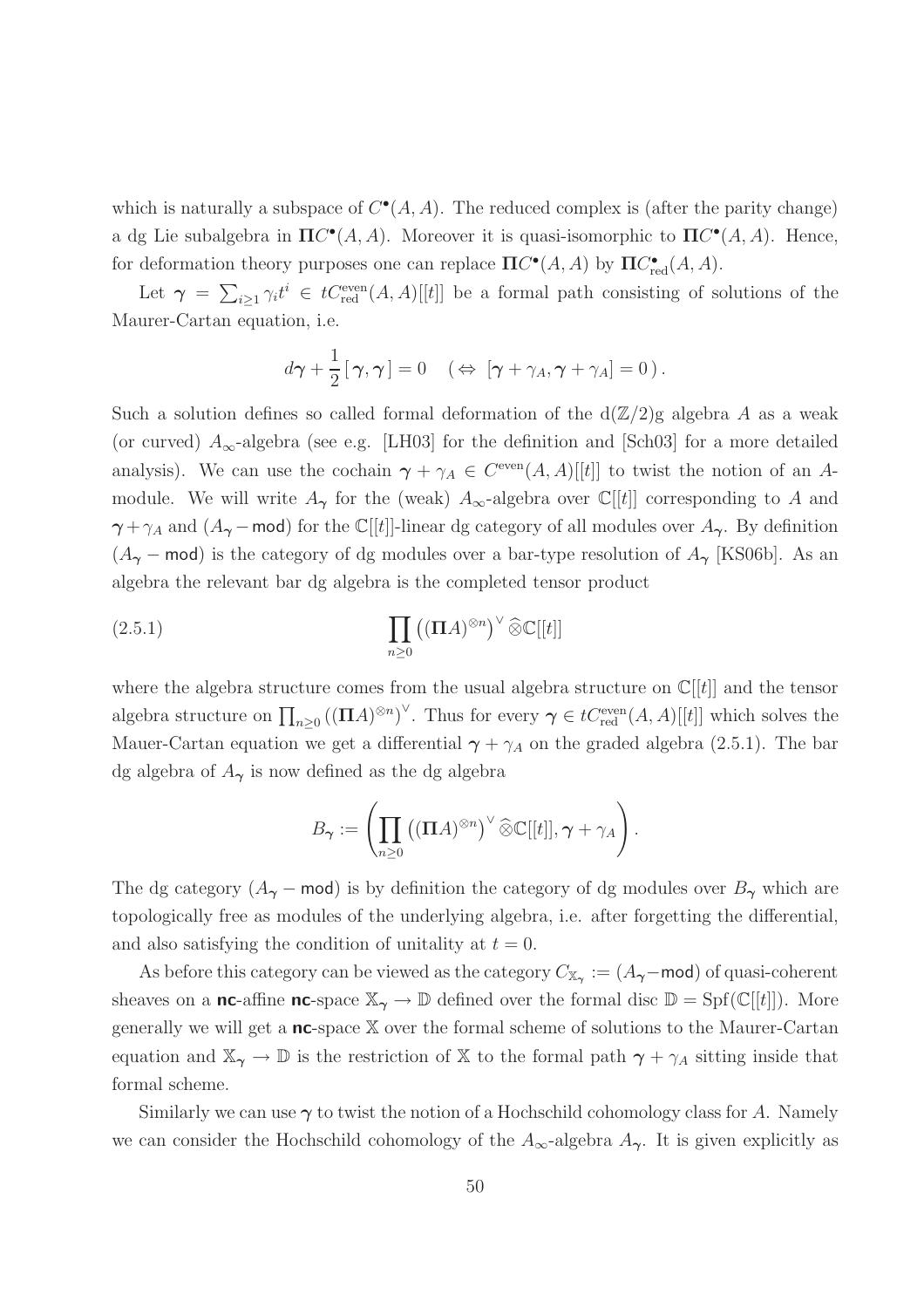which is naturally a subspace of $C^\bullet(A,A)$. The reduced complex is (after the parity change) a dg Lie subalgebra in $\mathbf{\Pi}C^\bullet(A,A)$. Moreover it is quasi-isomorphic to $\mathbf{\Pi}C^\bullet(A,A)$. Hence, for deformation theory purposes one can replace $\mathbf{\Pi}C^\bullet(A,A)$ by $\mathbf{\Pi}C^\bullet_{\mathrm{red}}(A,A)$.

Let $\boldsymbol{\gamma} = \sum_{i\geq 1}\gamma_i t^i \in tC^{\mathrm{even}}_{\mathrm{red}}(A,A)[[t]]$ be a formal path consisting of solutions of the Maurer-Cartan equation, i.e.

$$d\boldsymbol{\gamma} + \frac{1}{2}[\boldsymbol{\gamma},\boldsymbol{\gamma}] = 0 \quad (\Leftrightarrow\ [\boldsymbol{\gamma}+\gamma_A, \boldsymbol{\gamma}+\gamma_A] = 0).$$

Such a solution defines so called formal deformation of the d$(\mathbb{Z}/2)$g algebra $A$ as a weak (or curved) $A_\infty$-algebra (see e.g. [LH03] for the definition and [Sch03] for a more detailed analysis). We can use the cochain $\boldsymbol{\gamma}+\gamma_A \in C^{\mathrm{even}}(A,A)[[t]]$ to twist the notion of an $A$-module. We will write $A_{\boldsymbol{\gamma}}$ for the (weak) $A_\infty$-algebra over $\mathbb{C}[[t]]$ corresponding to $A$ and $\boldsymbol{\gamma}+\gamma_A$ and $(A_{\boldsymbol{\gamma}}-\mathsf{mod})$ for the $\mathbb{C}[[t]]$-linear dg category of all modules over $A_{\boldsymbol{\gamma}}$. By definition $(A_{\boldsymbol{\gamma}}-\mathsf{mod})$ is the category of dg modules over a bar-type resolution of $A_{\boldsymbol{\gamma}}$ [KS06b]. As an algebra the relevant bar dg algebra is the completed tensor product

$$\prod_{n\geq 0}\left((\mathbf{\Pi}A)^{\otimes n}\right)^\vee \widehat{\otimes}\mathbb{C}[[t]] \tag{2.5.1}$$

where the algebra structure comes from the usual algebra structure on $\mathbb{C}[[t]]$ and the tensor algebra structure on $\prod_{n\geq 0}\left((\mathbf{\Pi}A)^{\otimes n}\right)^\vee$. Thus for every $\boldsymbol{\gamma} \in tC^{\mathrm{even}}_{\mathrm{red}}(A,A)[[t]]$ which solves the Mauer-Cartan equation we get a differential $\boldsymbol{\gamma}+\gamma_A$ on the graded algebra (2.5.1). The bar dg algebra of $A_{\boldsymbol{\gamma}}$ is now defined as the dg algebra

$$B_{\boldsymbol{\gamma}} := \left(\prod_{n\geq 0}\left((\mathbf{\Pi}A)^{\otimes n}\right)^\vee \widehat{\otimes}\mathbb{C}[[t]], \boldsymbol{\gamma}+\gamma_A\right).$$

The dg category $(A_{\boldsymbol{\gamma}}-\mathsf{mod})$ is by definition the category of dg modules over $B_{\boldsymbol{\gamma}}$ which are topologically free as modules of the underlying algebra, i.e. after forgetting the differential, and also satisfying the condition of unitality at $t=0$.

As before this category can be viewed as the category $C_{\mathbb{X}_{\boldsymbol{\gamma}}} := (A_{\boldsymbol{\gamma}}-\mathsf{mod})$ of quasi-coherent sheaves on a **nc**-affine **nc**-space $\mathbb{X}_{\boldsymbol{\gamma}} \to \mathbb{D}$ defined over the formal disc $\mathbb{D} = \mathrm{Spf}(\mathbb{C}[[t]])$. More generally we will get a **nc**-space $\mathbb{X}$ over the formal scheme of solutions to the Maurer-Cartan equation and $\mathbb{X}_{\boldsymbol{\gamma}} \to \mathbb{D}$ is the restriction of $\mathbb{X}$ to the formal path $\boldsymbol{\gamma}+\gamma_A$ sitting inside that formal scheme.

Similarly we can use $\boldsymbol{\gamma}$ to twist the notion of a Hochschild cohomology class for $A$. Namely we can consider the Hochschild cohomology of the $A_\infty$-algebra $A_{\boldsymbol{\gamma}}$. It is given explicitly as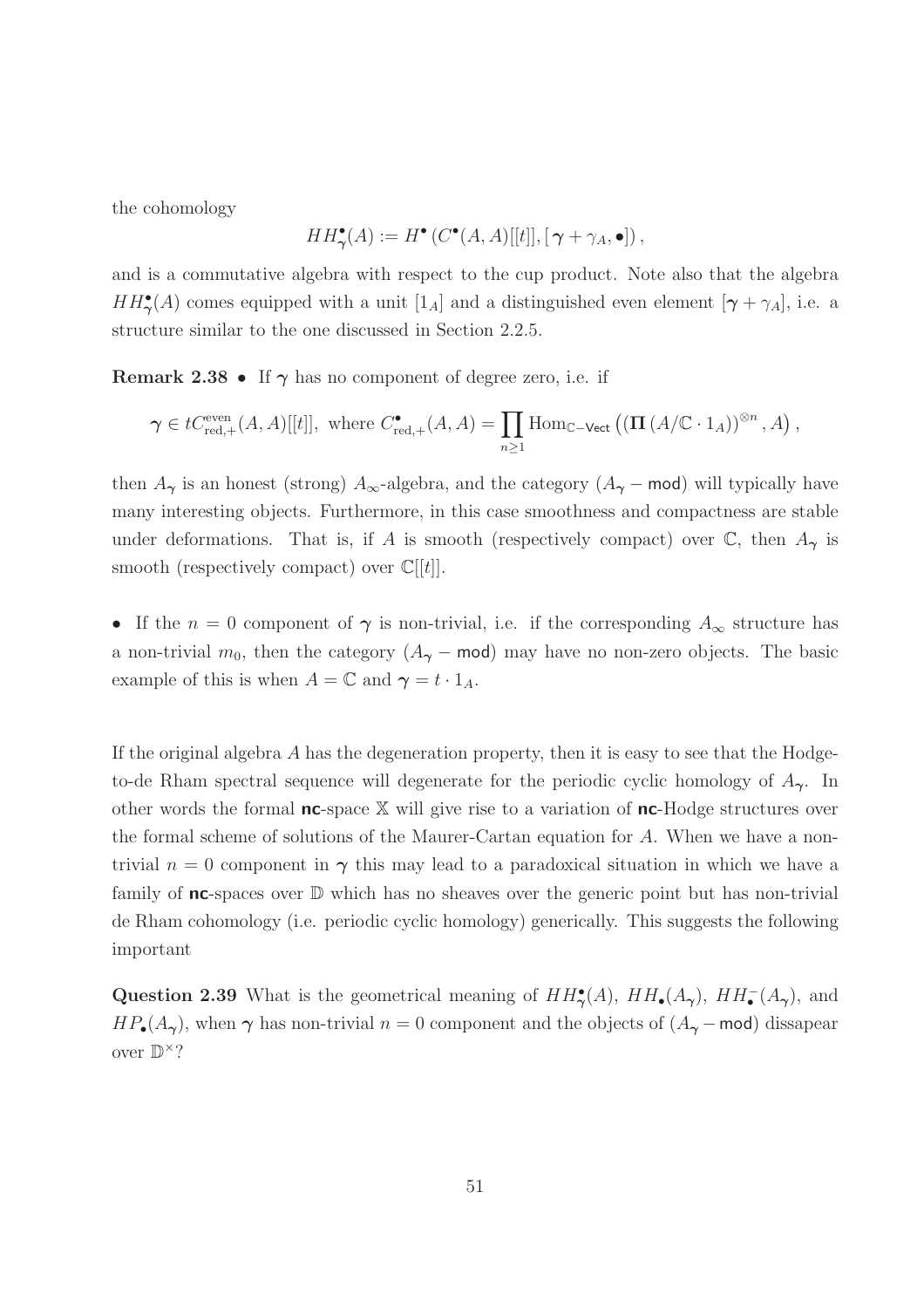the cohomology

$$HH^{\bullet}_{\boldsymbol{\gamma}}(A) := H^{\bullet}\left(C^{\bullet}(A,A)[[t]], [\,\boldsymbol{\gamma} + \gamma_A, \bullet]\right),$$

and is a commutative algebra with respect to the cup product. Note also that the algebra $HH^{\bullet}_{\boldsymbol{\gamma}}(A)$ comes equipped with a unit $[1_A]$ and a distinguished even element $[\boldsymbol{\gamma} + \gamma_A]$, i.e. a structure similar to the one discussed in Section 2.2.5.

**Remark 2.38** • If $\boldsymbol{\gamma}$ has no component of degree zero, i.e. if

$$\boldsymbol{\gamma} \in tC^{\text{even}}_{\text{red},+}(A,A)[[t]], \text{ where } C^{\bullet}_{\text{red},+}(A,A) = \prod_{n\geq 1} \operatorname{Hom}_{\mathbb{C}-\mathsf{Vect}}\left((\boldsymbol{\Pi}\,(A/\mathbb{C}\cdot 1_A))^{\otimes n}, A\right),$$

then $A_{\boldsymbol{\gamma}}$ is an honest (strong) $A_{\infty}$-algebra, and the category $(A_{\boldsymbol{\gamma}} - \mathsf{mod})$ will typically have many interesting objects. Furthermore, in this case smoothness and compactness are stable under deformations. That is, if $A$ is smooth (respectively compact) over $\mathbb{C}$, then $A_{\boldsymbol{\gamma}}$ is smooth (respectively compact) over $\mathbb{C}[[t]]$.

• If the $n = 0$ component of $\boldsymbol{\gamma}$ is non-trivial, i.e. if the corresponding $A_{\infty}$ structure has a non-trivial $m_0$, then the category $(A_{\boldsymbol{\gamma}} - \mathsf{mod})$ may have no non-zero objects. The basic example of this is when $A = \mathbb{C}$ and $\boldsymbol{\gamma} = t \cdot 1_A$.

If the original algebra $A$ has the degeneration property, then it is easy to see that the Hodge-to-de Rham spectral sequence will degenerate for the periodic cyclic homology of $A_{\boldsymbol{\gamma}}$. In other words the formal **nc**-space $\mathbb{X}$ will give rise to a variation of **nc**-Hodge structures over the formal scheme of solutions of the Maurer-Cartan equation for $A$. When we have a non-trivial $n = 0$ component in $\boldsymbol{\gamma}$ this may lead to a paradoxical situation in which we have a family of **nc**-spaces over $\mathbb{D}$ which has no sheaves over the generic point but has non-trivial de Rham cohomology (i.e. periodic cyclic homology) generically. This suggests the following important

**Question 2.39** What is the geometrical meaning of $HH^{\bullet}_{\boldsymbol{\gamma}}(A)$, $HH_{\bullet}(A_{\boldsymbol{\gamma}})$, $HH^{-}_{\bullet}(A_{\boldsymbol{\gamma}})$, and $HP_{\bullet}(A_{\boldsymbol{\gamma}})$, when $\boldsymbol{\gamma}$ has non-trivial $n = 0$ component and the objects of $(A_{\boldsymbol{\gamma}} - \mathsf{mod})$ dissapear over $\mathbb{D}^{\times}$?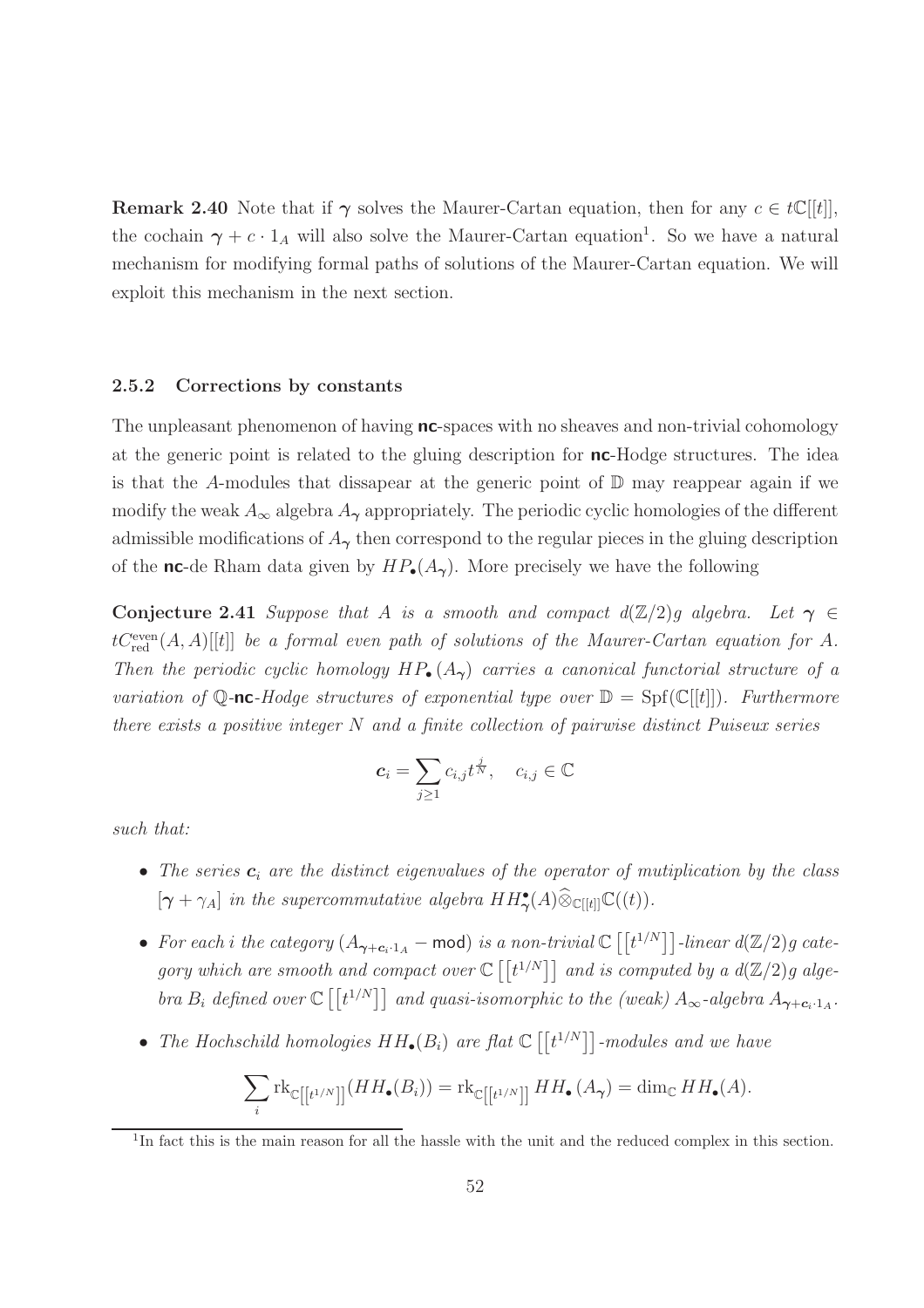**Remark 2.40** Note that if $\boldsymbol{\gamma}$ solves the Maurer-Cartan equation, then for any $c \in t\mathbb{C}[[t]]$, the cochain $\boldsymbol{\gamma} + c \cdot 1_A$ will also solve the Maurer-Cartan equation[1]. So we have a natural mechanism for modifying formal paths of solutions of the Maurer-Cartan equation. We will exploit this mechanism in the next section.

### 2.5.2 Corrections by constants

The unpleasant phenomenon of having **nc**-spaces with no sheaves and non-trivial cohomology at the generic point is related to the gluing description for **nc**-Hodge structures. The idea is that the $A$-modules that dissapear at the generic point of $\mathbb{D}$ may reappear again if we modify the weak $A_\infty$ algebra $A_{\boldsymbol{\gamma}}$ appropriately. The periodic cyclic homologies of the different admissible modifications of $A_{\boldsymbol{\gamma}}$ then correspond to the regular pieces in the gluing description of the **nc**-de Rham data given by $HP_\bullet(A_{\boldsymbol{\gamma}})$. More precisely we have the following

**Conjecture 2.41** *Suppose that $A$ is a smooth and compact $d(\mathbb{Z}/2)g$ algebra. Let $\boldsymbol{\gamma} \in tC^{\text{even}}_{\text{red}}(A, A)[[t]]$ be a formal even path of solutions of the Maurer-Cartan equation for $A$. Then the periodic cyclic homology $HP_\bullet(A_{\boldsymbol{\gamma}})$ carries a canonical functorial structure of a variation of $\mathbb{Q}$-**nc**-Hodge structures of exponential type over $\mathbb{D} = \text{Spf}(\mathbb{C}[[t]])$. Furthermore there exists a positive integer $N$ and a finite collection of pairwise distinct Puiseux series*

$$\boldsymbol{c}_i = \sum_{j \geq 1} c_{i,j} t^{\frac{j}{N}}, \quad c_{i,j} \in \mathbb{C}$$

*such that:*

- *The series $\boldsymbol{c}_i$ are the distinct eigenvalues of the operator of mutiplication by the class $[\boldsymbol{\gamma} + \gamma_A]$ in the supercommutative algebra $HH^\bullet_{\boldsymbol{\gamma}}(A)\widehat{\otimes}_{\mathbb{C}[[t]]}\mathbb{C}((t))$.*
- *For each $i$ the category $(A_{\boldsymbol{\gamma}+\boldsymbol{c}_i \cdot 1_A} - \mathsf{mod})$ is a non-trivial $\mathbb{C}\left[\left[t^{1/N}\right]\right]$-linear $d(\mathbb{Z}/2)g$ category which are smooth and compact over $\mathbb{C}\left[\left[t^{1/N}\right]\right]$ and is computed by a $d(\mathbb{Z}/2)g$ algebra $B_i$ defined over $\mathbb{C}\left[\left[t^{1/N}\right]\right]$ and quasi-isomorphic to the (weak) $A_\infty$-algebra $A_{\boldsymbol{\gamma}+\boldsymbol{c}_i \cdot 1_A}$.*
- *The Hochschild homologies $HH_\bullet(B_i)$ are flat $\mathbb{C}\left[\left[t^{1/N}\right]\right]$-modules and we have*

$$\sum_i \text{rk}_{\mathbb{C}\left[\left[t^{1/N}\right]\right]}(HH_\bullet(B_i)) = \text{rk}_{\mathbb{C}\left[\left[t^{1/N}\right]\right]} HH_\bullet(A_{\boldsymbol{\gamma}}) = \dim_{\mathbb{C}} HH_\bullet(A).$$

[1] In fact this is the main reason for all the hassle with the unit and the reduced complex in this section.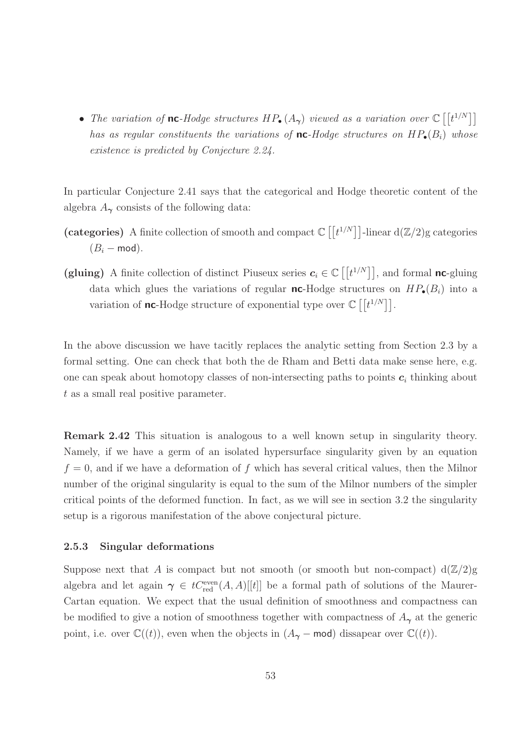- *The variation of* $\mathsf{nc}$*-Hodge structures* $HP_\bullet(A_\gamma)$ *viewed as a variation over* $\mathbb{C}\left[\left[t^{1/N}\right]\right]$ *has as regular constituents the variations of* $\mathsf{nc}$*-Hodge structures on* $HP_\bullet(B_i)$ *whose existence is predicted by Conjecture 2.24.*

In particular Conjecture 2.41 says that the categorical and Hodge theoretic content of the algebra $A_\gamma$ consists of the following data:

**(categories)** A finite collection of smooth and compact $\mathbb{C}\left[\left[t^{1/N}\right]\right]$-linear d$(\mathbb{Z}/2)$g categories $(B_i - \mathsf{mod})$.

**(gluing)** A finite collection of distinct Piuseux series $\boldsymbol{c}_i \in \mathbb{C}\left[\left[t^{1/N}\right]\right]$, and formal $\mathsf{nc}$-gluing data which glues the variations of regular $\mathsf{nc}$-Hodge structures on $HP_\bullet(B_i)$ into a variation of $\mathsf{nc}$-Hodge structure of exponential type over $\mathbb{C}\left[\left[t^{1/N}\right]\right]$.

In the above discussion we have tacitly replaces the analytic setting from Section 2.3 by a formal setting. One can check that both the de Rham and Betti data make sense here, e.g. one can speak about homotopy classes of non-intersecting paths to points $\boldsymbol{c}_i$ thinking about $t$ as a small real positive parameter.

**Remark 2.42** This situation is analogous to a well known setup in singularity theory. Namely, if we have a germ of an isolated hypersurface singularity given by an equation $f = 0$, and if we have a deformation of $f$ which has several critical values, then the Milnor number of the original singularity is equal to the sum of the Milnor numbers of the simpler critical points of the deformed function. In fact, as we will see in section 3.2 the singularity setup is a rigorous manifestation of the above conjectural picture.

### 2.5.3 Singular deformations

Suppose next that $A$ is compact but not smooth (or smooth but non-compact) d$(\mathbb{Z}/2)$g algebra and let again $\boldsymbol{\gamma} \in tC^{\text{even}}_{\text{red}}(A, A)[[t]]$ be a formal path of solutions of the Maurer-Cartan equation. We expect that the usual definition of smoothness and compactness can be modified to give a notion of smoothness together with compactness of $A_\gamma$ at the generic point, i.e. over $\mathbb{C}((t))$, even when the objects in $(A_\gamma - \mathsf{mod})$ dissapear over $\mathbb{C}((t))$.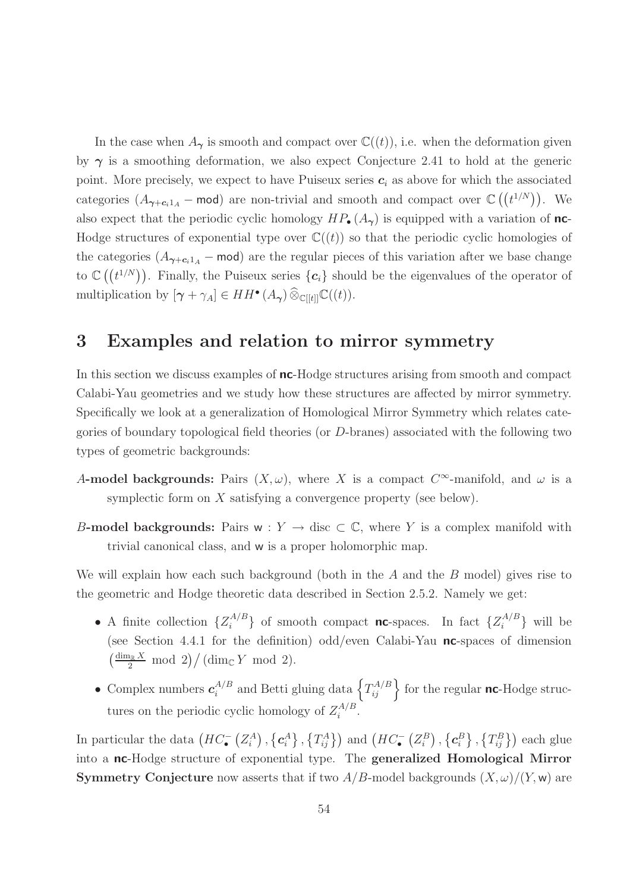In the case when $A_{\boldsymbol{\gamma}}$ is smooth and compact over $\mathbb{C}((t))$, i.e. when the deformation given by $\boldsymbol{\gamma}$ is a smoothing deformation, we also expect Conjecture 2.41 to hold at the generic point. More precisely, we expect to have Puiseux series $\boldsymbol{c}_i$ as above for which the associated categories $(A_{\boldsymbol{\gamma}+\boldsymbol{c}_i 1_A} - \mathsf{mod})$ are non-trivial and smooth and compact over $\mathbb{C}\left(\left(t^{1/N}\right)\right)$. We also expect that the periodic cyclic homology $HP_{\bullet}(A_{\boldsymbol{\gamma}})$ is equipped with a variation of **nc**-Hodge structures of exponential type over $\mathbb{C}((t))$ so that the periodic cyclic homologies of the categories $(A_{\boldsymbol{\gamma}+\boldsymbol{c}_i 1_A} - \mathsf{mod})$ are the regular pieces of this variation after we base change to $\mathbb{C}\left(\left(t^{1/N}\right)\right)$. Finally, the Puiseux series $\{\boldsymbol{c}_i\}$ should be the eigenvalues of the operator of multiplication by $[\boldsymbol{\gamma} + \gamma_A] \in HH^{\bullet}(A_{\boldsymbol{\gamma}}) \widehat{\otimes}_{\mathbb{C}[[t]]} \mathbb{C}((t))$.

# 3 Examples and relation to mirror symmetry

In this section we discuss examples of **nc**-Hodge structures arising from smooth and compact Calabi-Yau geometries and we study how these structures are affected by mirror symmetry. Specifically we look at a generalization of Homological Mirror Symmetry which relates categories of boundary topological field theories (or $D$-branes) associated with the following two types of geometric backgrounds:

**$A$-model backgrounds:** Pairs $(X, \omega)$, where $X$ is a compact $C^{\infty}$-manifold, and $\omega$ is a symplectic form on $X$ satisfying a convergence property (see below).

**$B$-model backgrounds:** Pairs $\mathsf{w} : Y \to \text{disc} \subset \mathbb{C}$, where $Y$ is a complex manifold with trivial canonical class, and $\mathsf{w}$ is a proper holomorphic map.

We will explain how each such background (both in the $A$ and the $B$ model) gives rise to the geometric and Hodge theoretic data described in Section 2.5.2. Namely we get:

- A finite collection $\{Z_i^{A/B}\}$ of smooth compact **nc**-spaces. In fact $\{Z_i^{A/B}\}$ will be (see Section 4.4.1 for the definition) odd/even Calabi-Yau **nc**-spaces of dimension $\left(\frac{\dim_{\mathbb{R}} X}{2} \mod 2\right) / (\dim_{\mathbb{C}} Y \mod 2)$.
- Complex numbers $\boldsymbol{c}_i^{A/B}$ and Betti gluing data $\left\{T_{ij}^{A/B}\right\}$ for the regular **nc**-Hodge structures on the periodic cyclic homology of $Z_i^{A/B}$.

In particular the data $\left(HC_{\bullet}^{-}\left(Z_i^A\right), \left\{\boldsymbol{c}_i^A\right\}, \left\{T_{ij}^A\right\}\right)$ and $\left(HC_{\bullet}^{-}\left(Z_i^B\right), \left\{\boldsymbol{c}_i^B\right\}, \left\{T_{ij}^B\right\}\right)$ each glue into a **nc**-Hodge structure of exponential type. The **generalized Homological Mirror Symmetry Conjecture** now asserts that if two $A/B$-model backgrounds $(X, \omega)/(Y, \mathsf{w})$ are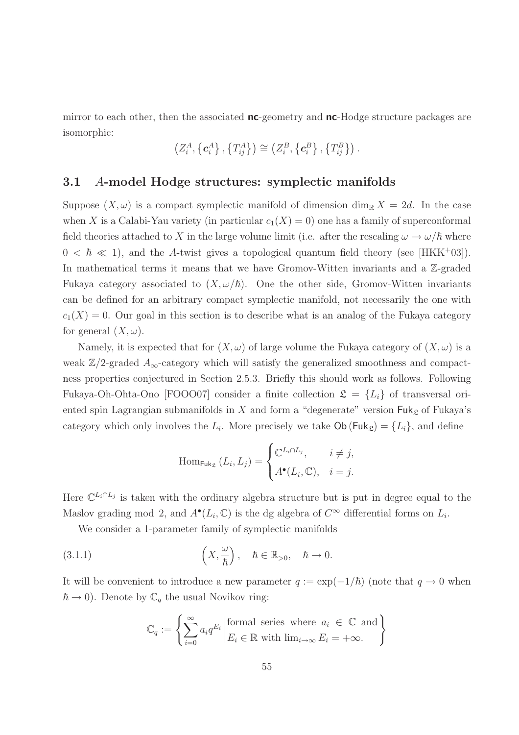mirror to each other, then the associated **nc**-geometry and **nc**-Hodge structure packages are isomorphic:

$$\left(Z_i^A, \left\{\boldsymbol{c}_i^A\right\}, \left\{T_{ij}^A\right\}\right) \cong \left(Z_i^B, \left\{\boldsymbol{c}_i^B\right\}, \left\{T_{ij}^B\right\}\right).$$

## 3.1 $A$-model Hodge structures: symplectic manifolds

Suppose $(X, \omega)$ is a compact symplectic manifold of dimension $\dim_{\mathbb{R}} X = 2d$. In the case when $X$ is a Calabi-Yau variety (in particular $c_1(X) = 0$) one has a family of superconformal field theories attached to $X$ in the large volume limit (i.e. after the rescaling $\omega \to \omega/\hbar$ where $0 < \hbar \ll 1$), and the $A$-twist gives a topological quantum field theory (see [HKK+03]). In mathematical terms it means that we have Gromov-Witten invariants and a $\mathbb{Z}$-graded Fukaya category associated to $(X, \omega/\hbar)$. One the other side, Gromov-Witten invariants can be defined for an arbitrary compact symplectic manifold, not necessarily the one with $c_1(X) = 0$. Our goal in this section is to describe what is an analog of the Fukaya category for general $(X, \omega)$.

Namely, it is expected that for $(X, \omega)$ of large volume the Fukaya category of $(X, \omega)$ is a weak $\mathbb{Z}/2$-graded $A_\infty$-category which will satisfy the generalized smoothness and compactness properties conjectured in Section 2.5.3. Briefly this should work as follows. Following Fukaya-Oh-Ohta-Ono [FOOO07] consider a finite collection $\mathfrak{L} = \{L_i\}$ of transversal oriented spin Lagrangian submanifolds in $X$ and form a "degenerate" version $\mathsf{Fuk}_{\mathfrak{L}}$ of Fukaya's category which only involves the $L_i$. More precisely we take $\mathsf{Ob}(\mathsf{Fuk}_{\mathfrak{L}}) = \{L_i\}$, and define

$$\mathrm{Hom}_{\mathsf{Fuk}_{\mathfrak{L}}}(L_i, L_j) = \begin{cases} \mathbb{C}^{L_i \cap L_j}, & i \neq j, \\ A^\bullet(L_i, \mathbb{C}), & i = j. \end{cases}$$

Here $\mathbb{C}^{L_i \cap L_j}$ is taken with the ordinary algebra structure but is put in degree equal to the Maslov grading mod 2, and $A^\bullet(L_i, \mathbb{C})$ is the dg algebra of $C^\infty$ differential forms on $L_i$.

We consider a 1-parameter family of symplectic manifolds

$$\left(X, \frac{\omega}{\hbar}\right), \quad \hbar \in \mathbb{R}_{>0}, \quad \hbar \to 0. \tag{3.1.1}$$

It will be convenient to introduce a new parameter $q := \exp(-1/\hbar)$ (note that $q \to 0$ when $\hbar \to 0$). Denote by $\mathbb{C}_q$ the usual Novikov ring:

$$\mathbb{C}_q := \left\{ \sum_{i=0}^{\infty} a_i q^{E_i} \,\middle|\, \begin{array}{l} \text{formal series where } a_i \in \mathbb{C} \text{ and} \\ E_i \in \mathbb{R} \text{ with } \lim_{i\to\infty} E_i = +\infty. \end{array} \right\}$$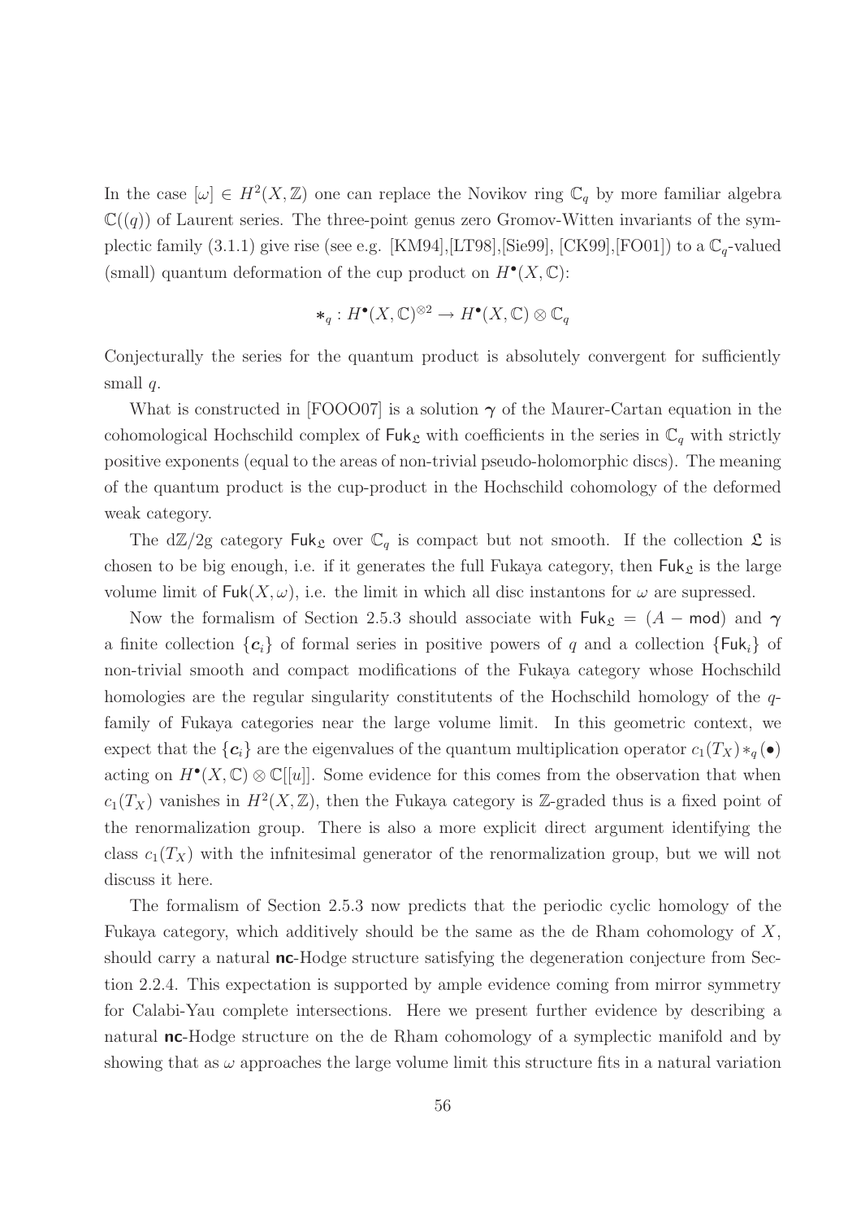In the case $[\omega] \in H^2(X, \mathbb{Z})$ one can replace the Novikov ring $\mathbb{C}_q$ by more familiar algebra $\mathbb{C}((q))$ of Laurent series. The three-point genus zero Gromov-Witten invariants of the symplectic family (3.1.1) give rise (see e.g. [KM94],[LT98],[Sie99], [CK99],[FO01]) to a $\mathbb{C}_q$-valued (small) quantum deformation of the cup product on $H^\bullet(X, \mathbb{C})$:

$$*_q : H^\bullet(X, \mathbb{C})^{\otimes 2} \to H^\bullet(X, \mathbb{C}) \otimes \mathbb{C}_q$$

Conjecturally the series for the quantum product is absolutely convergent for sufficiently small $q$.

What is constructed in [FOOO07] is a solution $\boldsymbol{\gamma}$ of the Maurer-Cartan equation in the cohomological Hochschild complex of $\mathsf{Fuk}_{\mathfrak{L}}$ with coefficients in the series in $\mathbb{C}_q$ with strictly positive exponents (equal to the areas of non-trivial pseudo-holomorphic discs). The meaning of the quantum product is the cup-product in the Hochschild cohomology of the deformed weak category.

The d$\mathbb{Z}$/2g category $\mathsf{Fuk}_{\mathfrak{L}}$ over $\mathbb{C}_q$ is compact but not smooth. If the collection $\mathfrak{L}$ is chosen to be big enough, i.e. if it generates the full Fukaya category, then $\mathsf{Fuk}_{\mathfrak{L}}$ is the large volume limit of $\mathsf{Fuk}(X, \omega)$, i.e. the limit in which all disc instantons for $\omega$ are supressed.

Now the formalism of Section 2.5.3 should associate with $\mathsf{Fuk}_{\mathfrak{L}} = (A - \mathsf{mod})$ and $\boldsymbol{\gamma}$ a finite collection $\{\boldsymbol{c}_i\}$ of formal series in positive powers of $q$ and a collection $\{\mathsf{Fuk}_i\}$ of non-trivial smooth and compact modifications of the Fukaya category whose Hochschild homologies are the regular singularity constitutents of the Hochschild homology of the $q$-family of Fukaya categories near the large volume limit. In this geometric context, we expect that the $\{\boldsymbol{c}_i\}$ are the eigenvalues of the quantum multiplication operator $c_1(T_X) *_q (\bullet)$ acting on $H^\bullet(X, \mathbb{C}) \otimes \mathbb{C}[[u]]$. Some evidence for this comes from the observation that when $c_1(T_X)$ vanishes in $H^2(X, \mathbb{Z})$, then the Fukaya category is $\mathbb{Z}$-graded thus is a fixed point of the renormalization group. There is also a more explicit direct argument identifying the class $c_1(T_X)$ with the infinitesimal generator of the renormalization group, but we will not discuss it here.

The formalism of Section 2.5.3 now predicts that the periodic cyclic homology of the Fukaya category, which additively should be the same as the de Rham cohomology of $X$, should carry a natural **nc**-Hodge structure satisfying the degeneration conjecture from Section 2.2.4. This expectation is supported by ample evidence coming from mirror symmetry for Calabi-Yau complete intersections. Here we present further evidence by describing a natural **nc**-Hodge structure on the de Rham cohomology of a symplectic manifold and by showing that as $\omega$ approaches the large volume limit this structure fits in a natural variation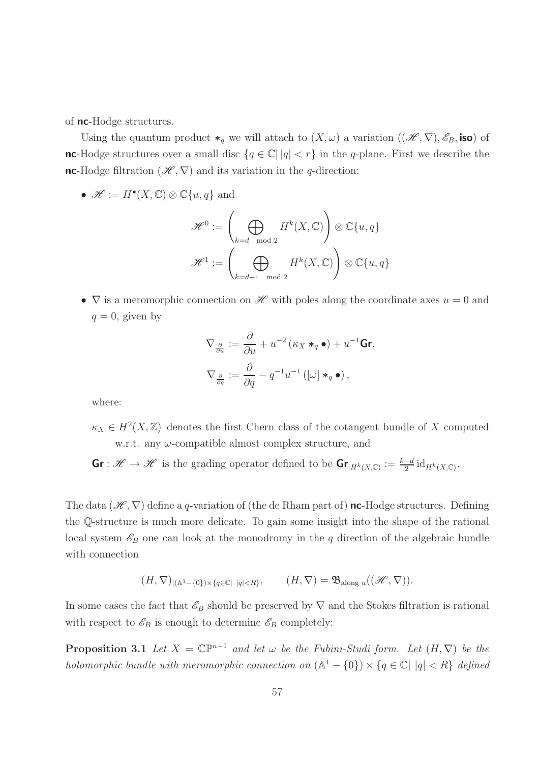of **nc**-Hodge structures.

Using the quantum product $*_q$ we will attach to $(X,\omega)$ a variation $((\mathscr{H},\nabla),\mathscr{E}_B,\mathbf{iso})$ of **nc**-Hodge structures over a small disc $\{q\in\mathbb{C}|\,|q|<r\}$ in the $q$-plane. First we describe the **nc**-Hodge filtration $(\mathscr{H},\nabla)$ and its variation in the $q$-direction:

- $\mathscr{H} := H^\bullet(X,\mathbb{C})\otimes\mathbb{C}\{u,q\}$ and

$$\mathscr{H}^0 := \left(\bigoplus_{k=d \mod 2} H^k(X,\mathbb{C})\right)\otimes\mathbb{C}\{u,q\}$$

$$\mathscr{H}^1 := \left(\bigoplus_{k=d+1 \mod 2} H^k(X,\mathbb{C})\right)\otimes\mathbb{C}\{u,q\}$$

- $\nabla$ is a meromorphic connection on $\mathscr{H}$ with poles along the coordinate axes $u=0$ and $q=0$, given by

$$\nabla_{\frac{\partial}{\partial u}} := \frac{\partial}{\partial u} + u^{-2}\left(\kappa_X *_q \bullet\right) + u^{-1}\mathsf{Gr},$$

$$\nabla_{\frac{\partial}{\partial q}} := \frac{\partial}{\partial q} - q^{-1}u^{-1}\left([\omega] *_q \bullet\right),$$

where:

$\kappa_X \in H^2(X,\mathbb{Z})$ denotes the first Chern class of the cotangent bundle of $X$ computed w.r.t. any $\omega$-compatible almost complex structure, and

$\mathsf{Gr} : \mathscr{H}\to\mathscr{H}$ is the grading operator defined to be $\mathsf{Gr}_{|H^k(X,\mathbb{C})} := \frac{k-d}{2}\,\mathrm{id}_{H^k(X,\mathbb{C})}$.

The data $(\mathscr{H},\nabla)$ define a $q$-variation of (the de Rham part of) **nc**-Hodge structures. Defining the $\mathbb{Q}$-structure is much more delicate. To gain some insight into the shape of the rational local system $\mathscr{E}_B$ one can look at the monodromy in the $q$ direction of the algebraic bundle with connection

$$(H,\nabla)_{|(\mathbb{A}^1-\{0\})\times\{q\in\mathbb{C}|\ |q|<R\}}, \qquad (H,\nabla) = \mathfrak{B}_{\text{along } u}((\mathscr{H},\nabla)).$$

In some cases the fact that $\mathscr{E}_B$ should be preserved by $\nabla$ and the Stokes filtration is rational with respect to $\mathscr{E}_B$ is enough to determine $\mathscr{E}_B$ completely:

**Proposition 3.1** *Let $X=\mathbb{CP}^{n-1}$ and let $\omega$ be the Fubini-Studi form. Let $(H,\nabla)$ be the holomorphic bundle with meromorphic connection on $(\mathbb{A}^1-\{0\})\times\{q\in\mathbb{C}|\ |q|<R\}$ defined*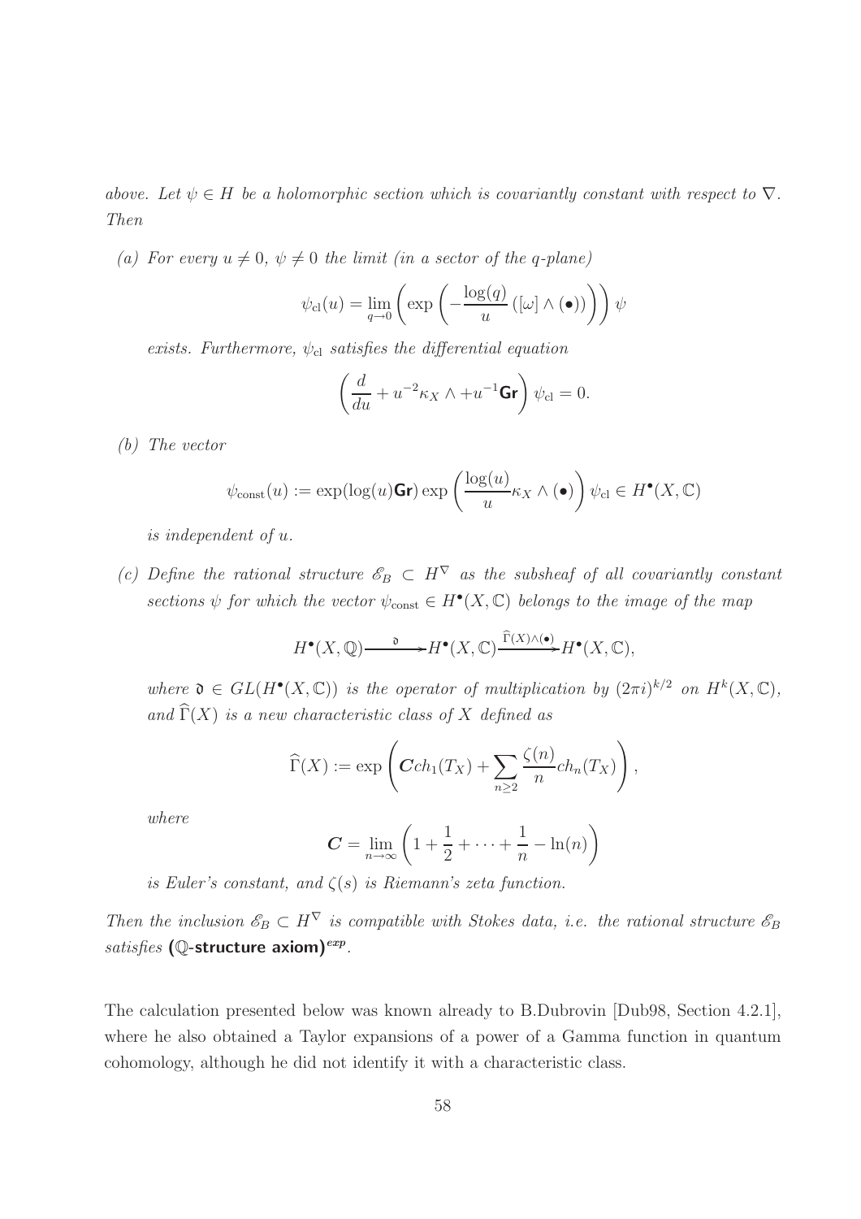*above. Let $\psi \in H$ be a holomorphic section which is covariantly constant with respect to $\nabla$. Then*

*(a) For every $u \neq 0$, $\psi \neq 0$ the limit (in a sector of the $q$-plane)*

$$\psi_{\mathrm{cl}}(u) = \lim_{q \to 0} \left( \exp\left( -\frac{\log(q)}{u} \left( [\omega] \wedge (\bullet) \right) \right) \right) \psi$$

*exists. Furthermore, $\psi_{\mathrm{cl}}$ satisfies the differential equation*

$$\left( \frac{d}{du} + u^{-2} \kappa_X \wedge + u^{-1} \mathsf{Gr} \right) \psi_{\mathrm{cl}} = 0.$$

*(b) The vector*

$$\psi_{\mathrm{const}}(u) := \exp(\log(u) \mathsf{Gr}) \exp\left( \frac{\log(u)}{u} \kappa_X \wedge (\bullet) \right) \psi_{\mathrm{cl}} \in H^{\bullet}(X, \mathbb{C})$$

*is independent of $u$.*

*(c) Define the rational structure $\mathscr{E}_B \subset H^{\nabla}$ as the subsheaf of all covariantly constant sections $\psi$ for which the vector $\psi_{\mathrm{const}} \in H^{\bullet}(X, \mathbb{C})$ belongs to the image of the map*

$$H^{\bullet}(X, \mathbb{Q}) \xrightarrow{\ \mathfrak{d}\ } H^{\bullet}(X, \mathbb{C}) \xrightarrow{\widehat{\Gamma}(X) \wedge (\bullet)} H^{\bullet}(X, \mathbb{C}),$$

*where $\mathfrak{d} \in GL(H^{\bullet}(X, \mathbb{C}))$ is the operator of multiplication by $(2\pi i)^{k/2}$ on $H^k(X, \mathbb{C})$, and $\widehat{\Gamma}(X)$ is a new characteristic class of $X$ defined as*

$$\widehat{\Gamma}(X) := \exp\left( \boldsymbol{C} ch_1(T_X) + \sum_{n \geq 2} \frac{\zeta(n)}{n} ch_n(T_X) \right),$$

*where*

$$\boldsymbol{C} = \lim_{n \to \infty} \left( 1 + \frac{1}{2} + \cdots + \frac{1}{n} - \ln(n) \right)$$

*is Euler's constant, and $\zeta(s)$ is Riemann's zeta function.*

*Then the inclusion $\mathscr{E}_B \subset H^{\nabla}$ is compatible with Stokes data, i.e. the rational structure $\mathscr{E}_B$ satisfies* **($\mathbb{Q}$-structure axiom)**$^{exp}$.

The calculation presented below was known already to B.Dubrovin [Dub98, Section 4.2.1], where he also obtained a Taylor expansions of a power of a Gamma function in quantum cohomology, although he did not identify it with a characteristic class.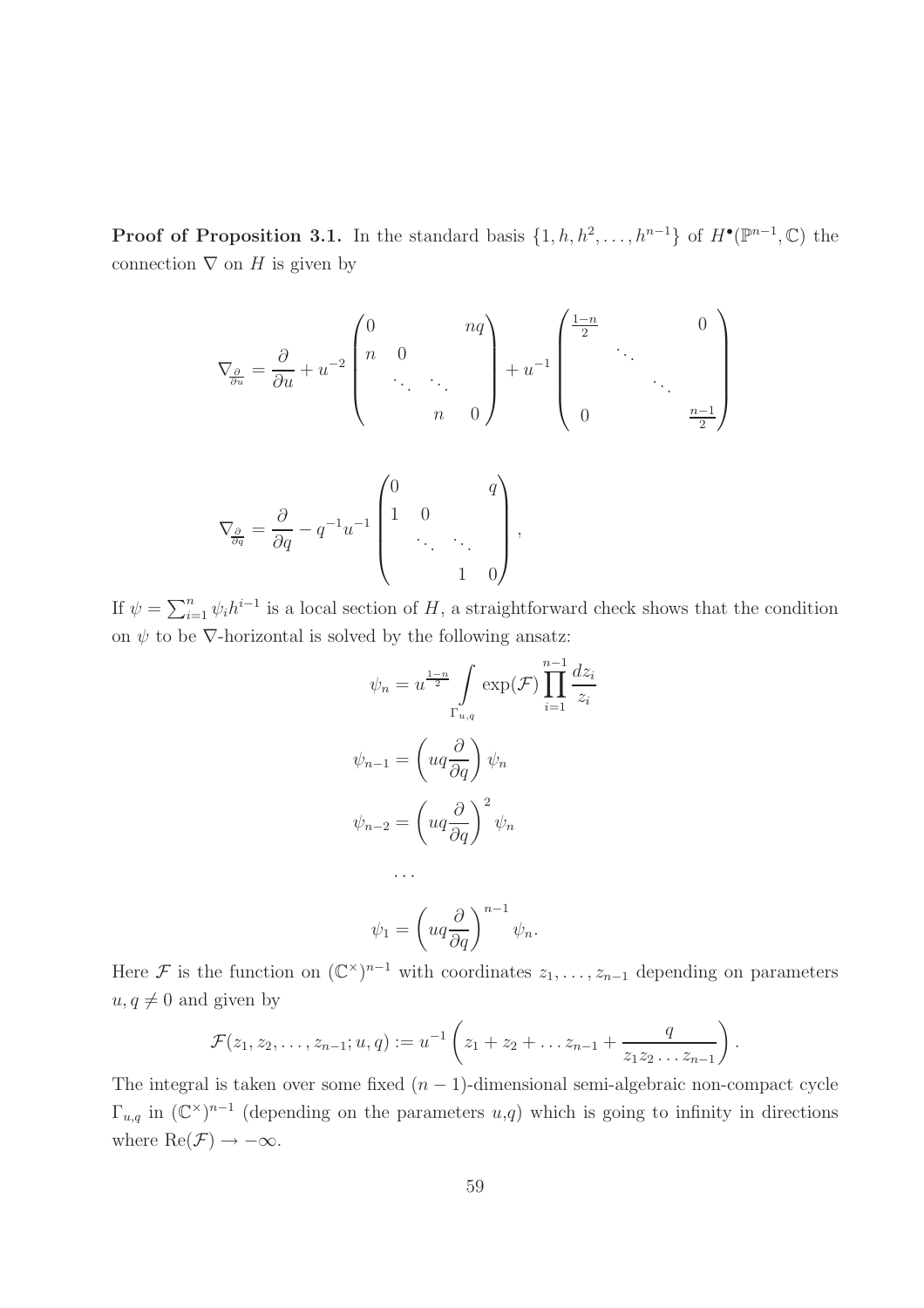**Proof of Proposition 3.1.** In the standard basis $\{1, h, h^2, \ldots, h^{n-1}\}$ of $H^\bullet(\mathbb{P}^{n-1}, \mathbb{C})$ the connection $\nabla$ on $H$ is given by

$$\nabla_{\frac{\partial}{\partial u}} = \frac{\partial}{\partial u} + u^{-2} \begin{pmatrix} 0 & & & nq \\ n & 0 & & \\ & \ddots & \ddots & \\ & & n & 0 \end{pmatrix} + u^{-1} \begin{pmatrix} \frac{1-n}{2} & & & 0 \\ & \ddots & & \\ & & \ddots & \\ 0 & & & \frac{n-1}{2} \end{pmatrix}$$

$$\nabla_{\frac{\partial}{\partial q}} = \frac{\partial}{\partial q} - q^{-1} u^{-1} \begin{pmatrix} 0 & & & q \\ 1 & 0 & & \\ & \ddots & \ddots & \\ & & 1 & 0 \end{pmatrix},$$

If $\psi = \sum_{i=1}^{n} \psi_i h^{i-1}$ is a local section of $H$, a straightforward check shows that the condition on $\psi$ to be $\nabla$-horizontal is solved by the following ansatz:

$$\psi_n = u^{\frac{1-n}{2}} \int_{\Gamma_{u,q}} \exp(\mathcal{F}) \prod_{i=1}^{n-1} \frac{dz_i}{z_i}$$

$$\psi_{n-1} = \left( uq \frac{\partial}{\partial q} \right) \psi_n$$

$$\psi_{n-2} = \left( uq \frac{\partial}{\partial q} \right)^2 \psi_n$$

$$\ldots$$

$$\psi_1 = \left( uq \frac{\partial}{\partial q} \right)^{n-1} \psi_n.$$

Here $\mathcal{F}$ is the function on $(\mathbb{C}^\times)^{n-1}$ with coordinates $z_1, \ldots, z_{n-1}$ depending on parameters $u, q \neq 0$ and given by

$$\mathcal{F}(z_1, z_2, \ldots, z_{n-1}; u, q) := u^{-1} \left( z_1 + z_2 + \ldots z_{n-1} + \frac{q}{z_1 z_2 \ldots z_{n-1}} \right).$$

The integral is taken over some fixed $(n-1)$-dimensional semi-algebraic non-compact cycle $\Gamma_{u,q}$ in $(\mathbb{C}^\times)^{n-1}$ (depending on the parameters $u$,$q$) which is going to infinity in directions where $\mathrm{Re}(\mathcal{F}) \to -\infty$.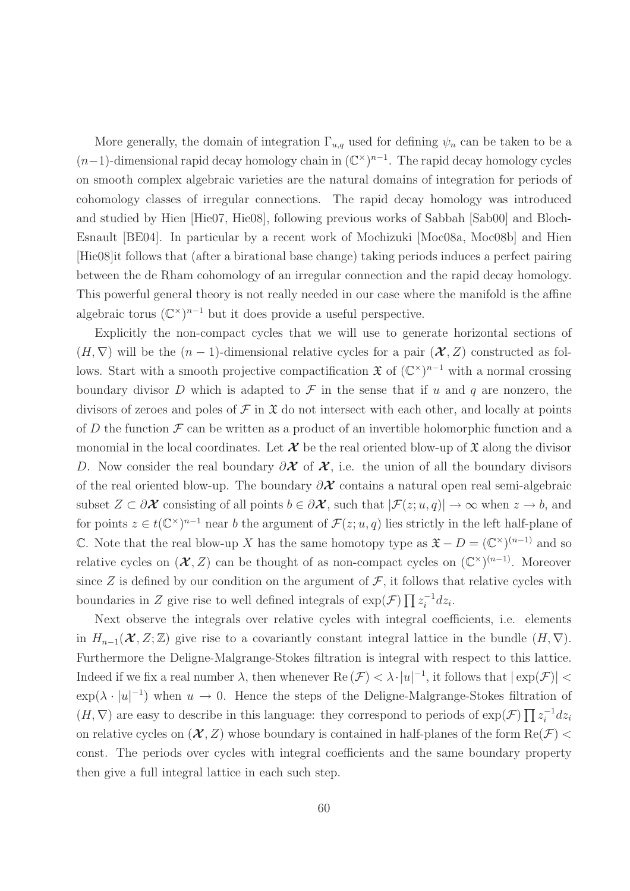More generally, the domain of integration $\Gamma_{u,q}$ used for defining $\psi_n$ can be taken to be a $(n-1)$-dimensional rapid decay homology chain in $(\mathbb{C}^\times)^{n-1}$. The rapid decay homology cycles on smooth complex algebraic varieties are the natural domains of integration for periods of cohomology classes of irregular connections. The rapid decay homology was introduced and studied by Hien [Hie07, Hie08], following previous works of Sabbah [Sab00] and Bloch-Esnault [BE04]. In particular by a recent work of Mochizuki [Moc08a, Moc08b] and Hien [Hie08]it follows that (after a birational base change) taking periods induces a perfect pairing between the de Rham cohomology of an irregular connection and the rapid decay homology. This powerful general theory is not really needed in our case where the manifold is the affine algebraic torus $(\mathbb{C}^\times)^{n-1}$ but it does provide a useful perspective.

Explicitly the non-compact cycles that we will use to generate horizontal sections of $(H, \nabla)$ will be the $(n-1)$-dimensional relative cycles for a pair $(\boldsymbol{\mathcal{X}}, Z)$ constructed as follows. Start with a smooth projective compactification $\mathfrak{X}$ of $(\mathbb{C}^\times)^{n-1}$ with a normal crossing boundary divisor $D$ which is adapted to $\mathcal{F}$ in the sense that if $u$ and $q$ are nonzero, the divisors of zeroes and poles of $\mathcal{F}$ in $\mathfrak{X}$ do not intersect with each other, and locally at points of $D$ the function $\mathcal{F}$ can be written as a product of an invertible holomorphic function and a monomial in the local coordinates. Let $\boldsymbol{\mathcal{X}}$ be the real oriented blow-up of $\mathfrak{X}$ along the divisor $D$. Now consider the real boundary $\partial\boldsymbol{\mathcal{X}}$ of $\boldsymbol{\mathcal{X}}$, i.e. the union of all the boundary divisors of the real oriented blow-up. The boundary $\partial\boldsymbol{\mathcal{X}}$ contains a natural open real semi-algebraic subset $Z \subset \partial\boldsymbol{\mathcal{X}}$ consisting of all points $b \in \partial\boldsymbol{\mathcal{X}}$, such that $|\mathcal{F}(z; u, q)| \to \infty$ when $z \to b$, and for points $z \in t(\mathbb{C}^\times)^{n-1}$ near $b$ the argument of $\mathcal{F}(z; u, q)$ lies strictly in the left half-plane of $\mathbb{C}$. Note that the real blow-up $X$ has the same homotopy type as $\mathfrak{X} - D = (\mathbb{C}^\times)^{(n-1)}$ and so relative cycles on $(\boldsymbol{\mathcal{X}}, Z)$ can be thought of as non-compact cycles on $(\mathbb{C}^\times)^{(n-1)}$. Moreover since $Z$ is defined by our condition on the argument of $\mathcal{F}$, it follows that relative cycles with boundaries in $Z$ give rise to well defined integrals of $\exp(\mathcal{F}) \prod z_i^{-1} dz_i$.

Next observe the integrals over relative cycles with integral coefficients, i.e. elements in $H_{n-1}(\boldsymbol{\mathcal{X}}, Z; \mathbb{Z})$ give rise to a covariantly constant integral lattice in the bundle $(H, \nabla)$. Furthermore the Deligne-Malgrange-Stokes filtration is integral with respect to this lattice. Indeed if we fix a real number $\lambda$, then whenever $\operatorname{Re}(\mathcal{F}) < \lambda \cdot |u|^{-1}$, it follows that $|\exp(\mathcal{F})| < \exp(\lambda \cdot |u|^{-1})$ when $u \to 0$. Hence the steps of the Deligne-Malgrange-Stokes filtration of $(H, \nabla)$ are easy to describe in this language: they correspond to periods of $\exp(\mathcal{F}) \prod z_i^{-1} dz_i$ on relative cycles on $(\boldsymbol{\mathcal{X}}, Z)$ whose boundary is contained in half-planes of the form $\operatorname{Re}(\mathcal{F}) <$ const. The periods over cycles with integral coefficients and the same boundary property then give a full integral lattice in each such step.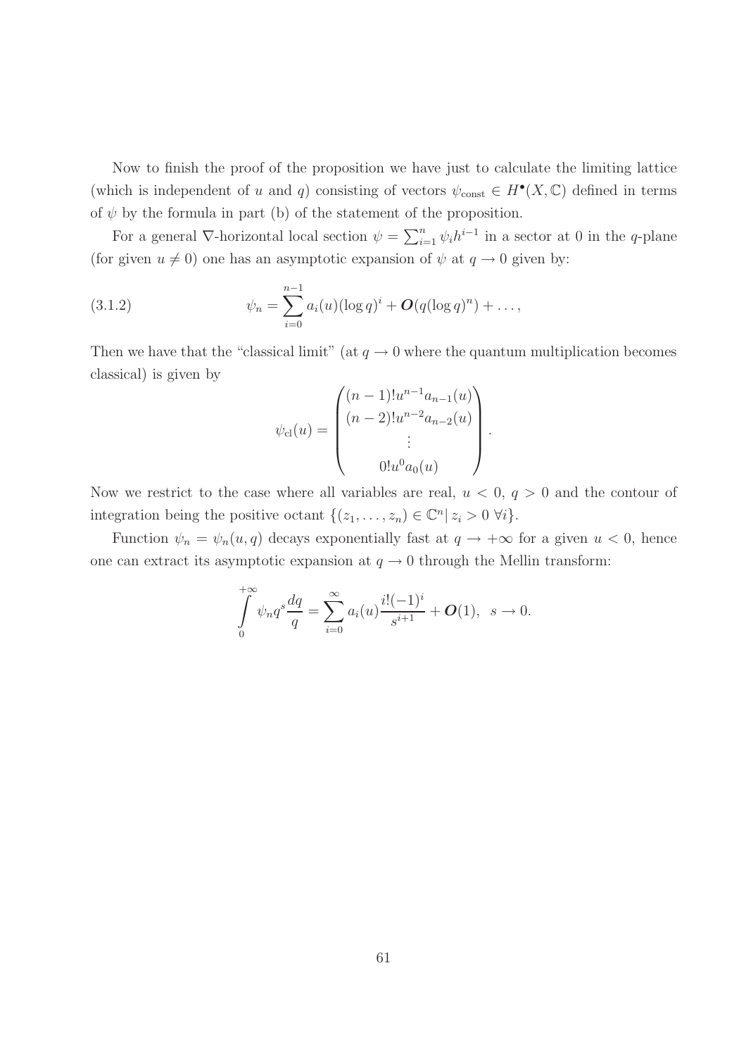Now to finish the proof of the proposition we have just to calculate the limiting lattice (which is independent of $u$ and $q$) consisting of vectors $\psi_{\text{const}} \in H^{\bullet}(X, \mathbb{C})$ defined in terms of $\psi$ by the formula in part (b) of the statement of the proposition.

For a general $\nabla$-horizontal local section $\psi = \sum_{i=1}^{n} \psi_i h^{i-1}$ in a sector at 0 in the $q$-plane (for given $u \neq 0$) one has an asymptotic expansion of $\psi$ at $q \to 0$ given by:

$$
\psi_n = \sum_{i=0}^{n-1} a_i(u)(\log q)^i + \boldsymbol{O}(q(\log q)^n) + \ldots, \tag{3.1.2}
$$

Then we have that the "classical limit" (at $q \to 0$ where the quantum multiplication becomes classical) is given by

$$
\psi_{\text{cl}}(u) = \begin{pmatrix} (n-1)!u^{n-1}a_{n-1}(u) \\ (n-2)!u^{n-2}a_{n-2}(u) \\ \vdots \\ 0!u^0 a_0(u) \end{pmatrix}.
$$

Now we restrict to the case where all variables are real, $u < 0$, $q > 0$ and the contour of integration being the positive octant $\{(z_1, \ldots, z_n) \in \mathbb{C}^n | \, z_i > 0 \; \forall i\}$.

Function $\psi_n = \psi_n(u, q)$ decays exponentially fast at $q \to +\infty$ for a given $u < 0$, hence one can extract its asymptotic expansion at $q \to 0$ through the Mellin transform:

$$
\int_0^{+\infty} \psi_n q^s \frac{dq}{q} = \sum_{i=0}^{\infty} a_i(u) \frac{i!(-1)^i}{s^{i+1}} + \boldsymbol{O}(1), \;\; s \to 0.
$$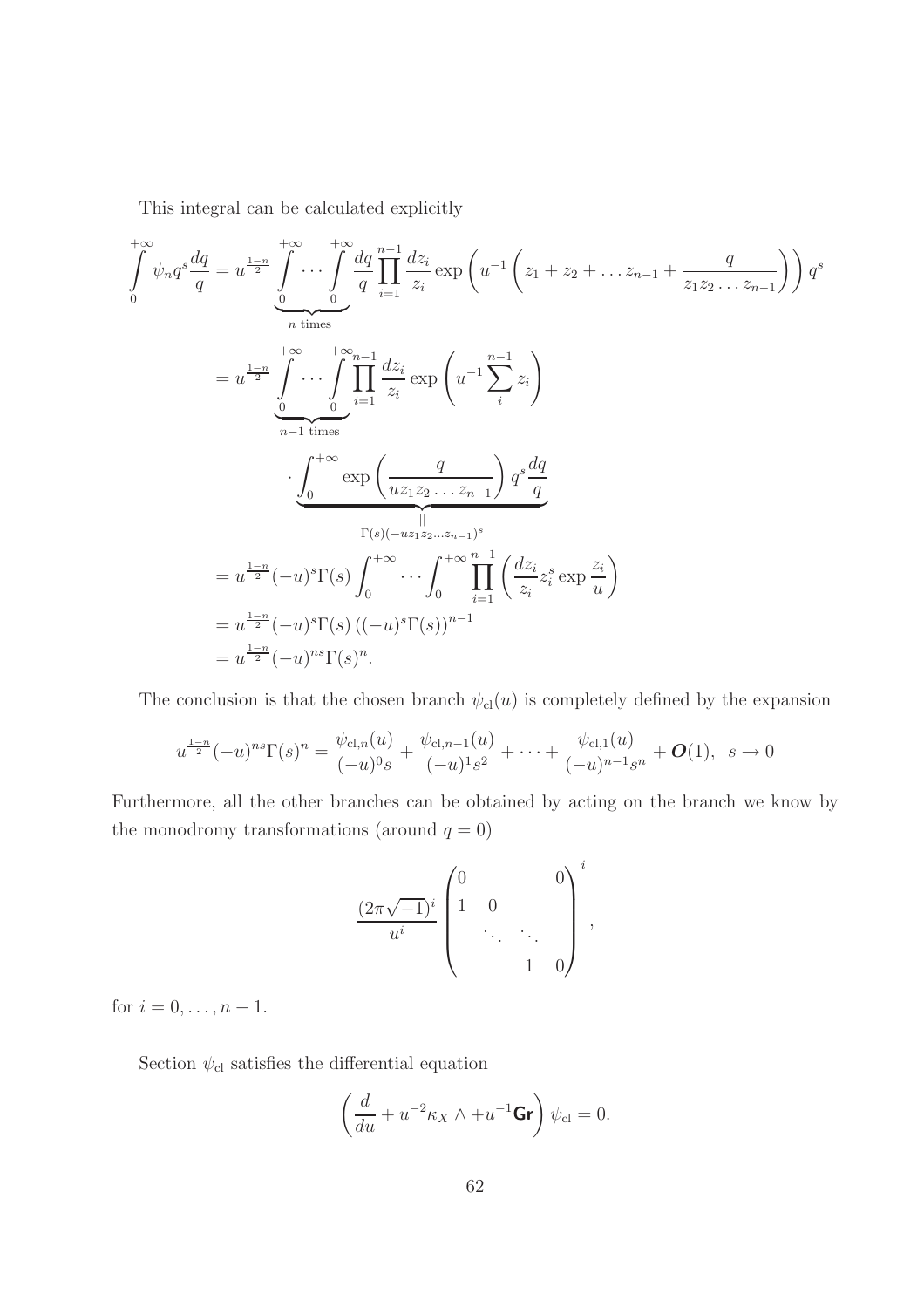This integral can be calculated explicitly

$$
\begin{aligned}
\int_0^{+\infty} \psi_n q^s \frac{dq}{q} &= u^{\frac{1-n}{2}} \underbrace{\int_0^{+\infty} \cdots \int_0^{+\infty}}_{n \text{ times}} \frac{dq}{q} \prod_{i=1}^{n-1} \frac{dz_i}{z_i} \exp\left( u^{-1} \left( z_1 + z_2 + \ldots z_{n-1} + \frac{q}{z_1 z_2 \ldots z_{n-1}} \right) \right) q^s \\
&= u^{\frac{1-n}{2}} \underbrace{\int_0^{+\infty} \cdots \int_0^{+\infty}}_{n-1 \text{ times}} \prod_{i=1}^{n-1} \frac{dz_i}{z_i} \exp\left( u^{-1} \sum_i^{n-1} z_i \right) \\
&\qquad \cdot \underbrace{\int_0^{+\infty} \exp\left( \frac{q}{u z_1 z_2 \ldots z_{n-1}} \right) q^s \frac{dq}{q}}_{\substack{\| \\ \Gamma(s)(-u z_1 z_2 \ldots z_{n-1})^s}} \\
&= u^{\frac{1-n}{2}} (-u)^s \Gamma(s) \int_0^{+\infty} \cdots \int_0^{+\infty} \prod_{i=1}^{n-1} \left( \frac{dz_i}{z_i} z_i^s \exp \frac{z_i}{u} \right) \\
&= u^{\frac{1-n}{2}} (-u)^s \Gamma(s) \left( (-u)^s \Gamma(s) \right)^{n-1} \\
&= u^{\frac{1-n}{2}} (-u)^{ns} \Gamma(s)^n.
\end{aligned}
$$

The conclusion is that the chosen branch $\psi_{\rm cl}(u)$ is completely defined by the expansion

$$
u^{\frac{1-n}{2}} (-u)^{ns} \Gamma(s)^n = \frac{\psi_{{\rm cl},n}(u)}{(-u)^0 s} + \frac{\psi_{{\rm cl},n-1}(u)}{(-u)^1 s^2} + \cdots + \frac{\psi_{{\rm cl},1}(u)}{(-u)^{n-1} s^n} + \boldsymbol{O}(1), \quad s \to 0
$$

Furthermore, all the other branches can be obtained by acting on the branch we know by the monodromy transformations (around $q = 0$)

$$
\frac{(2\pi\sqrt{-1})^i}{u^i} \begin{pmatrix} 0 & & & 0 \\ 1 & 0 & & \\ & \ddots & \ddots & \\ & & 1 & 0 \end{pmatrix}^i,
$$

for $i = 0, \ldots, n-1$.

Section $\psi_{\rm cl}$ satisfies the differential equation

$$
\left( \frac{d}{du} + u^{-2} \kappa_X \wedge + u^{-1} \mathsf{Gr} \right) \psi_{\rm cl} = 0.
$$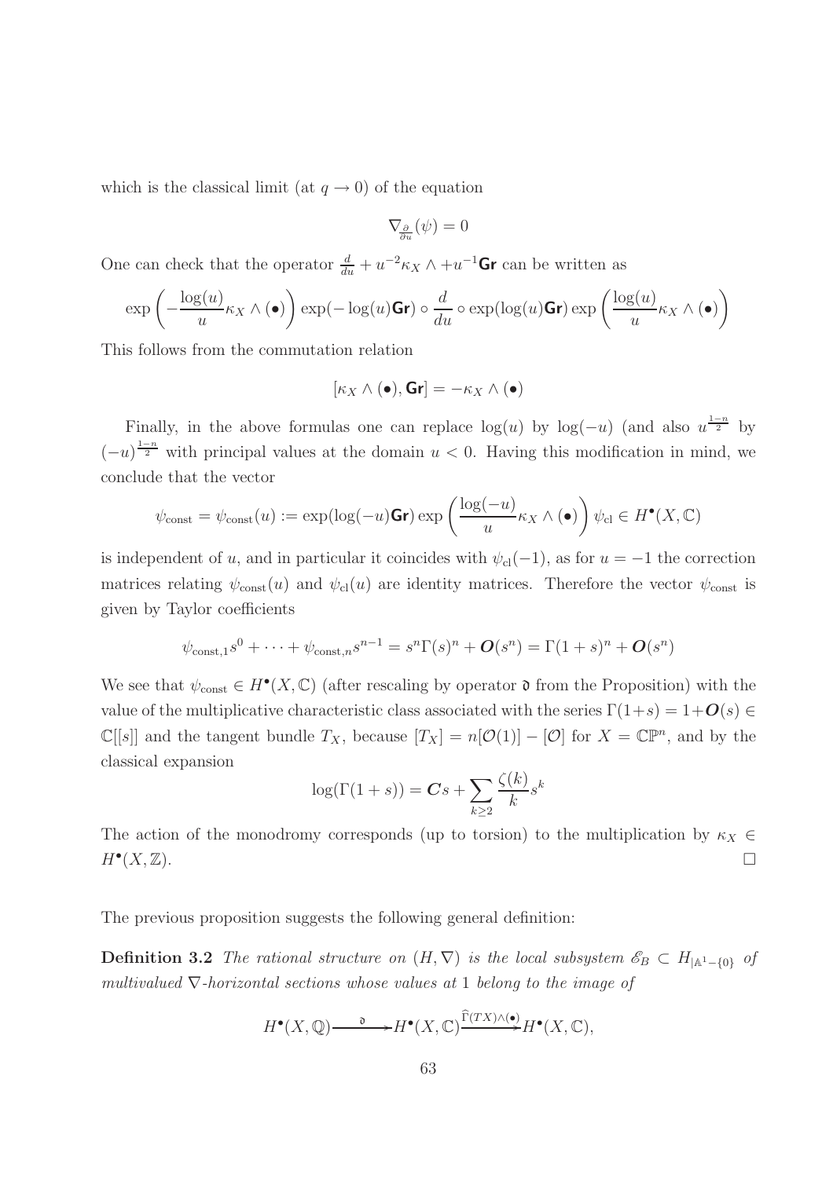which is the classical limit (at $q \to 0$) of the equation

$$\nabla_{\frac{\partial}{\partial u}}(\psi) = 0$$

One can check that the operator $\frac{d}{du} + u^{-2}\kappa_X \wedge +u^{-1}\mathsf{Gr}$ can be written as

$$\exp\left(-\frac{\log(u)}{u}\kappa_X \wedge (\bullet)\right)\exp(-\log(u)\mathsf{Gr}) \circ \frac{d}{du} \circ \exp(\log(u)\mathsf{Gr})\exp\left(\frac{\log(u)}{u}\kappa_X \wedge (\bullet)\right)$$

This follows from the commutation relation

$$[\kappa_X \wedge (\bullet), \mathsf{Gr}] = -\kappa_X \wedge (\bullet)$$

Finally, in the above formulas one can replace $\log(u)$ by $\log(-u)$ (and also $u^{\frac{1-n}{2}}$ by $(-u)^{\frac{1-n}{2}}$ with principal values at the domain $u < 0$. Having this modification in mind, we conclude that the vector

$$\psi_{\mathrm{const}} = \psi_{\mathrm{const}}(u) := \exp(\log(-u)\mathsf{Gr})\exp\left(\frac{\log(-u)}{u}\kappa_X \wedge (\bullet)\right)\psi_{\mathrm{cl}} \in H^\bullet(X, \mathbb{C})$$

is independent of $u$, and in particular it coincides with $\psi_{\mathrm{cl}}(-1)$, as for $u = -1$ the correction matrices relating $\psi_{\mathrm{const}}(u)$ and $\psi_{\mathrm{cl}}(u)$ are identity matrices. Therefore the vector $\psi_{\mathrm{const}}$ is given by Taylor coefficients

$$\psi_{\mathrm{const},1}s^0 + \cdots + \psi_{\mathrm{const},n}s^{n-1} = s^n\Gamma(s)^n + \boldsymbol{O}(s^n) = \Gamma(1+s)^n + \boldsymbol{O}(s^n)$$

We see that $\psi_{\mathrm{const}} \in H^\bullet(X, \mathbb{C})$ (after rescaling by operator $\mathfrak{d}$ from the Proposition) with the value of the multiplicative characteristic class associated with the series $\Gamma(1+s) = 1 + \boldsymbol{O}(s) \in \mathbb{C}[[s]]$ and the tangent bundle $T_X$, because $[T_X] = n[\mathcal{O}(1)] - [\mathcal{O}]$ for $X = \mathbb{CP}^n$, and by the classical expansion

$$\log(\Gamma(1+s)) = \boldsymbol{C}s + \sum_{k \geq 2} \frac{\zeta(k)}{k} s^k$$

The action of the monodromy corresponds (up to torsion) to the multiplication by $\kappa_X \in H^\bullet(X, \mathbb{Z})$. $\square$

The previous proposition suggests the following general definition:

**Definition 3.2** *The rational structure on $(H, \nabla)$ is the local subsystem $\mathscr{E}_B \subset H_{|\mathbb{A}^1 - \{0\}}$ of multivalued $\nabla$-horizontal sections whose values at 1 belong to the image of*

$$H^\bullet(X, \mathbb{Q}) \xrightarrow{\mathfrak{d}} H^\bullet(X, \mathbb{C}) \xrightarrow{\widehat{\Gamma}(TX) \wedge (\bullet)} H^\bullet(X, \mathbb{C}),$$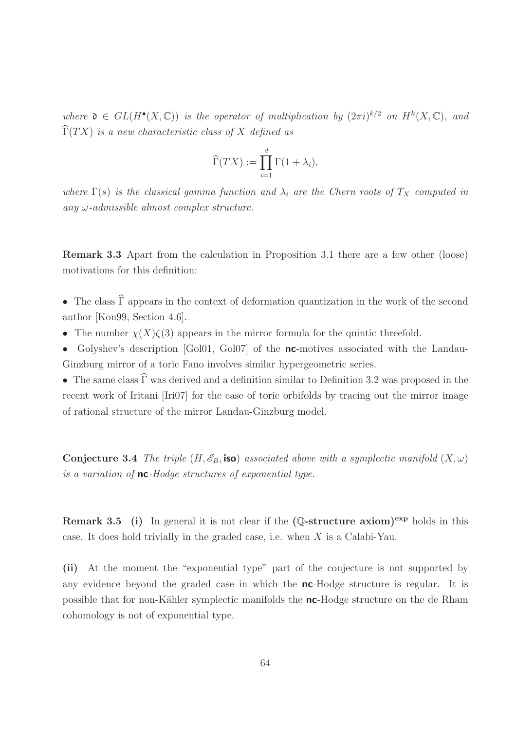*where* $\mathfrak{d} \in GL(H^\bullet(X,\mathbb{C}))$ *is the operator of multiplication by* $(2\pi i)^{k/2}$ *on* $H^k(X,\mathbb{C})$*, and* $\widehat{\Gamma}(TX)$ *is a new characteristic class of* $X$ *defined as*

$$\widehat{\Gamma}(TX) := \prod_{i=1}^{d} \Gamma(1+\lambda_i),$$

*where* $\Gamma(s)$ *is the classical gamma function and* $\lambda_i$ *are the Chern roots of* $T_X$ *computed in any* $\omega$*-admissible almost complex structure.*

**Remark 3.3** Apart from the calculation in Proposition 3.1 there are a few other (loose) motivations for this definition:

- The class $\widehat{\Gamma}$ appears in the context of deformation quantization in the work of the second author [Kon99, Section 4.6].
- The number $\chi(X)\zeta(3)$ appears in the mirror formula for the quintic threefold.
- Golyshev's description [Gol01, Gol07] of the **nc**-motives associated with the Landau-Ginzburg mirror of a toric Fano involves similar hypergeometric series.
- The same class $\widehat{\Gamma}$ was derived and a definition similar to Definition 3.2 was proposed in the recent work of Iritani [Iri07] for the case of toric orbifolds by tracing out the mirror image of rational structure of the mirror Landau-Ginzburg model.

**Conjecture 3.4** *The triple* $(H, \mathscr{E}_B, \mathsf{iso})$ *associated above with a symplectic manifold* $(X,\omega)$ *is a variation of* **nc***-Hodge structures of exponential type.*

**Remark 3.5** **(i)** In general it is not clear if the **($\mathbb{Q}$-structure axiom)$^{\mathbf{exp}}$** holds in this case. It does hold trivially in the graded case, i.e. when $X$ is a Calabi-Yau.

**(ii)** At the moment the "exponential type" part of the conjecture is not supported by any evidence beyond the graded case in which the **nc**-Hodge structure is regular. It is possible that for non-Kähler symplectic manifolds the **nc**-Hodge structure on the de Rham cohomology is not of exponential type.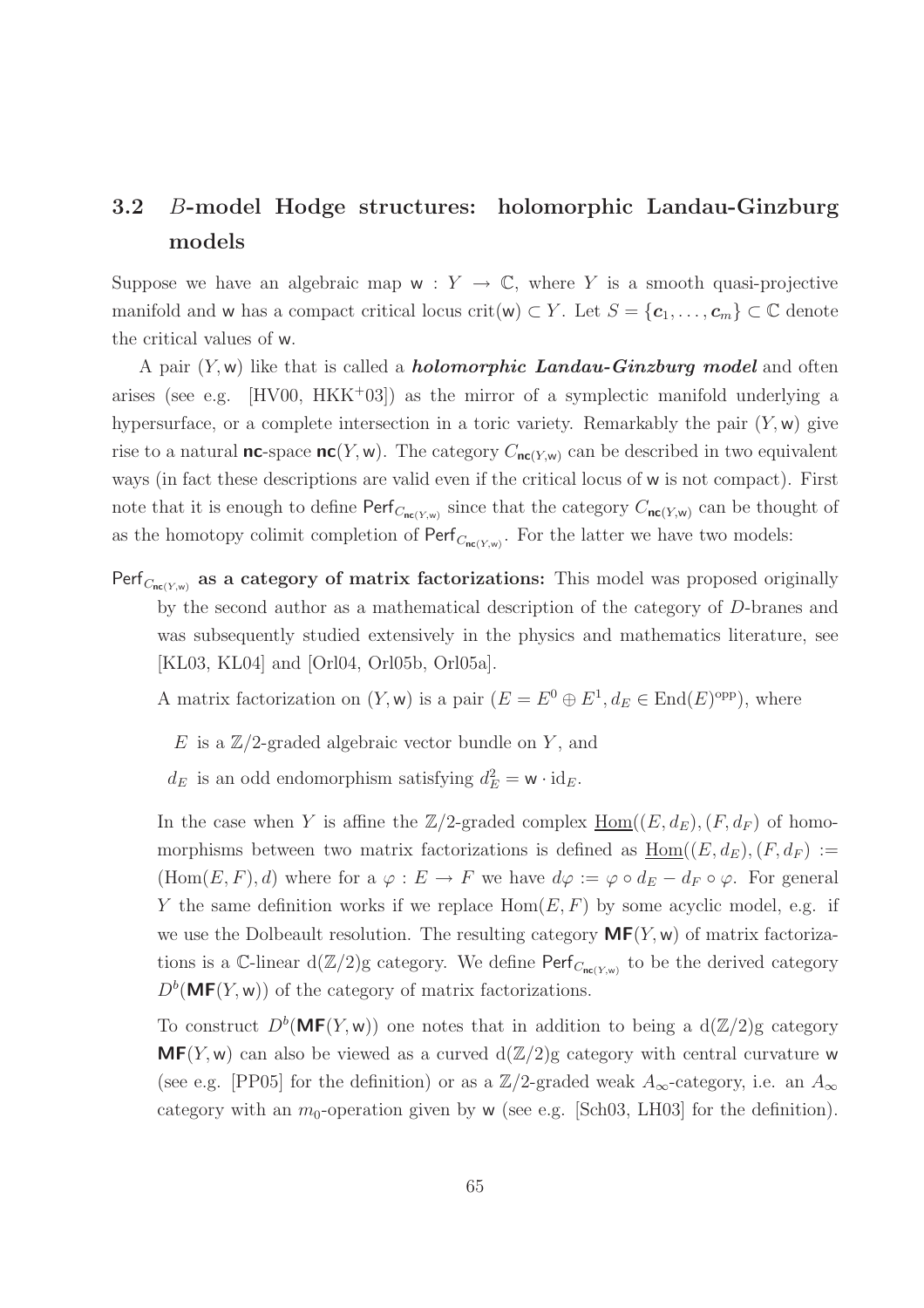## 3.2 $B$-model Hodge structures: holomorphic Landau-Ginzburg models

Suppose we have an algebraic map $\mathsf{w} : Y \to \mathbb{C}$, where $Y$ is a smooth quasi-projective manifold and $\mathsf{w}$ has a compact critical locus $\mathrm{crit}(\mathsf{w}) \subset Y$. Let $S = \{\boldsymbol{c}_1, \ldots, \boldsymbol{c}_m\} \subset \mathbb{C}$ denote the critical values of $\mathsf{w}$.

A pair $(Y, \mathsf{w})$ like that is called a ***holomorphic Landau-Ginzburg model*** and often arises (see e.g. [HV00, HKK+03]) as the mirror of a symplectic manifold underlying a hypersurface, or a complete intersection in a toric variety. Remarkably the pair $(Y, \mathsf{w})$ give rise to a natural $\mathsf{nc}$-space $\mathsf{nc}(Y, \mathsf{w})$. The category $C_{\mathsf{nc}(Y,\mathsf{w})}$ can be described in two equivalent ways (in fact these descriptions are valid even if the critical locus of $\mathsf{w}$ is not compact). First note that it is enough to define $\mathsf{Perf}_{C_{\mathsf{nc}(Y,\mathsf{w})}}$ since that the category $C_{\mathsf{nc}(Y,\mathsf{w})}$ can be thought of as the homotopy colimit completion of $\mathsf{Perf}_{C_{\mathsf{nc}(Y,\mathsf{w})}}$. For the latter we have two models:

**$\mathsf{Perf}_{C_{\mathsf{nc}(Y,\mathsf{w})}}$ as a category of matrix factorizations:** This model was proposed originally by the second author as a mathematical description of the category of $D$-branes and was subsequently studied extensively in the physics and mathematics literature, see [KL03, KL04] and [Orl04, Orl05b, Orl05a].

A matrix factorization on $(Y, \mathsf{w})$ is a pair $(E = E^0 \oplus E^1, d_E \in \mathrm{End}(E)^{\mathrm{opp}})$, where

- $E$ is a $\mathbb{Z}/2$-graded algebraic vector bundle on $Y$, and
- $d_E$ is an odd endomorphism satisfying $d_E^2 = \mathsf{w} \cdot \mathrm{id}_E$.

In the case when $Y$ is affine the $\mathbb{Z}/2$-graded complex $\underline{\mathrm{Hom}}((E, d_E), (F, d_F)$ of homomorphisms between two matrix factorizations is defined as $\underline{\mathrm{Hom}}((E, d_E), (F, d_F) := (\mathrm{Hom}(E, F), d)$ where for a $\varphi : E \to F$ we have $d\varphi := \varphi \circ d_E - d_F \circ \varphi$. For general $Y$ the same definition works if we replace $\mathrm{Hom}(E, F)$ by some acyclic model, e.g. if we use the Dolbeault resolution. The resulting category $\mathsf{MF}(Y, \mathsf{w})$ of matrix factorizations is a $\mathbb{C}$-linear $\mathrm{d}(\mathbb{Z}/2)\mathrm{g}$ category. We define $\mathsf{Perf}_{C_{\mathsf{nc}(Y,\mathsf{w})}}$ to be the derived category $D^b(\mathsf{MF}(Y, \mathsf{w}))$ of the category of matrix factorizations.

To construct $D^b(\mathsf{MF}(Y, \mathsf{w}))$ one notes that in addition to being a $\mathrm{d}(\mathbb{Z}/2)\mathrm{g}$ category $\mathsf{MF}(Y, \mathsf{w})$ can also be viewed as a curved $\mathrm{d}(\mathbb{Z}/2)\mathrm{g}$ category with central curvature $\mathsf{w}$ (see e.g. [PP05] for the definition) or as a $\mathbb{Z}/2$-graded weak $A_\infty$-category, i.e. an $A_\infty$ category with an $m_0$-operation given by $\mathsf{w}$ (see e.g. [Sch03, LH03] for the definition).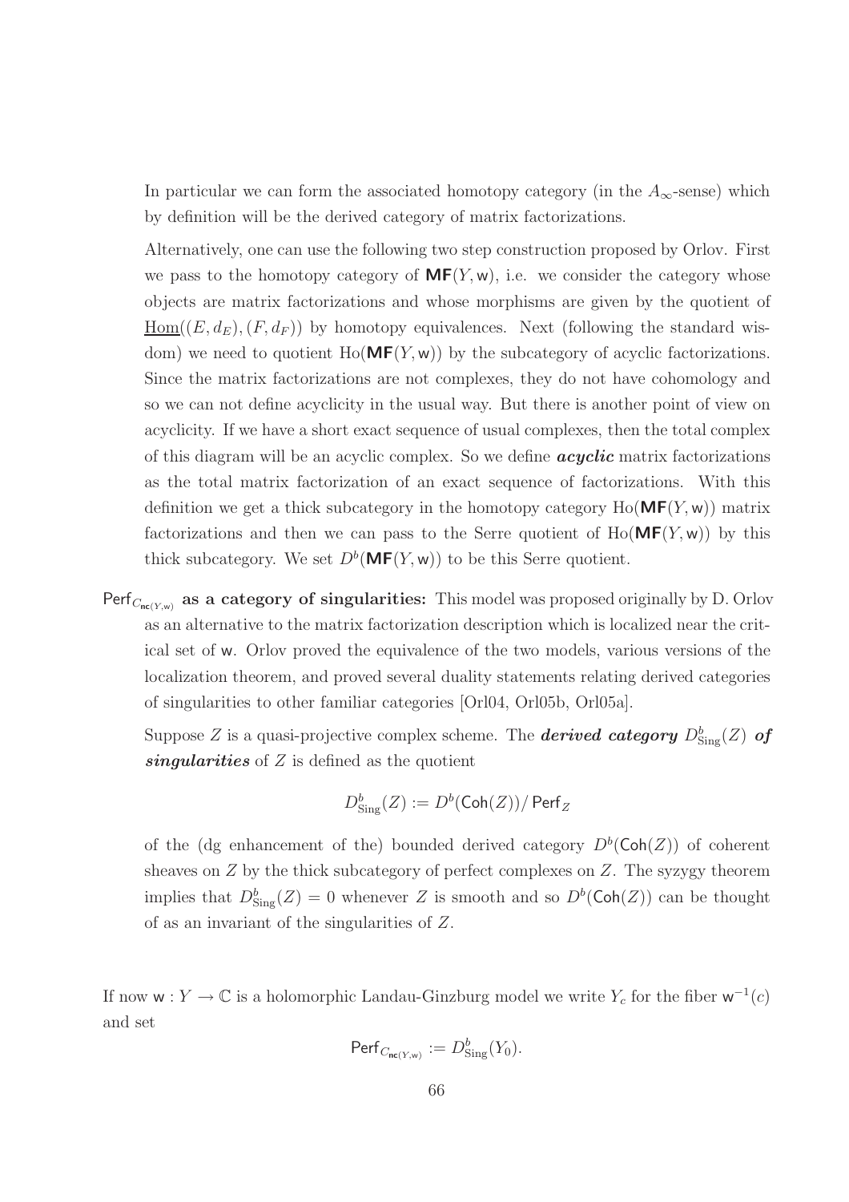In particular we can form the associated homotopy category (in the $A_\infty$-sense) which by definition will be the derived category of matrix factorizations.

Alternatively, one can use the following two step construction proposed by Orlov. First we pass to the homotopy category of $\mathbf{MF}(Y, \mathsf{w})$, i.e. we consider the category whose objects are matrix factorizations and whose morphisms are given by the quotient of $\underline{\mathrm{Hom}}((E, d_E), (F, d_F))$ by homotopy equivalences. Next (following the standard wisdom) we need to quotient $\mathrm{Ho}(\mathbf{MF}(Y, \mathsf{w}))$ by the subcategory of acyclic factorizations. Since the matrix factorizations are not complexes, they do not have cohomology and so we can not define acyclicity in the usual way. But there is another point of view on acyclicity. If we have a short exact sequence of usual complexes, then the total complex of this diagram will be an acyclic complex. So we define ***acyclic*** matrix factorizations as the total matrix factorization of an exact sequence of factorizations. With this definition we get a thick subcategory in the homotopy category $\mathrm{Ho}(\mathbf{MF}(Y, \mathsf{w}))$ matrix factorizations and then we can pass to the Serre quotient of $\mathrm{Ho}(\mathbf{MF}(Y, \mathsf{w}))$ by this thick subcategory. We set $D^b(\mathbf{MF}(Y, \mathsf{w}))$ to be this Serre quotient.

**$\mathsf{Perf}_{C_{\mathsf{nc}(Y,\mathsf{w})}}$ as a category of singularities:** This model was proposed originally by D. Orlov as an alternative to the matrix factorization description which is localized near the critical set of $\mathsf{w}$. Orlov proved the equivalence of the two models, various versions of the localization theorem, and proved several duality statements relating derived categories of singularities to other familiar categories [Orl04, Orl05b, Orl05a].

Suppose $Z$ is a quasi-projective complex scheme. The ***derived category*** $D^b_{\mathrm{Sing}}(Z)$ ***of singularities*** of $Z$ is defined as the quotient

$$D^b_{\mathrm{Sing}}(Z) := D^b(\mathsf{Coh}(Z))/\,\mathsf{Perf}_Z$$

of the (dg enhancement of the) bounded derived category $D^b(\mathsf{Coh}(Z))$ of coherent sheaves on $Z$ by the thick subcategory of perfect complexes on $Z$. The syzygy theorem implies that $D^b_{\mathrm{Sing}}(Z) = 0$ whenever $Z$ is smooth and so $D^b(\mathsf{Coh}(Z))$ can be thought of as an invariant of the singularities of $Z$.

If now $\mathsf{w} : Y \to \mathbb{C}$ is a holomorphic Landau-Ginzburg model we write $Y_c$ for the fiber $\mathsf{w}^{-1}(c)$ and set

$$\mathsf{Perf}_{C_{\mathsf{nc}(Y,\mathsf{w})}} := D^b_{\mathrm{Sing}}(Y_0).$$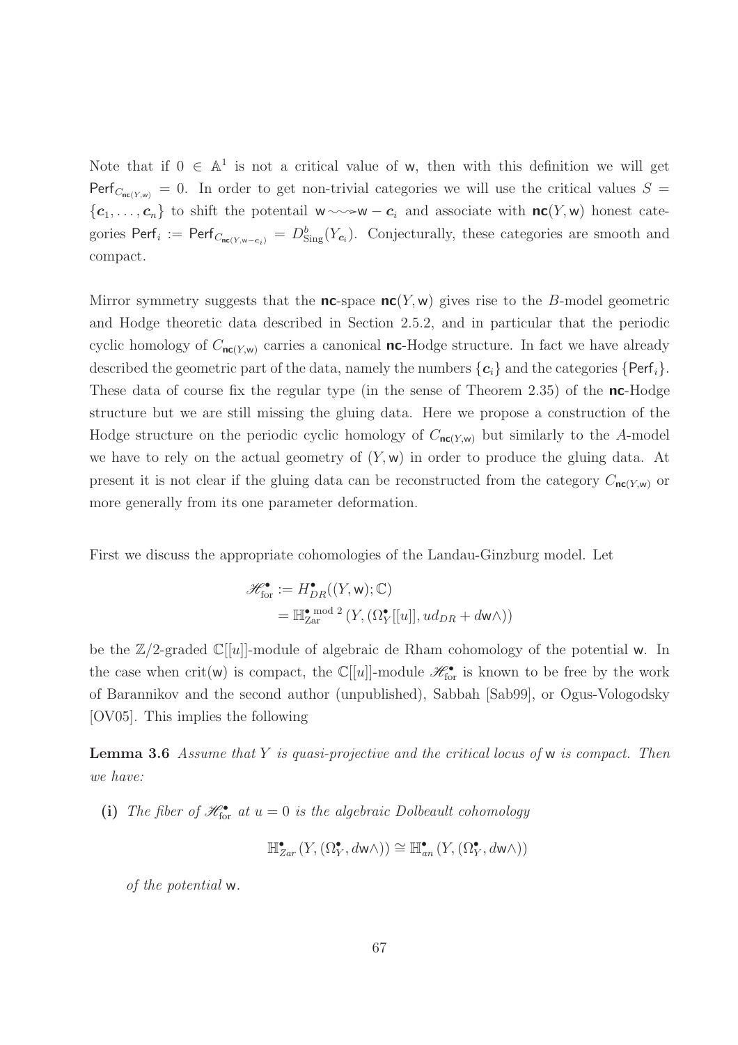Note that if $0 \in \mathbb{A}^1$ is not a critical value of $\mathsf{w}$, then with this definition we will get $\mathsf{Perf}_{C_{\mathbf{nc}(Y,\mathsf{w})}} = 0$. In order to get non-trivial categories we will use the critical values $S = \{\boldsymbol{c}_1, \ldots, \boldsymbol{c}_n\}$ to shift the potentail $\mathsf{w} \rightsquigarrow \mathsf{w} - \boldsymbol{c}_i$ and associate with $\mathbf{nc}(Y, \mathsf{w})$ honest categories $\mathsf{Perf}_i := \mathsf{Perf}_{C_{\mathbf{nc}(Y,\mathsf{w}-\boldsymbol{c}_i)}} = D^b_{\mathrm{Sing}}(Y_{\boldsymbol{c}_i})$. Conjecturally, these categories are smooth and compact.

Mirror symmetry suggests that the $\mathbf{nc}$-space $\mathbf{nc}(Y, \mathsf{w})$ gives rise to the $B$-model geometric and Hodge theoretic data described in Section 2.5.2, and in particular that the periodic cyclic homology of $C_{\mathbf{nc}(Y,\mathsf{w})}$ carries a canonical $\mathbf{nc}$-Hodge structure. In fact we have already described the geometric part of the data, namely the numbers $\{\boldsymbol{c}_i\}$ and the categories $\{\mathsf{Perf}_i\}$. These data of course fix the regular type (in the sense of Theorem 2.35) of the $\mathbf{nc}$-Hodge structure but we are still missing the gluing data. Here we propose a construction of the Hodge structure on the periodic cyclic homology of $C_{\mathbf{nc}(Y,\mathsf{w})}$ but similarly to the $A$-model we have to rely on the actual geometry of $(Y, \mathsf{w})$ in order to produce the gluing data. At present it is not clear if the gluing data can be reconstructed from the category $C_{\mathbf{nc}(Y,\mathsf{w})}$ or more generally from its one parameter deformation.

First we discuss the appropriate cohomologies of the Landau-Ginzburg model. Let

$$
\begin{aligned}
\mathscr{H}^\bullet_{\mathrm{for}} &:= H^\bullet_{DR}((Y, \mathsf{w}); \mathbb{C}) \\
&= \mathbb{H}^{\bullet \bmod 2}_{\mathrm{Zar}} \left(Y, (\Omega^\bullet_Y[[u]], ud_{DR} + d\mathsf{w}\wedge)\right)
\end{aligned}
$$

be the $\mathbb{Z}/2$-graded $\mathbb{C}[[u]]$-module of algebraic de Rham cohomology of the potential $\mathsf{w}$. In the case when $\mathrm{crit}(\mathsf{w})$ is compact, the $\mathbb{C}[[u]]$-module $\mathscr{H}^\bullet_{\mathrm{for}}$ is known to be free by the work of Barannikov and the second author (unpublished), Sabbah [Sab99], or Ogus-Vologodsky [OV05]. This implies the following

**Lemma 3.6** *Assume that $Y$ is quasi-projective and the critical locus of $\mathsf{w}$ is compact. Then we have:*

**(i)** *The fiber of $\mathscr{H}^\bullet_{\mathrm{for}}$ at $u = 0$ is the algebraic Dolbeault cohomology*

$$
\mathbb{H}^\bullet_{Zar}\left(Y, (\Omega^\bullet_Y, d\mathsf{w}\wedge)\right) \cong \mathbb{H}^\bullet_{an}\left(Y, (\Omega^\bullet_Y, d\mathsf{w}\wedge)\right)
$$

*of the potential $\mathsf{w}$.*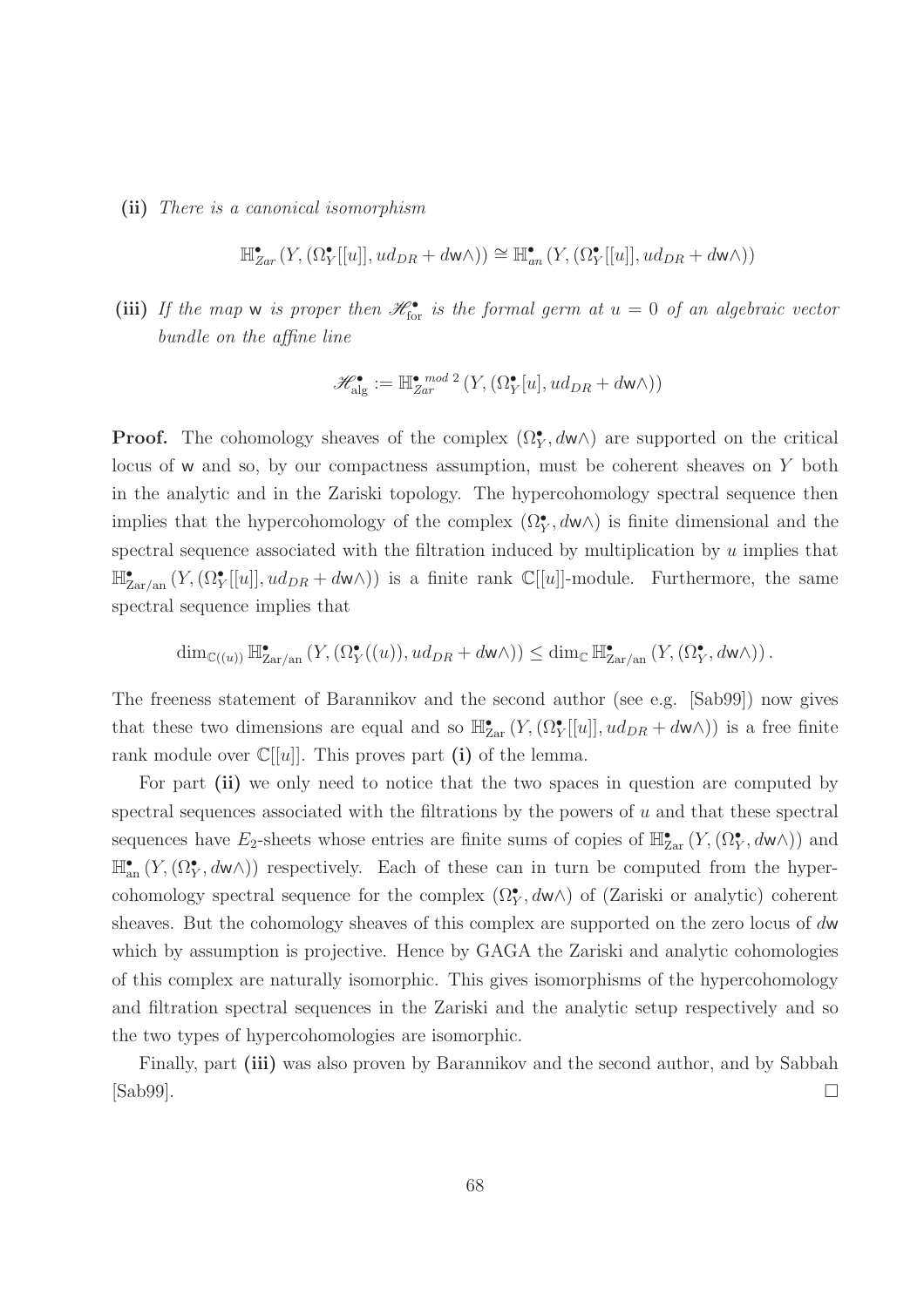**(ii)** *There is a canonical isomorphism*

$$\mathbb{H}^{\bullet}_{Zar}\left(Y, (\Omega^{\bullet}_{Y}[[u]], ud_{DR} + d\mathsf{w}\wedge)\right) \cong \mathbb{H}^{\bullet}_{an}\left(Y, (\Omega^{\bullet}_{Y}[[u]], ud_{DR} + d\mathsf{w}\wedge)\right)$$

**(iii)** *If the map* $\mathsf{w}$ *is proper then* $\mathscr{H}^{\bullet}_{\text{for}}$ *is the formal germ at* $u = 0$ *of an algebraic vector bundle on the affine line*

$$\mathscr{H}^{\bullet}_{\text{alg}} := \mathbb{H}^{\bullet \; mod \; 2}_{Zar}\left(Y, (\Omega^{\bullet}_{Y}[u], ud_{DR} + d\mathsf{w}\wedge)\right)$$

**Proof.** The cohomology sheaves of the complex $(\Omega^{\bullet}_{Y}, d\mathsf{w}\wedge)$ are supported on the critical locus of $\mathsf{w}$ and so, by our compactness assumption, must be coherent sheaves on $Y$ both in the analytic and in the Zariski topology. The hypercohomology spectral sequence then implies that the hypercohomology of the complex $(\Omega^{\bullet}_{Y}, d\mathsf{w}\wedge)$ is finite dimensional and the spectral sequence associated with the filtration induced by multiplication by $u$ implies that $\mathbb{H}^{\bullet}_{\text{Zar/an}}\left(Y, (\Omega^{\bullet}_{Y}[[u]], ud_{DR} + d\mathsf{w}\wedge)\right)$ is a finite rank $\mathbb{C}[[u]]$-module. Furthermore, the same spectral sequence implies that

$$\dim_{\mathbb{C}((u))} \mathbb{H}^{\bullet}_{\text{Zar/an}}\left(Y, (\Omega^{\bullet}_{Y}((u)), ud_{DR} + d\mathsf{w}\wedge)\right) \leq \dim_{\mathbb{C}} \mathbb{H}^{\bullet}_{\text{Zar/an}}\left(Y, (\Omega^{\bullet}_{Y}, d\mathsf{w}\wedge)\right).$$

The freeness statement of Barannikov and the second author (see e.g. [Sab99]) now gives that these two dimensions are equal and so $\mathbb{H}^{\bullet}_{\text{Zar}}\left(Y, (\Omega^{\bullet}_{Y}[[u]], ud_{DR} + d\mathsf{w}\wedge)\right)$ is a free finite rank module over $\mathbb{C}[[u]]$. This proves part **(i)** of the lemma.

For part **(ii)** we only need to notice that the two spaces in question are computed by spectral sequences associated with the filtrations by the powers of $u$ and that these spectral sequences have $E_2$-sheets whose entries are finite sums of copies of $\mathbb{H}^{\bullet}_{\text{Zar}}\left(Y, (\Omega^{\bullet}_{Y}, d\mathsf{w}\wedge)\right)$ and $\mathbb{H}^{\bullet}_{\text{an}}\left(Y, (\Omega^{\bullet}_{Y}, d\mathsf{w}\wedge)\right)$ respectively. Each of these can in turn be computed from the hypercohomology spectral sequence for the complex $(\Omega^{\bullet}_{Y}, d\mathsf{w}\wedge)$ of (Zariski or analytic) coherent sheaves. But the cohomology sheaves of this complex are supported on the zero locus of $d\mathsf{w}$ which by assumption is projective. Hence by GAGA the Zariski and analytic cohomologies of this complex are naturally isomorphic. This gives isomorphisms of the hypercohomology and filtration spectral sequences in the Zariski and the analytic setup respectively and so the two types of hypercohomologies are isomorphic.

Finally, part **(iii)** was also proven by Barannikov and the second author, and by Sabbah [Sab99]. $\square$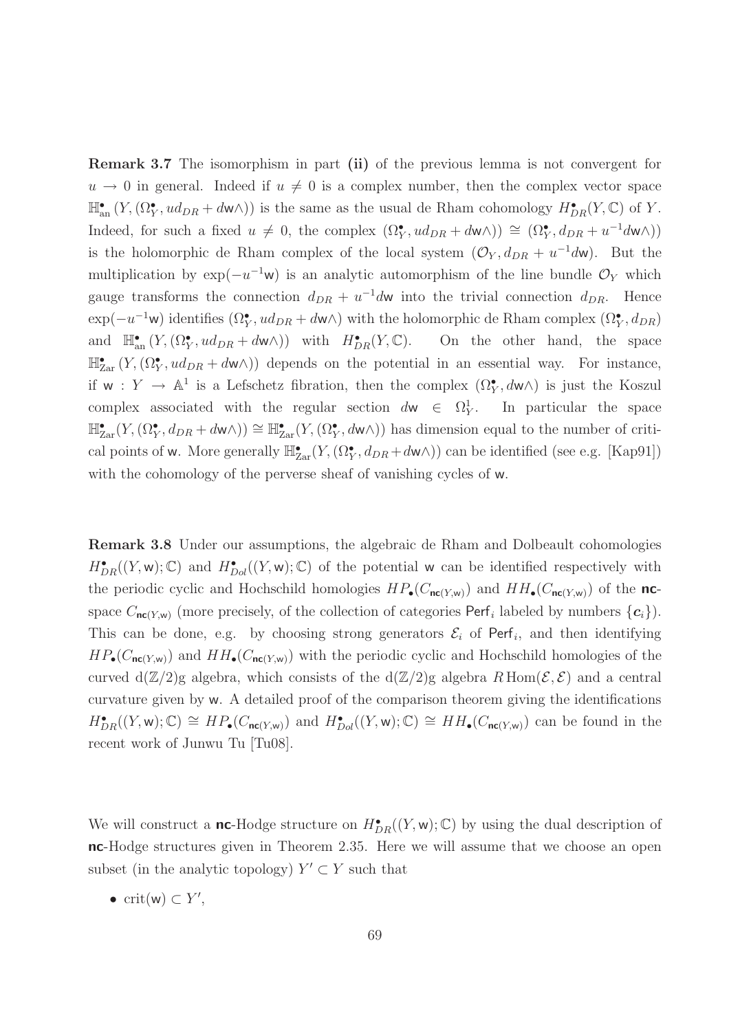**Remark 3.7** The isomorphism in part **(ii)** of the previous lemma is not convergent for $u \to 0$ in general. Indeed if $u \neq 0$ is a complex number, then the complex vector space $\mathbb{H}^{\bullet}_{\mathrm{an}}(Y, (\Omega^{\bullet}_Y, ud_{DR} + d\mathsf{w}\wedge))$ is the same as the usual de Rham cohomology $H^{\bullet}_{DR}(Y, \mathbb{C})$ of $Y$. Indeed, for such a fixed $u \neq 0$, the complex $(\Omega^{\bullet}_Y, ud_{DR} + d\mathsf{w}\wedge)) \cong (\Omega^{\bullet}_Y, d_{DR} + u^{-1}d\mathsf{w}\wedge))$ is the holomorphic de Rham complex of the local system $(\mathcal{O}_Y, d_{DR} + u^{-1}d\mathsf{w})$. But the multiplication by $\exp(-u^{-1}\mathsf{w})$ is an analytic automorphism of the line bundle $\mathcal{O}_Y$ which gauge transforms the connection $d_{DR} + u^{-1}d\mathsf{w}$ into the trivial connection $d_{DR}$. Hence $\exp(-u^{-1}\mathsf{w})$ identifies $(\Omega^{\bullet}_Y, ud_{DR} + d\mathsf{w}\wedge)$ with the holomorphic de Rham complex $(\Omega^{\bullet}_Y, d_{DR})$ and $\mathbb{H}^{\bullet}_{\mathrm{an}}(Y, (\Omega^{\bullet}_Y, ud_{DR} + d\mathsf{w}\wedge))$ with $H^{\bullet}_{DR}(Y, \mathbb{C})$. On the other hand, the space $\mathbb{H}^{\bullet}_{\mathrm{Zar}}(Y, (\Omega^{\bullet}_Y, ud_{DR} + d\mathsf{w}\wedge))$ depends on the potential in an essential way. For instance, if $\mathsf{w} : Y \to \mathbb{A}^1$ is a Lefschetz fibration, then the complex $(\Omega^{\bullet}_Y, d\mathsf{w}\wedge)$ is just the Koszul complex associated with the regular section $d\mathsf{w} \in \Omega^1_Y$. In particular the space $\mathbb{H}^{\bullet}_{\mathrm{Zar}}(Y, (\Omega^{\bullet}_Y, d_{DR} + d\mathsf{w}\wedge)) \cong \mathbb{H}^{\bullet}_{\mathrm{Zar}}(Y, (\Omega^{\bullet}_Y, d\mathsf{w}\wedge))$ has dimension equal to the number of critical points of $\mathsf{w}$. More generally $\mathbb{H}^{\bullet}_{\mathrm{Zar}}(Y, (\Omega^{\bullet}_Y, d_{DR} + d\mathsf{w}\wedge))$ can be identified (see e.g. [Kap91]) with the cohomology of the perverse sheaf of vanishing cycles of $\mathsf{w}$.

**Remark 3.8** Under our assumptions, the algebraic de Rham and Dolbeault cohomologies $H^{\bullet}_{DR}((Y, \mathsf{w}); \mathbb{C})$ and $H^{\bullet}_{Dol}((Y, \mathsf{w}); \mathbb{C})$ of the potential $\mathsf{w}$ can be identified respectively with the periodic cyclic and Hochschild homologies $HP_{\bullet}(C_{\mathsf{nc}(Y,\mathsf{w})})$ and $HH_{\bullet}(C_{\mathsf{nc}(Y,\mathsf{w})})$ of the **nc**-space $C_{\mathsf{nc}(Y,\mathsf{w})}$ (more precisely, of the collection of categories $\mathsf{Perf}_i$ labeled by numbers $\{\boldsymbol{c}_i\}$). This can be done, e.g. by choosing strong generators $\mathcal{E}_i$ of $\mathsf{Perf}_i$, and then identifying $HP_{\bullet}(C_{\mathsf{nc}(Y,\mathsf{w})})$ and $HH_{\bullet}(C_{\mathsf{nc}(Y,\mathsf{w})})$ with the periodic cyclic and Hochschild homologies of the curved d$(\mathbb{Z}/2)$g algebra, which consists of the d$(\mathbb{Z}/2)$g algebra $R\operatorname{Hom}(\mathcal{E}, \mathcal{E})$ and a central curvature given by $\mathsf{w}$. A detailed proof of the comparison theorem giving the identifications $H^{\bullet}_{DR}((Y, \mathsf{w}); \mathbb{C}) \cong HP_{\bullet}(C_{\mathsf{nc}(Y,\mathsf{w})})$ and $H^{\bullet}_{Dol}((Y, \mathsf{w}); \mathbb{C}) \cong HH_{\bullet}(C_{\mathsf{nc}(Y,\mathsf{w})})$ can be found in the recent work of Junwu Tu [Tu08].

We will construct a **nc**-Hodge structure on $H^{\bullet}_{DR}((Y, \mathsf{w}); \mathbb{C})$ by using the dual description of **nc**-Hodge structures given in Theorem 2.35. Here we will assume that we choose an open subset (in the analytic topology) $Y' \subset Y$ such that

- $\operatorname{crit}(\mathsf{w}) \subset Y'$,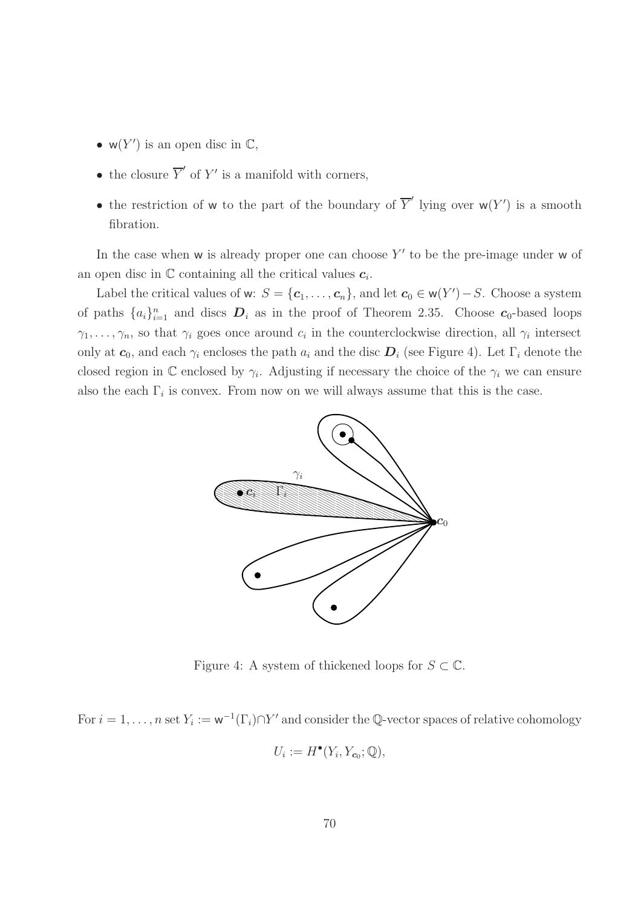- $\mathsf{w}(Y')$ is an open disc in $\mathbb{C}$,
- the closure $\overline{Y}'$ of $Y'$ is a manifold with corners,
- the restriction of $\mathsf{w}$ to the part of the boundary of $\overline{Y}'$ lying over $\mathsf{w}(Y')$ is a smooth fibration.

In the case when $\mathsf{w}$ is already proper one can choose $Y'$ to be the pre-image under $\mathsf{w}$ of an open disc in $\mathbb{C}$ containing all the critical values $\boldsymbol{c}_i$.

Label the critical values of $\mathsf{w}$: $S = \{\boldsymbol{c}_1, \ldots, \boldsymbol{c}_n\}$, and let $\boldsymbol{c}_0 \in \mathsf{w}(Y') - S$. Choose a system of paths $\{a_i\}_{i=1}^n$ and discs $\boldsymbol{D}_i$ as in the proof of Theorem 2.35. Choose $\boldsymbol{c}_0$-based loops $\gamma_1, \ldots, \gamma_n$, so that $\gamma_i$ goes once around $c_i$ in the counterclockwise direction, all $\gamma_i$ intersect only at $\boldsymbol{c}_0$, and each $\gamma_i$ encloses the path $a_i$ and the disc $\boldsymbol{D}_i$ (see Figure 4). Let $\Gamma_i$ denote the closed region in $\mathbb{C}$ enclosed by $\gamma_i$. Adjusting if necessary the choice of the $\gamma_i$ we can ensure also the each $\Gamma_i$ is convex. From now on we will always assume that this is the case.

Figure 4: A system of thickened loops for $S \subset \mathbb{C}$.

For $i = 1, \ldots, n$ set $Y_i := \mathsf{w}^{-1}(\Gamma_i) \cap Y'$ and consider the $\mathbb{Q}$-vector spaces of relative cohomology

$$U_i := H^\bullet(Y_i, Y_{\boldsymbol{c}_0}; \mathbb{Q}),$$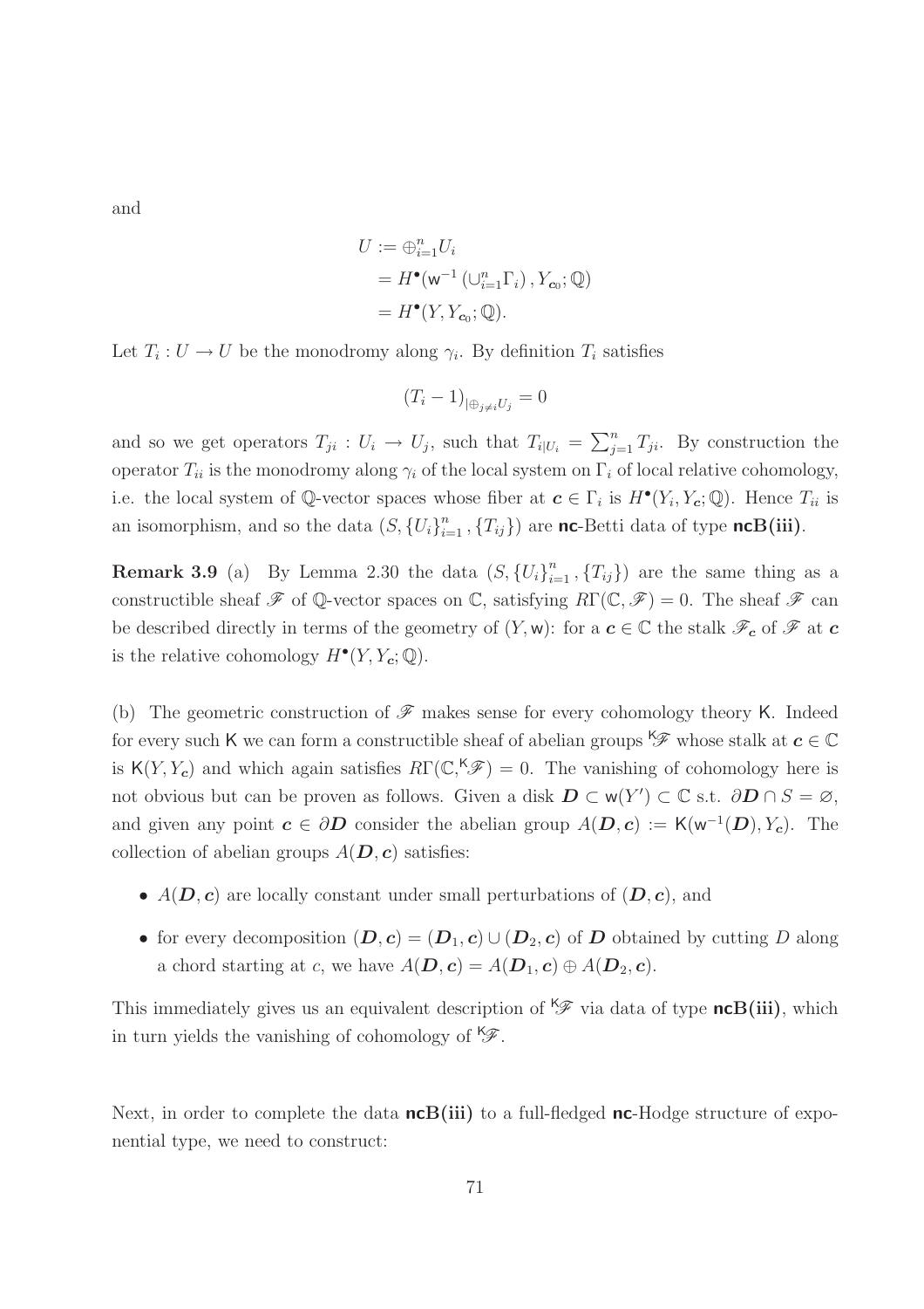and

$$
\begin{aligned}
U &:= \oplus_{i=1}^n U_i \\
&= H^\bullet(\mathsf{w}^{-1}\left(\cup_{i=1}^n \Gamma_i\right), Y_{\boldsymbol{c}_0}; \mathbb{Q}) \\
&= H^\bullet(Y, Y_{\boldsymbol{c}_0}; \mathbb{Q}).
\end{aligned}
$$

Let $T_i : U \to U$ be the monodromy along $\gamma_i$. By definition $T_i$ satisfies

$$
(T_i - 1)_{|\oplus_{j \neq i} U_j} = 0
$$

and so we get operators $T_{ji} : U_i \to U_j$, such that $T_{i|U_i} = \sum_{j=1}^n T_{ji}$. By construction the operator $T_{ii}$ is the monodromy along $\gamma_i$ of the local system on $\Gamma_i$ of local relative cohomology, i.e. the local system of $\mathbb{Q}$-vector spaces whose fiber at $\boldsymbol{c} \in \Gamma_i$ is $H^\bullet(Y_i, Y_{\boldsymbol{c}}; \mathbb{Q})$. Hence $T_{ii}$ is an isomorphism, and so the data $(S, \{U_i\}_{i=1}^n, \{T_{ij}\})$ are **nc**-Betti data of type **ncB(iii)**.

**Remark 3.9** (a) By Lemma 2.30 the data $(S, \{U_i\}_{i=1}^n, \{T_{ij}\})$ are the same thing as a constructible sheaf $\mathscr{F}$ of $\mathbb{Q}$-vector spaces on $\mathbb{C}$, satisfying $R\Gamma(\mathbb{C}, \mathscr{F}) = 0$. The sheaf $\mathscr{F}$ can be described directly in terms of the geometry of $(Y, \mathsf{w})$: for a $\boldsymbol{c} \in \mathbb{C}$ the stalk $\mathscr{F}_{\boldsymbol{c}}$ of $\mathscr{F}$ at $\boldsymbol{c}$ is the relative cohomology $H^\bullet(Y, Y_{\boldsymbol{c}}; \mathbb{Q})$.

(b) The geometric construction of $\mathscr{F}$ makes sense for every cohomology theory $\mathsf{K}$. Indeed for every such $\mathsf{K}$ we can form a constructible sheaf of abelian groups ${}^{\mathsf{K}}\mathscr{F}$ whose stalk at $\boldsymbol{c} \in \mathbb{C}$ is $\mathsf{K}(Y, Y_{\boldsymbol{c}})$ and which again satisfies $R\Gamma(\mathbb{C}, {}^{\mathsf{K}}\mathscr{F}) = 0$. The vanishing of cohomology here is not obvious but can be proven as follows. Given a disk $\boldsymbol{D} \subset \mathsf{w}(Y') \subset \mathbb{C}$ s.t. $\partial \boldsymbol{D} \cap S = \varnothing$, and given any point $\boldsymbol{c} \in \partial \boldsymbol{D}$ consider the abelian group $A(\boldsymbol{D}, \boldsymbol{c}) := \mathsf{K}(\mathsf{w}^{-1}(\boldsymbol{D}), Y_{\boldsymbol{c}})$. The collection of abelian groups $A(\boldsymbol{D}, \boldsymbol{c})$ satisfies:

- $A(\boldsymbol{D}, \boldsymbol{c})$ are locally constant under small perturbations of $(\boldsymbol{D}, \boldsymbol{c})$, and
- for every decomposition $(\boldsymbol{D}, \boldsymbol{c}) = (\boldsymbol{D}_1, \boldsymbol{c}) \cup (\boldsymbol{D}_2, \boldsymbol{c})$ of $\boldsymbol{D}$ obtained by cutting $D$ along a chord starting at $c$, we have $A(\boldsymbol{D}, \boldsymbol{c}) = A(\boldsymbol{D}_1, \boldsymbol{c}) \oplus A(\boldsymbol{D}_2, \boldsymbol{c})$.

This immediately gives us an equivalent description of ${}^{\mathsf{K}}\mathscr{F}$ via data of type **ncB(iii)**, which in turn yields the vanishing of cohomology of ${}^{\mathsf{K}}\mathscr{F}$.

Next, in order to complete the data **ncB(iii)** to a full-fledged **nc**-Hodge structure of exponential type, we need to construct: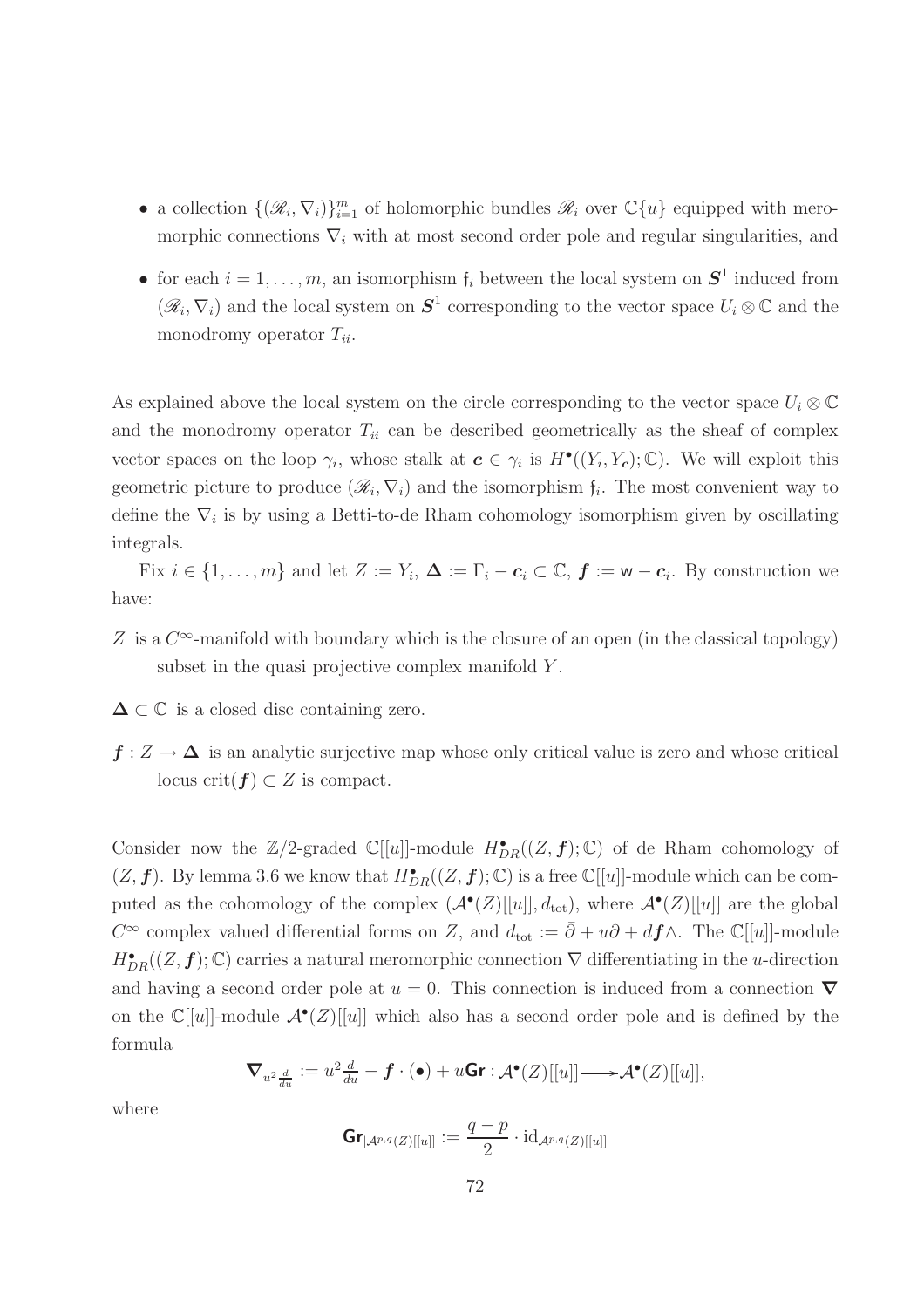- a collection $\{(\mathscr{R}_i, \nabla_i)\}_{i=1}^m$ of holomorphic bundles $\mathscr{R}_i$ over $\mathbb{C}\{u\}$ equipped with meromorphic connections $\nabla_i$ with at most second order pole and regular singularities, and
- for each $i = 1, \ldots, m$, an isomorphism $\mathfrak{f}_i$ between the local system on $\boldsymbol{S}^1$ induced from $(\mathscr{R}_i, \nabla_i)$ and the local system on $\boldsymbol{S}^1$ corresponding to the vector space $U_i \otimes \mathbb{C}$ and the monodromy operator $T_{ii}$.

As explained above the local system on the circle corresponding to the vector space $U_i \otimes \mathbb{C}$ and the monodromy operator $T_{ii}$ can be described geometrically as the sheaf of complex vector spaces on the loop $\gamma_i$, whose stalk at $\boldsymbol{c} \in \gamma_i$ is $H^\bullet((Y_i, Y_{\boldsymbol{c}}); \mathbb{C})$. We will exploit this geometric picture to produce $(\mathscr{R}_i, \nabla_i)$ and the isomorphism $\mathfrak{f}_i$. The most convenient way to define the $\nabla_i$ is by using a Betti-to-de Rham cohomology isomorphism given by oscillating integrals.

Fix $i \in \{1, \ldots, m\}$ and let $Z := Y_i$, $\boldsymbol{\Delta} := \Gamma_i - \boldsymbol{c}_i \subset \mathbb{C}$, $\boldsymbol{f} := \mathsf{w} - \boldsymbol{c}_i$. By construction we have:

$Z$ is a $C^\infty$-manifold with boundary which is the closure of an open (in the classical topology) subset in the quasi projective complex manifold $Y$.

$\boldsymbol{\Delta} \subset \mathbb{C}$ is a closed disc containing zero.

$\boldsymbol{f} : Z \to \boldsymbol{\Delta}$ is an analytic surjective map whose only critical value is zero and whose critical locus $\mathrm{crit}(\boldsymbol{f}) \subset Z$ is compact.

Consider now the $\mathbb{Z}/2$-graded $\mathbb{C}[[u]]$-module $H^\bullet_{DR}((Z, \boldsymbol{f}); \mathbb{C})$ of de Rham cohomology of $(Z, \boldsymbol{f})$. By lemma 3.6 we know that $H^\bullet_{DR}((Z, \boldsymbol{f}); \mathbb{C})$ is a free $\mathbb{C}[[u]]$-module which can be computed as the cohomology of the complex $(\mathcal{A}^\bullet(Z)[[u]], d_{\mathrm{tot}})$, where $\mathcal{A}^\bullet(Z)[[u]]$ are the global $C^\infty$ complex valued differential forms on $Z$, and $d_{\mathrm{tot}} := \bar{\partial} + u\partial + d\boldsymbol{f}\wedge$. The $\mathbb{C}[[u]]$-module $H^\bullet_{DR}((Z, \boldsymbol{f}); \mathbb{C})$ carries a natural meromorphic connection $\nabla$ differentiating in the $u$-direction and having a second order pole at $u = 0$. This connection is induced from a connection $\boldsymbol{\nabla}$ on the $\mathbb{C}[[u]]$-module $\mathcal{A}^\bullet(Z)[[u]]$ which also has a second order pole and is defined by the formula

$$\boldsymbol{\nabla}_{u^2 \frac{d}{du}} := u^2 \tfrac{d}{du} - \boldsymbol{f} \cdot (\bullet) + u\mathsf{Gr} : \mathcal{A}^\bullet(Z)[[u]] \longrightarrow \mathcal{A}^\bullet(Z)[[u]],$$

where

$$\mathsf{Gr}_{|\mathcal{A}^{p,q}(Z)[[u]]} := \frac{q-p}{2} \cdot \mathrm{id}_{\mathcal{A}^{p,q}(Z)[[u]]}$$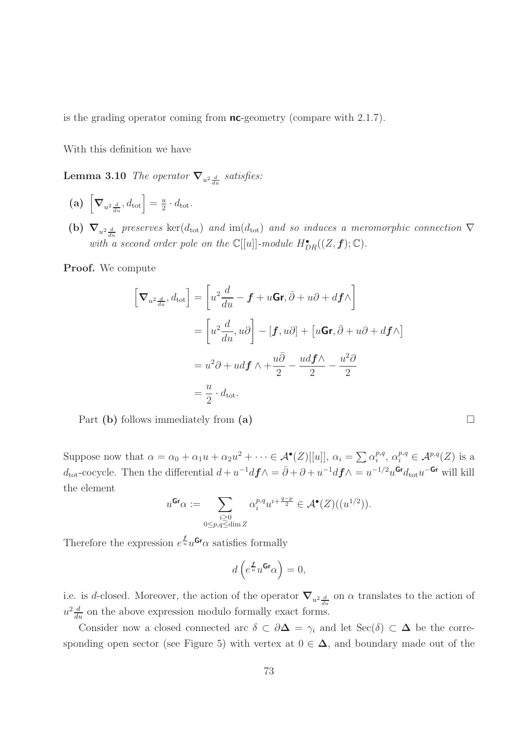is the grading operator coming from **nc**-geometry (compare with 2.1.7).

With this definition we have

**Lemma 3.10** *The operator $\boldsymbol{\nabla}_{u^2\frac{d}{du}}$ satisfies:*

**(a)** $\left[\boldsymbol{\nabla}_{u^2\frac{d}{du}}, d_{\mathrm{tot}}\right] = \frac{u}{2} \cdot d_{\mathrm{tot}}$.

**(b)** $\boldsymbol{\nabla}_{u^2\frac{d}{du}}$ *preserves* $\ker(d_{\mathrm{tot}})$ *and* $\mathrm{im}(d_{\mathrm{tot}})$ *and so induces a meromorphic connection* $\nabla$ *with a second order pole on the* $\mathbb{C}[[u]]$*-module* $H^{\bullet}_{DR}((Z,\boldsymbol{f});\mathbb{C})$.

**Proof.** We compute

$$
\begin{aligned}
\left[\boldsymbol{\nabla}_{u^2\frac{d}{du}}, d_{\mathrm{tot}}\right] &= \left[u^2\frac{d}{du} - \boldsymbol{f} + u\mathsf{Gr}, \bar{\partial} + u\partial + d\boldsymbol{f}\wedge\right] \\
&= \left[u^2\frac{d}{du}, u\partial\right] - [\boldsymbol{f}, u\partial] + \left[u\mathsf{Gr}, \bar{\partial} + u\partial + d\boldsymbol{f}\wedge\right] \\
&= u^2\partial + ud\boldsymbol{f}\wedge + \frac{u\bar{\partial}}{2} - \frac{ud\boldsymbol{f}\wedge}{2} - \frac{u^2\partial}{2} \\
&= \frac{u}{2}\cdot d_{\mathrm{tot}}.
\end{aligned}
$$

Part **(b)** follows immediately from **(a)** $\square$

Suppose now that $\alpha = \alpha_0 + \alpha_1 u + \alpha_2 u^2 + \cdots \in \mathcal{A}^{\bullet}(Z)[[u]]$, $\alpha_i = \sum \alpha_i^{p,q}$, $\alpha_i^{p,q} \in \mathcal{A}^{p,q}(Z)$ is a $d_{\mathrm{tot}}$-cocycle. Then the differential $d + u^{-1}d\boldsymbol{f}\wedge = \bar{\partial} + \partial + u^{-1}d\boldsymbol{f}\wedge = u^{-1/2}u^{\mathsf{Gr}}d_{\mathrm{tot}}u^{-\mathsf{Gr}}$ will kill the element

$$
u^{\mathsf{Gr}}\alpha := \sum_{\substack{i\geq 0 \\ 0\leq p,q\leq \dim Z}} \alpha_i^{p,q}u^{i+\frac{q-p}{2}} \in \mathcal{A}^{\bullet}(Z)((u^{1/2})).
$$

Therefore the expression $e^{\frac{\boldsymbol{f}}{u}}u^{\mathsf{Gr}}\alpha$ satisfies formally

$$
d\left(e^{\frac{\boldsymbol{f}}{u}}u^{\mathsf{Gr}}\alpha\right) = 0,
$$

i.e. is $d$-closed. Moreover, the action of the operator $\boldsymbol{\nabla}_{u^2\frac{d}{du}}$ on $\alpha$ translates to the action of $u^2\frac{d}{du}$ on the above expression modulo formally exact forms.

Consider now a closed connected arc $\delta \subset \partial\boldsymbol{\Delta} = \gamma_i$ and let $\mathrm{Sec}(\delta) \subset \boldsymbol{\Delta}$ be the corresponding open sector (see Figure 5) with vertex at $0 \in \boldsymbol{\Delta}$, and boundary made out of the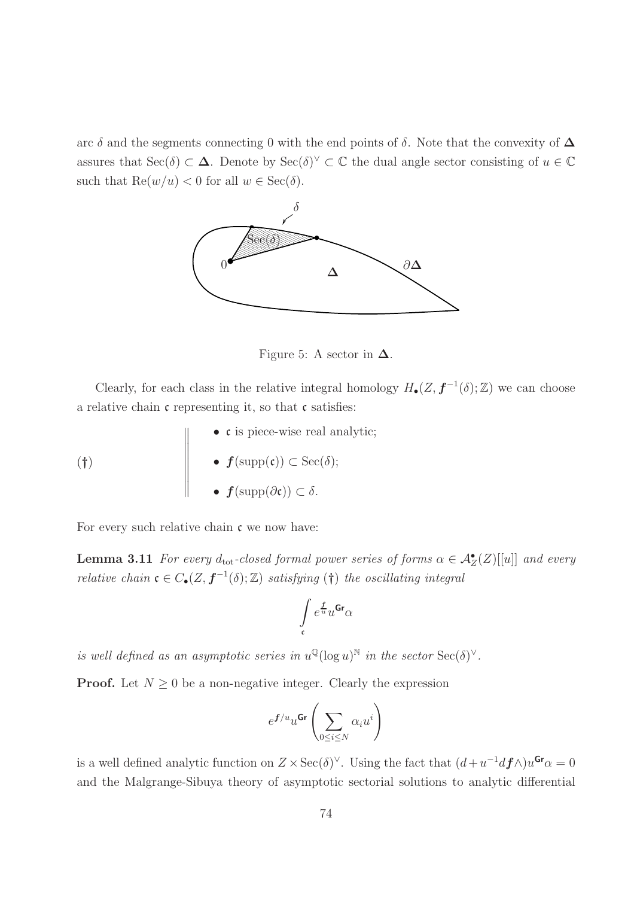arc $\delta$ and the segments connecting 0 with the end points of $\delta$. Note that the convexity of $\boldsymbol{\Delta}$ assures that $\mathrm{Sec}(\delta) \subset \boldsymbol{\Delta}$. Denote by $\mathrm{Sec}(\delta)^\vee \subset \mathbb{C}$ the dual angle sector consisting of $u \in \mathbb{C}$ such that $\mathrm{Re}(w/u) < 0$ for all $w \in \mathrm{Sec}(\delta)$.

Figure 5: A sector in $\boldsymbol{\Delta}$.

Clearly, for each class in the relative integral homology $H_\bullet(Z, \boldsymbol{f}^{-1}(\delta); \mathbb{Z})$ we can choose a relative chain $\mathfrak{c}$ representing it, so that $\mathfrak{c}$ satisfies:

(†)

- $\mathfrak{c}$ is piece-wise real analytic;
- $\boldsymbol{f}(\mathrm{supp}(\mathfrak{c})) \subset \mathrm{Sec}(\delta)$;
- $\boldsymbol{f}(\mathrm{supp}(\partial\mathfrak{c})) \subset \delta$.

For every such relative chain $\mathfrak{c}$ we now have:

**Lemma 3.11** *For every $d_{\mathrm{tot}}$-closed formal power series of forms $\alpha \in \mathcal{A}_Z^\bullet(Z)[[u]]$ and every relative chain $\mathfrak{c} \in C_\bullet(Z, \boldsymbol{f}^{-1}(\delta); \mathbb{Z})$ satisfying (†) the oscillating integral*

$$\int\limits_{\mathfrak{c}} e^{\frac{\boldsymbol{f}}{u}} u^{\mathsf{Gr}} \alpha$$

*is well defined as an asymptotic series in $u^{\mathbb{Q}}(\log u)^{\mathbb{N}}$ in the sector $\mathrm{Sec}(\delta)^\vee$.*

**Proof.** Let $N \geq 0$ be a non-negative integer. Clearly the expression

$$e^{\boldsymbol{f}/u} u^{\mathsf{Gr}} \left( \sum_{0 \leq i \leq N} \alpha_i u^i \right)$$

is a well defined analytic function on $Z \times \mathrm{Sec}(\delta)^\vee$. Using the fact that $(d + u^{-1} d\boldsymbol{f} \wedge) u^{\mathsf{Gr}} \alpha = 0$ and the Malgrange-Sibuya theory of asymptotic sectorial solutions to analytic differential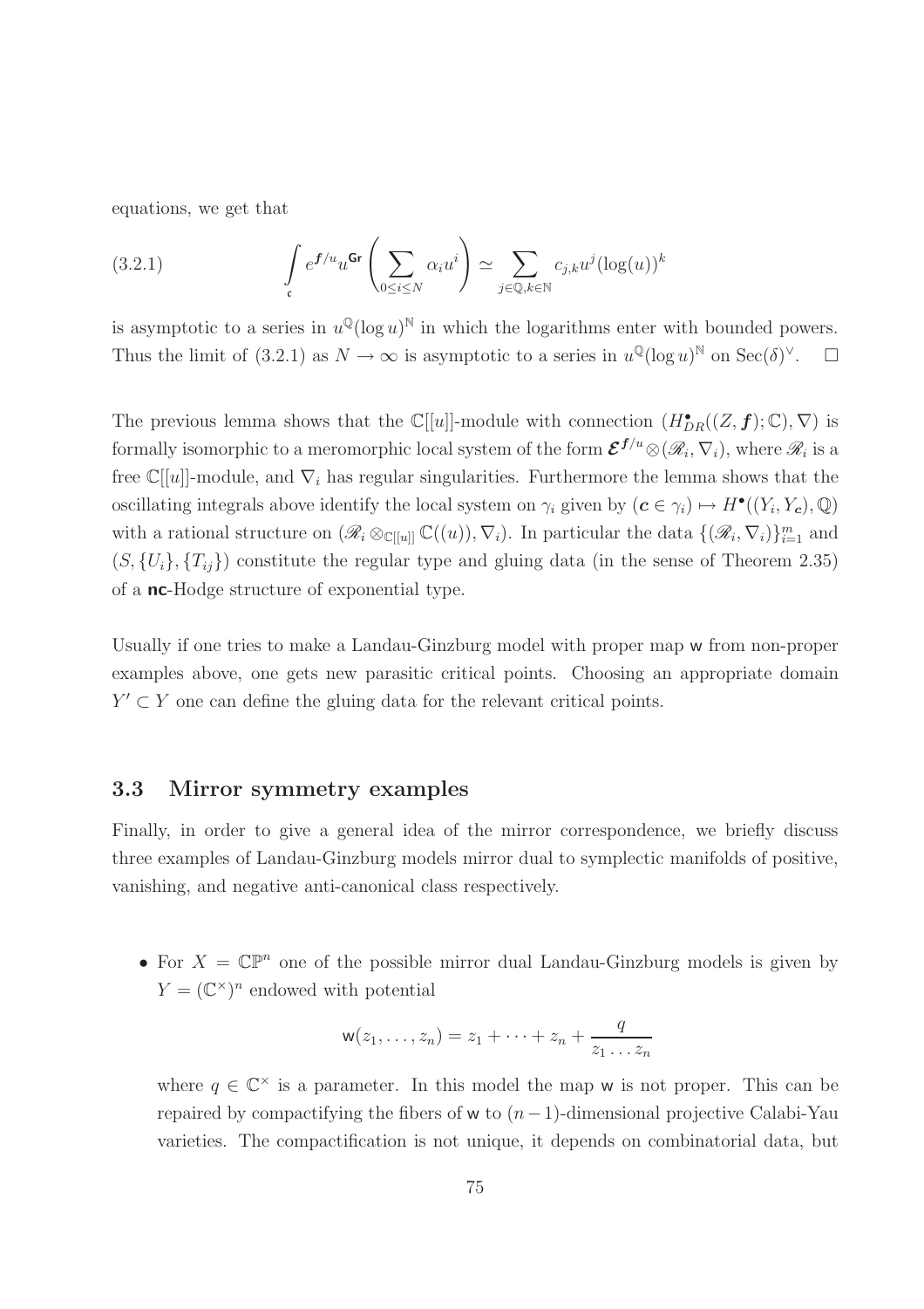equations, we get that

$$\int_{\mathfrak{c}} e^{\boldsymbol{f}/u} u^{\mathsf{Gr}} \left( \sum_{0 \leq i \leq N} \alpha_i u^i \right) \simeq \sum_{j \in \mathbb{Q}, k \in \mathbb{N}} c_{j,k} u^j (\log(u))^k \tag{3.2.1}$$

is asymptotic to a series in $u^{\mathbb{Q}}(\log u)^{\mathbb{N}}$ in which the logarithms enter with bounded powers. Thus the limit of (3.2.1) as $N \to \infty$ is asymptotic to a series in $u^{\mathbb{Q}}(\log u)^{\mathbb{N}}$ on $\mathrm{Sec}(\delta)^{\vee}$. $\square$

The previous lemma shows that the $\mathbb{C}[[u]]$-module with connection $(H^{\bullet}_{DR}((Z, \boldsymbol{f}); \mathbb{C}), \nabla)$ is formally isomorphic to a meromorphic local system of the form $\boldsymbol{\mathcal{E}}^{\boldsymbol{f}/u} \otimes (\mathscr{R}_i, \nabla_i)$, where $\mathscr{R}_i$ is a free $\mathbb{C}[[u]]$-module, and $\nabla_i$ has regular singularities. Furthermore the lemma shows that the oscillating integrals above identify the local system on $\gamma_i$ given by $(\boldsymbol{c} \in \gamma_i) \mapsto H^{\bullet}((Y_i, Y_{\boldsymbol{c}}), \mathbb{Q})$ with a rational structure on $(\mathscr{R}_i \otimes_{\mathbb{C}[[u]]} \mathbb{C}((u)), \nabla_i)$. In particular the data $\{(\mathscr{R}_i, \nabla_i)\}_{i=1}^m$ and $(S, \{U_i\}, \{T_{ij}\})$ constitute the regular type and gluing data (in the sense of Theorem 2.35) of a **nc**-Hodge structure of exponential type.

Usually if one tries to make a Landau-Ginzburg model with proper map $\mathsf{w}$ from non-proper examples above, one gets new parasitic critical points. Choosing an appropriate domain $Y' \subset Y$ one can define the gluing data for the relevant critical points.

### 3.3 Mirror symmetry examples

Finally, in order to give a general idea of the mirror correspondence, we briefly discuss three examples of Landau-Ginzburg models mirror dual to symplectic manifolds of positive, vanishing, and negative anti-canonical class respectively.

- For $X = \mathbb{CP}^n$ one of the possible mirror dual Landau-Ginzburg models is given by $Y = (\mathbb{C}^{\times})^n$ endowed with potential

$$\mathsf{w}(z_1, \ldots, z_n) = z_1 + \cdots + z_n + \frac{q}{z_1 \ldots z_n}$$

where $q \in \mathbb{C}^{\times}$ is a parameter. In this model the map $\mathsf{w}$ is not proper. This can be repaired by compactifying the fibers of $\mathsf{w}$ to $(n-1)$-dimensional projective Calabi-Yau varieties. The compactification is not unique, it depends on combinatorial data, but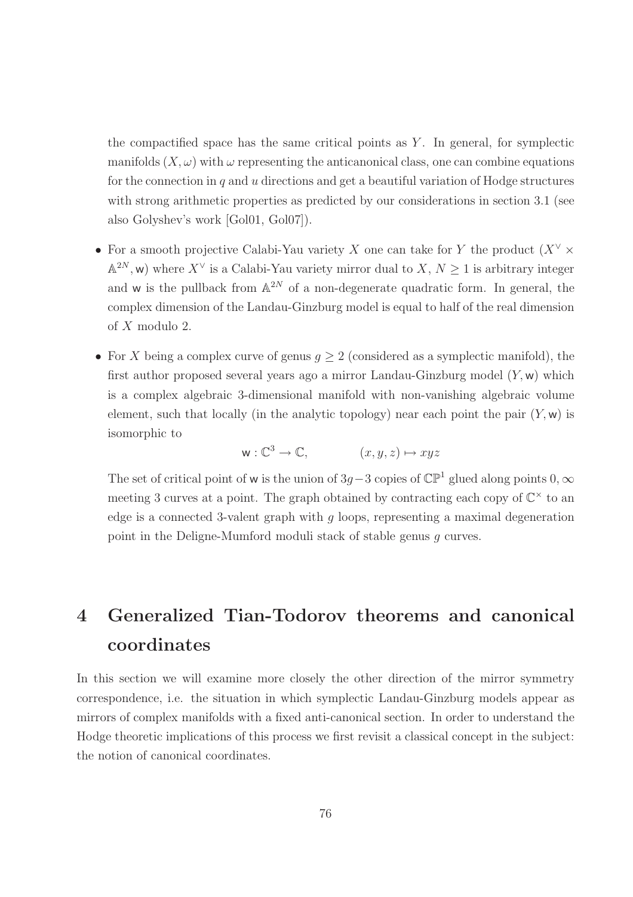the compactified space has the same critical points as $Y$. In general, for symplectic manifolds $(X, \omega)$ with $\omega$ representing the anticanonical class, one can combine equations for the connection in $q$ and $u$ directions and get a beautiful variation of Hodge structures with strong arithmetic properties as predicted by our considerations in section 3.1 (see also Golyshev's work [Gol01, Gol07]).

- For a smooth projective Calabi-Yau variety $X$ one can take for $Y$ the product $(X^\vee \times \mathbb{A}^{2N}, \mathsf{w})$ where $X^\vee$ is a Calabi-Yau variety mirror dual to $X$, $N \geq 1$ is arbitrary integer and $\mathsf{w}$ is the pullback from $\mathbb{A}^{2N}$ of a non-degenerate quadratic form. In general, the complex dimension of the Landau-Ginzburg model is equal to half of the real dimension of $X$ modulo 2.

- For $X$ being a complex curve of genus $g \geq 2$ (considered as a symplectic manifold), the first author proposed several years ago a mirror Landau-Ginzburg model $(Y, \mathsf{w})$ which is a complex algebraic 3-dimensional manifold with non-vanishing algebraic volume element, such that locally (in the analytic topology) near each point the pair $(Y, \mathsf{w})$ is isomorphic to

$$\mathsf{w} : \mathbb{C}^3 \to \mathbb{C}, \qquad (x, y, z) \mapsto xyz$$

  The set of critical point of $\mathsf{w}$ is the union of $3g-3$ copies of $\mathbb{CP}^1$ glued along points $0, \infty$ meeting 3 curves at a point. The graph obtained by contracting each copy of $\mathbb{C}^\times$ to an edge is a connected 3-valent graph with $g$ loops, representing a maximal degeneration point in the Deligne-Mumford moduli stack of stable genus $g$ curves.

# 4 Generalized Tian-Todorov theorems and canonical coordinates

In this section we will examine more closely the other direction of the mirror symmetry correspondence, i.e. the situation in which symplectic Landau-Ginzburg models appear as mirrors of complex manifolds with a fixed anti-canonical section. In order to understand the Hodge theoretic implications of this process we first revisit a classical concept in the subject: the notion of canonical coordinates.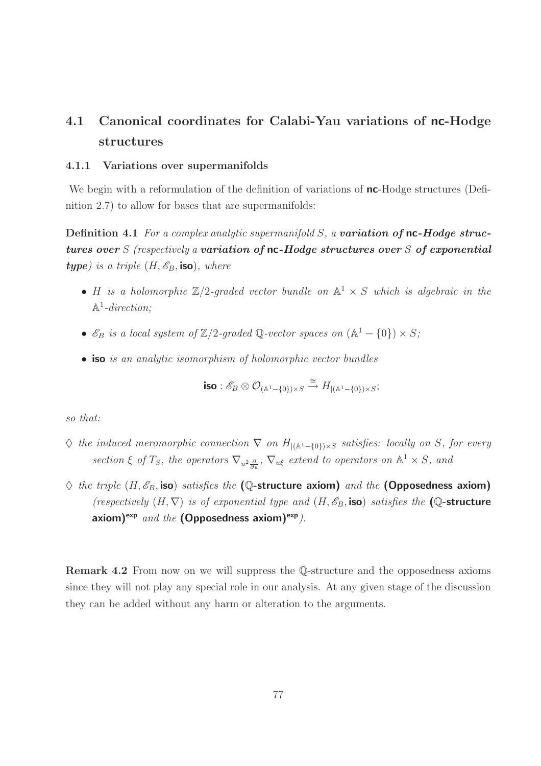## 4.1 Canonical coordinates for Calabi-Yau variations of **nc**-Hodge structures

### 4.1.1 Variations over supermanifolds

We begin with a reformulation of the definition of variations of **nc**-Hodge structures (Definition 2.7) to allow for bases that are supermanifolds:

**Definition 4.1** *For a complex analytic supermanifold $S$, a* ***variation of* nc*-Hodge structures over*** $S$ *(respectively a* ***variation of* nc*-Hodge structures over*** $S$ ***of exponential type****) is a triple $(H, \mathscr{E}_B, \mathsf{iso})$, where*

- *$H$ is a holomorphic $\mathbb{Z}/2$-graded vector bundle on $\mathbb{A}^1 \times S$ which is algebraic in the $\mathbb{A}^1$-direction;*
- *$\mathscr{E}_B$ is a local system of $\mathbb{Z}/2$-graded $\mathbb{Q}$-vector spaces on $(\mathbb{A}^1 - \{0\}) \times S$;*
- ***iso*** *is an analytic isomorphism of holomorphic vector bundles*

$$\mathsf{iso} : \mathscr{E}_B \otimes \mathcal{O}_{(\mathbb{A}^1 - \{0\}) \times S} \xrightarrow{\cong} H_{|(\mathbb{A}^1 - \{0\}) \times S};$$

*so that:*

$\diamondsuit$ *the induced meromorphic connection $\nabla$ on $H_{|(\mathbb{A}^1 - \{0\}) \times S}$ satisfies: locally on $S$, for every section $\xi$ of $T_S$, the operators $\nabla_{u^2 \frac{\partial}{\partial u}}$, $\nabla_{u\xi}$ extend to operators on $\mathbb{A}^1 \times S$, and*

$\diamondsuit$ *the triple $(H, \mathscr{E}_B, \mathsf{iso})$ satisfies the* **($\mathbb{Q}$-structure axiom)** *and the* **(Opposedness axiom)** *(respectively $(H, \nabla)$ is of exponential type and $(H, \mathscr{E}_B, \mathsf{iso})$ satisfies the* **($\mathbb{Q}$-structure axiom)$^{\mathsf{exp}}$** *and the* **(Opposedness axiom)$^{\mathsf{exp}}$***).*

**Remark 4.2** From now on we will suppress the $\mathbb{Q}$-structure and the opposedness axioms since they will not play any special role in our analysis. At any given stage of the discussion they can be added without any harm or alteration to the arguments.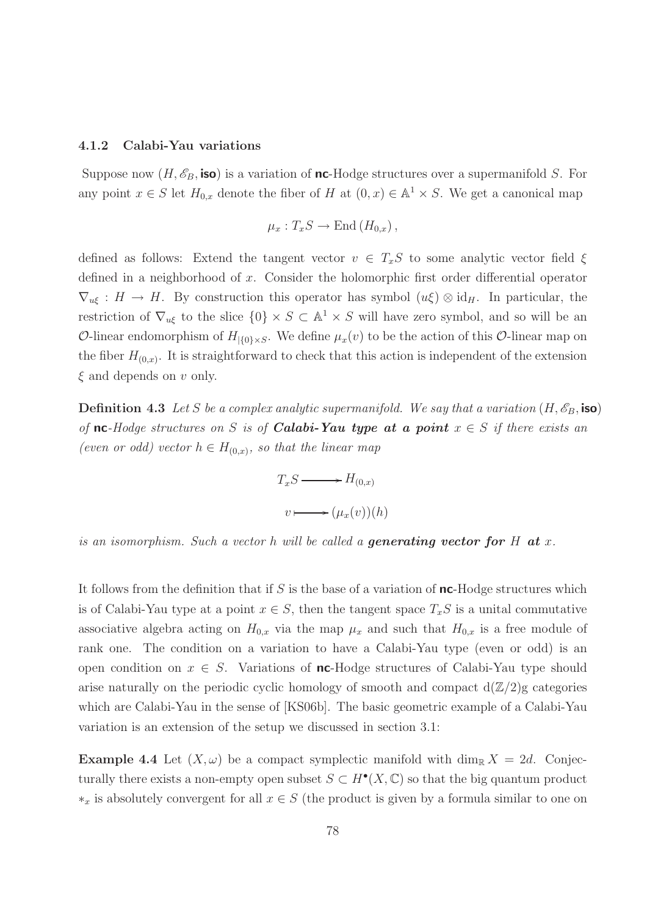### 4.1.2 Calabi-Yau variations

Suppose now $(H, \mathscr{E}_B, \textsf{iso})$ is a variation of $\textsf{nc}$-Hodge structures over a supermanifold $S$. For any point $x \in S$ let $H_{0,x}$ denote the fiber of $H$ at $(0, x) \in \mathbb{A}^1 \times S$. We get a canonical map

$$\mu_x : T_x S \to \operatorname{End}(H_{0,x}),$$

defined as follows: Extend the tangent vector $v \in T_x S$ to some analytic vector field $\xi$ defined in a neighborhood of $x$. Consider the holomorphic first order differential operator $\nabla_{u\xi} : H \to H$. By construction this operator has symbol $(u\xi) \otimes \mathrm{id}_H$. In particular, the restriction of $\nabla_{u\xi}$ to the slice $\{0\} \times S \subset \mathbb{A}^1 \times S$ will have zero symbol, and so will be an $\mathcal{O}$-linear endomorphism of $H_{|\{0\}\times S}$. We define $\mu_x(v)$ to be the action of this $\mathcal{O}$-linear map on the fiber $H_{(0,x)}$. It is straightforward to check that this action is independent of the extension $\xi$ and depends on $v$ only.

**Definition 4.3** *Let $S$ be a complex analytic supermanifold. We say that a variation $(H, \mathscr{E}_B, \textsf{iso})$ of $\textsf{nc}$-Hodge structures on $S$ is of* ***Calabi-Yau type at a point*** *$x \in S$ if there exists an (even or odd) vector $h \in H_{(0,x)}$, so that the linear map*

$$\begin{aligned} T_x S &\longrightarrow H_{(0,x)} \\ v &\longmapsto (\mu_x(v))(h) \end{aligned}$$

*is an isomorphism. Such a vector $h$ will be called a* ***generating vector for*** *$H$* ***at*** *$x$.*

It follows from the definition that if $S$ is the base of a variation of $\textsf{nc}$-Hodge structures which is of Calabi-Yau type at a point $x \in S$, then the tangent space $T_x S$ is a unital commutative associative algebra acting on $H_{0,x}$ via the map $\mu_x$ and such that $H_{0,x}$ is a free module of rank one. The condition on a variation to have a Calabi-Yau type (even or odd) is an open condition on $x \in S$. Variations of $\textsf{nc}$-Hodge structures of Calabi-Yau type should arise naturally on the periodic cyclic homology of smooth and compact $\mathrm{d}(\mathbb{Z}/2)\mathrm{g}$ categories which are Calabi-Yau in the sense of [KS06b]. The basic geometric example of a Calabi-Yau variation is an extension of the setup we discussed in section 3.1:

**Example 4.4** Let $(X, \omega)$ be a compact symplectic manifold with $\dim_{\mathbb{R}} X = 2d$. Conjecturally there exists a non-empty open subset $S \subset H^{\bullet}(X, \mathbb{C})$ so that the big quantum product $*_x$ is absolutely convergent for all $x \in S$ (the product is given by a formula similar to one on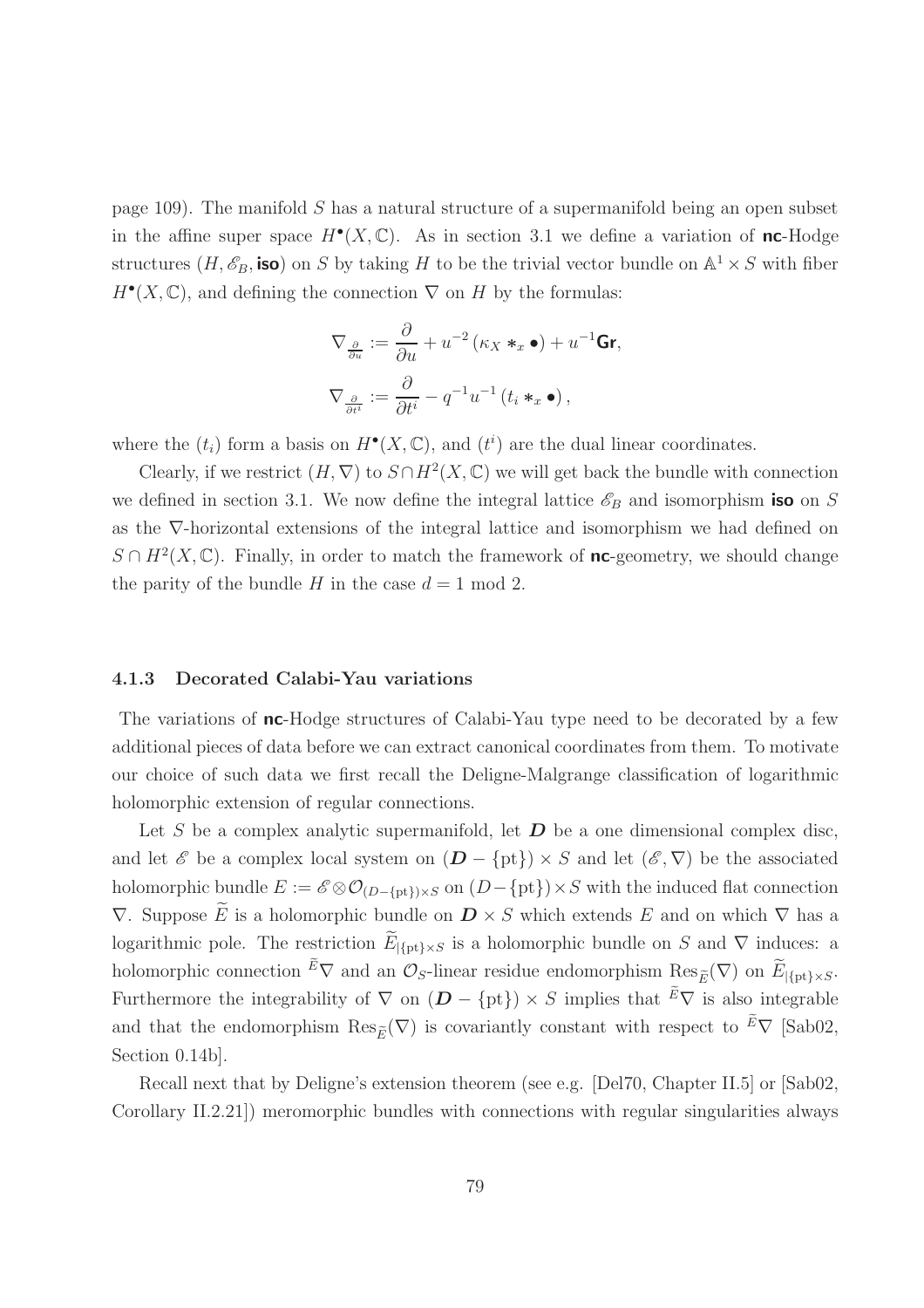page 109). The manifold $S$ has a natural structure of a supermanifold being an open subset in the affine super space $H^{\bullet}(X, \mathbb{C})$. As in section 3.1 we define a variation of **nc**-Hodge structures $(H, \mathscr{E}_B, \textbf{iso})$ on $S$ by taking $H$ to be the trivial vector bundle on $\mathbb{A}^1 \times S$ with fiber $H^{\bullet}(X, \mathbb{C})$, and defining the connection $\nabla$ on $H$ by the formulas:

$$
\begin{aligned}
\nabla_{\frac{\partial}{\partial u}} &:= \frac{\partial}{\partial u} + u^{-2}\left(\kappa_X *_x \bullet\right) + u^{-1}\mathsf{Gr}, \\
\nabla_{\frac{\partial}{\partial t^i}} &:= \frac{\partial}{\partial t^i} - q^{-1}u^{-1}\left(t_i *_x \bullet\right),
\end{aligned}
$$

where the $(t_i)$ form a basis on $H^{\bullet}(X, \mathbb{C})$, and $(t^i)$ are the dual linear coordinates.

Clearly, if we restrict $(H, \nabla)$ to $S \cap H^2(X, \mathbb{C})$ we will get back the bundle with connection we defined in section 3.1. We now define the integral lattice $\mathscr{E}_B$ and isomorphism **iso** on $S$ as the $\nabla$-horizontal extensions of the integral lattice and isomorphism we had defined on $S \cap H^2(X, \mathbb{C})$. Finally, in order to match the framework of **nc**-geometry, we should change the parity of the bundle $H$ in the case $d = 1 \bmod 2$.

### 4.1.3 Decorated Calabi-Yau variations

The variations of **nc**-Hodge structures of Calabi-Yau type need to be decorated by a few additional pieces of data before we can extract canonical coordinates from them. To motivate our choice of such data we first recall the Deligne-Malgrange classification of logarithmic holomorphic extension of regular connections.

Let $S$ be a complex analytic supermanifold, let $\boldsymbol{D}$ be a one dimensional complex disc, and let $\mathscr{E}$ be a complex local system on $(\boldsymbol{D} - \{\text{pt}\}) \times S$ and let $(\mathscr{E}, \nabla)$ be the associated holomorphic bundle $E := \mathscr{E} \otimes \mathcal{O}_{(D-\{\text{pt}\})\times S}$ on $(D - \{\text{pt}\}) \times S$ with the induced flat connection $\nabla$. Suppose $\widetilde{E}$ is a holomorphic bundle on $\boldsymbol{D} \times S$ which extends $E$ and on which $\nabla$ has a logarithmic pole. The restriction $\widetilde{E}_{|\{\text{pt}\}\times S}$ is a holomorphic bundle on $S$ and $\nabla$ induces: a holomorphic connection ${}^{\widetilde{E}}\nabla$ and an $\mathcal{O}_S$-linear residue endomorphism $\operatorname{Res}_{\widetilde{E}}(\nabla)$ on $\widetilde{E}_{|\{\text{pt}\}\times S}$. Furthermore the integrability of $\nabla$ on $(\boldsymbol{D} - \{\text{pt}\}) \times S$ implies that ${}^{\widetilde{E}}\nabla$ is also integrable and that the endomorphism $\operatorname{Res}_{\widetilde{E}}(\nabla)$ is covariantly constant with respect to ${}^{\widetilde{E}}\nabla$ [Sab02, Section 0.14b].

Recall next that by Deligne's extension theorem (see e.g. [Del70, Chapter II.5] or [Sab02, Corollary II.2.21]) meromorphic bundles with connections with regular singularities always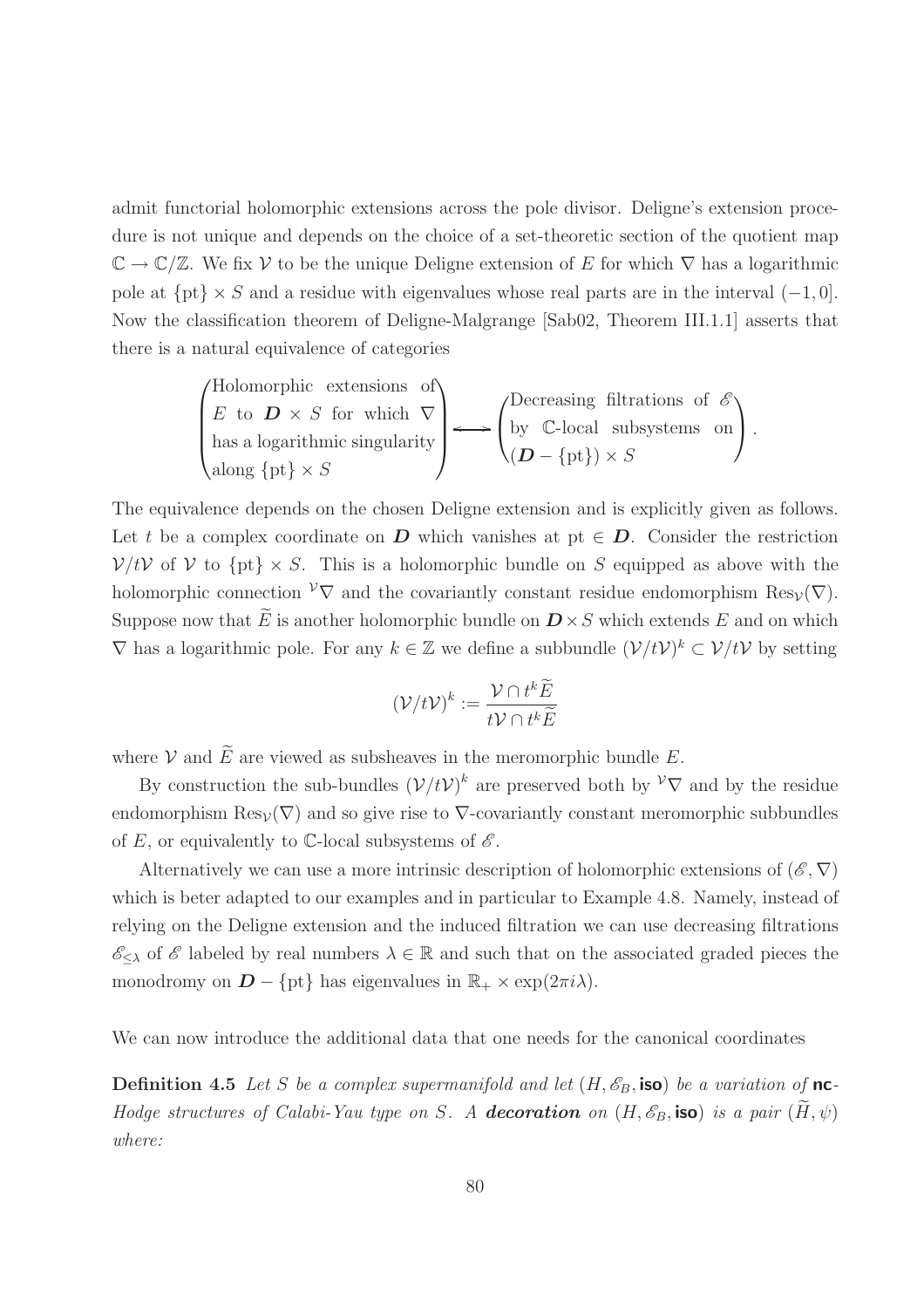admit functorial holomorphic extensions across the pole divisor. Deligne's extension procedure is not unique and depends on the choice of a set-theoretic section of the quotient map $\mathbb{C} \to \mathbb{C}/\mathbb{Z}$. We fix $\mathcal{V}$ to be the unique Deligne extension of $E$ for which $\nabla$ has a logarithmic pole at $\{\mathrm{pt}\} \times S$ and a residue with eigenvalues whose real parts are in the interval $(-1, 0]$. Now the classification theorem of Deligne-Malgrange [Sab02, Theorem III.1.1] asserts that there is a natural equivalence of categories

$$\begin{pmatrix} \text{Holomorphic extensions of} \\ E \text{ to } \boldsymbol{D} \times S \text{ for which } \nabla \\ \text{has a logarithmic singularity} \\ \text{along } \{\mathrm{pt}\} \times S \end{pmatrix} \longleftrightarrow \begin{pmatrix} \text{Decreasing filtrations of } \mathscr{E} \\ \text{by } \mathbb{C}\text{-local subsystems on} \\ (\boldsymbol{D} - \{\mathrm{pt}\}) \times S \end{pmatrix}.$$

The equivalence depends on the chosen Deligne extension and is explicitly given as follows. Let $t$ be a complex coordinate on $\boldsymbol{D}$ which vanishes at $\mathrm{pt} \in \boldsymbol{D}$. Consider the restriction $\mathcal{V}/t\mathcal{V}$ of $\mathcal{V}$ to $\{\mathrm{pt}\} \times S$. This is a holomorphic bundle on $S$ equipped as above with the holomorphic connection ${}^{\mathcal{V}}\nabla$ and the covariantly constant residue endomorphism $\mathrm{Res}_{\mathcal{V}}(\nabla)$. Suppose now that $\widetilde{E}$ is another holomorphic bundle on $\boldsymbol{D} \times S$ which extends $E$ and on which $\nabla$ has a logarithmic pole. For any $k \in \mathbb{Z}$ we define a subbundle $(\mathcal{V}/t\mathcal{V})^k \subset \mathcal{V}/t\mathcal{V}$ by setting

$$(\mathcal{V}/t\mathcal{V})^k := \frac{\mathcal{V} \cap t^k \widetilde{E}}{t\mathcal{V} \cap t^k \widetilde{E}}$$

where $\mathcal{V}$ and $\widetilde{E}$ are viewed as subsheaves in the meromorphic bundle $E$.

By construction the sub-bundles $(\mathcal{V}/t\mathcal{V})^k$ are preserved both by ${}^{\mathcal{V}}\nabla$ and by the residue endomorphism $\mathrm{Res}_{\mathcal{V}}(\nabla)$ and so give rise to $\nabla$-covariantly constant meromorphic subbundles of $E$, or equivalently to $\mathbb{C}$-local subsystems of $\mathscr{E}$.

Alternatively we can use a more intrinsic description of holomorphic extensions of $(\mathscr{E}, \nabla)$ which is beter adapted to our examples and in particular to Example 4.8. Namely, instead of relying on the Deligne extension and the induced filtration we can use decreasing filtrations $\mathscr{E}_{\leq \lambda}$ of $\mathscr{E}$ labeled by real numbers $\lambda \in \mathbb{R}$ and such that on the associated graded pieces the monodromy on $\boldsymbol{D} - \{\mathrm{pt}\}$ has eigenvalues in $\mathbb{R}_+ \times \exp(2\pi i \lambda)$.

We can now introduce the additional data that one needs for the canonical coordinates

**Definition 4.5** *Let $S$ be a complex supermanifold and let $(H, \mathscr{E}_B, \textsf{iso})$ be a variation of $\textsf{nc}$-Hodge structures of Calabi-Yau type on $S$. A* ***decoration*** *on $(H, \mathscr{E}_B, \textsf{iso})$ is a pair $(\widetilde{H}, \psi)$ where:*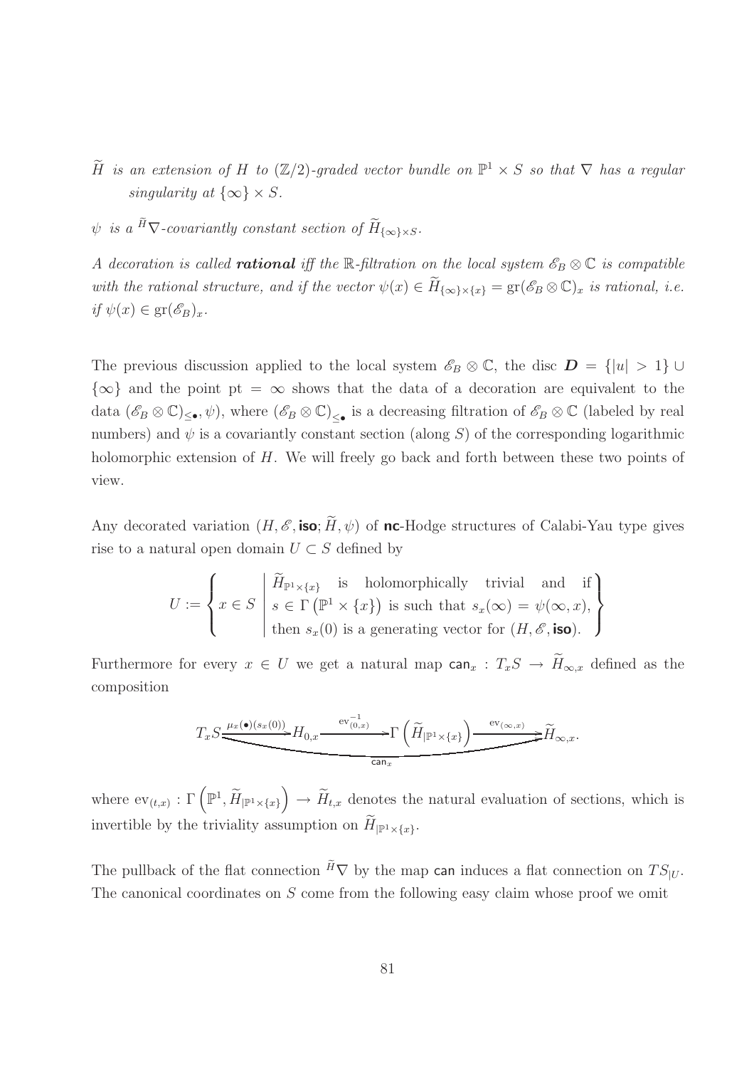$\widetilde{H}$ *is an extension of* $H$ *to* $(\mathbb{Z}/2)$*-graded vector bundle on* $\mathbb{P}^1 \times S$ *so that* $\nabla$ *has a regular singularity at* $\{\infty\} \times S$*.*

$\psi$ *is a* ${}^{\widetilde{H}}\nabla$*-covariantly constant section of* $\widetilde{H}_{\{\infty\}\times S}$*.*

*A decoration is called* ***rational*** *iff the* $\mathbb{R}$*-filtration on the local system* $\mathscr{E}_B \otimes \mathbb{C}$ *is compatible with the rational structure, and if the vector* $\psi(x) \in \widetilde{H}_{\{\infty\}\times\{x\}} = \mathrm{gr}(\mathscr{E}_B \otimes \mathbb{C})_x$ *is rational, i.e. if* $\psi(x) \in \mathrm{gr}(\mathscr{E}_B)_x$*.*

The previous discussion applied to the local system $\mathscr{E}_B \otimes \mathbb{C}$, the disc $\boldsymbol{D} = \{|u| > 1\} \cup \{\infty\}$ and the point $\mathrm{pt} = \infty$ shows that the data of a decoration are equivalent to the data $((\mathscr{E}_B \otimes \mathbb{C})_{\leq \bullet}, \psi)$, where $(\mathscr{E}_B \otimes \mathbb{C})_{\leq \bullet}$ is a decreasing filtration of $\mathscr{E}_B \otimes \mathbb{C}$ (labeled by real numbers) and $\psi$ is a covariantly constant section (along $S$) of the corresponding logarithmic holomorphic extension of $H$. We will freely go back and forth between these two points of view.

Any decorated variation $(H, \mathscr{E}, \mathsf{iso}; \widetilde{H}, \psi)$ of **nc**-Hodge structures of Calabi-Yau type gives rise to a natural open domain $U \subset S$ defined by

$$U := \left\{ x \in S \;\middle|\; \begin{array}{l} \widetilde{H}_{\mathbb{P}^1\times\{x\}} \text{ is holomorphically trivial and if} \\ s \in \Gamma\left(\mathbb{P}^1 \times \{x\}\right) \text{ is such that } s_x(\infty) = \psi(\infty, x), \\ \text{then } s_x(0) \text{ is a generating vector for } (H, \mathscr{E}, \mathsf{iso}). \end{array} \right\}$$

Furthermore for every $x \in U$ we get a natural map $\mathsf{can}_x : T_x S \to \widetilde{H}_{\infty,x}$ defined as the composition

$$T_x S \xrightarrow{\mu_x(\bullet)(s_x(0))} H_{0,x} \xrightarrow{\mathrm{ev}_{(0,x)}^{-1}} \Gamma\left(\widetilde{H}_{|\mathbb{P}^1\times\{x\}}\right) \xrightarrow{\mathrm{ev}_{(\infty,x)}} \widetilde{H}_{\infty,x}.$$

where $\mathrm{ev}_{(t,x)} : \Gamma\left(\mathbb{P}^1, \widetilde{H}_{|\mathbb{P}^1\times\{x\}}\right) \to \widetilde{H}_{t,x}$ denotes the natural evaluation of sections, which is invertible by the triviality assumption on $\widetilde{H}_{|\mathbb{P}^1\times\{x\}}$.

The pullback of the flat connection ${}^{\widetilde{H}}\nabla$ by the map $\mathsf{can}$ induces a flat connection on $TS_{|U}$. The canonical coordinates on $S$ come from the following easy claim whose proof we omit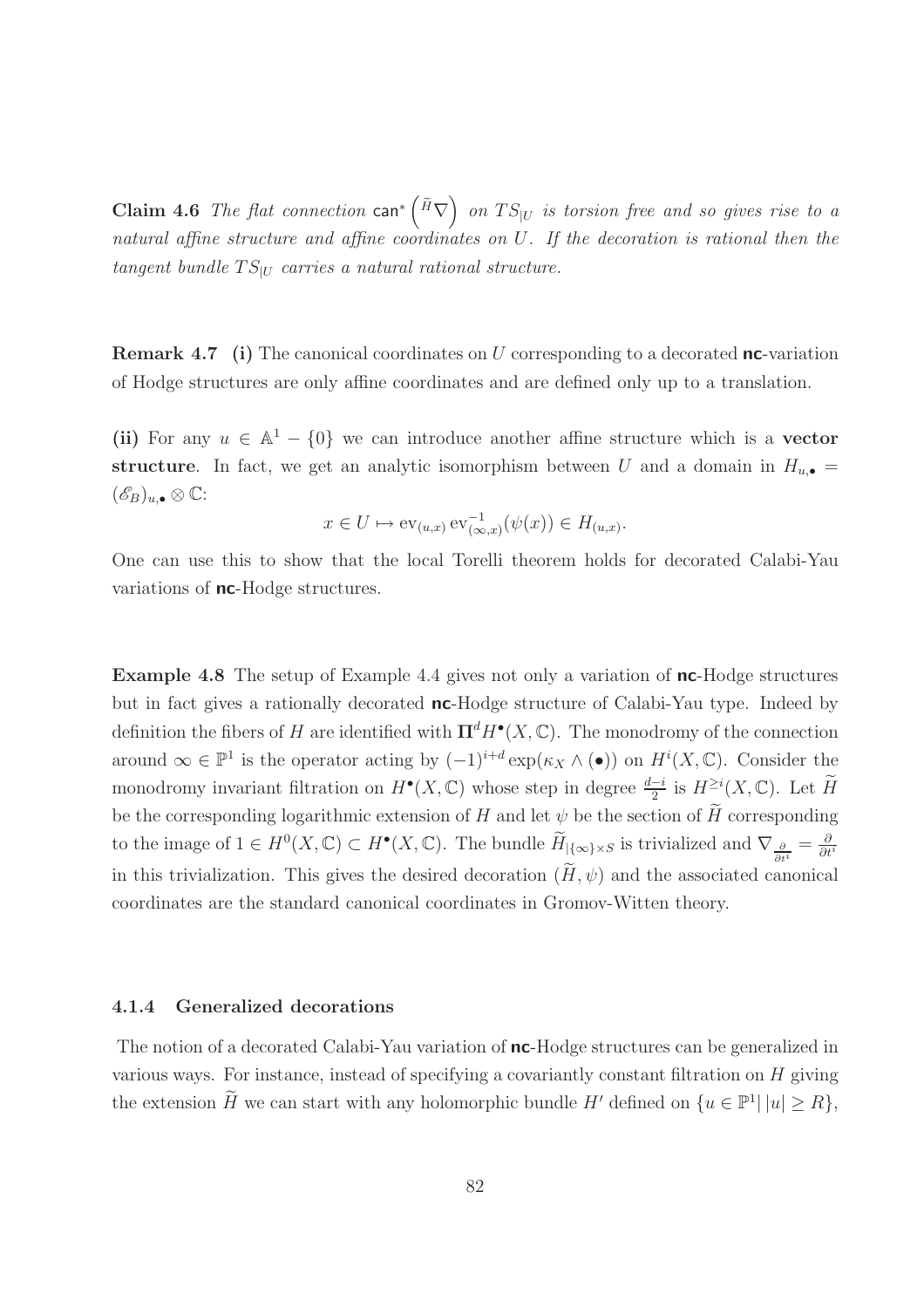**Claim 4.6** *The flat connection* $\mathsf{can}^*\left({}^{\widetilde{H}}\nabla\right)$ *on* $TS_{|U}$ *is torsion free and so gives rise to a natural affine structure and affine coordinates on* $U$*. If the decoration is rational then the tangent bundle* $TS_{|U}$ *carries a natural rational structure.*

**Remark 4.7** **(i)** The canonical coordinates on $U$ corresponding to a decorated **nc**-variation of Hodge structures are only affine coordinates and are defined only up to a translation.

**(ii)** For any $u \in \mathbb{A}^1 - \{0\}$ we can introduce another affine structure which is a **vector structure**. In fact, we get an analytic isomorphism between $U$ and a domain in $H_{u,\bullet} = (\mathscr{E}_B)_{u,\bullet} \otimes \mathbb{C}$:

$$x \in U \mapsto \mathrm{ev}_{(u,x)} \,\mathrm{ev}_{(\infty,x)}^{-1}(\psi(x)) \in H_{(u,x)}.$$

One can use this to show that the local Torelli theorem holds for decorated Calabi-Yau variations of **nc**-Hodge structures.

**Example 4.8** The setup of Example 4.4 gives not only a variation of **nc**-Hodge structures but in fact gives a rationally decorated **nc**-Hodge structure of Calabi-Yau type. Indeed by definition the fibers of $H$ are identified with $\mathbf{\Pi}^d H^\bullet(X, \mathbb{C})$. The monodromy of the connection around $\infty \in \mathbb{P}^1$ is the operator acting by $(-1)^{i+d} \exp(\kappa_X \wedge (\bullet))$ on $H^i(X, \mathbb{C})$. Consider the monodromy invariant filtration on $H^\bullet(X, \mathbb{C})$ whose step in degree $\frac{d-i}{2}$ is $H^{\geq i}(X, \mathbb{C})$. Let $\widetilde{H}$ be the corresponding logarithmic extension of $H$ and let $\psi$ be the section of $\widetilde{H}$ corresponding to the image of $1 \in H^0(X, \mathbb{C}) \subset H^\bullet(X, \mathbb{C})$. The bundle $\widetilde{H}_{|\{\infty\}\times S}$ is trivialized and $\nabla_{\frac{\partial}{\partial t^i}} = \frac{\partial}{\partial t^i}$ in this trivialization. This gives the desired decoration $(\widetilde{H}, \psi)$ and the associated canonical coordinates are the standard canonical coordinates in Gromov-Witten theory.

#### 4.1.4 Generalized decorations

The notion of a decorated Calabi-Yau variation of **nc**-Hodge structures can be generalized in various ways. For instance, instead of specifying a covariantly constant filtration on $H$ giving the extension $\widetilde{H}$ we can start with any holomorphic bundle $H'$ defined on $\{u \in \mathbb{P}^1 | \, |u| \geq R\}$,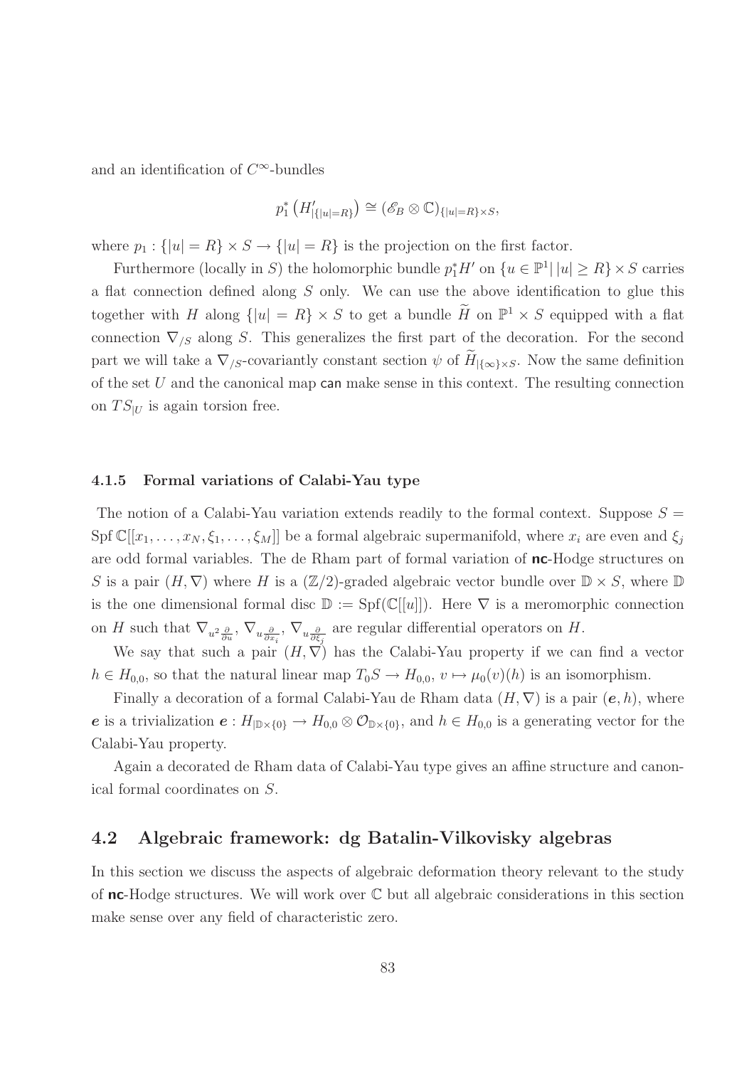and an identification of $C^\infty$-bundles

$$p_1^*\left(H'_{|\{|u|=R\}}\right) \cong (\mathscr{E}_B \otimes \mathbb{C})_{\{|u|=R\}\times S},$$

where $p_1 : \{|u| = R\} \times S \to \{|u| = R\}$ is the projection on the first factor.

Furthermore (locally in $S$) the holomorphic bundle $p_1^* H'$ on $\{u \in \mathbb{P}^1 | \, |u| \geq R\} \times S$ carries a flat connection defined along $S$ only. We can use the above identification to glue this together with $H$ along $\{|u| = R\} \times S$ to get a bundle $\widetilde{H}$ on $\mathbb{P}^1 \times S$ equipped with a flat connection $\nabla_{/S}$ along $S$. This generalizes the first part of the decoration. For the second part we will take a $\nabla_{/S}$-covariantly constant section $\psi$ of $\widetilde{H}_{|\{\infty\}\times S}$. Now the same definition of the set $U$ and the canonical map $\mathsf{can}$ make sense in this context. The resulting connection on $TS_{|U}$ is again torsion free.

#### 4.1.5 Formal variations of Calabi-Yau type

The notion of a Calabi-Yau variation extends readily to the formal context. Suppose $S = \operatorname{Spf} \mathbb{C}[[x_1, \dots, x_N, \xi_1, \dots, \xi_M]]$ be a formal algebraic supermanifold, where $x_i$ are even and $\xi_j$ are odd formal variables. The de Rham part of formal variation of **nc**-Hodge structures on $S$ is a pair $(H, \nabla)$ where $H$ is a $(\mathbb{Z}/2)$-graded algebraic vector bundle over $\mathbb{D} \times S$, where $\mathbb{D}$ is the one dimensional formal disc $\mathbb{D} := \operatorname{Spf}(\mathbb{C}[[u]])$. Here $\nabla$ is a meromorphic connection on $H$ such that $\nabla_{u^2 \frac{\partial}{\partial u}}$, $\nabla_{u \frac{\partial}{\partial x_i}}$, $\nabla_{u \frac{\partial}{\partial \xi_j}}$ are regular differential operators on $H$.

We say that such a pair $(H, \nabla)$ has the Calabi-Yau property if we can find a vector $h \in H_{0,0}$, so that the natural linear map $T_0 S \to H_{0,0}$, $v \mapsto \mu_0(v)(h)$ is an isomorphism.

Finally a decoration of a formal Calabi-Yau de Rham data $(H, \nabla)$ is a pair $(\boldsymbol{e}, h)$, where $\boldsymbol{e}$ is a trivialization $\boldsymbol{e} : H_{|\mathbb{D}\times\{0\}} \to H_{0,0} \otimes \mathcal{O}_{\mathbb{D}\times\{0\}}$, and $h \in H_{0,0}$ is a generating vector for the Calabi-Yau property.

Again a decorated de Rham data of Calabi-Yau type gives an affine structure and canonical formal coordinates on $S$.

### 4.2 Algebraic framework: dg Batalin-Vilkovisky algebras

In this section we discuss the aspects of algebraic deformation theory relevant to the study of **nc**-Hodge structures. We will work over $\mathbb{C}$ but all algebraic considerations in this section make sense over any field of characteristic zero.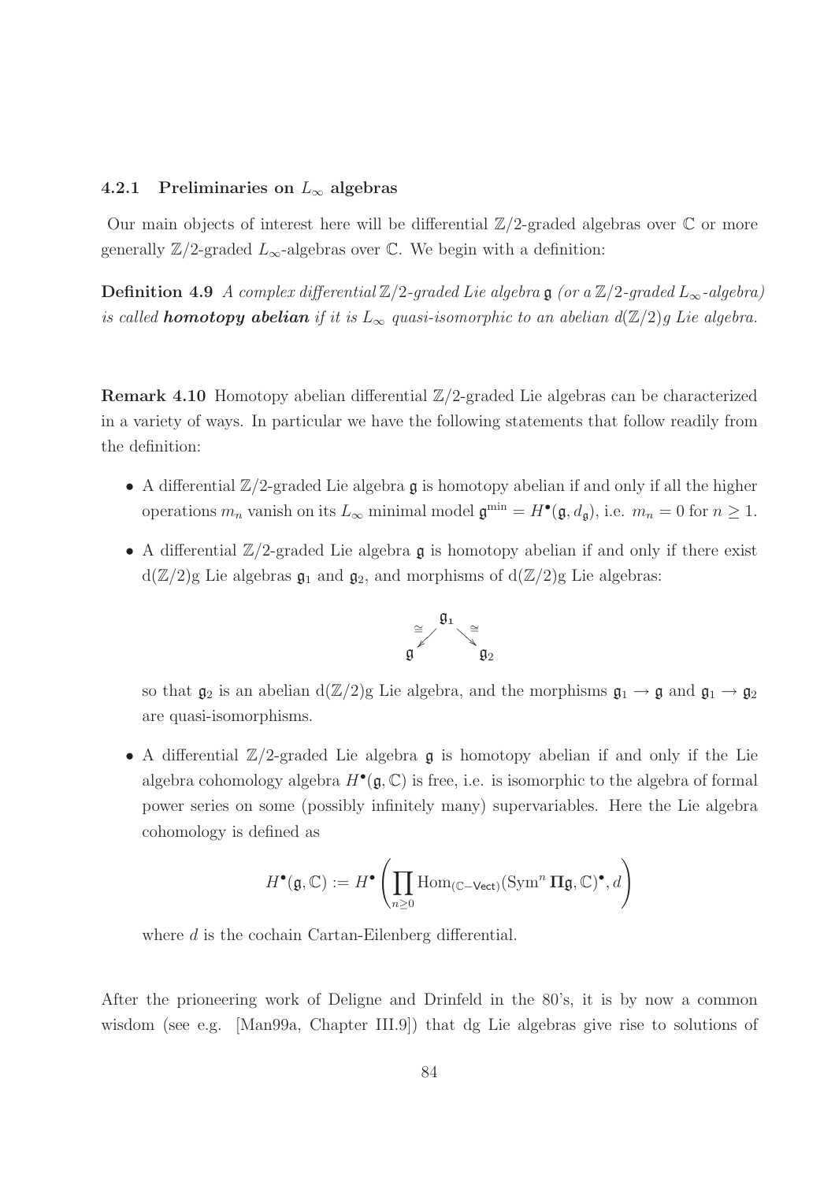#### 4.2.1 Preliminaries on $L_\infty$ algebras

Our main objects of interest here will be differential $\mathbb{Z}/2$-graded algebras over $\mathbb{C}$ or more generally $\mathbb{Z}/2$-graded $L_\infty$-algebras over $\mathbb{C}$. We begin with a definition:

**Definition 4.9** *A complex differential $\mathbb{Z}/2$-graded Lie algebra $\mathfrak{g}$ (or a $\mathbb{Z}/2$-graded $L_\infty$-algebra) is called* ***homotopy abelian*** *if it is $L_\infty$ quasi-isomorphic to an abelian $d(\mathbb{Z}/2)g$ Lie algebra.*

**Remark 4.10** Homotopy abelian differential $\mathbb{Z}/2$-graded Lie algebras can be characterized in a variety of ways. In particular we have the following statements that follow readily from the definition:

- A differential $\mathbb{Z}/2$-graded Lie algebra $\mathfrak{g}$ is homotopy abelian if and only if all the higher operations $m_n$ vanish on its $L_\infty$ minimal model $\mathfrak{g}^{\min} = H^\bullet(\mathfrak{g}, d_\mathfrak{g})$, i.e. $m_n = 0$ for $n \geq 1$.
- A differential $\mathbb{Z}/2$-graded Lie algebra $\mathfrak{g}$ is homotopy abelian if and only if there exist d$(\mathbb{Z}/2)$g Lie algebras $\mathfrak{g}_1$ and $\mathfrak{g}_2$, and morphisms of d$(\mathbb{Z}/2)$g Lie algebras:

$$\mathfrak{g} \xleftarrow{\cong} \mathfrak{g}_1 \xrightarrow{\cong} \mathfrak{g}_2$$

  so that $\mathfrak{g}_2$ is an abelian d$(\mathbb{Z}/2)$g Lie algebra, and the morphisms $\mathfrak{g}_1 \to \mathfrak{g}$ and $\mathfrak{g}_1 \to \mathfrak{g}_2$ are quasi-isomorphisms.
- A differential $\mathbb{Z}/2$-graded Lie algebra $\mathfrak{g}$ is homotopy abelian if and only if the Lie algebra cohomology algebra $H^\bullet(\mathfrak{g}, \mathbb{C})$ is free, i.e. is isomorphic to the algebra of formal power series on some (possibly infinitely many) supervariables. Here the Lie algebra cohomology is defined as

$$H^\bullet(\mathfrak{g}, \mathbb{C}) := H^\bullet\left(\prod_{n\geq 0} \operatorname{Hom}_{(\mathbb{C}-\mathsf{Vect})}(\operatorname{Sym}^n \mathbf{\Pi}\mathfrak{g}, \mathbb{C})^\bullet, d\right)$$

  where $d$ is the cochain Cartan-Eilenberg differential.

After the prioneering work of Deligne and Drinfeld in the 80's, it is by now a common wisdom (see e.g. [Man99a, Chapter III.9]) that dg Lie algebras give rise to solutions of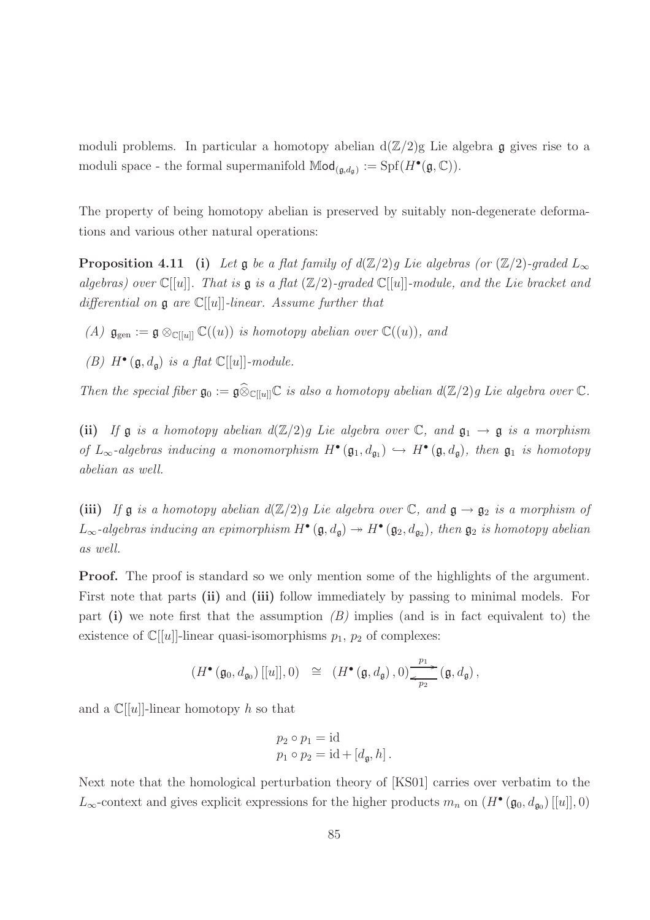moduli problems. In particular a homotopy abelian d($\mathbb{Z}/2$)g Lie algebra $\mathfrak{g}$ gives rise to a moduli space - the formal supermanifold $\mathbb{M}\mathsf{od}_{(\mathfrak{g},d_{\mathfrak{g}})} := \mathrm{Spf}(H^{\bullet}(\mathfrak{g},\mathbb{C}))$.

The property of being homotopy abelian is preserved by suitably non-degenerate deformations and various other natural operations:

**Proposition 4.11** **(i)** *Let $\mathfrak{g}$ be a flat family of d($\mathbb{Z}/2$)g Lie algebras (or ($\mathbb{Z}/2$)-graded $L_\infty$ algebras) over $\mathbb{C}[[u]]$. That is $\mathfrak{g}$ is a flat ($\mathbb{Z}/2$)-graded $\mathbb{C}[[u]]$-module, and the Lie bracket and differential on $\mathfrak{g}$ are $\mathbb{C}[[u]]$-linear. Assume further that*

- *(A) $\mathfrak{g}_{\mathrm{gen}} := \mathfrak{g} \otimes_{\mathbb{C}[[u]]} \mathbb{C}((u))$ is homotopy abelian over $\mathbb{C}((u))$, and*
- *(B) $H^{\bullet}(\mathfrak{g}, d_{\mathfrak{g}})$ is a flat $\mathbb{C}[[u]]$-module.*

*Then the special fiber $\mathfrak{g}_0 := \mathfrak{g}\widehat{\otimes}_{\mathbb{C}[[u]]}\mathbb{C}$ is also a homotopy abelian d($\mathbb{Z}/2$)g Lie algebra over $\mathbb{C}$.*

**(ii)** *If $\mathfrak{g}$ is a homotopy abelian d($\mathbb{Z}/2$)g Lie algebra over $\mathbb{C}$, and $\mathfrak{g}_1 \to \mathfrak{g}$ is a morphism of $L_\infty$-algebras inducing a monomorphism $H^{\bullet}(\mathfrak{g}_1, d_{\mathfrak{g}_1}) \hookrightarrow H^{\bullet}(\mathfrak{g}, d_{\mathfrak{g}})$, then $\mathfrak{g}_1$ is homotopy abelian as well.*

**(iii)** *If $\mathfrak{g}$ is a homotopy abelian d($\mathbb{Z}/2$)g Lie algebra over $\mathbb{C}$, and $\mathfrak{g} \to \mathfrak{g}_2$ is a morphism of $L_\infty$-algebras inducing an epimorphism $H^{\bullet}(\mathfrak{g}, d_{\mathfrak{g}}) \twoheadrightarrow H^{\bullet}(\mathfrak{g}_2, d_{\mathfrak{g}_2})$, then $\mathfrak{g}_2$ is homotopy abelian as well.*

**Proof.** The proof is standard so we only mention some of the highlights of the argument. First note that parts **(ii)** and **(iii)** follow immediately by passing to minimal models. For part **(i)** we note first that the assumption *(B)* implies (and is in fact equivalent to) the existence of $\mathbb{C}[[u]]$-linear quasi-isomorphisms $p_1$, $p_2$ of complexes:

$$\left(H^{\bullet}\left(\mathfrak{g}_0, d_{\mathfrak{g}_0}\right)[[u]], 0\right) \;\cong\; \left(H^{\bullet}\left(\mathfrak{g}, d_{\mathfrak{g}}\right), 0\right) \underset{p_2}{\overset{p_1}{\rightleftarrows}} \left(\mathfrak{g}, d_{\mathfrak{g}}\right),$$

and a $\mathbb{C}[[u]]$-linear homotopy $h$ so that

$$\begin{aligned} &p_2 \circ p_1 = \mathrm{id} \\ &p_1 \circ p_2 = \mathrm{id} + [d_{\mathfrak{g}}, h]\,. \end{aligned}$$

Next note that the homological perturbation theory of [KS01] carries over verbatim to the $L_\infty$-context and gives explicit expressions for the higher products $m_n$ on $\left(H^{\bullet}\left(\mathfrak{g}_0, d_{\mathfrak{g}_0}\right)[[u]], 0\right)$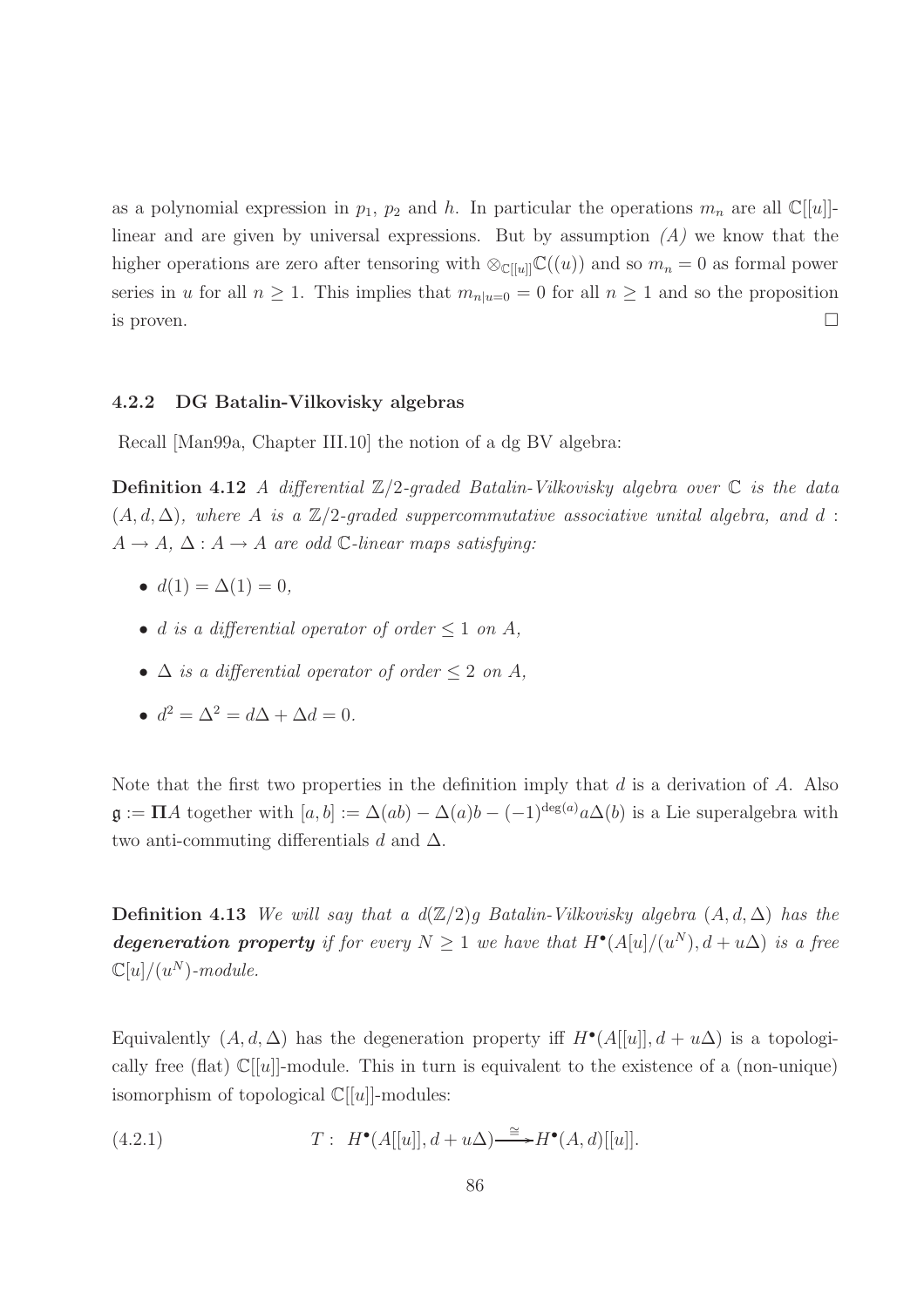as a polynomial expression in $p_1$, $p_2$ and $h$. In particular the operations $m_n$ are all $\mathbb{C}[[u]]$-linear and are given by universal expressions. But by assumption *(A)* we know that the higher operations are zero after tensoring with $\otimes_{\mathbb{C}[[u]]}\mathbb{C}((u))$ and so $m_n = 0$ as formal power series in $u$ for all $n \geq 1$. This implies that $m_{n|u=0} = 0$ for all $n \geq 1$ and so the proposition is proven. $\square$

### 4.2.2 DG Batalin-Vilkovisky algebras

Recall [Man99a, Chapter III.10] the notion of a dg BV algebra:

**Definition 4.12** *A differential $\mathbb{Z}/2$-graded Batalin-Vilkovisky algebra over $\mathbb{C}$ is the data $(A, d, \Delta)$, where $A$ is a $\mathbb{Z}/2$-graded suppercommutative associative unital algebra, and $d : A \to A$, $\Delta : A \to A$ are odd $\mathbb{C}$-linear maps satisfying:*

- $d(1) = \Delta(1) = 0$,
- *$d$ is a differential operator of order $\leq 1$ on $A$,*
- *$\Delta$ is a differential operator of order $\leq 2$ on $A$,*
- $d^2 = \Delta^2 = d\Delta + \Delta d = 0$.

Note that the first two properties in the definition imply that $d$ is a derivation of $A$. Also $\mathfrak{g} := \mathbf{\Pi}A$ together with $[a, b] := \Delta(ab) - \Delta(a)b - (-1)^{\deg(a)}a\Delta(b)$ is a Lie superalgebra with two anti-commuting differentials $d$ and $\Delta$.

**Definition 4.13** *We will say that a $d(\mathbb{Z}/2)g$ Batalin-Vilkovisky algebra $(A, d, \Delta)$ has the **degeneration property** if for every $N \geq 1$ we have that $H^\bullet(A[u]/(u^N), d + u\Delta)$ is a free $\mathbb{C}[u]/(u^N)$-module.*

Equivalently $(A, d, \Delta)$ has the degeneration property iff $H^\bullet(A[[u]], d + u\Delta)$ is a topologically free (flat) $\mathbb{C}[[u]]$-module. This in turn is equivalent to the existence of a (non-unique) isomorphism of topological $\mathbb{C}[[u]]$-modules:

$$T : \; H^\bullet(A[[u]], d + u\Delta) \xrightarrow{\cong} H^\bullet(A, d)[[u]]. \tag{4.2.1}$$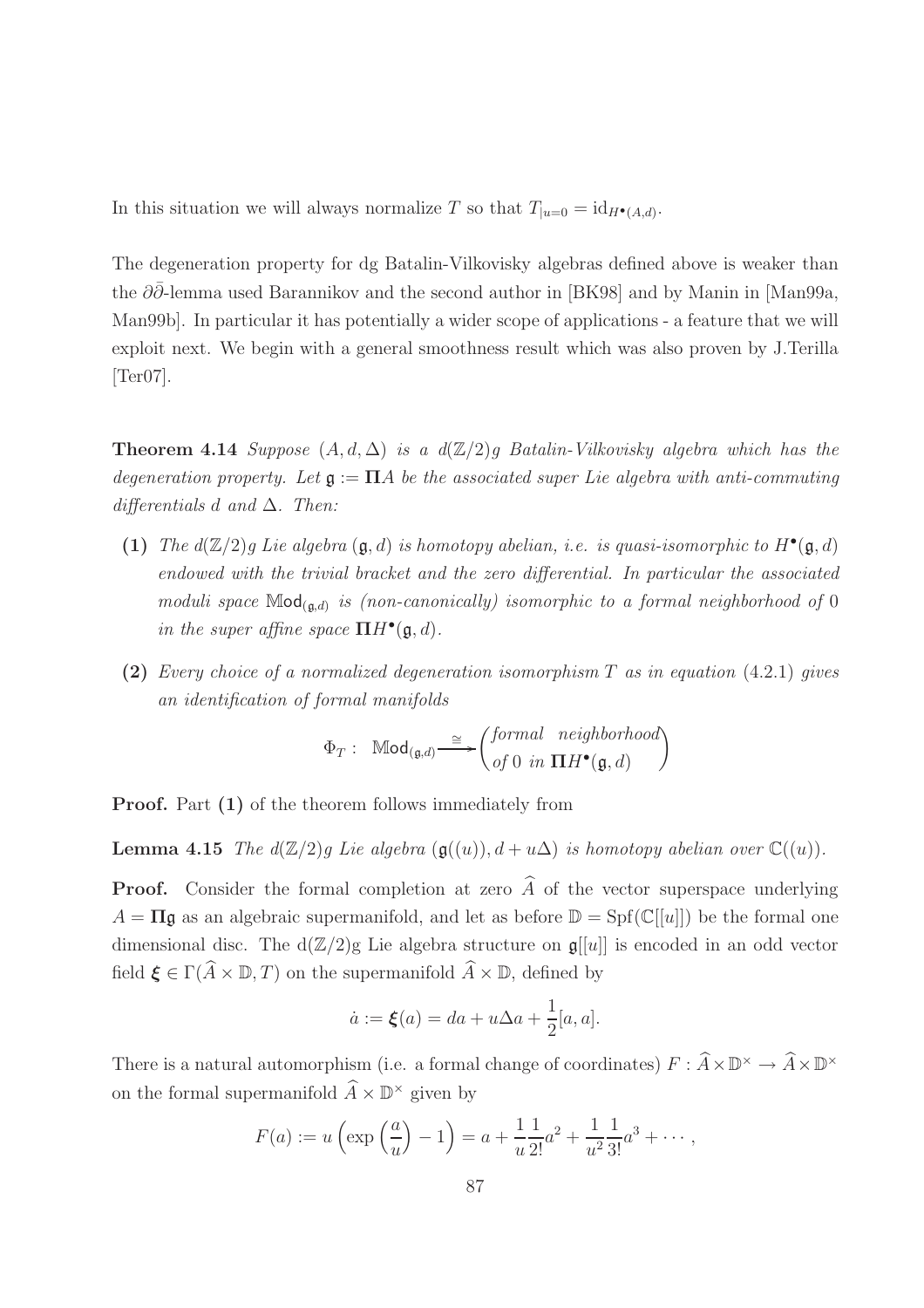In this situation we will always normalize $T$ so that $T_{|u=0} = \mathrm{id}_{H^\bullet(A,d)}$.

The degeneration property for dg Batalin-Vilkovisky algebras defined above is weaker than the $\partial\bar{\partial}$-lemma used Barannikov and the second author in [BK98] and by Manin in [Man99a, Man99b]. In particular it has potentially a wider scope of applications - a feature that we will exploit next. We begin with a general smoothness result which was also proven by J.Terilla [Ter07].

**Theorem 4.14** *Suppose $(A, d, \Delta)$ is a $d(\mathbb{Z}/2)g$ Batalin-Vilkovisky algebra which has the degeneration property. Let $\mathfrak{g} := \mathbf{\Pi} A$ be the associated super Lie algebra with anti-commuting differentials $d$ and $\Delta$. Then:*

- **(1)** *The $d(\mathbb{Z}/2)g$ Lie algebra $(\mathfrak{g}, d)$ is homotopy abelian, i.e. is quasi-isomorphic to $H^\bullet(\mathfrak{g}, d)$ endowed with the trivial bracket and the zero differential. In particular the associated moduli space $\mathbb{M}\mathsf{od}_{(\mathfrak{g},d)}$ is (non-canonically) isomorphic to a formal neighborhood of $0$ in the super affine space $\mathbf{\Pi} H^\bullet(\mathfrak{g}, d)$.*

- **(2)** *Every choice of a normalized degeneration isomorphism $T$ as in equation (4.2.1) gives an identification of formal manifolds*

$$\Phi_T : \ \mathbb{M}\mathsf{od}_{(\mathfrak{g},d)} \xrightarrow{\cong} \begin{pmatrix} \textit{formal neighborhood} \\ \textit{of } 0 \textit{ in } \mathbf{\Pi} H^\bullet(\mathfrak{g}, d) \end{pmatrix}$$

**Proof.** Part **(1)** of the theorem follows immediately from

**Lemma 4.15** *The $d(\mathbb{Z}/2)g$ Lie algebra $(\mathfrak{g}((u)), d + u\Delta)$ is homotopy abelian over $\mathbb{C}((u))$.*

**Proof.** Consider the formal completion at zero $\widehat{A}$ of the vector superspace underlying $A = \mathbf{\Pi}\mathfrak{g}$ as an algebraic supermanifold, and let as before $\mathbb{D} = \mathrm{Spf}(\mathbb{C}[[u]])$ be the formal one dimensional disc. The $\mathrm{d}(\mathbb{Z}/2)\mathrm{g}$ Lie algebra structure on $\mathfrak{g}[[u]]$ is encoded in an odd vector field $\boldsymbol{\xi} \in \Gamma(\widehat{A} \times \mathbb{D}, T)$ on the supermanifold $\widehat{A} \times \mathbb{D}$, defined by

$$\dot{a} := \boldsymbol{\xi}(a) = da + u\Delta a + \frac{1}{2}[a, a].$$

There is a natural automorphism (i.e. a formal change of coordinates) $F : \widehat{A} \times \mathbb{D}^\times \to \widehat{A} \times \mathbb{D}^\times$ on the formal supermanifold $\widehat{A} \times \mathbb{D}^\times$ given by

$$F(a) := u\left(\exp\left(\frac{a}{u}\right) - 1\right) = a + \frac{1}{u}\frac{1}{2!}a^2 + \frac{1}{u^2}\frac{1}{3!}a^3 + \cdots,$$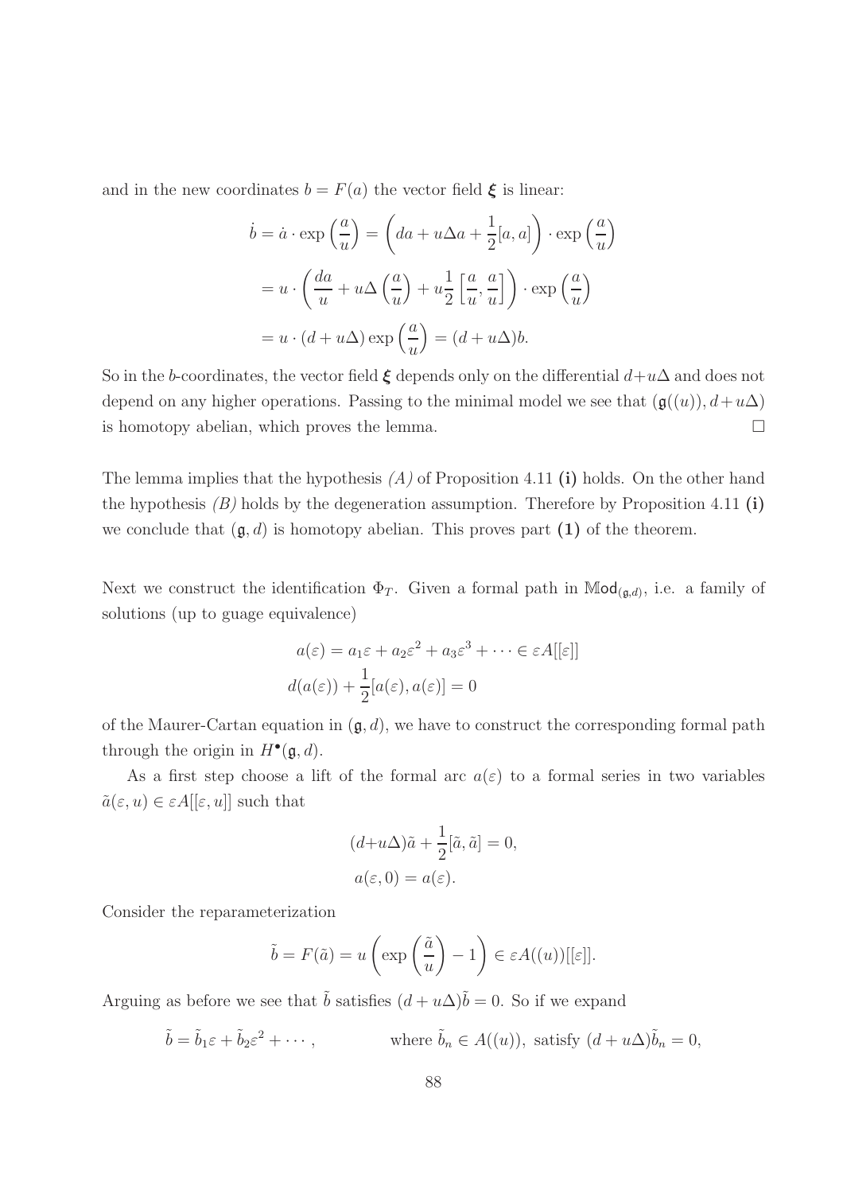and in the new coordinates $b = F(a)$ the vector field $\boldsymbol{\xi}$ is linear:

$$
\begin{aligned}
\dot{b} = \dot{a} \cdot \exp\left(\frac{a}{u}\right) &= \left(da + u\Delta a + \frac{1}{2}[a,a]\right) \cdot \exp\left(\frac{a}{u}\right) \\
&= u \cdot \left(\frac{da}{u} + u\Delta\left(\frac{a}{u}\right) + u\frac{1}{2}\left[\frac{a}{u}, \frac{a}{u}\right]\right) \cdot \exp\left(\frac{a}{u}\right) \\
&= u \cdot (d + u\Delta) \exp\left(\frac{a}{u}\right) = (d + u\Delta)b.
\end{aligned}
$$

So in the $b$-coordinates, the vector field $\boldsymbol{\xi}$ depends only on the differential $d+u\Delta$ and does not depend on any higher operations. Passing to the minimal model we see that $(\mathfrak{g}((u)), d+u\Delta)$ is homotopy abelian, which proves the lemma. □

The lemma implies that the hypothesis *(A)* of Proposition 4.11 **(i)** holds. On the other hand the hypothesis *(B)* holds by the degeneration assumption. Therefore by Proposition 4.11 **(i)** we conclude that $(\mathfrak{g}, d)$ is homotopy abelian. This proves part **(1)** of the theorem.

Next we construct the identification $\Phi_T$. Given a formal path in $\mathbb{M}\mathsf{od}_{(\mathfrak{g},d)}$, i.e. a family of solutions (up to guage equivalence)

$$
\begin{aligned}
a(\varepsilon) = a_1\varepsilon + a_2\varepsilon^2 + a_3\varepsilon^3 + \cdots &\in \varepsilon A[[\varepsilon]] \\
d(a(\varepsilon)) + \frac{1}{2}[a(\varepsilon), a(\varepsilon)] &= 0
\end{aligned}
$$

of the Maurer-Cartan equation in $(\mathfrak{g}, d)$, we have to construct the corresponding formal path through the origin in $H^\bullet(\mathfrak{g}, d)$.

As a first step choose a lift of the formal arc $a(\varepsilon)$ to a formal series in two variables $\tilde{a}(\varepsilon, u) \in \varepsilon A[[\varepsilon, u]]$ such that

$$
\begin{aligned}
(d+u\Delta)\tilde{a} + \frac{1}{2}[\tilde{a}, \tilde{a}] &= 0, \\
a(\varepsilon, 0) &= a(\varepsilon).
\end{aligned}
$$

Consider the reparameterization

$$
\tilde{b} = F(\tilde{a}) = u\left(\exp\left(\frac{\tilde{a}}{u}\right) - 1\right) \in \varepsilon A((u))[[\varepsilon]].
$$

Arguing as before we see that $\tilde{b}$ satisfies $(d + u\Delta)\tilde{b} = 0$. So if we expand

$$
\tilde{b} = \tilde{b}_1\varepsilon + \tilde{b}_2\varepsilon^2 + \cdots, \qquad \text{where } \tilde{b}_n \in A((u)), \text{ satisfy } (d + u\Delta)\tilde{b}_n = 0,
$$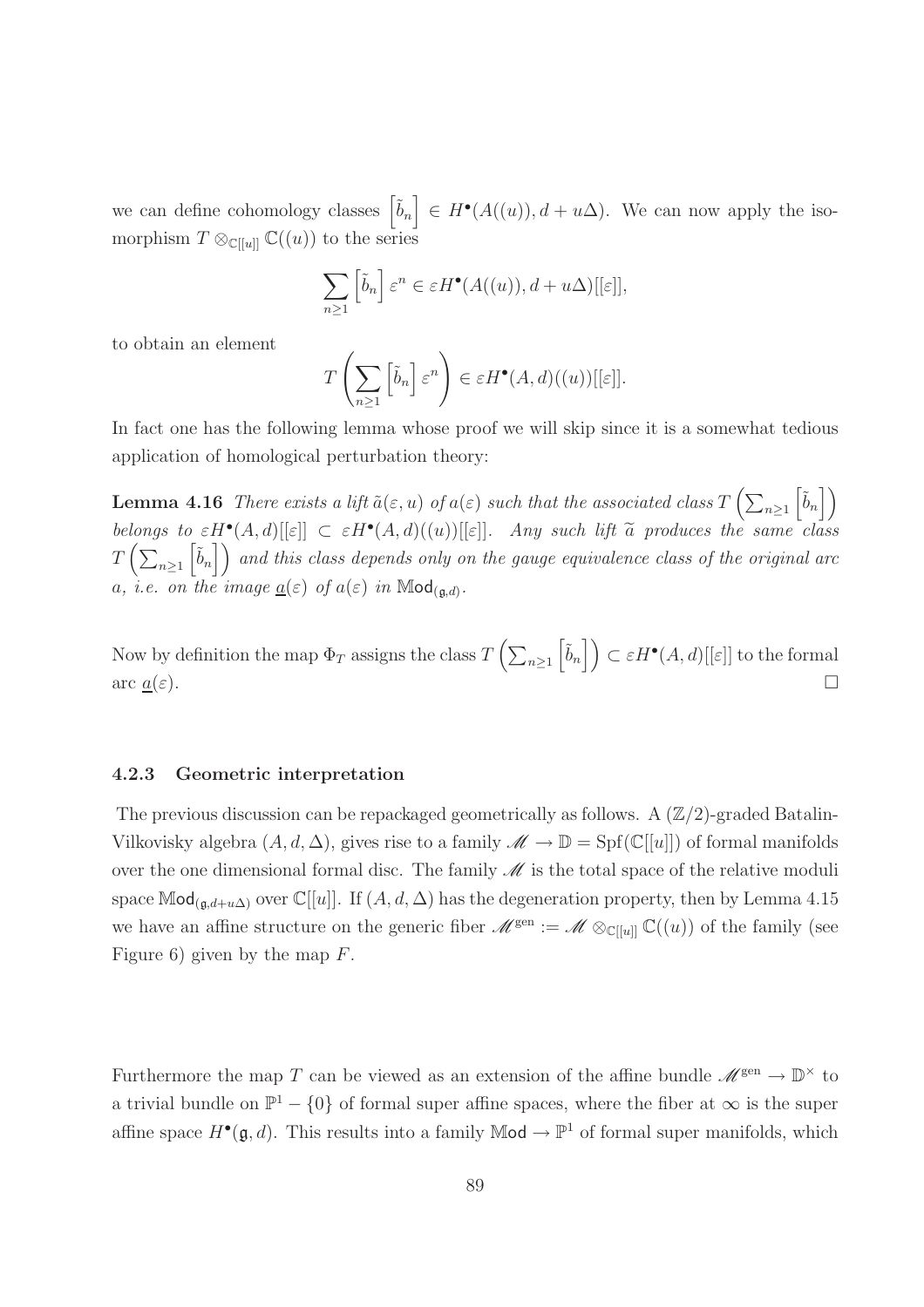we can define cohomology classes $\left[\tilde{b}_n\right] \in H^\bullet(A((u)), d + u\Delta)$. We can now apply the isomorphism $T \otimes_{\mathbb{C}[[u]]} \mathbb{C}((u))$ to the series

$$\sum_{n \geq 1} \left[\tilde{b}_n\right] \varepsilon^n \in \varepsilon H^\bullet(A((u)), d + u\Delta)[[\varepsilon]],$$

to obtain an element

$$T\left(\sum_{n \geq 1} \left[\tilde{b}_n\right] \varepsilon^n\right) \in \varepsilon H^\bullet(A, d)((u))[[\varepsilon]].$$

In fact one has the following lemma whose proof we will skip since it is a somewhat tedious application of homological perturbation theory:

**Lemma 4.16** *There exists a lift $\tilde{a}(\varepsilon, u)$ of $a(\varepsilon)$ such that the associated class $T\left(\sum_{n \geq 1} \left[\tilde{b}_n\right]\right)$ belongs to $\varepsilon H^\bullet(A, d)[[\varepsilon]] \subset \varepsilon H^\bullet(A, d)((u))[[\varepsilon]]$. Any such lift $\widetilde{a}$ produces the same class $T\left(\sum_{n \geq 1} \left[\tilde{b}_n\right]\right)$ and this class depends only on the gauge equivalence class of the original arc $a$, i.e. on the image $\underline{a}(\varepsilon)$ of $a(\varepsilon)$ in $\mathbb{M}\mathsf{od}_{(\mathfrak{g}, d)}$.*

Now by definition the map $\Phi_T$ assigns the class $T\left(\sum_{n \geq 1} \left[\tilde{b}_n\right]\right) \subset \varepsilon H^\bullet(A, d)[[\varepsilon]]$ to the formal arc $\underline{a}(\varepsilon)$. □

### 4.2.3 Geometric interpretation

The previous discussion can be repackaged geometrically as follows. A $(\mathbb{Z}/2)$-graded Batalin-Vilkovisky algebra $(A, d, \Delta)$, gives rise to a family $\mathscr{M} \to \mathbb{D} = \mathrm{Spf}(\mathbb{C}[[u]])$ of formal manifolds over the one dimensional formal disc. The family $\mathscr{M}$ is the total space of the relative moduli space $\mathbb{M}\mathsf{od}_{(\mathfrak{g}, d+u\Delta)}$ over $\mathbb{C}[[u]]$. If $(A, d, \Delta)$ has the degeneration property, then by Lemma 4.15 we have an affine structure on the generic fiber $\mathscr{M}^{\mathrm{gen}} := \mathscr{M} \otimes_{\mathbb{C}[[u]]} \mathbb{C}((u))$ of the family (see Figure 6) given by the map $F$.

Furthermore the map $T$ can be viewed as an extension of the affine bundle $\mathscr{M}^{\mathrm{gen}} \to \mathbb{D}^\times$ to a trivial bundle on $\mathbb{P}^1 - \{0\}$ of formal super affine spaces, where the fiber at $\infty$ is the super affine space $H^\bullet(\mathfrak{g}, d)$. This results into a family $\mathbb{M}\mathsf{od} \to \mathbb{P}^1$ of formal super manifolds, which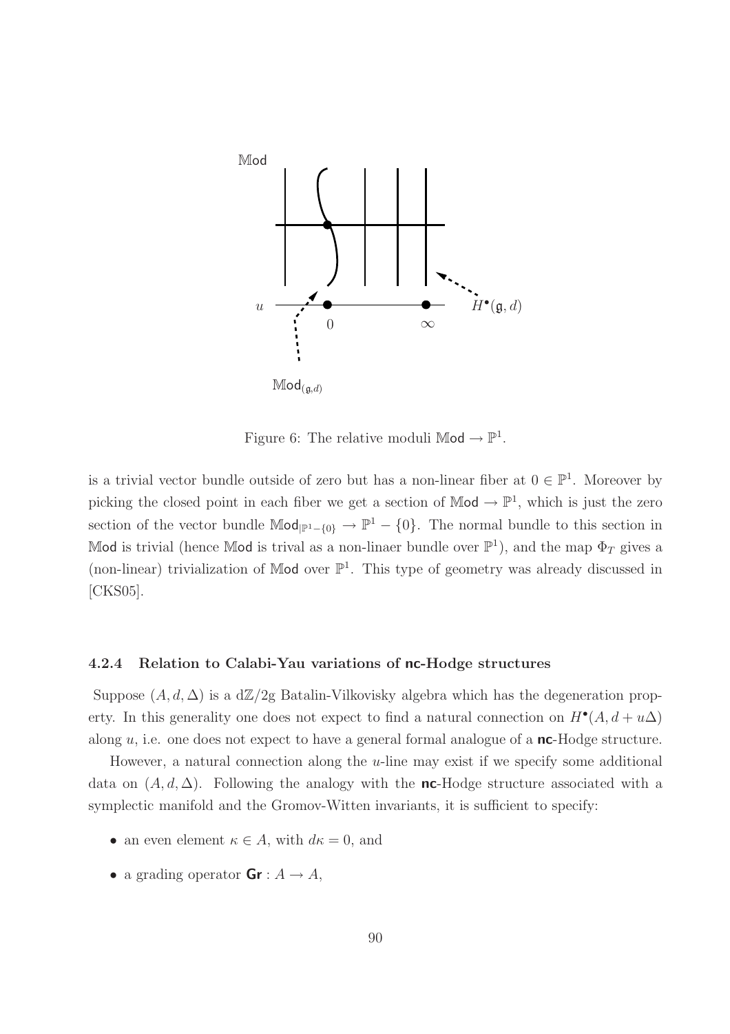Figure 6: The relative moduli $\mathbb{M}\mathsf{od} \to \mathbb{P}^1$.

is a trivial vector bundle outside of zero but has a non-linear fiber at $0 \in \mathbb{P}^1$. Moreover by picking the closed point in each fiber we get a section of $\mathbb{M}\mathsf{od} \to \mathbb{P}^1$, which is just the zero section of the vector bundle $\mathbb{M}\mathsf{od}_{|\mathbb{P}^1 - \{0\}} \to \mathbb{P}^1 - \{0\}$. The normal bundle to this section in $\mathbb{M}\mathsf{od}$ is trivial (hence $\mathbb{M}\mathsf{od}$ is trival as a non-linaer bundle over $\mathbb{P}^1$), and the map $\Phi_T$ gives a (non-linear) trivialization of $\mathbb{M}\mathsf{od}$ over $\mathbb{P}^1$. This type of geometry was already discussed in [CKS05].

#### 4.2.4 Relation to Calabi-Yau variations of nc-Hodge structures

Suppose $(A, d, \Delta)$ is a d$\mathbb{Z}/2$g Batalin-Vilkovisky algebra which has the degeneration property. In this generality one does not expect to find a natural connection on $H^\bullet(A, d + u\Delta)$ along $u$, i.e. one does not expect to have a general formal analogue of a **nc**-Hodge structure.

However, a natural connection along the $u$-line may exist if we specify some additional data on $(A, d, \Delta)$. Following the analogy with the **nc**-Hodge structure associated with a symplectic manifold and the Gromov-Witten invariants, it is sufficient to specify:

- an even element $\kappa \in A$, with $d\kappa = 0$, and
- a grading operator $\mathsf{Gr} : A \to A$,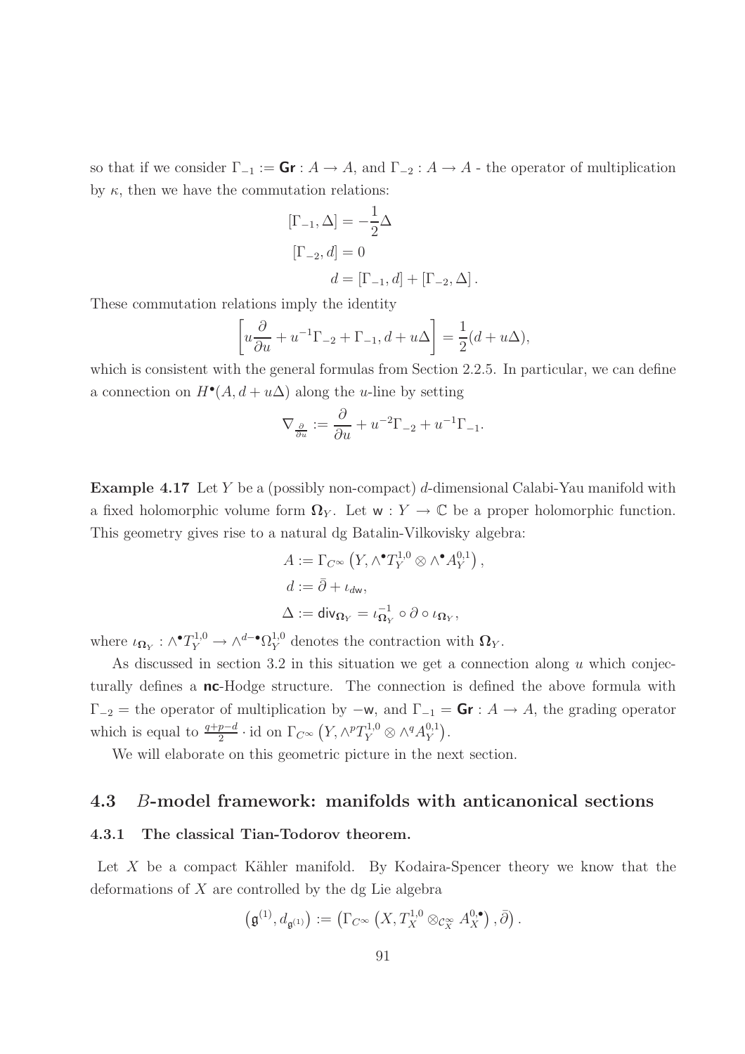so that if we consider $\Gamma_{-1} := \mathsf{Gr} : A \to A$, and $\Gamma_{-2} : A \to A$ - the operator of multiplication by $\kappa$, then we have the commutation relations:

$$
\begin{aligned}
[\Gamma_{-1}, \Delta] &= -\frac{1}{2}\Delta \\
[\Gamma_{-2}, d] &= 0 \\
d &= [\Gamma_{-1}, d] + [\Gamma_{-2}, \Delta].
\end{aligned}
$$

These commutation relations imply the identity

$$
\left[ u\frac{\partial}{\partial u} + u^{-1}\Gamma_{-2} + \Gamma_{-1}, d + u\Delta \right] = \frac{1}{2}(d + u\Delta),
$$

which is consistent with the general formulas from Section 2.2.5. In particular, we can define a connection on $H^\bullet(A, d + u\Delta)$ along the $u$-line by setting

$$
\nabla_{\frac{\partial}{\partial u}} := \frac{\partial}{\partial u} + u^{-2}\Gamma_{-2} + u^{-1}\Gamma_{-1}.
$$

**Example 4.17** Let $Y$ be a (possibly non-compact) $d$-dimensional Calabi-Yau manifold with a fixed holomorphic volume form $\mathbf{\Omega}_Y$. Let $\mathsf{w} : Y \to \mathbb{C}$ be a proper holomorphic function. This geometry gives rise to a natural dg Batalin-Vilkovisky algebra:

$$
\begin{aligned}
A &:= \Gamma_{C^\infty}\left(Y, \wedge^\bullet T_Y^{1,0} \otimes \wedge^\bullet A_Y^{0,1}\right), \\
d &:= \bar{\partial} + \iota_{d\mathsf{w}}, \\
\Delta &:= \mathsf{div}_{\mathbf{\Omega}_Y} = \iota_{\mathbf{\Omega}_Y}^{-1} \circ \partial \circ \iota_{\mathbf{\Omega}_Y},
\end{aligned}
$$

where $\iota_{\mathbf{\Omega}_Y} : \wedge^\bullet T_Y^{1,0} \to \wedge^{d-\bullet}\Omega_Y^{1,0}$ denotes the contraction with $\mathbf{\Omega}_Y$.

As discussed in section 3.2 in this situation we get a connection along $u$ which conjecturally defines a **nc**-Hodge structure. The connection is defined the above formula with $\Gamma_{-2}$ = the operator of multiplication by $-\mathsf{w}$, and $\Gamma_{-1} = \mathsf{Gr} : A \to A$, the grading operator which is equal to $\frac{q+p-d}{2} \cdot \mathrm{id}$ on $\Gamma_{C^\infty}\left(Y, \wedge^p T_Y^{1,0} \otimes \wedge^q A_Y^{0,1}\right)$.

We will elaborate on this geometric picture in the next section.

## 4.3 $B$-model framework: manifolds with anticanonical sections

### 4.3.1 The classical Tian-Todorov theorem.

Let $X$ be a compact Kähler manifold. By Kodaira-Spencer theory we know that the deformations of $X$ are controlled by the dg Lie algebra

$$
\left(\mathfrak{g}^{(1)}, d_{\mathfrak{g}^{(1)}}\right) := \left(\Gamma_{C^\infty}\left(X, T_X^{1,0} \otimes_{\mathcal{C}_X^\infty} A_X^{0,\bullet}\right), \bar{\partial}\right).
$$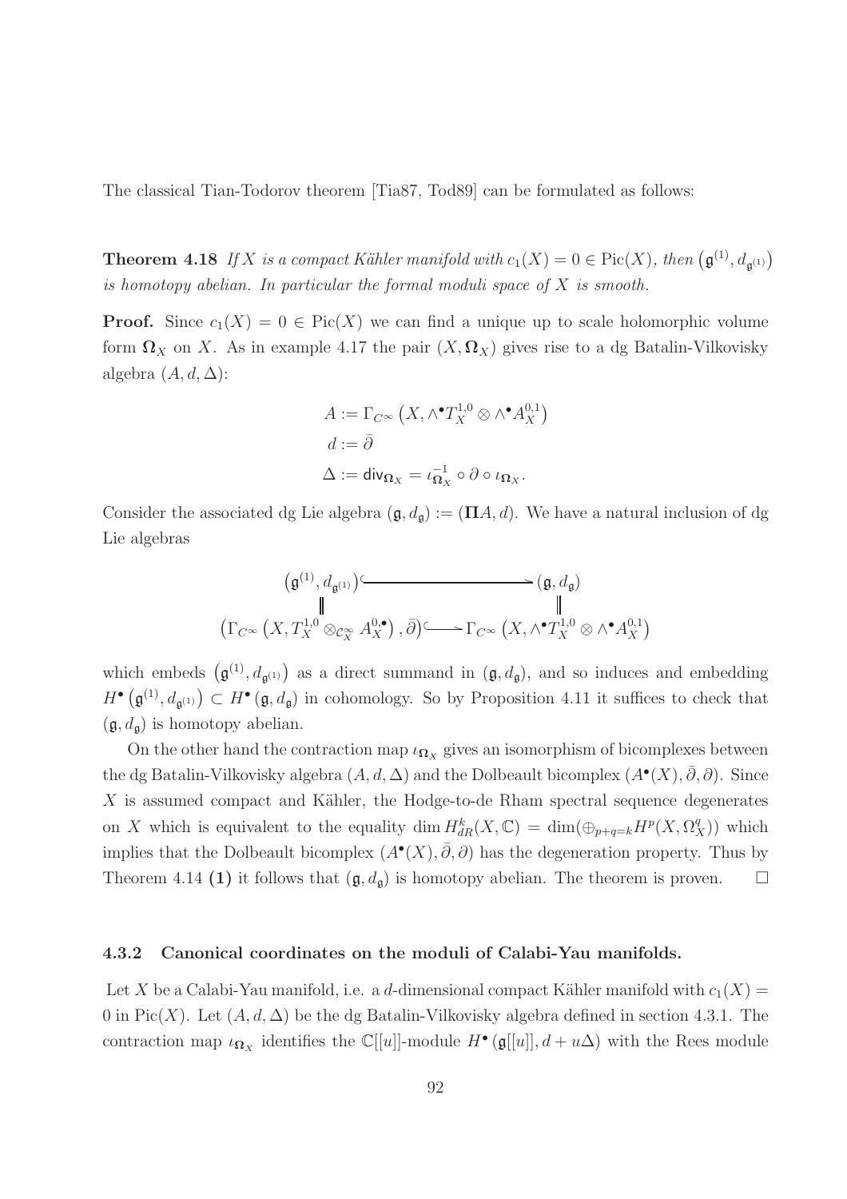The classical Tian-Todorov theorem [Tia87, Tod89] can be formulated as follows:

**Theorem 4.18** *If $X$ is a compact Kähler manifold with $c_1(X) = 0 \in \mathrm{Pic}(X)$, then $\left(\mathfrak{g}^{(1)}, d_{\mathfrak{g}^{(1)}}\right)$ is homotopy abelian. In particular the formal moduli space of $X$ is smooth.*

**Proof.** Since $c_1(X) = 0 \in \mathrm{Pic}(X)$ we can find a unique up to scale holomorphic volume form $\mathbf{\Omega}_X$ on $X$. As in example 4.17 the pair $(X, \mathbf{\Omega}_X)$ gives rise to a dg Batalin-Vilkovisky algebra $(A, d, \Delta)$:

$$
\begin{aligned}
A &:= \Gamma_{C^\infty}\left(X, \wedge^\bullet T_X^{1,0} \otimes \wedge^\bullet A_X^{0,1}\right) \\
d &:= \bar{\partial} \\
\Delta &:= \mathsf{div}_{\mathbf{\Omega}_X} = \iota_{\mathbf{\Omega}_X}^{-1} \circ \partial \circ \iota_{\mathbf{\Omega}_X}.
\end{aligned}
$$

Consider the associated dg Lie algebra $(\mathfrak{g}, d_{\mathfrak{g}}) := (\mathbf{\Pi} A, d)$. We have a natural inclusion of dg Lie algebras

$$
\begin{array}{ccc}
\left(\mathfrak{g}^{(1)}, d_{\mathfrak{g}^{(1)}}\right) & \hookrightarrow & (\mathfrak{g}, d_{\mathfrak{g}}) \\
\| & & \| \\
\left(\Gamma_{C^\infty}\left(X, T_X^{1,0} \otimes_{\mathcal{C}_X^\infty} A_X^{0,\bullet}\right), \bar{\partial}\right) & \hookrightarrow & \Gamma_{C^\infty}\left(X, \wedge^\bullet T_X^{1,0} \otimes \wedge^\bullet A_X^{0,1}\right)
\end{array}
$$

which embeds $\left(\mathfrak{g}^{(1)}, d_{\mathfrak{g}^{(1)}}\right)$ as a direct summand in $(\mathfrak{g}, d_{\mathfrak{g}})$, and so induces and embedding $H^\bullet\left(\mathfrak{g}^{(1)}, d_{\mathfrak{g}^{(1)}}\right) \subset H^\bullet\left(\mathfrak{g}, d_{\mathfrak{g}}\right)$ in cohomology. So by Proposition 4.11 it suffices to check that $(\mathfrak{g}, d_{\mathfrak{g}})$ is homotopy abelian.

On the other hand the contraction map $\iota_{\mathbf{\Omega}_X}$ gives an isomorphism of bicomplexes between the dg Batalin-Vilkovisky algebra $(A, d, \Delta)$ and the Dolbeault bicomplex $(A^\bullet(X), \bar{\partial}, \partial)$. Since $X$ is assumed compact and Kähler, the Hodge-to-de Rham spectral sequence degenerates on $X$ which is equivalent to the equality $\dim H^k_{dR}(X, \mathbb{C}) = \dim(\oplus_{p+q=k} H^p(X, \Omega_X^q))$ which implies that the Dolbeault bicomplex $(A^\bullet(X), \bar{\partial}, \partial)$ has the degeneration property. Thus by Theorem 4.14 **(1)** it follows that $(\mathfrak{g}, d_{\mathfrak{g}})$ is homotopy abelian. The theorem is proven. $\square$

### 4.3.2 Canonical coordinates on the moduli of Calabi-Yau manifolds.

Let $X$ be a Calabi-Yau manifold, i.e. a $d$-dimensional compact Kähler manifold with $c_1(X) = 0$ in $\mathrm{Pic}(X)$. Let $(A, d, \Delta)$ be the dg Batalin-Vilkovisky algebra defined in section 4.3.1. The contraction map $\iota_{\mathbf{\Omega}_X}$ identifies the $\mathbb{C}[[u]]$-module $H^\bullet\left(\mathfrak{g}[[u]], d + u\Delta\right)$ with the Rees module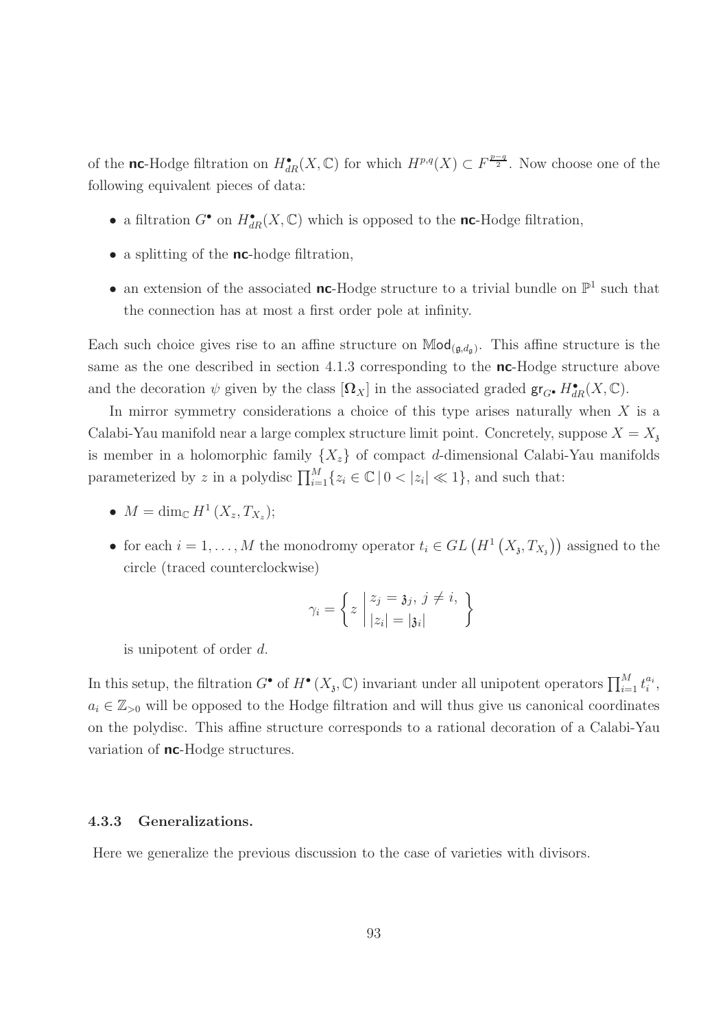of the **nc**-Hodge filtration on $H^{\bullet}_{dR}(X, \mathbb{C})$ for which $H^{p,q}(X) \subset F^{\frac{p-q}{2}}$. Now choose one of the following equivalent pieces of data:

- a filtration $G^{\bullet}$ on $H^{\bullet}_{dR}(X, \mathbb{C})$ which is opposed to the **nc**-Hodge filtration,
- a splitting of the **nc**-hodge filtration,
- an extension of the associated **nc**-Hodge structure to a trivial bundle on $\mathbb{P}^1$ such that the connection has at most a first order pole at infinity.

Each such choice gives rise to an affine structure on $\mathbb{M}\mathsf{od}_{(\mathfrak{g}, d_{\mathfrak{g}})}$. This affine structure is the same as the one described in section 4.1.3 corresponding to the **nc**-Hodge structure above and the decoration $\psi$ given by the class $[\boldsymbol{\Omega}_X]$ in the associated graded $\mathsf{gr}_{G^{\bullet}} H^{\bullet}_{dR}(X, \mathbb{C})$.

In mirror symmetry considerations a choice of this type arises naturally when $X$ is a Calabi-Yau manifold near a large complex structure limit point. Concretely, suppose $X = X_{\mathfrak{z}}$ is member in a holomorphic family $\{X_z\}$ of compact $d$-dimensional Calabi-Yau manifolds parameterized by $z$ in a polydisc $\prod_{i=1}^{M} \{z_i \in \mathbb{C} \,|\, 0 < |z_i| \ll 1\}$, and such that:

- $M = \dim_{\mathbb{C}} H^1(X_z, T_{X_z})$;
- for each $i = 1, \ldots, M$ the monodromy operator $t_i \in GL\left(H^1\left(X_{\mathfrak{z}}, T_{X_{\mathfrak{z}}}\right)\right)$ assigned to the circle (traced counterclockwise)

$$\gamma_i = \left\{ z \,\middle|\, \begin{array}{l} z_j = \mathfrak{z}_j,\ j \neq i, \\ |z_i| = |\mathfrak{z}_i| \end{array} \right\}$$

  is unipotent of order $d$.

In this setup, the filtration $G^{\bullet}$ of $H^{\bullet}(X_{\mathfrak{z}}, \mathbb{C})$ invariant under all unipotent operators $\prod_{i=1}^{M} t_i^{a_i}$, $a_i \in \mathbb{Z}_{>0}$ will be opposed to the Hodge filtration and will thus give us canonical coordinates on the polydisc. This affine structure corresponds to a rational decoration of a Calabi-Yau variation of **nc**-Hodge structures.

#### 4.3.3 Generalizations.

Here we generalize the previous discussion to the case of varieties with divisors.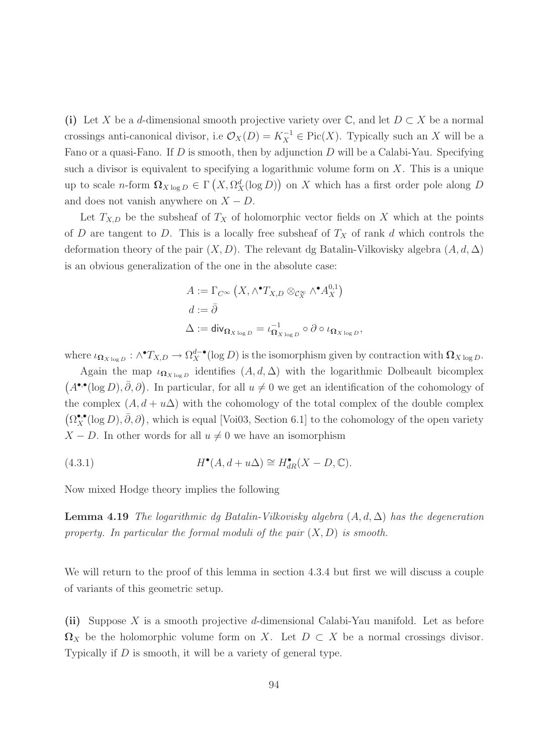**(i)** Let $X$ be a $d$-dimensional smooth projective variety over $\mathbb{C}$, and let $D \subset X$ be a normal crossings anti-canonical divisor, i.e $\mathcal{O}_X(D) = K_X^{-1} \in \operatorname{Pic}(X)$. Typically such an $X$ will be a Fano or a quasi-Fano. If $D$ is smooth, then by adjunction $D$ will be a Calabi-Yau. Specifying such a divisor is equivalent to specifying a logarithmic volume form on $X$. This is a unique up to scale $n$-form $\mathbf{\Omega}_{X \log D} \in \Gamma\left(X, \Omega_X^d(\log D)\right)$ on $X$ which has a first order pole along $D$ and does not vanish anywhere on $X - D$.

Let $T_{X,D}$ be the subsheaf of $T_X$ of holomorphic vector fields on $X$ which at the points of $D$ are tangent to $D$. This is a locally free subsheaf of $T_X$ of rank $d$ which controls the deformation theory of the pair $(X, D)$. The relevant dg Batalin-Vilkovisky algebra $(A, d, \Delta)$ is an obvious generalization of the one in the absolute case:

$$
\begin{aligned}
A &:= \Gamma_{C^\infty}\left(X, \wedge^\bullet T_{X,D} \otimes_{\mathcal{C}_X^\infty} \wedge^\bullet A_X^{0,1}\right) \\
d &:= \bar{\partial} \\
\Delta &:= \mathsf{div}_{\mathbf{\Omega}_{X \log D}} = \iota_{\mathbf{\Omega}_{X \log D}}^{-1} \circ \partial \circ \iota_{\mathbf{\Omega}_{X \log D}},
\end{aligned}
$$

where $\iota_{\mathbf{\Omega}_{X \log D}} : \wedge^\bullet T_{X,D} \to \Omega_X^{d-\bullet}(\log D)$ is the isomorphism given by contraction with $\mathbf{\Omega}_{X \log D}$.

Again the map $\iota_{\mathbf{\Omega}_{X \log D}}$ identifies $(A, d, \Delta)$ with the logarithmic Dolbeault bicomplex $\left(A^{\bullet,\bullet}(\log D), \bar{\partial}, \partial\right)$. In particular, for all $u \neq 0$ we get an identification of the cohomology of the complex $(A, d + u\Delta)$ with the cohomology of the total complex of the double complex $\left(\Omega_X^{\bullet,\bullet}(\log D), \bar{\partial}, \partial\right)$, which is equal [Voi03, Section 6.1] to the cohomology of the open variety $X - D$. In other words for all $u \neq 0$ we have an isomorphism

$$
H^\bullet(A, d + u\Delta) \cong H^\bullet_{dR}(X - D, \mathbb{C}). \tag{4.3.1}
$$

Now mixed Hodge theory implies the following

**Lemma 4.19** *The logarithmic dg Batalin-Vilkovisky algebra $(A, d, \Delta)$ has the degeneration property. In particular the formal moduli of the pair $(X, D)$ is smooth.*

We will return to the proof of this lemma in section 4.3.4 but first we will discuss a couple of variants of this geometric setup.

**(ii)** Suppose $X$ is a smooth projective $d$-dimensional Calabi-Yau manifold. Let as before $\mathbf{\Omega}_X$ be the holomorphic volume form on $X$. Let $D \subset X$ be a normal crossings divisor. Typically if $D$ is smooth, it will be a variety of general type.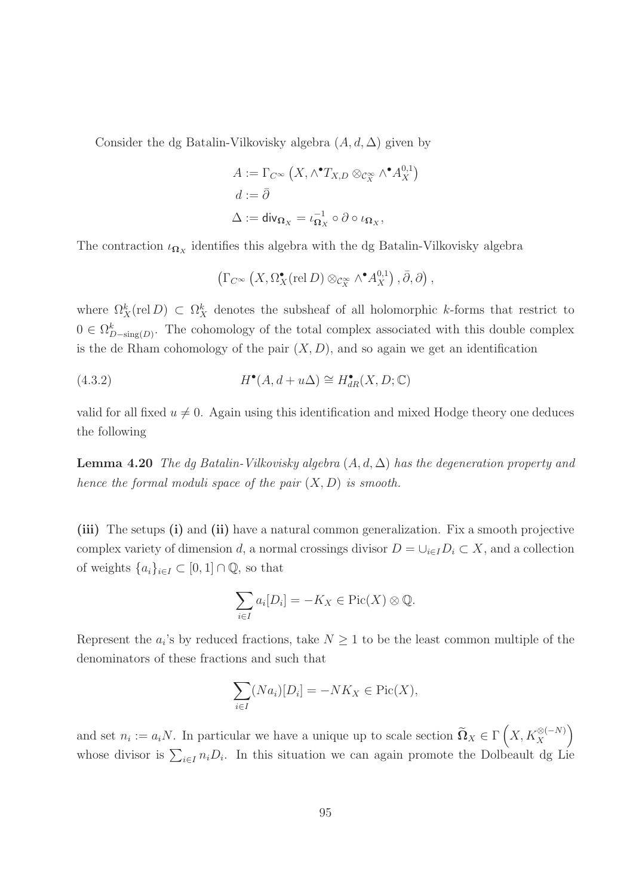Consider the dg Batalin-Vilkovisky algebra $(A, d, \Delta)$ given by

$$
\begin{aligned}
A &:= \Gamma_{C^\infty}\left(X, \wedge^\bullet T_{X,D} \otimes_{\mathcal{C}^\infty_X} \wedge^\bullet A^{0,1}_X\right) \\
d &:= \bar{\partial} \\
\Delta &:= \mathsf{div}_{\mathbf{\Omega}_X} = \iota_{\mathbf{\Omega}_X}^{-1} \circ \partial \circ \iota_{\mathbf{\Omega}_X},
\end{aligned}
$$

The contraction $\iota_{\mathbf{\Omega}_X}$ identifies this algebra with the dg Batalin-Vilkovisky algebra

$$
\left(\Gamma_{C^\infty}\left(X, \Omega^\bullet_X(\operatorname{rel} D) \otimes_{\mathcal{C}^\infty_X} \wedge^\bullet A^{0,1}_X\right), \bar{\partial}, \partial\right),
$$

where $\Omega^k_X(\operatorname{rel} D) \subset \Omega^k_X$ denotes the subsheaf of all holomorphic $k$-forms that restrict to $0 \in \Omega^k_{D-\operatorname{sing}(D)}$. The cohomology of the total complex associated with this double complex is the de Rham cohomology of the pair $(X, D)$, and so again we get an identification

$$
H^\bullet(A, d + u\Delta) \cong H^\bullet_{dR}(X, D; \mathbb{C}) \tag{4.3.2}
$$

valid for all fixed $u \neq 0$. Again using this identification and mixed Hodge theory one deduces the following

**Lemma 4.20** *The dg Batalin-Vilkovisky algebra $(A, d, \Delta)$ has the degeneration property and hence the formal moduli space of the pair $(X, D)$ is smooth.*

**(iii)** The setups **(i)** and **(ii)** have a natural common generalization. Fix a smooth projective complex variety of dimension $d$, a normal crossings divisor $D = \cup_{i \in I} D_i \subset X$, and a collection of weights $\{a_i\}_{i \in I} \subset [0,1] \cap \mathbb{Q}$, so that

$$
\sum_{i \in I} a_i [D_i] = -K_X \in \operatorname{Pic}(X) \otimes \mathbb{Q}.
$$

Represent the $a_i$'s by reduced fractions, take $N \geq 1$ to be the least common multiple of the denominators of these fractions and such that

$$
\sum_{i \in I} (N a_i)[D_i] = -N K_X \in \operatorname{Pic}(X),
$$

and set $n_i := a_i N$. In particular we have a unique up to scale section $\widetilde{\mathbf{\Omega}}_X \in \Gamma\left(X, K_X^{\otimes(-N)}\right)$ whose divisor is $\sum_{i \in I} n_i D_i$. In this situation we can again promote the Dolbeault dg Lie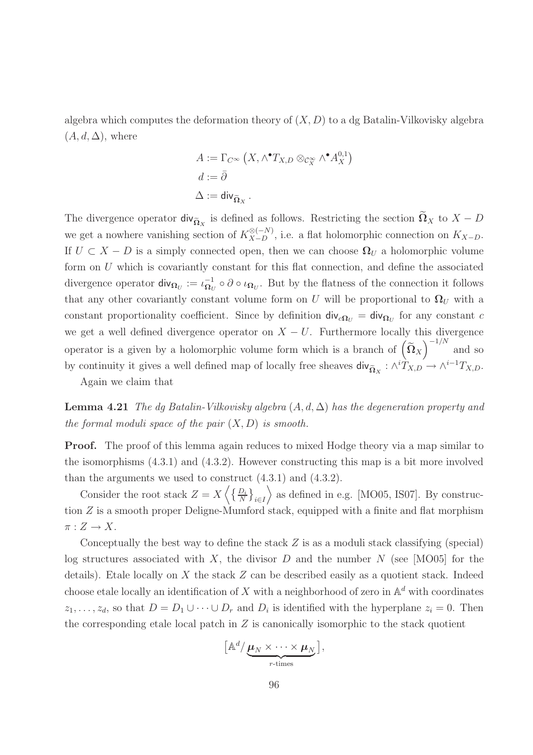algebra which computes the deformation theory of $(X, D)$ to a dg Batalin-Vilkovisky algebra $(A, d, \Delta)$, where

$$
\begin{aligned}
A &:= \Gamma_{C^\infty}\left(X, \wedge^\bullet T_{X,D} \otimes_{\mathcal{C}^\infty_X} \wedge^\bullet A^{0,1}_X\right) \\
d &:= \bar{\partial} \\
\Delta &:= \mathsf{div}_{\widetilde{\mathbf{\Omega}}_X}.
\end{aligned}
$$

The divergence operator $\mathsf{div}_{\widetilde{\mathbf{\Omega}}_X}$ is defined as follows. Restricting the section $\widetilde{\mathbf{\Omega}}_X$ to $X - D$ we get a nowhere vanishing section of $K_{X-D}^{\otimes(-N)}$, i.e. a flat holomorphic connection on $K_{X-D}$. If $U \subset X - D$ is a simply connected open, then we can choose $\mathbf{\Omega}_U$ a holomorphic volume form on $U$ which is covariantly constant for this flat connection, and define the associated divergence operator $\mathsf{div}_{\mathbf{\Omega}_U} := \iota_{\mathbf{\Omega}_U}^{-1} \circ \partial \circ \iota_{\mathbf{\Omega}_U}$. But by the flatness of the connection it follows that any other covariantly constant volume form on $U$ will be proportional to $\mathbf{\Omega}_U$ with a constant proportionality coefficient. Since by definition $\mathsf{div}_{c\mathbf{\Omega}_U} = \mathsf{div}_{\mathbf{\Omega}_U}$ for any constant $c$ we get a well defined divergence operator on $X - U$. Furthermore locally this divergence operator is a given by a holomorphic volume form which is a branch of $\left(\widetilde{\mathbf{\Omega}}_X\right)^{-1/N}$ and so by continuity it gives a well defined map of locally free sheaves $\mathsf{div}_{\widetilde{\mathbf{\Omega}}_X} : \wedge^i T_{X,D} \to \wedge^{i-1} T_{X,D}$.

Again we claim that

**Lemma 4.21** *The dg Batalin-Vilkovisky algebra $(A, d, \Delta)$ has the degeneration property and the formal moduli space of the pair $(X, D)$ is smooth.*

**Proof.** The proof of this lemma again reduces to mixed Hodge theory via a map similar to the isomorphisms (4.3.1) and (4.3.2). However constructing this map is a bit more involved than the arguments we used to construct (4.3.1) and (4.3.2).

Consider the root stack $Z = X\left\langle \left\{\frac{D_i}{N}\right\}_{i \in I}\right\rangle$ as defined in e.g. [MO05, IS07]. By construction $Z$ is a smooth proper Deligne-Mumford stack, equipped with a finite and flat morphism $\pi : Z \to X$.

Conceptually the best way to define the stack $Z$ is as a moduli stack classifying (special) log structures associated with $X$, the divisor $D$ and the number $N$ (see [MO05] for the details). Etale locally on $X$ the stack $Z$ can be described easily as a quotient stack. Indeed choose etale locally an identification of $X$ with a neighborhood of zero in $\mathbb{A}^d$ with coordinates $z_1, \ldots, z_d$, so that $D = D_1 \cup \cdots \cup D_r$ and $D_i$ is identified with the hyperplane $z_i = 0$. Then the corresponding etale local patch in $Z$ is canonically isomorphic to the stack quotient

$$
\left[\mathbb{A}^d / \underbrace{\boldsymbol{\mu}_N \times \cdots \times \boldsymbol{\mu}_N}_{r\text{-times}}\right],
$$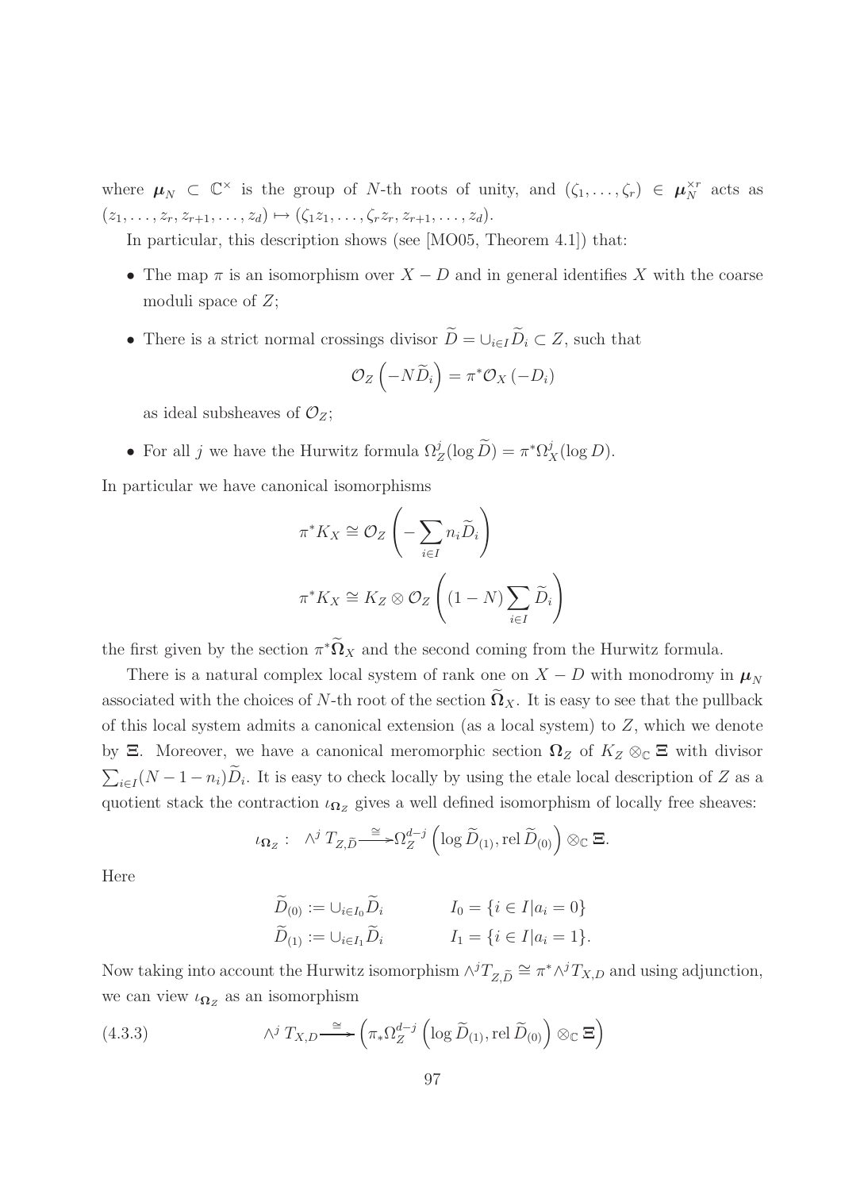where $\boldsymbol{\mu}_N \subset \mathbb{C}^\times$ is the group of $N$-th roots of unity, and $(\zeta_1, \ldots, \zeta_r) \in \boldsymbol{\mu}_N^{\times r}$ acts as $(z_1, \ldots, z_r, z_{r+1}, \ldots, z_d) \mapsto (\zeta_1 z_1, \ldots, \zeta_r z_r, z_{r+1}, \ldots, z_d)$.

In particular, this description shows (see [MO05, Theorem 4.1]) that:

- The map $\pi$ is an isomorphism over $X - D$ and in general identifies $X$ with the coarse moduli space of $Z$;
- There is a strict normal crossings divisor $\widetilde{D} = \cup_{i \in I} \widetilde{D}_i \subset Z$, such that

$$\mathcal{O}_Z\left(-N\widetilde{D}_i\right) = \pi^* \mathcal{O}_X\left(-D_i\right)$$

as ideal subsheaves of $\mathcal{O}_Z$;

- For all $j$ we have the Hurwitz formula $\Omega_Z^j(\log \widetilde{D}) = \pi^* \Omega_X^j(\log D)$.

In particular we have canonical isomorphisms

$$\pi^* K_X \cong \mathcal{O}_Z\left(-\sum_{i \in I} n_i \widetilde{D}_i\right)$$

$$\pi^* K_X \cong K_Z \otimes \mathcal{O}_Z\left((1-N)\sum_{i \in I} \widetilde{D}_i\right)$$

the first given by the section $\pi^* \widetilde{\boldsymbol{\Omega}}_X$ and the second coming from the Hurwitz formula.

There is a natural complex local system of rank one on $X - D$ with monodromy in $\boldsymbol{\mu}_N$ associated with the choices of $N$-th root of the section $\widetilde{\boldsymbol{\Omega}}_X$. It is easy to see that the pullback of this local system admits a canonical extension (as a local system) to $Z$, which we denote by $\boldsymbol{\Xi}$. Moreover, we have a canonical meromorphic section $\boldsymbol{\Omega}_Z$ of $K_Z \otimes_{\mathbb{C}} \boldsymbol{\Xi}$ with divisor $\sum_{i \in I}(N - 1 - n_i)\widetilde{D}_i$. It is easy to check locally by using the etale local description of $Z$ as a quotient stack the contraction $\iota_{\boldsymbol{\Omega}_Z}$ gives a well defined isomorphism of locally free sheaves:

$$\iota_{\boldsymbol{\Omega}_Z} : \quad \wedge^j T_{Z,\widetilde{D}} \xrightarrow{\cong} \Omega_Z^{d-j}\left(\log \widetilde{D}_{(1)}, \operatorname{rel} \widetilde{D}_{(0)}\right) \otimes_{\mathbb{C}} \boldsymbol{\Xi}.$$

Here

$$\widetilde{D}_{(0)} := \cup_{i \in I_0} \widetilde{D}_i \qquad I_0 = \{i \in I | a_i = 0\}$$
$$\widetilde{D}_{(1)} := \cup_{i \in I_1} \widetilde{D}_i \qquad I_1 = \{i \in I | a_i = 1\}.$$

Now taking into account the Hurwitz isomorphism $\wedge^j T_{Z,\widetilde{D}} \cong \pi^* \wedge^j T_{X,D}$ and using adjunction, we can view $\iota_{\boldsymbol{\Omega}_Z}$ as an isomorphism

$$\wedge^j T_{X,D} \xrightarrow{\cong} \left(\pi_* \Omega_Z^{d-j}\left(\log \widetilde{D}_{(1)}, \operatorname{rel} \widetilde{D}_{(0)}\right) \otimes_{\mathbb{C}} \boldsymbol{\Xi}\right) \tag{4.3.3}$$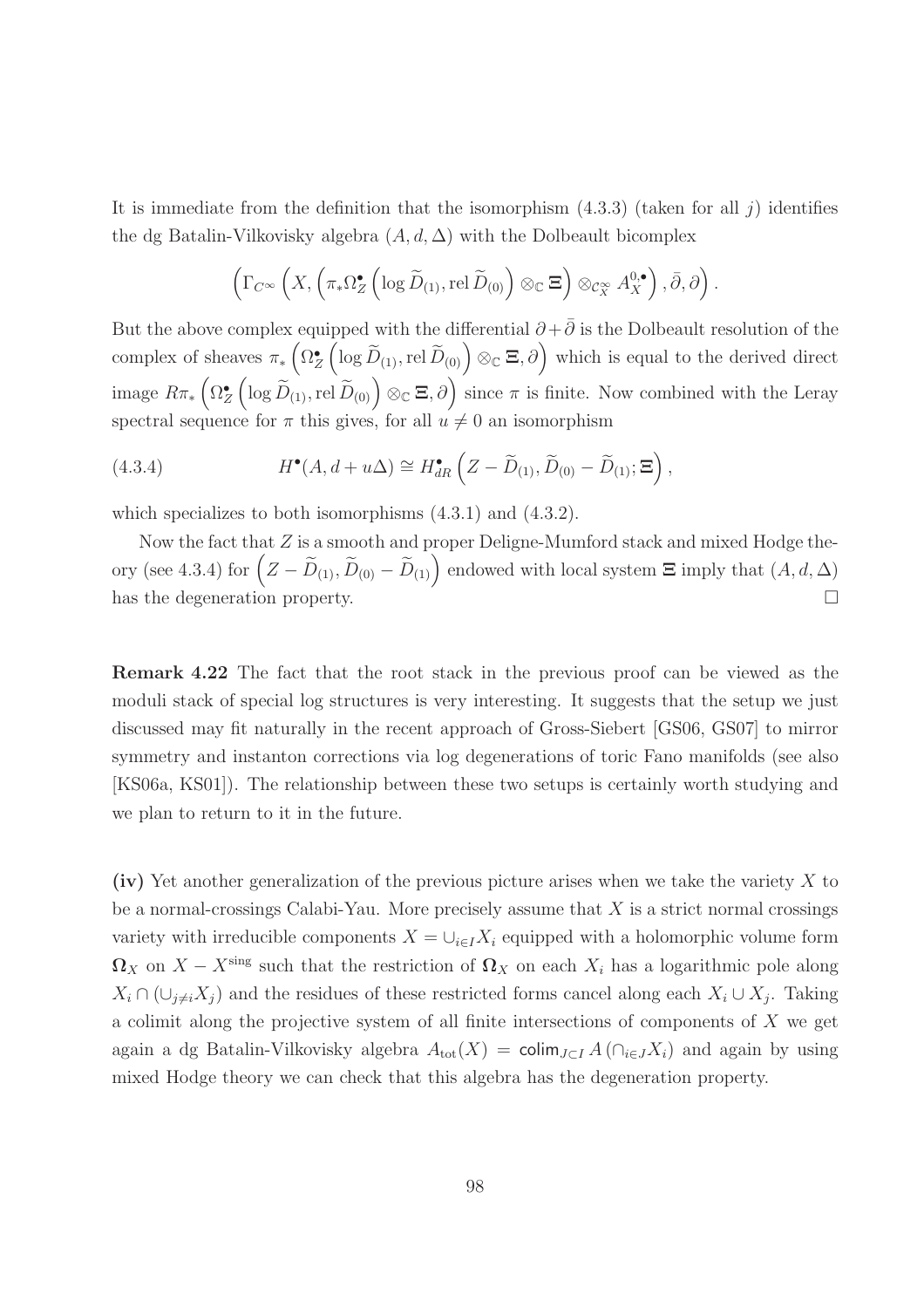It is immediate from the definition that the isomorphism (4.3.3) (taken for all $j$) identifies the dg Batalin-Vilkovisky algebra $(A, d, \Delta)$ with the Dolbeault bicomplex

$$\left(\Gamma_{C^\infty}\left(X, \left(\pi_*\Omega^\bullet_Z\left(\log \widetilde{D}_{(1)}, \mathrm{rel}\, \widetilde{D}_{(0)}\right) \otimes_{\mathbb{C}} \mathbf{\Xi}\right) \otimes_{\mathcal{C}^\infty_X} A^{0,\bullet}_X\right), \bar{\partial}, \partial\right).$$

But the above complex equipped with the differential $\partial + \bar{\partial}$ is the Dolbeault resolution of the complex of sheaves $\pi_*\left(\Omega^\bullet_Z\left(\log \widetilde{D}_{(1)}, \mathrm{rel}\, \widetilde{D}_{(0)}\right) \otimes_{\mathbb{C}} \mathbf{\Xi}, \partial\right)$ which is equal to the derived direct image $R\pi_*\left(\Omega^\bullet_Z\left(\log \widetilde{D}_{(1)}, \mathrm{rel}\, \widetilde{D}_{(0)}\right) \otimes_{\mathbb{C}} \mathbf{\Xi}, \partial\right)$ since $\pi$ is finite. Now combined with the Leray spectral sequence for $\pi$ this gives, for all $u \neq 0$ an isomorphism

$$H^\bullet(A, d + u\Delta) \cong H^\bullet_{dR}\left(Z - \widetilde{D}_{(1)}, \widetilde{D}_{(0)} - \widetilde{D}_{(1)}; \mathbf{\Xi}\right), \tag{4.3.4}$$

which specializes to both isomorphisms (4.3.1) and (4.3.2).

Now the fact that $Z$ is a smooth and proper Deligne-Mumford stack and mixed Hodge theory (see 4.3.4) for $\left(Z - \widetilde{D}_{(1)}, \widetilde{D}_{(0)} - \widetilde{D}_{(1)}\right)$ endowed with local system $\mathbf{\Xi}$ imply that $(A, d, \Delta)$ has the degeneration property. □

**Remark 4.22** The fact that the root stack in the previous proof can be viewed as the moduli stack of special log structures is very interesting. It suggests that the setup we just discussed may fit naturally in the recent approach of Gross-Siebert [GS06, GS07] to mirror symmetry and instanton corrections via log degenerations of toric Fano manifolds (see also [KS06a, KS01]). The relationship between these two setups is certainly worth studying and we plan to return to it in the future.

**(iv)** Yet another generalization of the previous picture arises when we take the variety $X$ to be a normal-crossings Calabi-Yau. More precisely assume that $X$ is a strict normal crossings variety with irreducible components $X = \cup_{i \in I} X_i$ equipped with a holomorphic volume form $\mathbf{\Omega}_X$ on $X - X^{\mathrm{sing}}$ such that the restriction of $\mathbf{\Omega}_X$ on each $X_i$ has a logarithmic pole along $X_i \cap (\cup_{j \neq i} X_j)$ and the residues of these restricted forms cancel along each $X_i \cup X_j$. Taking a colimit along the projective system of all finite intersections of components of $X$ we get again a dg Batalin-Vilkovisky algebra $A_{\mathrm{tot}}(X) = \mathsf{colim}_{J \subset I} A\left(\cap_{i \in J} X_i\right)$ and again by using mixed Hodge theory we can check that this algebra has the degeneration property.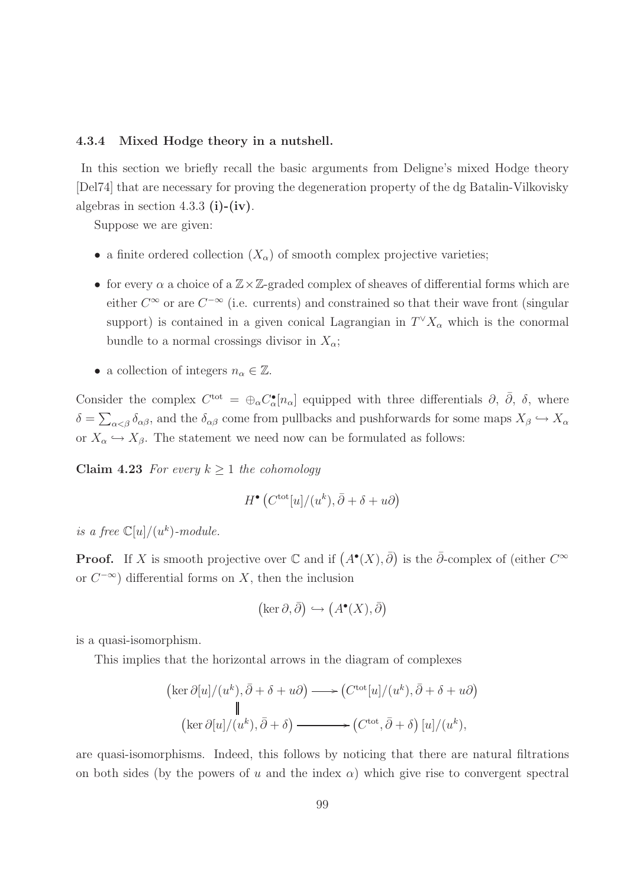#### 4.3.4 Mixed Hodge theory in a nutshell.

In this section we briefly recall the basic arguments from Deligne's mixed Hodge theory [Del74] that are necessary for proving the degeneration property of the dg Batalin-Vilkovisky algebras in section 4.3.3 **(i)-(iv)**.

Suppose we are given:

- a finite ordered collection $(X_\alpha)$ of smooth complex projective varieties;
- for every $\alpha$ a choice of a $\mathbb{Z}\times\mathbb{Z}$-graded complex of sheaves of differential forms which are either $C^\infty$ or are $C^{-\infty}$ (i.e. currents) and constrained so that their wave front (singular support) is contained in a given conical Lagrangian in $T^\vee X_\alpha$ which is the conormal bundle to a normal crossings divisor in $X_\alpha$;
- a collection of integers $n_\alpha \in \mathbb{Z}$.

Consider the complex $C^{\rm tot} = \oplus_\alpha C^\bullet_\alpha[n_\alpha]$ equipped with three differentials $\partial$, $\bar\partial$, $\delta$, where $\delta = \sum_{\alpha<\beta}\delta_{\alpha\beta}$, and the $\delta_{\alpha\beta}$ come from pullbacks and pushforwards for some maps $X_\beta \hookrightarrow X_\alpha$ or $X_\alpha \hookrightarrow X_\beta$. The statement we need now can be formulated as follows:

**Claim 4.23** *For every $k \geq 1$ the cohomology*

$$H^\bullet\left(C^{\rm tot}[u]/(u^k), \bar\partial + \delta + u\partial\right)$$

*is a free $\mathbb{C}[u]/(u^k)$-module.*

**Proof.** If $X$ is smooth projective over $\mathbb{C}$ and if $\left(A^\bullet(X), \bar\partial\right)$ is the $\bar\partial$-complex of (either $C^\infty$ or $C^{-\infty}$) differential forms on $X$, then the inclusion

$$\left(\ker\partial, \bar\partial\right) \hookrightarrow \left(A^\bullet(X), \bar\partial\right)$$

is a quasi-isomorphism.

This implies that the horizontal arrows in the diagram of complexes

$$\begin{array}{ccc}
\left(\ker\partial[u]/(u^k), \bar\partial + \delta + u\partial\right) & \longrightarrow & \left(C^{\rm tot}[u]/(u^k), \bar\partial + \delta + u\partial\right) \\
\| & & \\
\left(\ker\partial[u]/(u^k), \bar\partial + \delta\right) & \longrightarrow & \left(C^{\rm tot}, \bar\partial + \delta\right)[u]/(u^k),
\end{array}$$

are quasi-isomorphisms. Indeed, this follows by noticing that there are natural filtrations on both sides (by the powers of $u$ and the index $\alpha$) which give rise to convergent spectral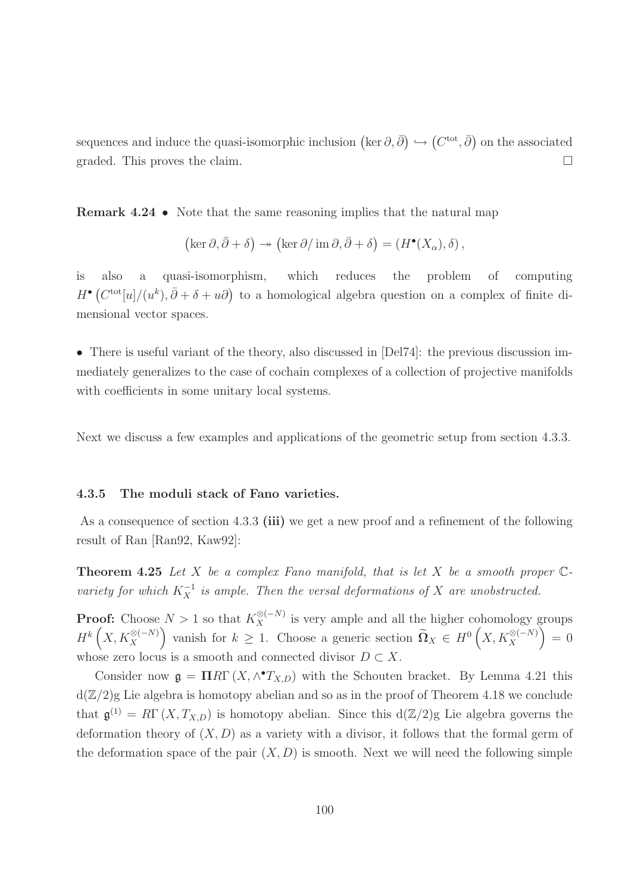sequences and induce the quasi-isomorphic inclusion $\left(\ker \partial, \bar{\partial}\right) \hookrightarrow \left(C^{\rm tot}, \bar{\partial}\right)$ on the associated graded. This proves the claim. $\square$

**Remark 4.24** • Note that the same reasoning implies that the natural map

$$\left(\ker \partial, \bar{\partial} + \delta\right) \twoheadrightarrow \left(\ker \partial / \operatorname{im} \partial, \bar{\partial} + \delta\right) = \left(H^{\bullet}(X_{\alpha}), \delta\right),$$

is also a quasi-isomorphism, which reduces the problem of computing $H^{\bullet}\left(C^{\rm tot}[u]/(u^k), \bar{\partial} + \delta + u\partial\right)$ to a homological algebra question on a complex of finite dimensional vector spaces.

• There is useful variant of the theory, also discussed in [Del74]: the previous discussion immediately generalizes to the case of cochain complexes of a collection of projective manifolds with coefficients in some unitary local systems.

Next we discuss a few examples and applications of the geometric setup from section 4.3.3.

### 4.3.5 The moduli stack of Fano varieties.

As a consequence of section 4.3.3 **(iii)** we get a new proof and a refinement of the following result of Ran [Ran92, Kaw92]:

**Theorem 4.25** *Let $X$ be a complex Fano manifold, that is let $X$ be a smooth proper $\mathbb{C}$-variety for which $K_X^{-1}$ is ample. Then the versal deformations of $X$ are unobstructed.*

**Proof:** Choose $N > 1$ so that $K_X^{\otimes(-N)}$ is very ample and all the higher cohomology groups $H^k\left(X, K_X^{\otimes(-N)}\right)$ vanish for $k \geq 1$. Choose a generic section $\widetilde{\mathbf{\Omega}}_X \in H^0\left(X, K_X^{\otimes(-N)}\right) = 0$ whose zero locus is a smooth and connected divisor $D \subset X$.

Consider now $\mathfrak{g} = \mathbf{\Pi} R\Gamma\left(X, \wedge^{\bullet} T_{X,D}\right)$ with the Schouten bracket. By Lemma 4.21 this $\mathrm{d}(\mathbb{Z}/2)$g Lie algebra is homotopy abelian and so as in the proof of Theorem 4.18 we conclude that $\mathfrak{g}^{(1)} = R\Gamma\left(X, T_{X,D}\right)$ is homotopy abelian. Since this $\mathrm{d}(\mathbb{Z}/2)$g Lie algebra governs the deformation theory of $(X, D)$ as a variety with a divisor, it follows that the formal germ of the deformation space of the pair $(X, D)$ is smooth. Next we will need the following simple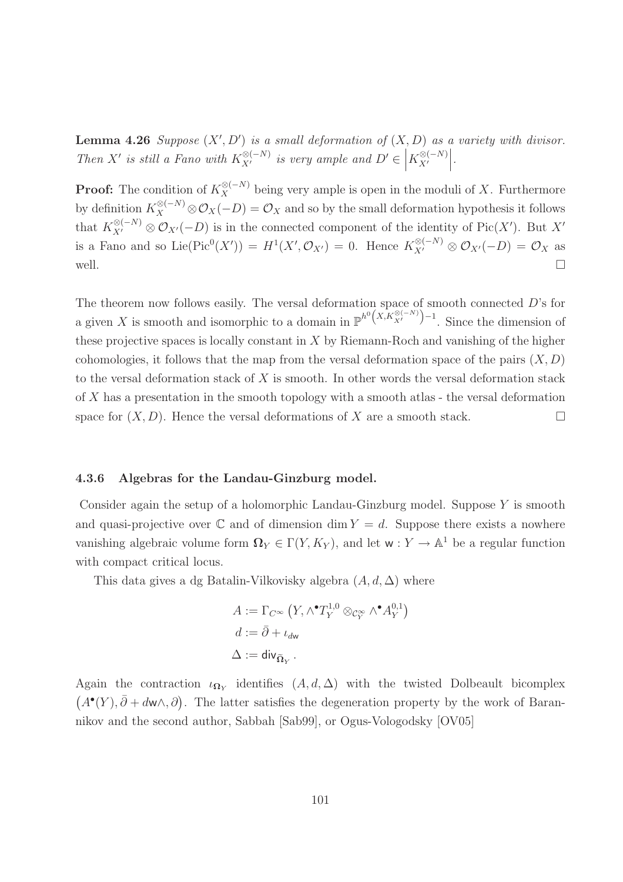**Lemma 4.26** *Suppose $(X', D')$ is a small deformation of $(X, D)$ as a variety with divisor. Then $X'$ is still a Fano with $K_{X'}^{\otimes(-N)}$ is very ample and $D' \in \left|K_{X'}^{\otimes(-N)}\right|$.*

**Proof:** The condition of $K_X^{\otimes(-N)}$ being very ample is open in the moduli of $X$. Furthermore by definition $K_X^{\otimes(-N)} \otimes \mathcal{O}_X(-D) = \mathcal{O}_X$ and so by the small deformation hypothesis it follows that $K_{X'}^{\otimes(-N)} \otimes \mathcal{O}_{X'}(-D)$ is in the connected component of the identity of $\mathrm{Pic}(X')$. But $X'$ is a Fano and so $\mathrm{Lie}(\mathrm{Pic}^0(X')) = H^1(X', \mathcal{O}_{X'}) = 0$. Hence $K_{X'}^{\otimes(-N)} \otimes \mathcal{O}_{X'}(-D) = \mathcal{O}_X$ as well. $\square$

The theorem now follows easily. The versal deformation space of smooth connected $D$'s for a given $X$ is smooth and isomorphic to a domain in $\mathbb{P}^{h^0\left(X, K_{X'}^{\otimes(-N)}\right)-1}$. Since the dimension of these projective spaces is locally constant in $X$ by Riemann-Roch and vanishing of the higher cohomologies, it follows that the map from the versal deformation space of the pairs $(X, D)$ to the versal deformation stack of $X$ is smooth. In other words the versal deformation stack of $X$ has a presentation in the smooth topology with a smooth atlas - the versal deformation space for $(X, D)$. Hence the versal deformations of $X$ are a smooth stack. $\square$

### 4.3.6 Algebras for the Landau-Ginzburg model.

Consider again the setup of a holomorphic Landau-Ginzburg model. Suppose $Y$ is smooth and quasi-projective over $\mathbb{C}$ and of dimension $\dim Y = d$. Suppose there exists a nowhere vanishing algebraic volume form $\mathbf{\Omega}_Y \in \Gamma(Y, K_Y)$, and let $\mathsf{w} : Y \to \mathbb{A}^1$ be a regular function with compact critical locus.

This data gives a dg Batalin-Vilkovisky algebra $(A, d, \Delta)$ where

$$
\begin{aligned}
A &:= \Gamma_{C^\infty}\left(Y, \wedge^\bullet T_Y^{1,0} \otimes_{\mathcal{C}_Y^\infty} \wedge^\bullet A_Y^{0,1}\right) \\
d &:= \bar{\partial} + \iota_{d\mathsf{w}} \\
\Delta &:= \mathsf{div}_{\bar{\mathbf{\Omega}}_Y}.
\end{aligned}
$$

Again the contraction $\iota_{\mathbf{\Omega}_Y}$ identifies $(A, d, \Delta)$ with the twisted Dolbeault bicomplex $\left(A^\bullet(Y), \bar{\partial} + d\mathsf{w}\wedge, \partial\right)$. The latter satisfies the degeneration property by the work of Barannikov and the second author, Sabbah [Sab99], or Ogus-Vologodsky [OV05]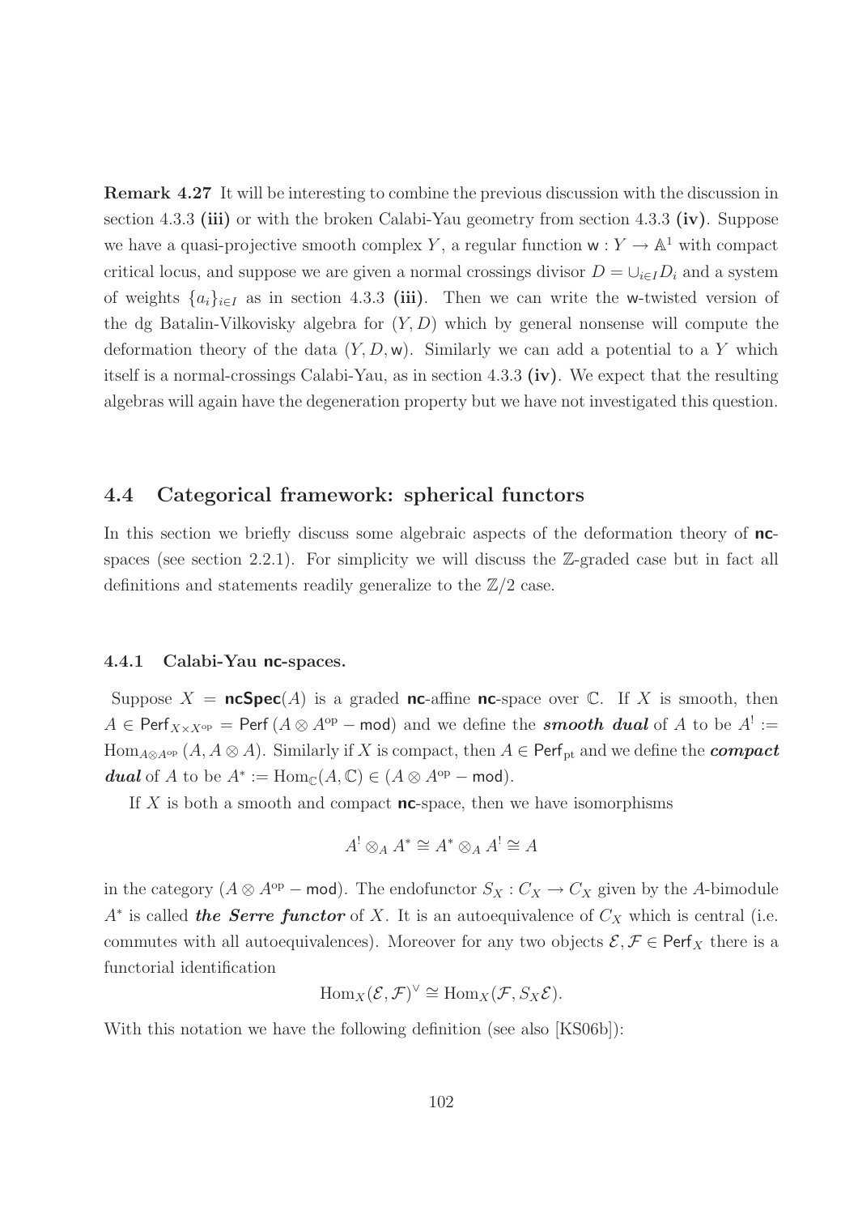**Remark 4.27** It will be interesting to combine the previous discussion with the discussion in section 4.3.3 **(iii)** or with the broken Calabi-Yau geometry from section 4.3.3 **(iv)**. Suppose we have a quasi-projective smooth complex $Y$, a regular function $\mathsf{w} : Y \to \mathbb{A}^1$ with compact critical locus, and suppose we are given a normal crossings divisor $D = \cup_{i \in I} D_i$ and a system of weights $\{a_i\}_{i \in I}$ as in section 4.3.3 **(iii)**. Then we can write the $\mathsf{w}$-twisted version of the dg Batalin-Vilkovisky algebra for $(Y, D)$ which by general nonsense will compute the deformation theory of the data $(Y, D, \mathsf{w})$. Similarly we can add a potential to a $Y$ which itself is a normal-crossings Calabi-Yau, as in section 4.3.3 **(iv)**. We expect that the resulting algebras will again have the degeneration property but we have not investigated this question.

## 4.4 Categorical framework: spherical functors

In this section we briefly discuss some algebraic aspects of the deformation theory of **nc**-spaces (see section 2.2.1). For simplicity we will discuss the $\mathbb{Z}$-graded case but in fact all definitions and statements readily generalize to the $\mathbb{Z}/2$ case.

### 4.4.1 Calabi-Yau nc-spaces.

Suppose $X = \mathbf{ncSpec}(A)$ is a graded **nc**-affine **nc**-space over $\mathbb{C}$. If $X$ is smooth, then $A \in \mathsf{Perf}_{X \times X^{\mathrm{op}}} = \mathsf{Perf}\,(A \otimes A^{\mathrm{op}} - \mathsf{mod})$ and we define the ***smooth dual*** of $A$ to be $A^! := \mathrm{Hom}_{A \otimes A^{\mathrm{op}}}(A, A \otimes A)$. Similarly if $X$ is compact, then $A \in \mathsf{Perf}_{\mathrm{pt}}$ and we define the ***compact dual*** of $A$ to be $A^* := \mathrm{Hom}_{\mathbb{C}}(A, \mathbb{C}) \in (A \otimes A^{\mathrm{op}} - \mathsf{mod})$.

If $X$ is both a smooth and compact **nc**-space, then we have isomorphisms

$$A^! \otimes_A A^* \cong A^* \otimes_A A^! \cong A$$

in the category $(A \otimes A^{\mathrm{op}} - \mathsf{mod})$. The endofunctor $S_X : C_X \to C_X$ given by the $A$-bimodule $A^*$ is called ***the Serre functor*** of $X$. It is an autoequivalence of $C_X$ which is central (i.e. commutes with all autoequivalences). Moreover for any two objects $\mathcal{E}, \mathcal{F} \in \mathsf{Perf}_X$ there is a functorial identification

$$\mathrm{Hom}_X(\mathcal{E}, \mathcal{F})^\vee \cong \mathrm{Hom}_X(\mathcal{F}, S_X \mathcal{E}).$$

With this notation we have the following definition (see also [KS06b]):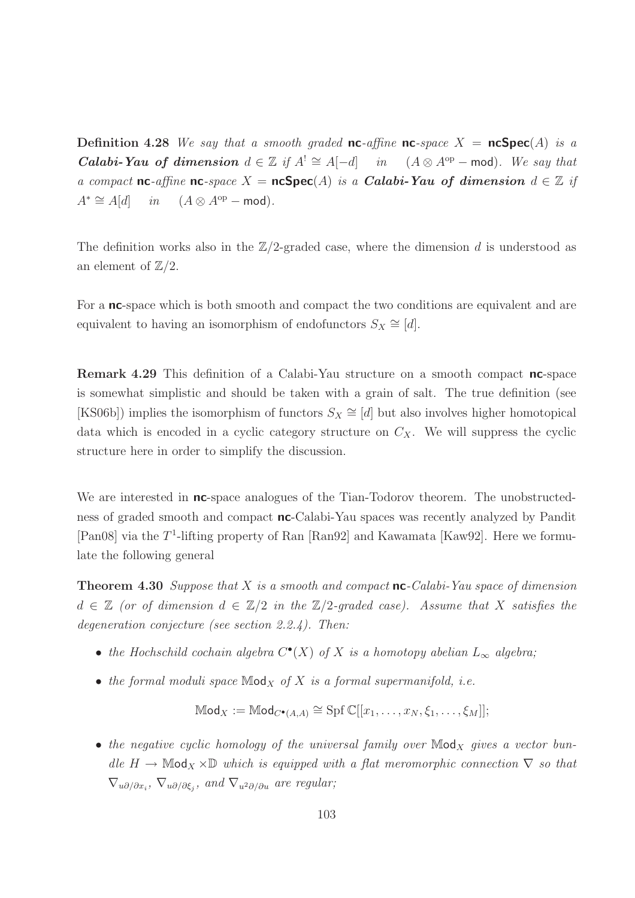**Definition 4.28** *We say that a smooth graded* **nc**-*affine* **nc**-*space* $X = \mathbf{ncSpec}(A)$ *is a* ***Calabi-Yau of dimension*** $d \in \mathbb{Z}$ *if* $A^! \cong A[-d]$ *in* $(A \otimes A^{\mathrm{op}} - \mathsf{mod})$. *We say that a compact* **nc**-*affine* **nc**-*space* $X = \mathbf{ncSpec}(A)$ *is a* ***Calabi-Yau of dimension*** $d \in \mathbb{Z}$ *if* $A^* \cong A[d]$ *in* $(A \otimes A^{\mathrm{op}} - \mathsf{mod})$.

The definition works also in the $\mathbb{Z}/2$-graded case, where the dimension $d$ is understood as an element of $\mathbb{Z}/2$.

For a **nc**-space which is both smooth and compact the two conditions are equivalent and are equivalent to having an isomorphism of endofunctors $S_X \cong [d]$.

**Remark 4.29** This definition of a Calabi-Yau structure on a smooth compact **nc**-space is somewhat simplistic and should be taken with a grain of salt. The true definition (see [KS06b]) implies the isomorphism of functors $S_X \cong [d]$ but also involves higher homotopical data which is encoded in a cyclic category structure on $C_X$. We will suppress the cyclic structure here in order to simplify the discussion.

We are interested in **nc**-space analogues of the Tian-Todorov theorem. The unobstructedness of graded smooth and compact **nc**-Calabi-Yau spaces was recently analyzed by Pandit [Pan08] via the $T^1$-lifting property of Ran [Ran92] and Kawamata [Kaw92]. Here we formulate the following general

**Theorem 4.30** *Suppose that $X$ is a smooth and compact* **nc**-*Calabi-Yau space of dimension $d \in \mathbb{Z}$ (or of dimension $d \in \mathbb{Z}/2$ in the $\mathbb{Z}/2$-graded case). Assume that $X$ satisfies the degeneration conjecture (see section 2.2.4). Then:*

- *the Hochschild cochain algebra $C^\bullet(X)$ of $X$ is a homotopy abelian $L_\infty$ algebra;*
- *the formal moduli space $\mathbb{M}\mathsf{od}_X$ of $X$ is a formal supermanifold, i.e.*

$$\mathbb{M}\mathsf{od}_X := \mathbb{M}\mathsf{od}_{C^\bullet(A,A)} \cong \operatorname{Spf} \mathbb{C}[[x_1, \ldots, x_N, \xi_1, \ldots, \xi_M]];$$

- *the negative cyclic homology of the universal family over $\mathbb{M}\mathsf{od}_X$ gives a vector bundle $H \to \mathbb{M}\mathsf{od}_X \times \mathbb{D}$ which is equipped with a flat meromorphic connection $\nabla$ so that $\nabla_{u\partial/\partial x_i}$, $\nabla_{u\partial/\partial \xi_j}$, and $\nabla_{u^2\partial/\partial u}$ are regular;*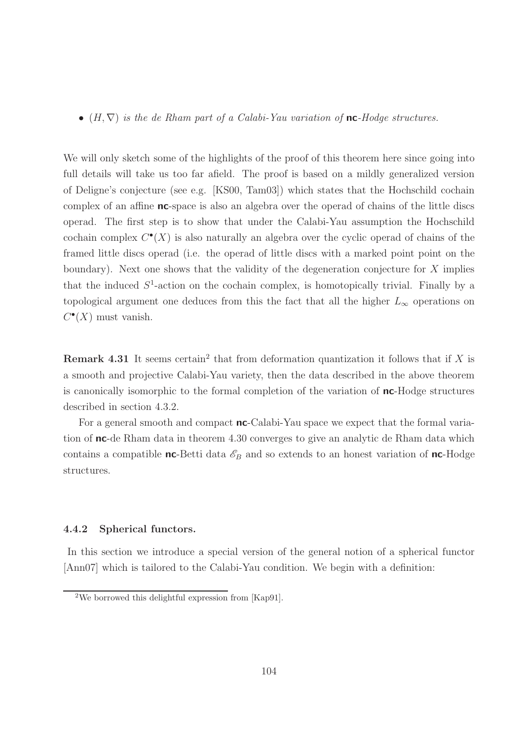- $(H, \nabla)$ *is the de Rham part of a Calabi-Yau variation of* **nc**-*Hodge structures.*

We will only sketch some of the highlights of the proof of this theorem here since going into full details will take us too far afield. The proof is based on a mildly generalized version of Deligne's conjecture (see e.g. [KS00, Tam03]) which states that the Hochschild cochain complex of an affine **nc**-space is also an algebra over the operad of chains of the little discs operad. The first step is to show that under the Calabi-Yau assumption the Hochschild cochain complex $C^{\bullet}(X)$ is also naturally an algebra over the cyclic operad of chains of the framed little discs operad (i.e. the operad of little discs with a marked point point on the boundary). Next one shows that the validity of the degeneration conjecture for $X$ implies that the induced $S^1$-action on the cochain complex, is homotopically trivial. Finally by a topological argument one deduces from this the fact that all the higher $L_{\infty}$ operations on $C^{\bullet}(X)$ must vanish.

**Remark 4.31** It seems certain[2] that from deformation quantization it follows that if $X$ is a smooth and projective Calabi-Yau variety, then the data described in the above theorem is canonically isomorphic to the formal completion of the variation of **nc**-Hodge structures described in section 4.3.2.

For a general smooth and compact **nc**-Calabi-Yau space we expect that the formal variation of **nc**-de Rham data in theorem 4.30 converges to give an analytic de Rham data which contains a compatible **nc**-Betti data $\mathscr{E}_B$ and so extends to an honest variation of **nc**-Hodge structures.

#### 4.4.2 Spherical functors.

In this section we introduce a special version of the general notion of a spherical functor [Ann07] which is tailored to the Calabi-Yau condition. We begin with a definition:

[2] We borrowed this delightful expression from [Kap91].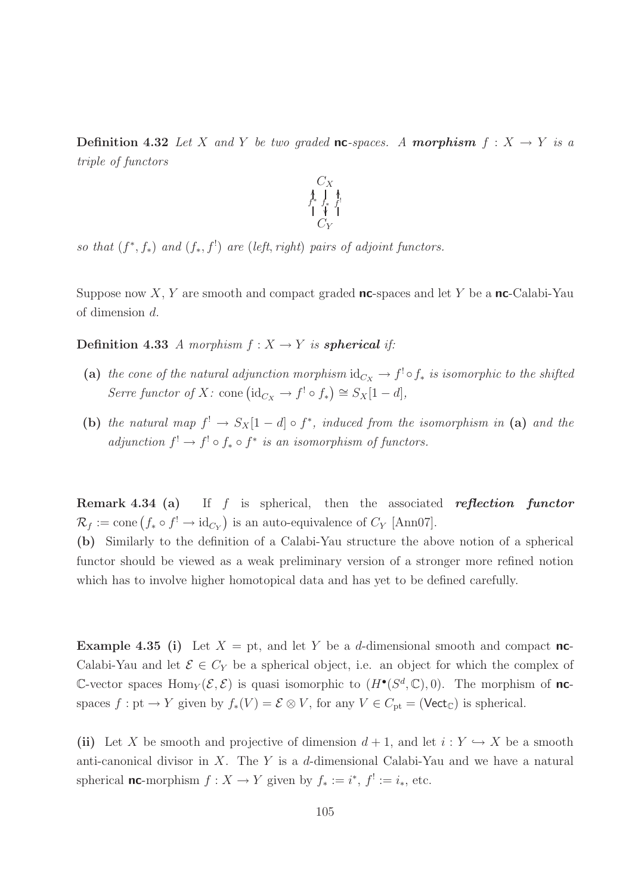**Definition 4.32** *Let $X$ and $Y$ be two graded* **nc***-spaces. A* ***morphism*** $f : X \to Y$ *is a triple of functors*

$$\begin{array}{c} C_X \\ f^* \uparrow \; \downarrow f_* \; \uparrow f^! \\ C_Y \end{array}$$

*so that $(f^*, f_*)$ and $(f_*, f^!)$ are (left, right) pairs of adjoint functors.*

Suppose now $X$, $Y$ are smooth and compact graded **nc**-spaces and let $Y$ be a **nc**-Calabi-Yau of dimension $d$.

**Definition 4.33** *A morphism $f : X \to Y$ is* ***spherical*** *if:*

- **(a)** *the cone of the natural adjunction morphism $\mathrm{id}_{C_X} \to f^! \circ f_*$ is isomorphic to the shifted Serre functor of $X$: $\mathrm{cone}\left(\mathrm{id}_{C_X} \to f^! \circ f_*\right) \cong S_X[1-d]$,*

- **(b)** *the natural map $f^! \to S_X[1-d] \circ f^*$, induced from the isomorphism in* **(a)** *and the adjunction $f^! \to f^! \circ f_* \circ f^*$ is an isomorphism of functors.*

**Remark 4.34 (a)** If $f$ is spherical, then the associated ***reflection functor*** $\mathcal{R}_f := \mathrm{cone}\left(f_* \circ f^! \to \mathrm{id}_{C_Y}\right)$ is an auto-equivalence of $C_Y$ [Ann07].

**(b)** Similarly to the definition of a Calabi-Yau structure the above notion of a spherical functor should be viewed as a weak preliminary version of a stronger more refined notion which has to involve higher homotopical data and has yet to be defined carefully.

**Example 4.35 (i)** Let $X = \mathrm{pt}$, and let $Y$ be a $d$-dimensional smooth and compact **nc**-Calabi-Yau and let $\mathcal{E} \in C_Y$ be a spherical object, i.e. an object for which the complex of $\mathbb{C}$-vector spaces $\mathrm{Hom}_Y(\mathcal{E}, \mathcal{E})$ is quasi isomorphic to $(H^\bullet(S^d, \mathbb{C}), 0)$. The morphism of **nc**-spaces $f : \mathrm{pt} \to Y$ given by $f_*(V) = \mathcal{E} \otimes V$, for any $V \in C_{\mathrm{pt}} = (\mathsf{Vect}_{\mathbb{C}})$ is spherical.

**(ii)** Let $X$ be smooth and projective of dimension $d+1$, and let $i : Y \hookrightarrow X$ be a smooth anti-canonical divisor in $X$. The $Y$ is a $d$-dimensional Calabi-Yau and we have a natural spherical **nc**-morphism $f : X \to Y$ given by $f_* := i^*$, $f^! := i_*$, etc.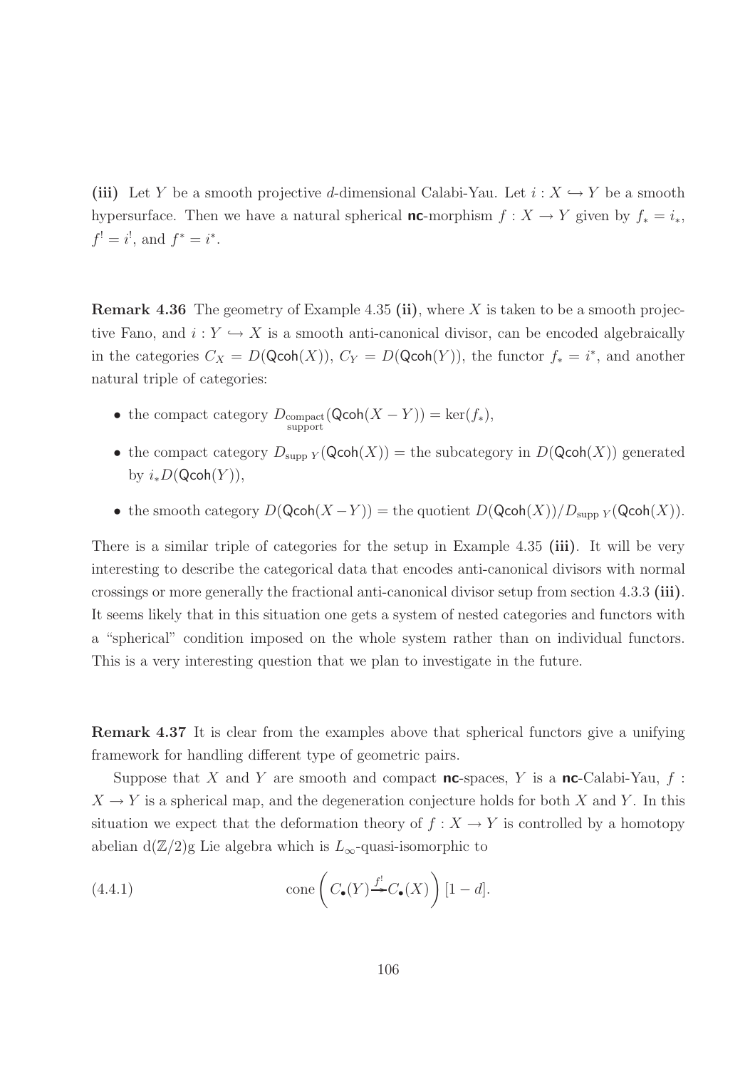**(iii)** Let $Y$ be a smooth projective $d$-dimensional Calabi-Yau. Let $i : X \hookrightarrow Y$ be a smooth hypersurface. Then we have a natural spherical $\mathsf{nc}$-morphism $f : X \to Y$ given by $f_* = i_*$, $f^! = i^!$, and $f^* = i^*$.

**Remark 4.36** The geometry of Example 4.35 **(ii)**, where $X$ is taken to be a smooth projective Fano, and $i : Y \hookrightarrow X$ is a smooth anti-canonical divisor, can be encoded algebraically in the categories $C_X = D(\mathsf{Qcoh}(X))$, $C_Y = D(\mathsf{Qcoh}(Y))$, the functor $f_* = i^*$, and another natural triple of categories:

- the compact category $D_{\substack{\text{compact} \\ \text{support}}}(\mathsf{Qcoh}(X - Y)) = \ker(f_*)$,
- the compact category $D_{\text{supp } Y}(\mathsf{Qcoh}(X)) =$ the subcategory in $D(\mathsf{Qcoh}(X))$ generated by $i_* D(\mathsf{Qcoh}(Y))$,
- the smooth category $D(\mathsf{Qcoh}(X - Y)) =$ the quotient $D(\mathsf{Qcoh}(X))/D_{\text{supp } Y}(\mathsf{Qcoh}(X))$.

There is a similar triple of categories for the setup in Example 4.35 **(iii)**. It will be very interesting to describe the categorical data that encodes anti-canonical divisors with normal crossings or more generally the fractional anti-canonical divisor setup from section 4.3.3 **(iii)**. It seems likely that in this situation one gets a system of nested categories and functors with a "spherical" condition imposed on the whole system rather than on individual functors. This is a very interesting question that we plan to investigate in the future.

**Remark 4.37** It is clear from the examples above that spherical functors give a unifying framework for handling different type of geometric pairs.

Suppose that $X$ and $Y$ are smooth and compact $\mathsf{nc}$-spaces, $Y$ is a $\mathsf{nc}$-Calabi-Yau, $f : X \to Y$ is a spherical map, and the degeneration conjecture holds for both $X$ and $Y$. In this situation we expect that the deformation theory of $f : X \to Y$ is controlled by a homotopy abelian d$(\mathbb{Z}/2)$g Lie algebra which is $L_\infty$-quasi-isomorphic to

$$\text{cone}\left( C_\bullet(Y) \xrightarrow{f^!} C_\bullet(X) \right) [1 - d]. \tag{4.4.1}$$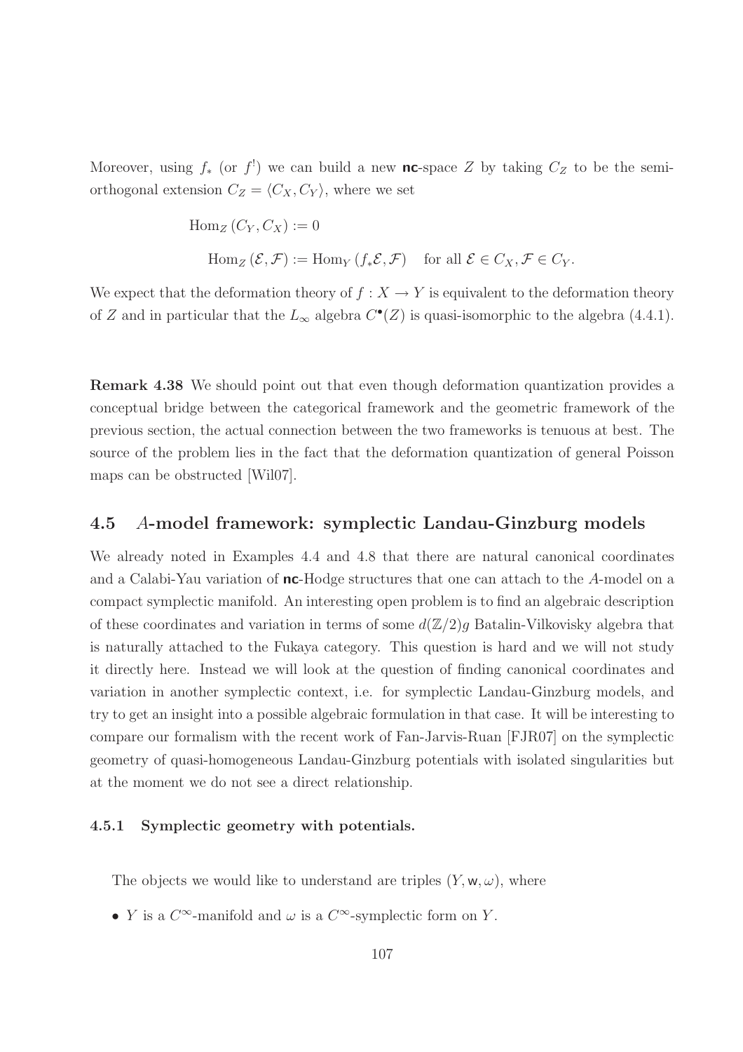Moreover, using $f_*$ (or $f^!$) we can build a new **nc**-space $Z$ by taking $C_Z$ to be the semi-orthogonal extension $C_Z = \langle C_X, C_Y \rangle$, where we set

$$\mathrm{Hom}_Z(C_Y, C_X) := 0$$

$$\mathrm{Hom}_Z(\mathcal{E}, \mathcal{F}) := \mathrm{Hom}_Y(f_*\mathcal{E}, \mathcal{F}) \quad \text{for all } \mathcal{E} \in C_X, \mathcal{F} \in C_Y.$$

We expect that the deformation theory of $f : X \to Y$ is equivalent to the deformation theory of $Z$ and in particular that the $L_\infty$ algebra $C^\bullet(Z)$ is quasi-isomorphic to the algebra (4.4.1).

**Remark 4.38** We should point out that even though deformation quantization provides a conceptual bridge between the categorical framework and the geometric framework of the previous section, the actual connection between the two frameworks is tenuous at best. The source of the problem lies in the fact that the deformation quantization of general Poisson maps can be obstructed [Wil07].

## 4.5 $A$-model framework: symplectic Landau-Ginzburg models

We already noted in Examples 4.4 and 4.8 that there are natural canonical coordinates and a Calabi-Yau variation of **nc**-Hodge structures that one can attach to the $A$-model on a compact symplectic manifold. An interesting open problem is to find an algebraic description of these coordinates and variation in terms of some $d(\mathbb{Z}/2)g$ Batalin-Vilkovisky algebra that is naturally attached to the Fukaya category. This question is hard and we will not study it directly here. Instead we will look at the question of finding canonical coordinates and variation in another symplectic context, i.e. for symplectic Landau-Ginzburg models, and try to get an insight into a possible algebraic formulation in that case. It will be interesting to compare our formalism with the recent work of Fan-Jarvis-Ruan [FJR07] on the symplectic geometry of quasi-homogeneous Landau-Ginzburg potentials with isolated singularities but at the moment we do not see a direct relationship.

### 4.5.1 Symplectic geometry with potentials.

The objects we would like to understand are triples $(Y, \mathsf{w}, \omega)$, where

- $Y$ is a $C^\infty$-manifold and $\omega$ is a $C^\infty$-symplectic form on $Y$.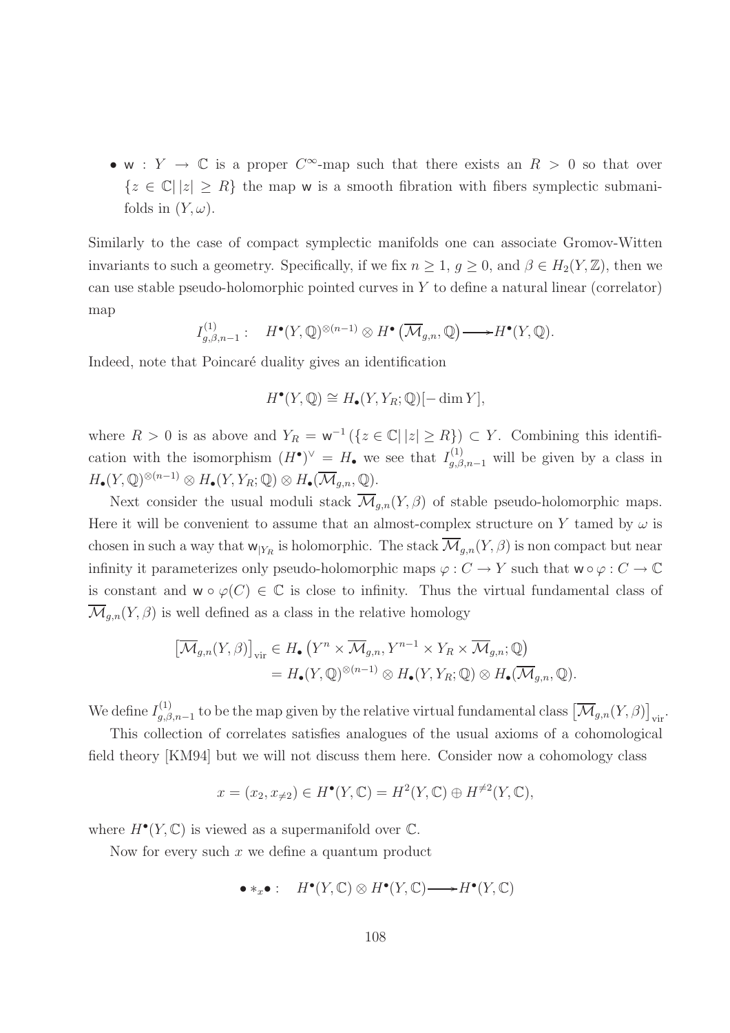- $\mathsf{w} : Y \to \mathbb{C}$ is a proper $C^\infty$-map such that there exists an $R > 0$ so that over $\{z \in \mathbb{C} | \, |z| \geq R\}$ the map $\mathsf{w}$ is a smooth fibration with fibers symplectic submanifolds in $(Y, \omega)$.

Similarly to the case of compact symplectic manifolds one can associate Gromov-Witten invariants to such a geometry. Specifically, if we fix $n \geq 1$, $g \geq 0$, and $\beta \in H_2(Y, \mathbb{Z})$, then we can use stable pseudo-holomorphic pointed curves in $Y$ to define a natural linear (correlator) map

$$I^{(1)}_{g,\beta,n-1} : \quad H^\bullet(Y, \mathbb{Q})^{\otimes(n-1)} \otimes H^\bullet\left(\overline{\mathcal{M}}_{g,n}, \mathbb{Q}\right) \longrightarrow H^\bullet(Y, \mathbb{Q}).$$

Indeed, note that Poincaré duality gives an identification

$$H^\bullet(Y, \mathbb{Q}) \cong H_\bullet(Y, Y_R; \mathbb{Q})[-\dim Y],$$

where $R > 0$ is as above and $Y_R = \mathsf{w}^{-1}(\{z \in \mathbb{C} | \, |z| \geq R\}) \subset Y$. Combining this identification with the isomorphism $(H^\bullet)^\vee = H_\bullet$ we see that $I^{(1)}_{g,\beta,n-1}$ will be given by a class in $H_\bullet(Y, \mathbb{Q})^{\otimes(n-1)} \otimes H_\bullet(Y, Y_R; \mathbb{Q}) \otimes H_\bullet(\overline{\mathcal{M}}_{g,n}, \mathbb{Q})$.

Next consider the usual moduli stack $\overline{\mathcal{M}}_{g,n}(Y, \beta)$ of stable pseudo-holomorphic maps. Here it will be convenient to assume that an almost-complex structure on $Y$ tamed by $\omega$ is chosen in such a way that $\mathsf{w}_{|Y_R}$ is holomorphic. The stack $\overline{\mathcal{M}}_{g,n}(Y, \beta)$ is non compact but near infinity it parameterizes only pseudo-holomorphic maps $\varphi : C \to Y$ such that $\mathsf{w} \circ \varphi : C \to \mathbb{C}$ is constant and $\mathsf{w} \circ \varphi(C) \in \mathbb{C}$ is close to infinity. Thus the virtual fundamental class of $\overline{\mathcal{M}}_{g,n}(Y, \beta)$ is well defined as a class in the relative homology

$$\begin{aligned}
\left[\overline{\mathcal{M}}_{g,n}(Y, \beta)\right]_{\mathrm{vir}} &\in H_\bullet\left(Y^n \times \overline{\mathcal{M}}_{g,n}, Y^{n-1} \times Y_R \times \overline{\mathcal{M}}_{g,n}; \mathbb{Q}\right) \\
&= H_\bullet(Y, \mathbb{Q})^{\otimes(n-1)} \otimes H_\bullet(Y, Y_R; \mathbb{Q}) \otimes H_\bullet(\overline{\mathcal{M}}_{g,n}, \mathbb{Q}).
\end{aligned}$$

We define $I^{(1)}_{g,\beta,n-1}$ to be the map given by the relative virtual fundamental class $\left[\overline{\mathcal{M}}_{g,n}(Y, \beta)\right]_{\mathrm{vir}}$.

This collection of correlates satisfies analogues of the usual axioms of a cohomological field theory [KM94] but we will not discuss them here. Consider now a cohomology class

$$x = (x_2, x_{\neq 2}) \in H^\bullet(Y, \mathbb{C}) = H^2(Y, \mathbb{C}) \oplus H^{\neq 2}(Y, \mathbb{C}),$$

where $H^\bullet(Y, \mathbb{C})$ is viewed as a supermanifold over $\mathbb{C}$.

Now for every such $x$ we define a quantum product

$$\bullet *_x \bullet : \quad H^\bullet(Y, \mathbb{C}) \otimes H^\bullet(Y, \mathbb{C}) \longrightarrow H^\bullet(Y, \mathbb{C})$$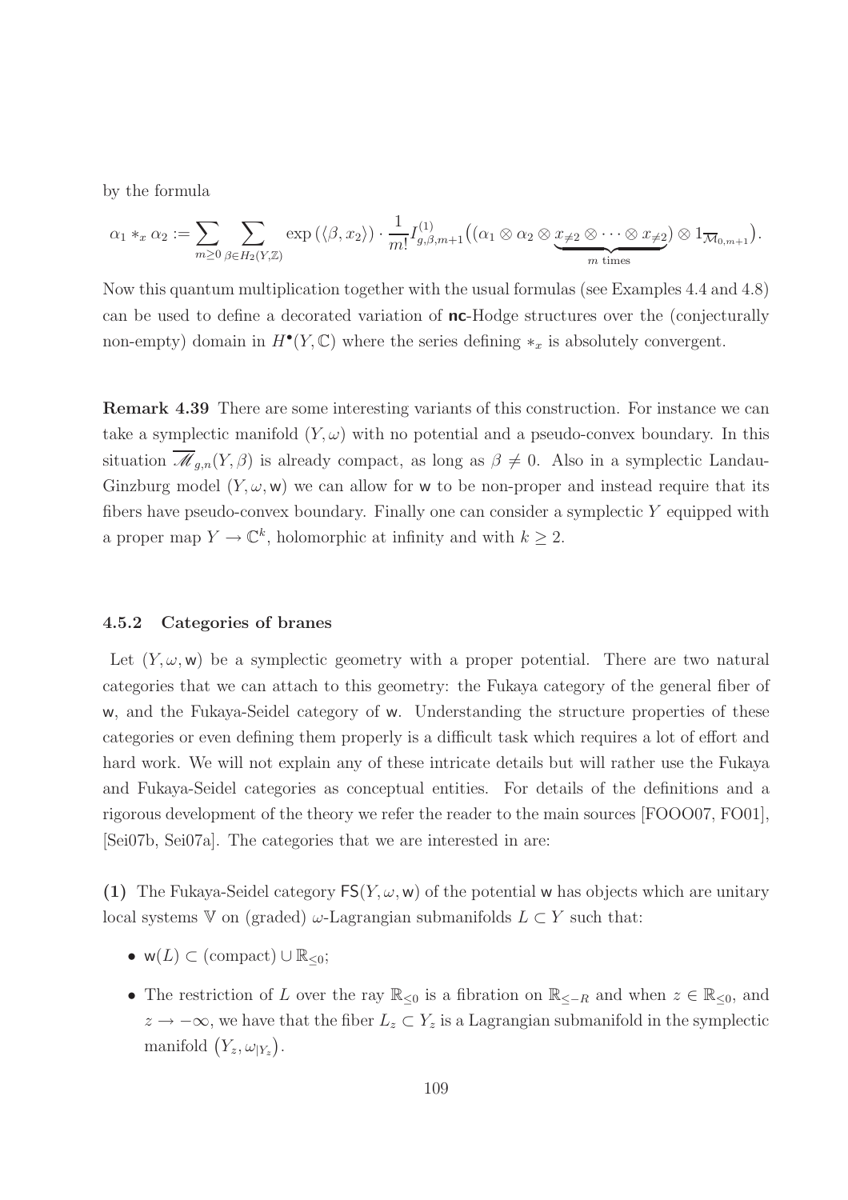by the formula

$$\alpha_1 *_x \alpha_2 := \sum_{m \geq 0} \sum_{\beta \in H_2(Y,\mathbb{Z})} \exp\left(\langle \beta, x_2 \rangle\right) \cdot \frac{1}{m!} I^{(1)}_{g,\beta,m+1}\big((\alpha_1 \otimes \alpha_2 \otimes \underbrace{x_{\neq 2} \otimes \cdots \otimes x_{\neq 2}}_{m \text{ times}}) \otimes 1_{\overline{\mathcal{M}}_{0,m+1}}\big).$$

Now this quantum multiplication together with the usual formulas (see Examples 4.4 and 4.8) can be used to define a decorated variation of **nc**-Hodge structures over the (conjecturally non-empty) domain in $H^\bullet(Y,\mathbb{C})$ where the series defining $*_x$ is absolutely convergent.

**Remark 4.39** There are some interesting variants of this construction. For instance we can take a symplectic manifold $(Y,\omega)$ with no potential and a pseudo-convex boundary. In this situation $\overline{\mathscr{M}}_{g,n}(Y,\beta)$ is already compact, as long as $\beta \neq 0$. Also in a symplectic Landau-Ginzburg model $(Y,\omega,\mathsf{w})$ we can allow for $\mathsf{w}$ to be non-proper and instead require that its fibers have pseudo-convex boundary. Finally one can consider a symplectic $Y$ equipped with a proper map $Y \to \mathbb{C}^k$, holomorphic at infinity and with $k \geq 2$.

### 4.5.2 Categories of branes

Let $(Y,\omega,\mathsf{w})$ be a symplectic geometry with a proper potential. There are two natural categories that we can attach to this geometry: the Fukaya category of the general fiber of $\mathsf{w}$, and the Fukaya-Seidel category of $\mathsf{w}$. Understanding the structure properties of these categories or even defining them properly is a difficult task which requires a lot of effort and hard work. We will not explain any of these intricate details but will rather use the Fukaya and Fukaya-Seidel categories as conceptual entities. For details of the definitions and a rigorous development of the theory we refer the reader to the main sources [FOOO07, FO01], [Sei07b, Sei07a]. The categories that we are interested in are:

**(1)** The Fukaya-Seidel category $\mathsf{FS}(Y,\omega,\mathsf{w})$ of the potential $\mathsf{w}$ has objects which are unitary local systems $\mathbb{V}$ on (graded) $\omega$-Lagrangian submanifolds $L \subset Y$ such that:

- $\mathsf{w}(L) \subset (\text{compact}) \cup \mathbb{R}_{\leq 0}$;
- The restriction of $L$ over the ray $\mathbb{R}_{\leq 0}$ is a fibration on $\mathbb{R}_{\leq -R}$ and when $z \in \mathbb{R}_{\leq 0}$, and $z \to -\infty$, we have that the fiber $L_z \subset Y_z$ is a Lagrangian submanifold in the symplectic manifold $\left(Y_z, \omega_{|Y_z}\right)$.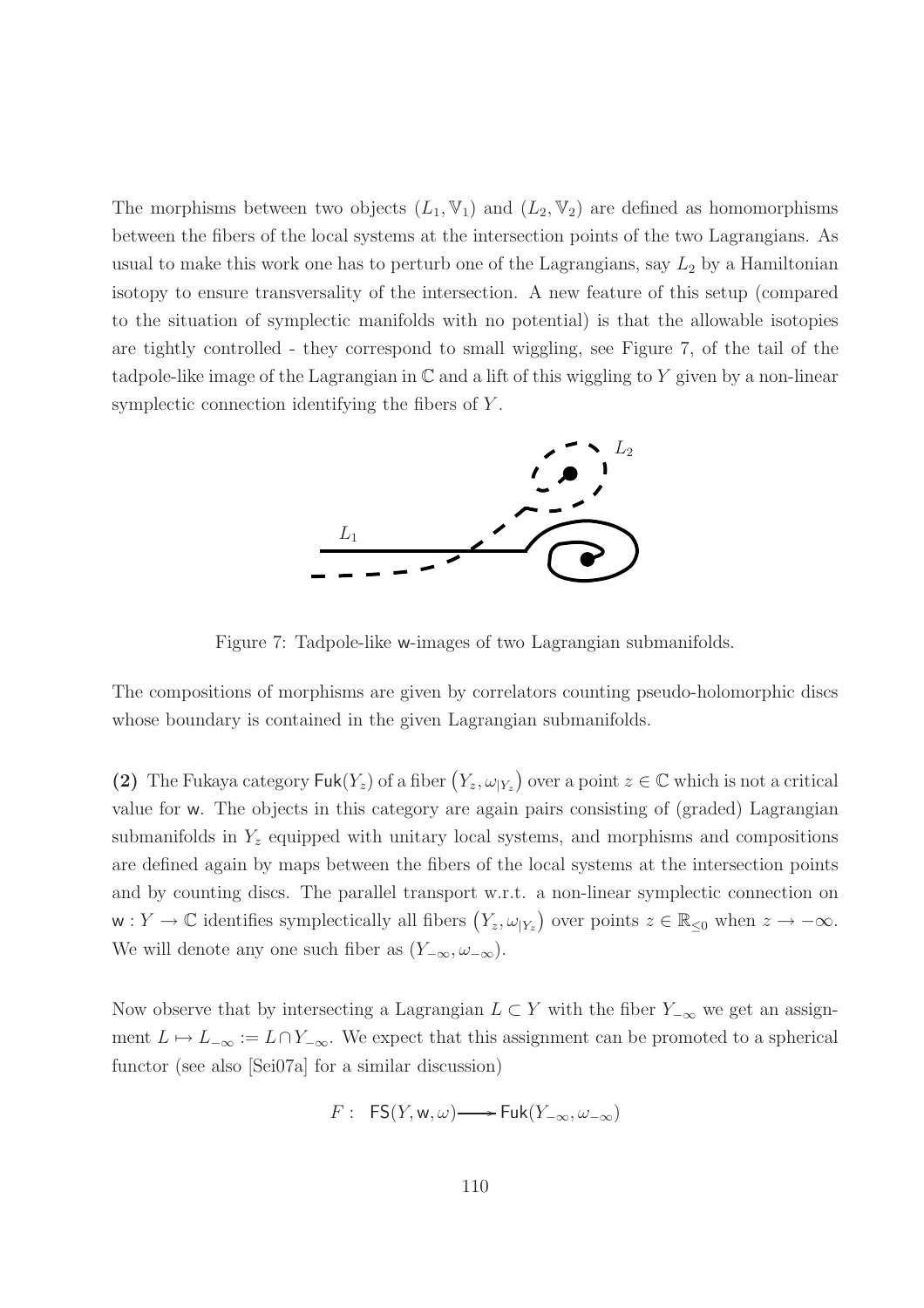The morphisms between two objects $(L_1, \mathbb{V}_1)$ and $(L_2, \mathbb{V}_2)$ are defined as homomorphisms between the fibers of the local systems at the intersection points of the two Lagrangians. As usual to make this work one has to perturb one of the Lagrangians, say $L_2$ by a Hamiltonian isotopy to ensure transversality of the intersection. A new feature of this setup (compared to the situation of symplectic manifolds with no potential) is that the allowable isotopies are tightly controlled - they correspond to small wiggling, see Figure 7, of the tail of the tadpole-like image of the Lagrangian in $\mathbb{C}$ and a lift of this wiggling to $Y$ given by a non-linear symplectic connection identifying the fibers of $Y$.

Figure 7: Tadpole-like $\mathsf{w}$-images of two Lagrangian submanifolds.

The compositions of morphisms are given by correlators counting pseudo-holomorphic discs whose boundary is contained in the given Lagrangian submanifolds.

**(2)** The Fukaya category $\mathsf{Fuk}(Y_z)$ of a fiber $\left(Y_z, \omega_{|Y_z}\right)$ over a point $z \in \mathbb{C}$ which is not a critical value for $\mathsf{w}$. The objects in this category are again pairs consisting of (graded) Lagrangian submanifolds in $Y_z$ equipped with unitary local systems, and morphisms and compositions are defined again by maps between the fibers of the local systems at the intersection points and by counting discs. The parallel transport w.r.t. a non-linear symplectic connection on $\mathsf{w} : Y \to \mathbb{C}$ identifies symplectically all fibers $\left(Y_z, \omega_{|Y_z}\right)$ over points $z \in \mathbb{R}_{\leq 0}$ when $z \to -\infty$. We will denote any one such fiber as $(Y_{-\infty}, \omega_{-\infty})$.

Now observe that by intersecting a Lagrangian $L \subset Y$ with the fiber $Y_{-\infty}$ we get an assignment $L \mapsto L_{-\infty} := L \cap Y_{-\infty}$. We expect that this assignment can be promoted to a spherical functor (see also [Sei07a] for a similar discussion)

$$F : \ \mathsf{FS}(Y, \mathsf{w}, \omega) \longrightarrow \mathsf{Fuk}(Y_{-\infty}, \omega_{-\infty})$$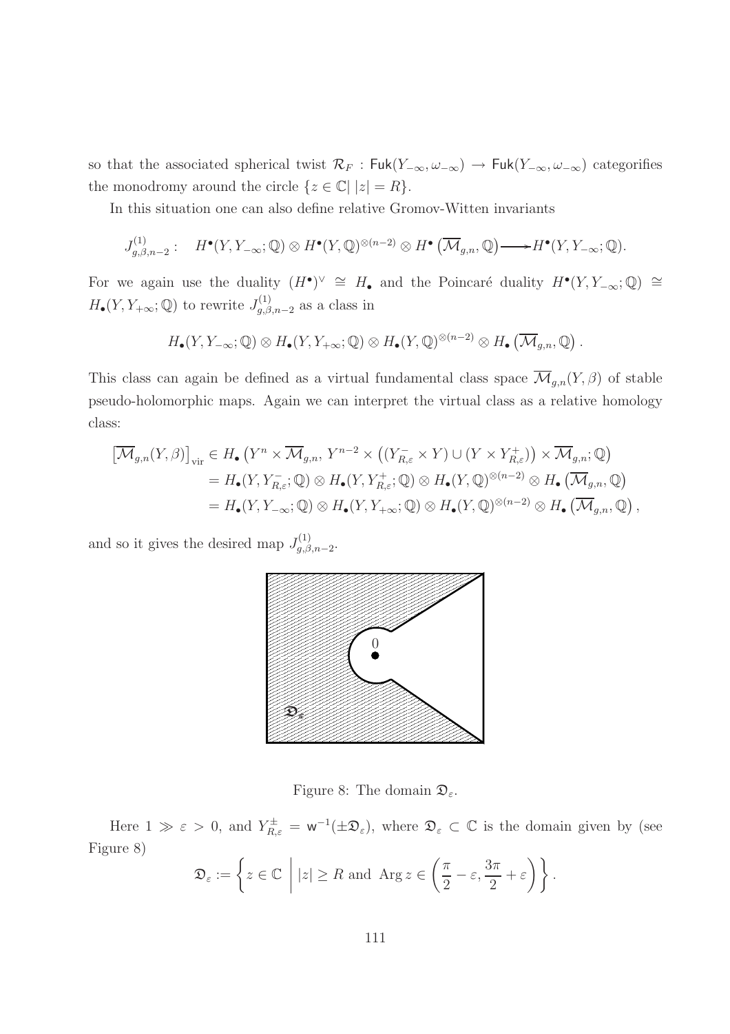so that the associated spherical twist $\mathcal{R}_F : \mathsf{Fuk}(Y_{-\infty}, \omega_{-\infty}) \to \mathsf{Fuk}(Y_{-\infty}, \omega_{-\infty})$ categorifies the monodromy around the circle $\{z \in \mathbb{C} | \, |z| = R\}$.

In this situation one can also define relative Gromov-Witten invariants

$$J^{(1)}_{g,\beta,n-2} : \quad H^\bullet(Y, Y_{-\infty}; \mathbb{Q}) \otimes H^\bullet(Y, \mathbb{Q})^{\otimes(n-2)} \otimes H^\bullet\left(\overline{\mathcal{M}}_{g,n}, \mathbb{Q}\right) \longrightarrow H^\bullet(Y, Y_{-\infty}; \mathbb{Q}).$$

For we again use the duality $(H^\bullet)^\vee \cong H_\bullet$ and the Poincaré duality $H^\bullet(Y, Y_{-\infty}; \mathbb{Q}) \cong H_\bullet(Y, Y_{+\infty}; \mathbb{Q})$ to rewrite $J^{(1)}_{g,\beta,n-2}$ as a class in

$$H_\bullet(Y, Y_{-\infty}; \mathbb{Q}) \otimes H_\bullet(Y, Y_{+\infty}; \mathbb{Q}) \otimes H_\bullet(Y, \mathbb{Q})^{\otimes(n-2)} \otimes H_\bullet\left(\overline{\mathcal{M}}_{g,n}, \mathbb{Q}\right).$$

This class can again be defined as a virtual fundamental class space $\overline{\mathcal{M}}_{g,n}(Y, \beta)$ of stable pseudo-holomorphic maps. Again we can interpret the virtual class as a relative homology class:

$$\begin{aligned}
\left[\overline{\mathcal{M}}_{g,n}(Y, \beta)\right]_{\text{vir}} &\in H_\bullet\left(Y^n \times \overline{\mathcal{M}}_{g,n},\, Y^{n-2} \times \left((Y^-_{R,\varepsilon} \times Y) \cup (Y \times Y^+_{R,\varepsilon})\right) \times \overline{\mathcal{M}}_{g,n}; \mathbb{Q}\right) \\
&= H_\bullet(Y, Y^-_{R,\varepsilon}; \mathbb{Q}) \otimes H_\bullet(Y, Y^+_{R,\varepsilon}; \mathbb{Q}) \otimes H_\bullet(Y, \mathbb{Q})^{\otimes(n-2)} \otimes H_\bullet\left(\overline{\mathcal{M}}_{g,n}, \mathbb{Q}\right) \\
&= H_\bullet(Y, Y_{-\infty}; \mathbb{Q}) \otimes H_\bullet(Y, Y_{+\infty}; \mathbb{Q}) \otimes H_\bullet(Y, \mathbb{Q})^{\otimes(n-2)} \otimes H_\bullet\left(\overline{\mathcal{M}}_{g,n}, \mathbb{Q}\right),
\end{aligned}$$

and so it gives the desired map $J^{(1)}_{g,\beta,n-2}$.

Figure 8: The domain $\mathfrak{D}_\varepsilon$.

Here $1 \gg \varepsilon > 0$, and $Y^\pm_{R,\varepsilon} = \mathsf{w}^{-1}(\pm\mathfrak{D}_\varepsilon)$, where $\mathfrak{D}_\varepsilon \subset \mathbb{C}$ is the domain given by (see Figure 8)

$$\mathfrak{D}_\varepsilon := \left\{ z \in \mathbb{C} \;\middle|\; |z| \geq R \text{ and } \operatorname{Arg} z \in \left(\frac{\pi}{2} - \varepsilon, \frac{3\pi}{2} + \varepsilon\right) \right\}.$$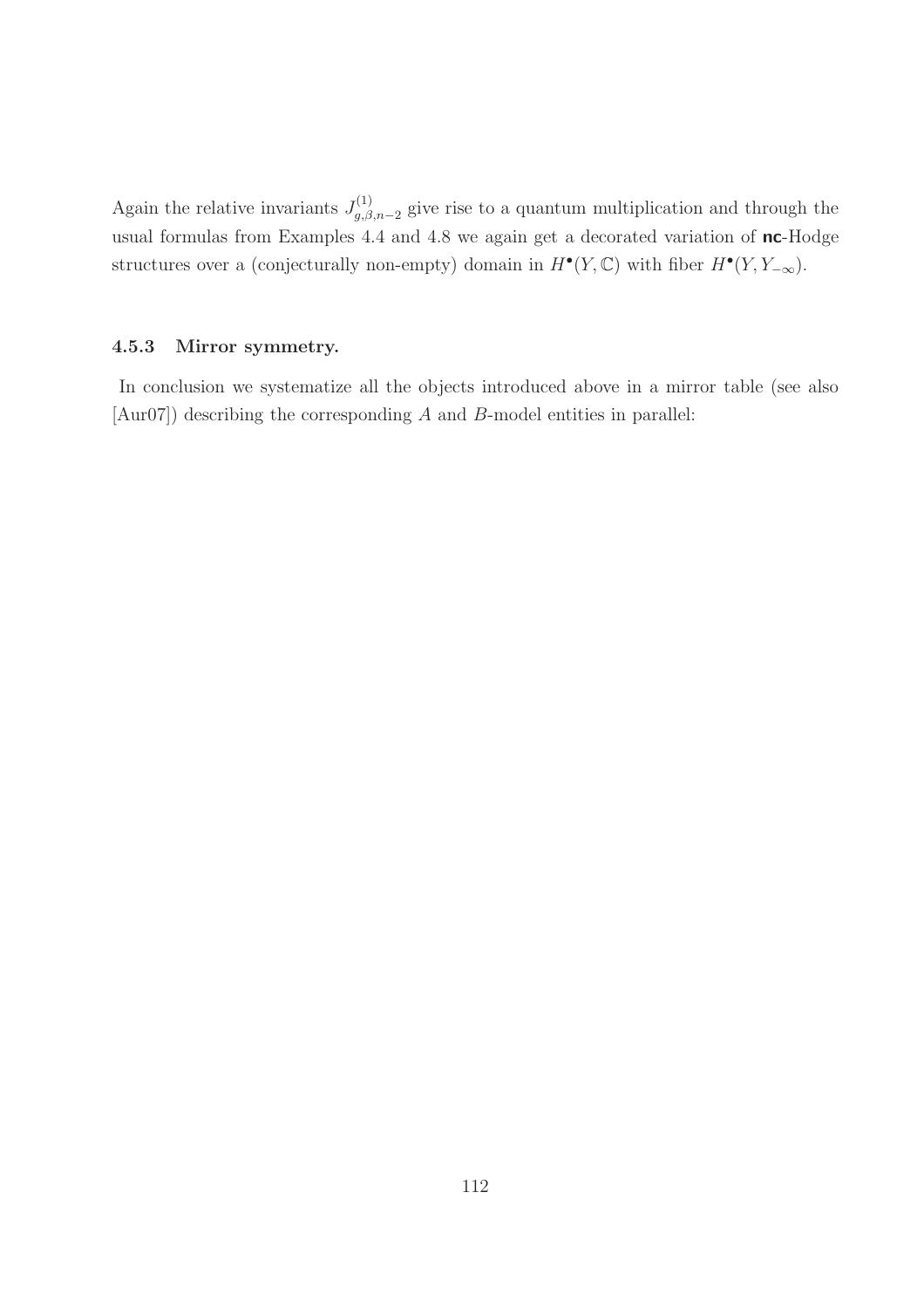Again the relative invariants $J^{(1)}_{g,\beta,n-2}$ give rise to a quantum multiplication and through the usual formulas from Examples 4.4 and 4.8 we again get a decorated variation of **nc**-Hodge structures over a (conjecturally non-empty) domain in $H^\bullet(Y,\mathbb{C})$ with fiber $H^\bullet(Y, Y_{-\infty})$.

### 4.5.3 Mirror symmetry.

In conclusion we systematize all the objects introduced above in a mirror table (see also [Aur07]) describing the corresponding $A$ and $B$-model entities in parallel: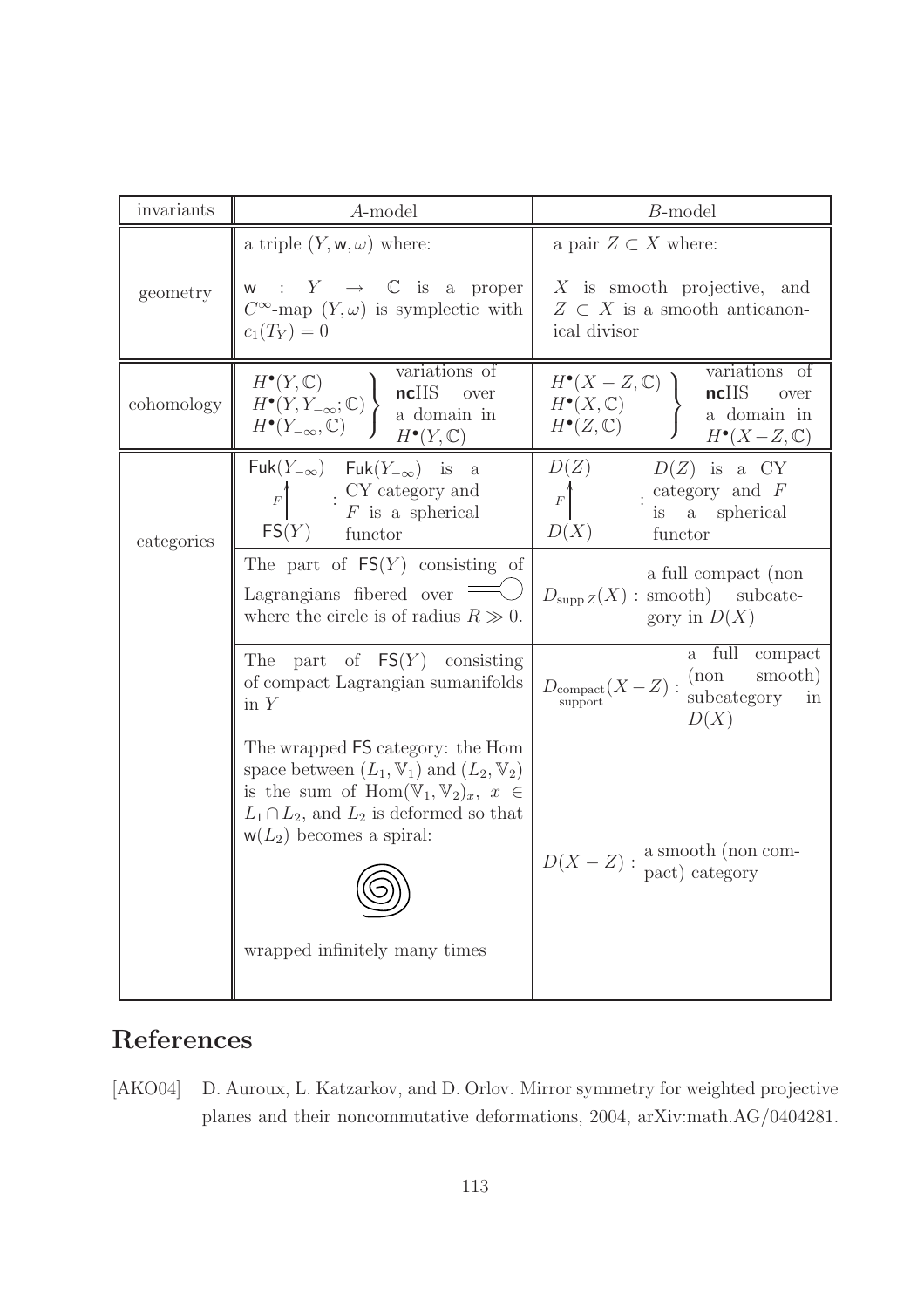| invariants | $A$-model | $B$-model |
|---|---|---|
| geometry | a triple $(Y, \mathsf{w}, \omega)$ where: $\mathsf{w} : Y \to \mathbb{C}$ is a proper $C^\infty$-map $(Y, \omega)$ is symplectic with $c_1(T_Y) = 0$ | a pair $Z \subset X$ where: $X$ is smooth projective, and $Z \subset X$ is a smooth anticanonical divisor |
| cohomology | $\left.\begin{array}{l} H^\bullet(Y, \mathbb{C}) \\ H^\bullet(Y, Y_{-\infty}; \mathbb{C}) \\ H^\bullet(Y_{-\infty}, \mathbb{C}) \end{array}\right\}$ variations of **nc**HS over a domain in $H^\bullet(Y, \mathbb{C})$ | $\left.\begin{array}{l} H^\bullet(X - Z, \mathbb{C}) \\ H^\bullet(X, \mathbb{C}) \\ H^\bullet(Z, \mathbb{C}) \end{array}\right\}$ variations of **nc**HS over a domain in $H^\bullet(X - Z, \mathbb{C})$ |
| categories | $\mathsf{Fuk}(Y_{-\infty}) \xleftarrow{F} \mathsf{FS}(Y)$ : $\mathsf{Fuk}(Y_{-\infty})$ is a CY category and $F$ is a spherical functor | $D(Z) \xleftarrow{F} D(X)$ : $D(Z)$ is a CY category and $F$ is a spherical functor |
| | The part of $\mathsf{FS}(Y)$ consisting of Lagrangians fibered over (a circle with a tail) where the circle is of radius $R \gg 0$. | $D_{\operatorname{supp} Z}(X)$ : a full compact (non smooth) subcategory in $D(X)$ |
| | The part of $\mathsf{FS}(Y)$ consisting of compact Lagrangian sumanifolds in $Y$ | $D_{\substack{\text{compact} \\ \text{support}}}(X - Z)$ : a full compact (non smooth) subcategory in $D(X)$ |
| | The wrapped $\mathsf{FS}$ category: the Hom space between $(L_1, \mathbb{V}_1)$ and $(L_2, \mathbb{V}_2)$ is the sum of $\operatorname{Hom}(\mathbb{V}_1, \mathbb{V}_2)_x$, $x \in L_1 \cap L_2$, and $L_2$ is deformed so that $\mathsf{w}(L_2)$ becomes a spiral: (spiral) wrapped infinitely many times | $D(X - Z)$ : a smooth (non compact) category |

## References

[AKO04] D. Auroux, L. Katzarkov, and D. Orlov. Mirror symmetry for weighted projective planes and their noncommutative deformations, 2004, arXiv:math.AG/0404281.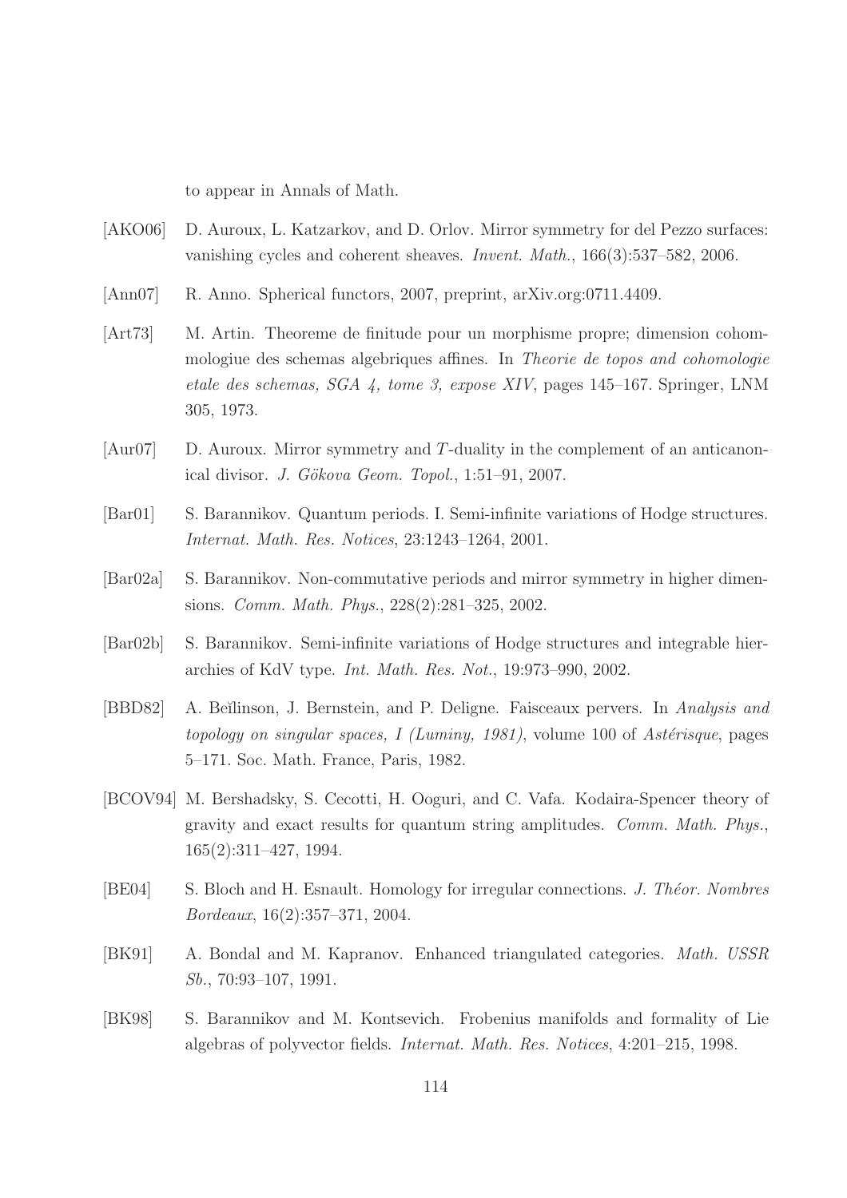to appear in Annals of Math.

[AKO06] D. Auroux, L. Katzarkov, and D. Orlov. Mirror symmetry for del Pezzo surfaces: vanishing cycles and coherent sheaves. *Invent. Math.*, 166(3):537–582, 2006.

[Ann07] R. Anno. Spherical functors, 2007, preprint, arXiv.org:0711.4409.

[Art73] M. Artin. Theoreme de finitude pour un morphisme propre; dimension cohommologiue des schemas algebriques affines. In *Theorie de topos and cohomologie etale des schemas, SGA 4, tome 3, expose XIV*, pages 145–167. Springer, LNM 305, 1973.

[Aur07] D. Auroux. Mirror symmetry and $T$-duality in the complement of an anticanonical divisor. *J. Gökova Geom. Topol.*, 1:51–91, 2007.

[Bar01] S. Barannikov. Quantum periods. I. Semi-infinite variations of Hodge structures. *Internat. Math. Res. Notices*, 23:1243–1264, 2001.

[Bar02a] S. Barannikov. Non-commutative periods and mirror symmetry in higher dimensions. *Comm. Math. Phys.*, 228(2):281–325, 2002.

[Bar02b] S. Barannikov. Semi-infinite variations of Hodge structures and integrable hierarchies of KdV type. *Int. Math. Res. Not.*, 19:973–990, 2002.

[BBD82] A. Beĭlinson, J. Bernstein, and P. Deligne. Faisceaux pervers. In *Analysis and topology on singular spaces, I (Luminy, 1981)*, volume 100 of *Astérisque*, pages 5–171. Soc. Math. France, Paris, 1982.

[BCOV94] M. Bershadsky, S. Cecotti, H. Ooguri, and C. Vafa. Kodaira-Spencer theory of gravity and exact results for quantum string amplitudes. *Comm. Math. Phys.*, 165(2):311–427, 1994.

[BE04] S. Bloch and H. Esnault. Homology for irregular connections. *J. Théor. Nombres Bordeaux*, 16(2):357–371, 2004.

[BK91] A. Bondal and M. Kapranov. Enhanced triangulated categories. *Math. USSR Sb.*, 70:93–107, 1991.

[BK98] S. Barannikov and M. Kontsevich. Frobenius manifolds and formality of Lie algebras of polyvector fields. *Internat. Math. Res. Notices*, 4:201–215, 1998.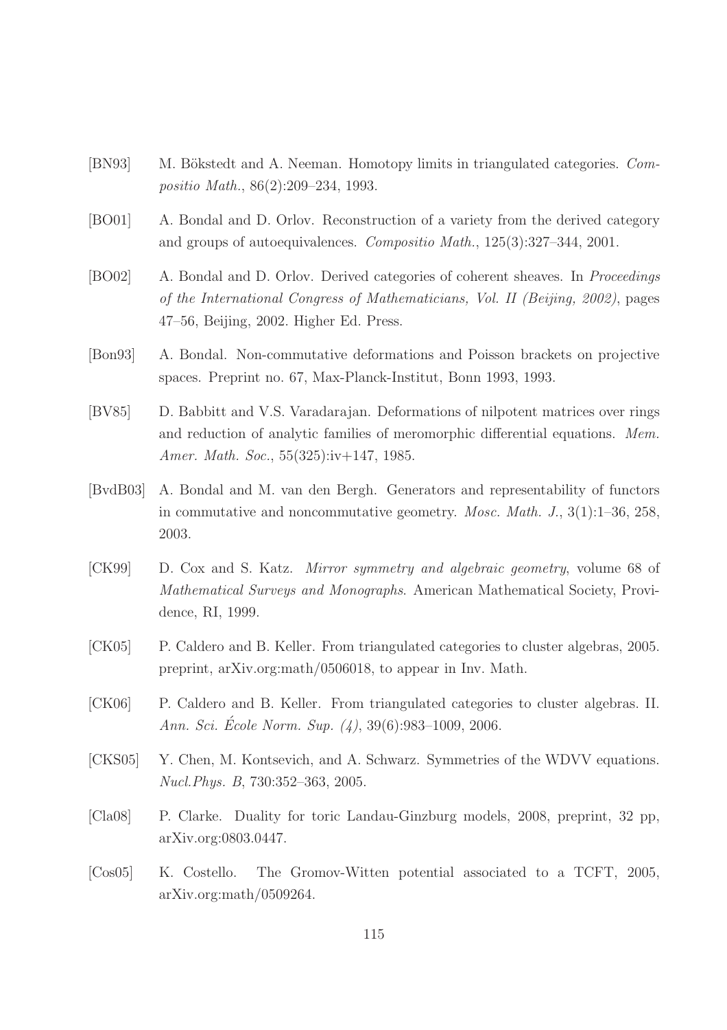[BN93] M. Bökstedt and A. Neeman. Homotopy limits in triangulated categories. *Compositio Math.*, 86(2):209–234, 1993.

[BO01] A. Bondal and D. Orlov. Reconstruction of a variety from the derived category and groups of autoequivalences. *Compositio Math.*, 125(3):327–344, 2001.

[BO02] A. Bondal and D. Orlov. Derived categories of coherent sheaves. In *Proceedings of the International Congress of Mathematicians, Vol. II (Beijing, 2002)*, pages 47–56, Beijing, 2002. Higher Ed. Press.

[Bon93] A. Bondal. Non-commutative deformations and Poisson brackets on projective spaces. Preprint no. 67, Max-Planck-Institut, Bonn 1993, 1993.

[BV85] D. Babbitt and V.S. Varadarajan. Deformations of nilpotent matrices over rings and reduction of analytic families of meromorphic differential equations. *Mem. Amer. Math. Soc.*, 55(325):iv+147, 1985.

[BvdB03] A. Bondal and M. van den Bergh. Generators and representability of functors in commutative and noncommutative geometry. *Mosc. Math. J.*, 3(1):1–36, 258, 2003.

[CK99] D. Cox and S. Katz. *Mirror symmetry and algebraic geometry*, volume 68 of *Mathematical Surveys and Monographs*. American Mathematical Society, Providence, RI, 1999.

[CK05] P. Caldero and B. Keller. From triangulated categories to cluster algebras, 2005. preprint, arXiv.org:math/0506018, to appear in Inv. Math.

[CK06] P. Caldero and B. Keller. From triangulated categories to cluster algebras. II. *Ann. Sci. École Norm. Sup. (4)*, 39(6):983–1009, 2006.

[CKS05] Y. Chen, M. Kontsevich, and A. Schwarz. Symmetries of the WDVV equations. *Nucl.Phys. B*, 730:352–363, 2005.

[Cla08] P. Clarke. Duality for toric Landau-Ginzburg models, 2008, preprint, 32 pp, arXiv.org:0803.0447.

[Cos05] K. Costello. The Gromov-Witten potential associated to a TCFT, 2005, arXiv.org:math/0509264.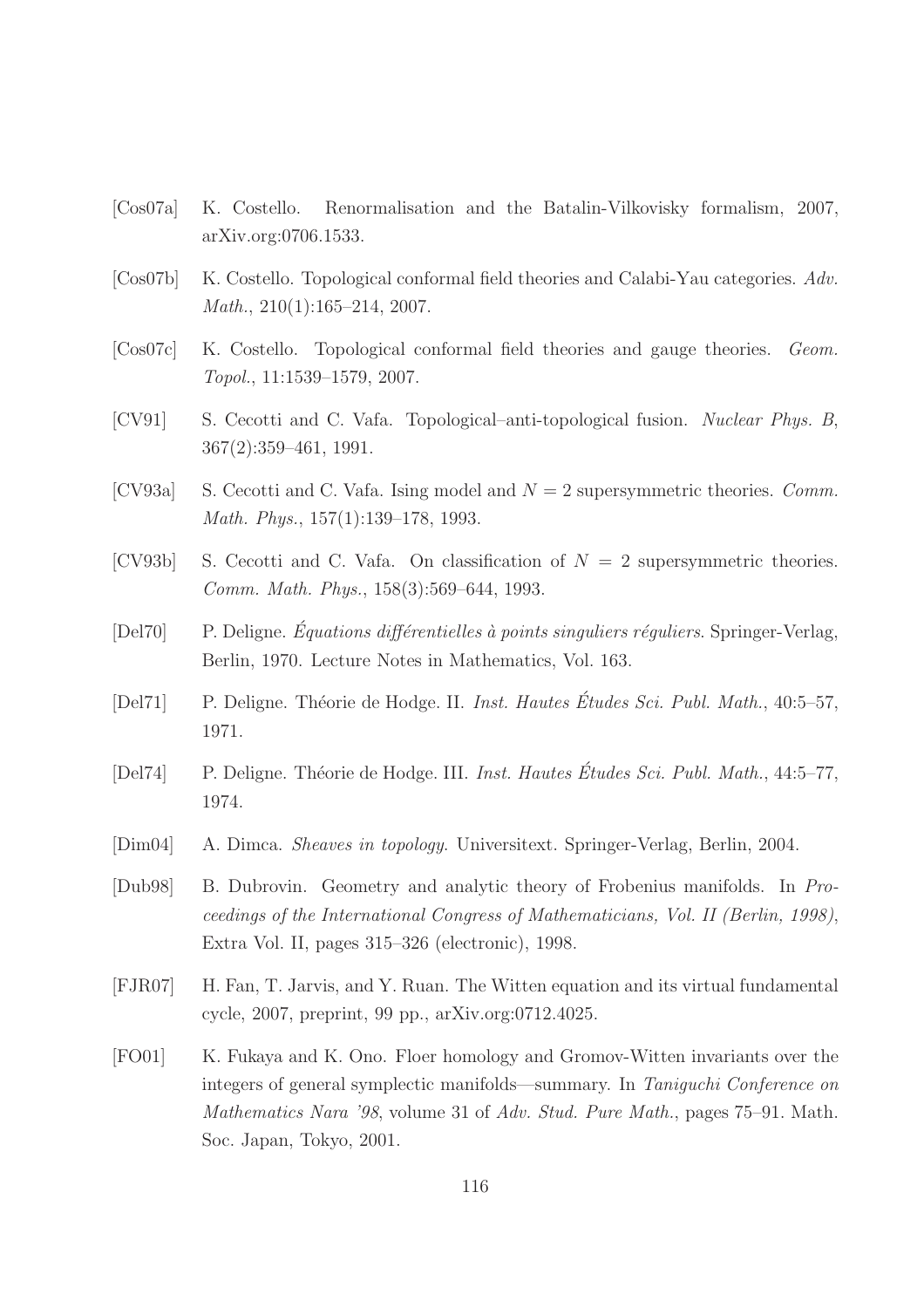[Cos07a] K. Costello. Renormalisation and the Batalin-Vilkovisky formalism, 2007, arXiv.org:0706.1533.

[Cos07b] K. Costello. Topological conformal field theories and Calabi-Yau categories. *Adv. Math.*, 210(1):165–214, 2007.

[Cos07c] K. Costello. Topological conformal field theories and gauge theories. *Geom. Topol.*, 11:1539–1579, 2007.

[CV91] S. Cecotti and C. Vafa. Topological–anti-topological fusion. *Nuclear Phys. B*, 367(2):359–461, 1991.

[CV93a] S. Cecotti and C. Vafa. Ising model and $N = 2$ supersymmetric theories. *Comm. Math. Phys.*, 157(1):139–178, 1993.

[CV93b] S. Cecotti and C. Vafa. On classification of $N = 2$ supersymmetric theories. *Comm. Math. Phys.*, 158(3):569–644, 1993.

[Del70] P. Deligne. *Équations différentielles à points singuliers réguliers*. Springer-Verlag, Berlin, 1970. Lecture Notes in Mathematics, Vol. 163.

[Del71] P. Deligne. Théorie de Hodge. II. *Inst. Hautes Études Sci. Publ. Math.*, 40:5–57, 1971.

[Del74] P. Deligne. Théorie de Hodge. III. *Inst. Hautes Études Sci. Publ. Math.*, 44:5–77, 1974.

[Dim04] A. Dimca. *Sheaves in topology*. Universitext. Springer-Verlag, Berlin, 2004.

[Dub98] B. Dubrovin. Geometry and analytic theory of Frobenius manifolds. In *Proceedings of the International Congress of Mathematicians, Vol. II (Berlin, 1998)*, Extra Vol. II, pages 315–326 (electronic), 1998.

[FJR07] H. Fan, T. Jarvis, and Y. Ruan. The Witten equation and its virtual fundamental cycle, 2007, preprint, 99 pp., arXiv.org:0712.4025.

[FO01] K. Fukaya and K. Ono. Floer homology and Gromov-Witten invariants over the integers of general symplectic manifolds—summary. In *Taniguchi Conference on Mathematics Nara '98*, volume 31 of *Adv. Stud. Pure Math.*, pages 75–91. Math. Soc. Japan, Tokyo, 2001.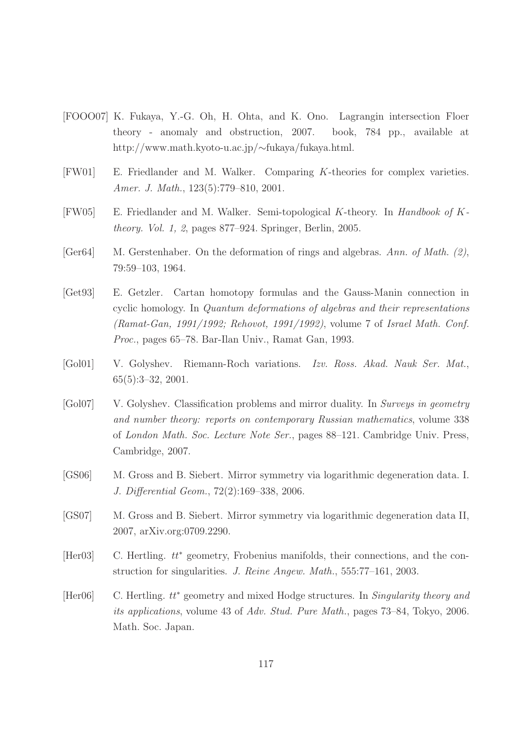[FOOO07] K. Fukaya, Y.-G. Oh, H. Ohta, and K. Ono. Lagrangin intersection Floer theory - anomaly and obstruction, 2007. book, 784 pp., available at http://www.math.kyoto-u.ac.jp/∼fukaya/fukaya.html.

[FW01] E. Friedlander and M. Walker. Comparing $K$-theories for complex varieties. *Amer. J. Math.*, 123(5):779–810, 2001.

[FW05] E. Friedlander and M. Walker. Semi-topological $K$-theory. In *Handbook of $K$-theory. Vol. 1, 2*, pages 877–924. Springer, Berlin, 2005.

[Ger64] M. Gerstenhaber. On the deformation of rings and algebras. *Ann. of Math. (2)*, 79:59–103, 1964.

[Get93] E. Getzler. Cartan homotopy formulas and the Gauss-Manin connection in cyclic homology. In *Quantum deformations of algebras and their representations (Ramat-Gan, 1991/1992; Rehovot, 1991/1992)*, volume 7 of *Israel Math. Conf. Proc.*, pages 65–78. Bar-Ilan Univ., Ramat Gan, 1993.

[Gol01] V. Golyshev. Riemann-Roch variations. *Izv. Ross. Akad. Nauk Ser. Mat.*, 65(5):3–32, 2001.

[Gol07] V. Golyshev. Classification problems and mirror duality. In *Surveys in geometry and number theory: reports on contemporary Russian mathematics*, volume 338 of *London Math. Soc. Lecture Note Ser.*, pages 88–121. Cambridge Univ. Press, Cambridge, 2007.

[GS06] M. Gross and B. Siebert. Mirror symmetry via logarithmic degeneration data. I. *J. Differential Geom.*, 72(2):169–338, 2006.

[GS07] M. Gross and B. Siebert. Mirror symmetry via logarithmic degeneration data II, 2007, arXiv.org:0709.2290.

[Her03] C. Hertling. $tt^*$ geometry, Frobenius manifolds, their connections, and the construction for singularities. *J. Reine Angew. Math.*, 555:77–161, 2003.

[Her06] C. Hertling. $tt^*$ geometry and mixed Hodge structures. In *Singularity theory and its applications*, volume 43 of *Adv. Stud. Pure Math.*, pages 73–84, Tokyo, 2006. Math. Soc. Japan.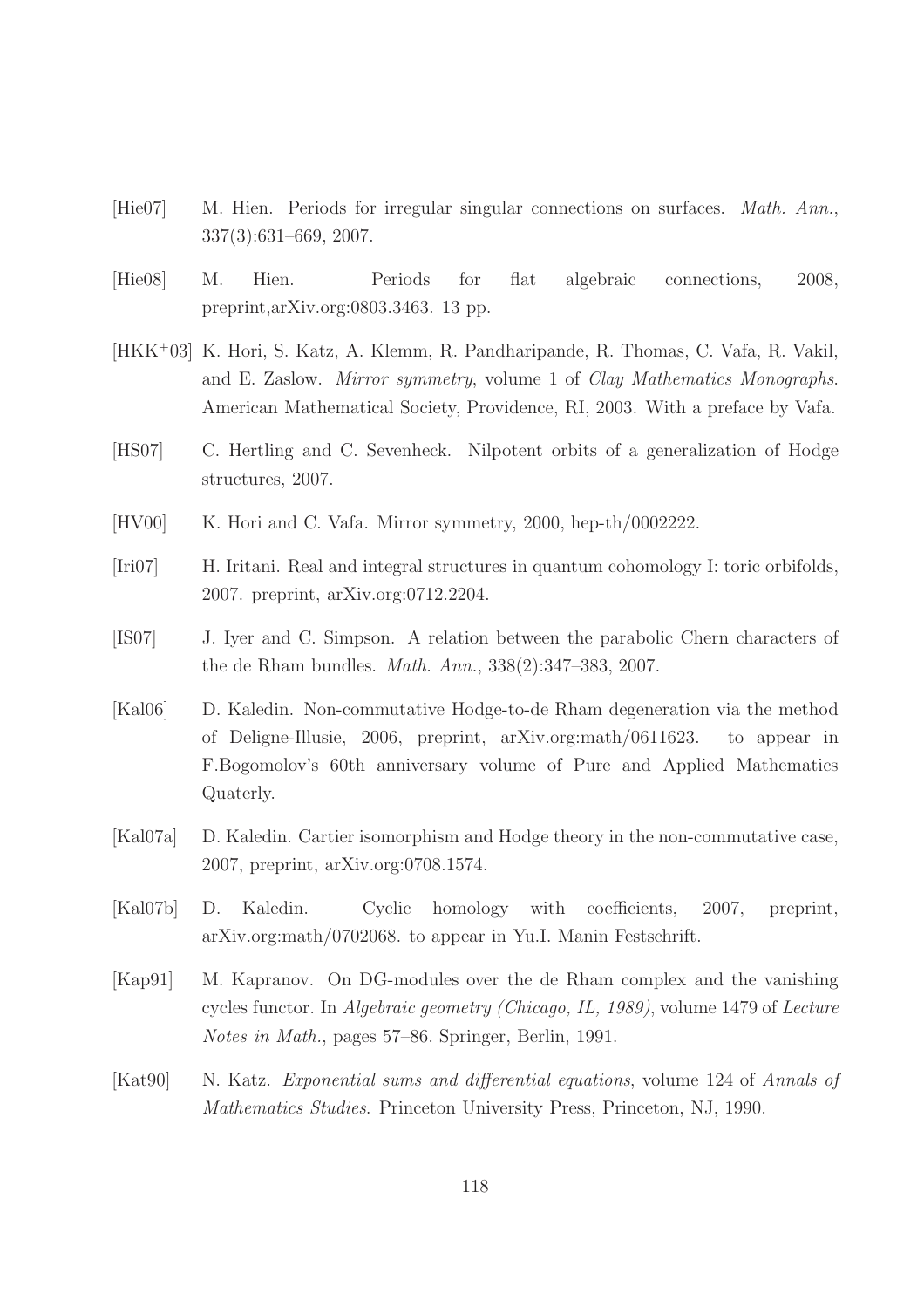[Hie07] M. Hien. Periods for irregular singular connections on surfaces. *Math. Ann.*, 337(3):631–669, 2007.

[Hie08] M. Hien. Periods for flat algebraic connections, 2008, preprint,arXiv.org:0803.3463. 13 pp.

[HKK+03] K. Hori, S. Katz, A. Klemm, R. Pandharipande, R. Thomas, C. Vafa, R. Vakil, and E. Zaslow. *Mirror symmetry*, volume 1 of *Clay Mathematics Monographs*. American Mathematical Society, Providence, RI, 2003. With a preface by Vafa.

[HS07] C. Hertling and C. Sevenheck. Nilpotent orbits of a generalization of Hodge structures, 2007.

[HV00] K. Hori and C. Vafa. Mirror symmetry, 2000, hep-th/0002222.

[Iri07] H. Iritani. Real and integral structures in quantum cohomology I: toric orbifolds, 2007. preprint, arXiv.org:0712.2204.

[IS07] J. Iyer and C. Simpson. A relation between the parabolic Chern characters of the de Rham bundles. *Math. Ann.*, 338(2):347–383, 2007.

[Kal06] D. Kaledin. Non-commutative Hodge-to-de Rham degeneration via the method of Deligne-Illusie, 2006, preprint, arXiv.org:math/0611623. to appear in F.Bogomolov's 60th anniversary volume of Pure and Applied Mathematics Quaterly.

[Kal07a] D. Kaledin. Cartier isomorphism and Hodge theory in the non-commutative case, 2007, preprint, arXiv.org:0708.1574.

[Kal07b] D. Kaledin. Cyclic homology with coefficients, 2007, preprint, arXiv.org:math/0702068. to appear in Yu.I. Manin Festschrift.

[Kap91] M. Kapranov. On DG-modules over the de Rham complex and the vanishing cycles functor. In *Algebraic geometry (Chicago, IL, 1989)*, volume 1479 of *Lecture Notes in Math.*, pages 57–86. Springer, Berlin, 1991.

[Kat90] N. Katz. *Exponential sums and differential equations*, volume 124 of *Annals of Mathematics Studies*. Princeton University Press, Princeton, NJ, 1990.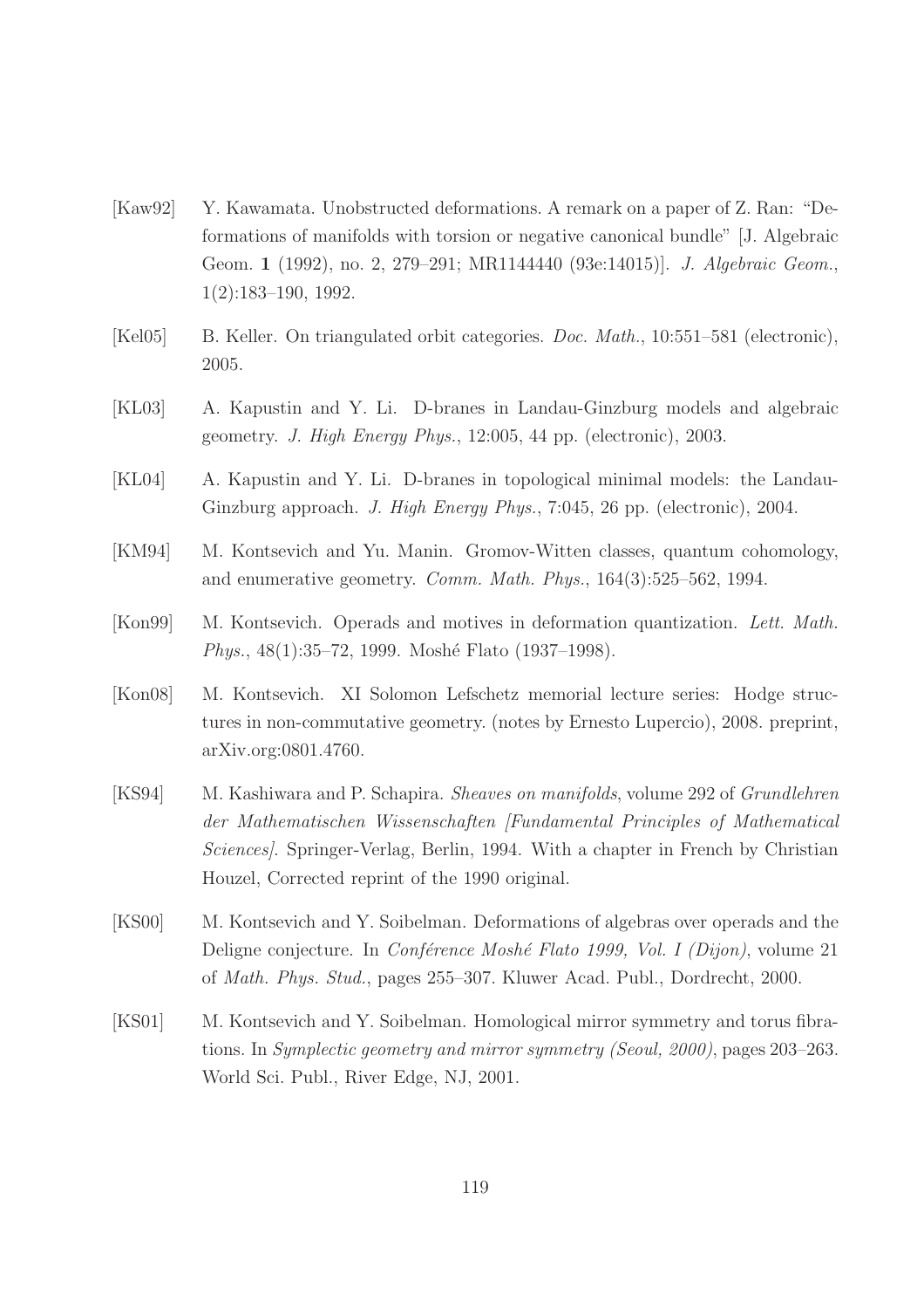[Kaw92] Y. Kawamata. Unobstructed deformations. A remark on a paper of Z. Ran: "Deformations of manifolds with torsion or negative canonical bundle" [J. Algebraic Geom. **1** (1992), no. 2, 279–291; MR1144440 (93e:14015)]. *J. Algebraic Geom.*, 1(2):183–190, 1992.

[Kel05] B. Keller. On triangulated orbit categories. *Doc. Math.*, 10:551–581 (electronic), 2005.

[KL03] A. Kapustin and Y. Li. D-branes in Landau-Ginzburg models and algebraic geometry. *J. High Energy Phys.*, 12:005, 44 pp. (electronic), 2003.

[KL04] A. Kapustin and Y. Li. D-branes in topological minimal models: the Landau-Ginzburg approach. *J. High Energy Phys.*, 7:045, 26 pp. (electronic), 2004.

[KM94] M. Kontsevich and Yu. Manin. Gromov-Witten classes, quantum cohomology, and enumerative geometry. *Comm. Math. Phys.*, 164(3):525–562, 1994.

[Kon99] M. Kontsevich. Operads and motives in deformation quantization. *Lett. Math. Phys.*, 48(1):35–72, 1999. Moshé Flato (1937–1998).

[Kon08] M. Kontsevich. XI Solomon Lefschetz memorial lecture series: Hodge structures in non-commutative geometry. (notes by Ernesto Lupercio), 2008. preprint, arXiv.org:0801.4760.

[KS94] M. Kashiwara and P. Schapira. *Sheaves on manifolds*, volume 292 of *Grundlehren der Mathematischen Wissenschaften [Fundamental Principles of Mathematical Sciences]*. Springer-Verlag, Berlin, 1994. With a chapter in French by Christian Houzel, Corrected reprint of the 1990 original.

[KS00] M. Kontsevich and Y. Soibelman. Deformations of algebras over operads and the Deligne conjecture. In *Conférence Moshé Flato 1999, Vol. I (Dijon)*, volume 21 of *Math. Phys. Stud.*, pages 255–307. Kluwer Acad. Publ., Dordrecht, 2000.

[KS01] M. Kontsevich and Y. Soibelman. Homological mirror symmetry and torus fibrations. In *Symplectic geometry and mirror symmetry (Seoul, 2000)*, pages 203–263. World Sci. Publ., River Edge, NJ, 2001.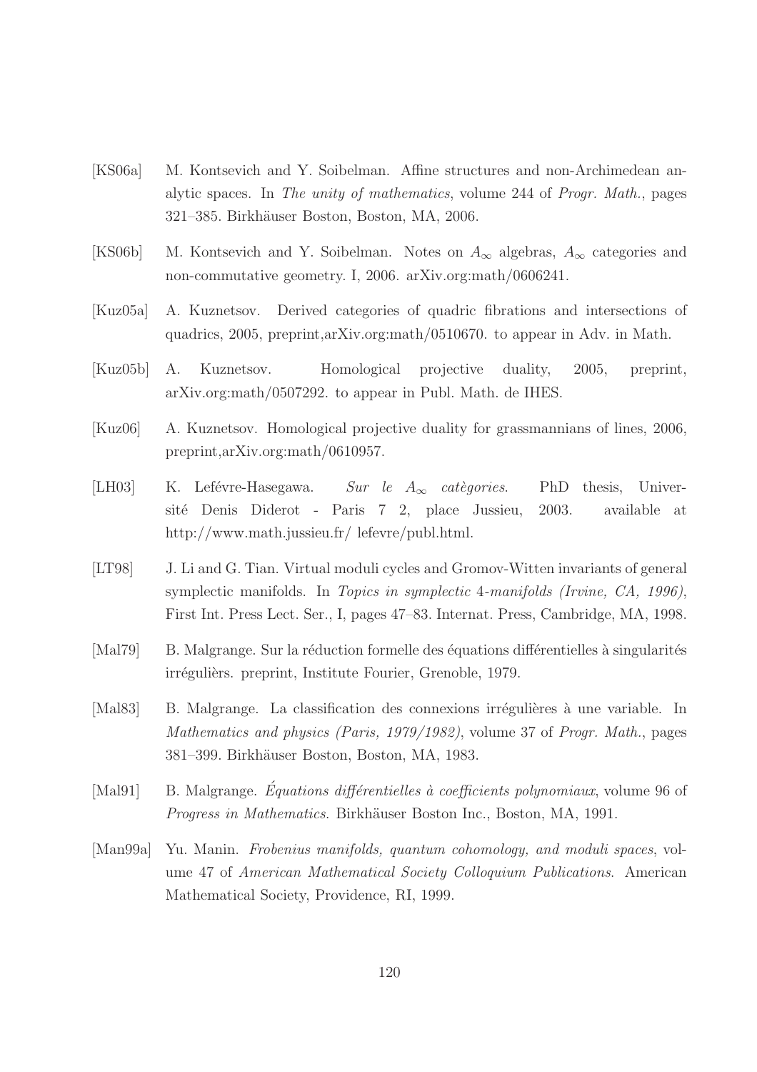[KS06a] M. Kontsevich and Y. Soibelman. Affine structures and non-Archimedean analytic spaces. In *The unity of mathematics*, volume 244 of *Progr. Math.*, pages 321–385. Birkhäuser Boston, Boston, MA, 2006.

[KS06b] M. Kontsevich and Y. Soibelman. Notes on $A_\infty$ algebras, $A_\infty$ categories and non-commutative geometry. I, 2006. arXiv.org:math/0606241.

[Kuz05a] A. Kuznetsov. Derived categories of quadric fibrations and intersections of quadrics, 2005, preprint,arXiv.org:math/0510670. to appear in Adv. in Math.

[Kuz05b] A. Kuznetsov. Homological projective duality, 2005, preprint, arXiv.org:math/0507292. to appear in Publ. Math. de IHES.

[Kuz06] A. Kuznetsov. Homological projective duality for grassmannians of lines, 2006, preprint,arXiv.org:math/0610957.

[LH03] K. Lefévre-Hasegawa. *Sur le $A_\infty$ catègories*. PhD thesis, Université Denis Diderot - Paris 7 2, place Jussieu, 2003. available at http://www.math.jussieu.fr/ lefevre/publ.html.

[LT98] J. Li and G. Tian. Virtual moduli cycles and Gromov-Witten invariants of general symplectic manifolds. In *Topics in symplectic 4-manifolds (Irvine, CA, 1996)*, First Int. Press Lect. Ser., I, pages 47–83. Internat. Press, Cambridge, MA, 1998.

[Mal79] B. Malgrange. Sur la réduction formelle des équations différentielles à singularités irréguliè rs. preprint, Institute Fourier, Grenoble, 1979.

[Mal83] B. Malgrange. La classification des connexions irrégulières à une variable. In *Mathematics and physics (Paris, 1979/1982)*, volume 37 of *Progr. Math.*, pages 381–399. Birkhäuser Boston, Boston, MA, 1983.

[Mal91] B. Malgrange. *Équations différentielles à coefficients polynomiaux*, volume 96 of *Progress in Mathematics*. Birkhäuser Boston Inc., Boston, MA, 1991.

[Man99a] Yu. Manin. *Frobenius manifolds, quantum cohomology, and moduli spaces*, volume 47 of *American Mathematical Society Colloquium Publications*. American Mathematical Society, Providence, RI, 1999.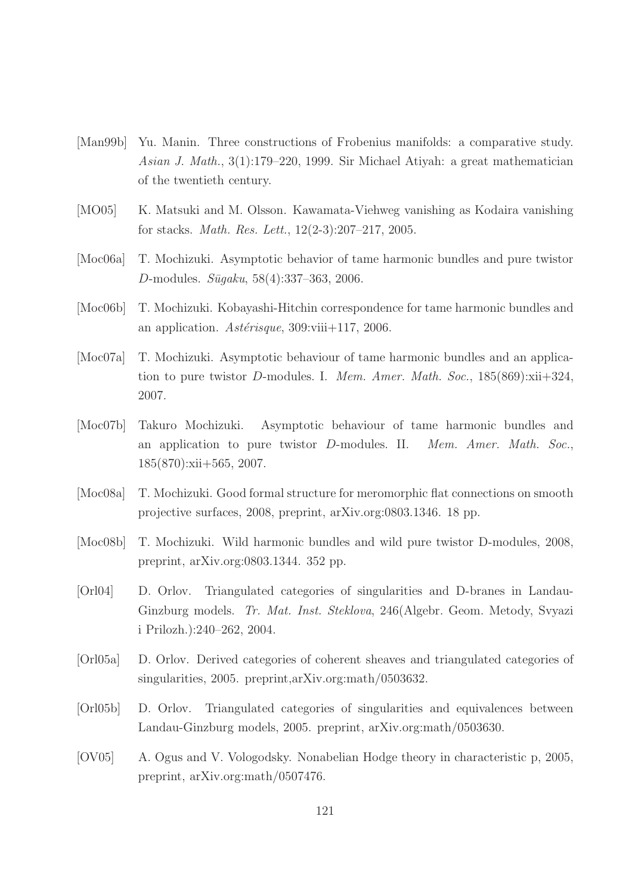[Man99b] Yu. Manin. Three constructions of Frobenius manifolds: a comparative study. *Asian J. Math.*, 3(1):179–220, 1999. Sir Michael Atiyah: a great mathematician of the twentieth century.

[MO05] K. Matsuki and M. Olsson. Kawamata-Viehweg vanishing as Kodaira vanishing for stacks. *Math. Res. Lett.*, 12(2-3):207–217, 2005.

[Moc06a] T. Mochizuki. Asymptotic behavior of tame harmonic bundles and pure twistor $D$-modules. *Sūgaku*, 58(4):337–363, 2006.

[Moc06b] T. Mochizuki. Kobayashi-Hitchin correspondence for tame harmonic bundles and an application. *Astérisque*, 309:viii+117, 2006.

[Moc07a] T. Mochizuki. Asymptotic behaviour of tame harmonic bundles and an application to pure twistor $D$-modules. I. *Mem. Amer. Math. Soc.*, 185(869):xii+324, 2007.

[Moc07b] Takuro Mochizuki. Asymptotic behaviour of tame harmonic bundles and an application to pure twistor $D$-modules. II. *Mem. Amer. Math. Soc.*, 185(870):xii+565, 2007.

[Moc08a] T. Mochizuki. Good formal structure for meromorphic flat connections on smooth projective surfaces, 2008, preprint, arXiv.org:0803.1346. 18 pp.

[Moc08b] T. Mochizuki. Wild harmonic bundles and wild pure twistor D-modules, 2008, preprint, arXiv.org:0803.1344. 352 pp.

[Orl04] D. Orlov. Triangulated categories of singularities and D-branes in Landau-Ginzburg models. *Tr. Mat. Inst. Steklova*, 246(Algebr. Geom. Metody, Svyazi i Prilozh.):240–262, 2004.

[Orl05a] D. Orlov. Derived categories of coherent sheaves and triangulated categories of singularities, 2005. preprint,arXiv.org:math/0503632.

[Orl05b] D. Orlov. Triangulated categories of singularities and equivalences between Landau-Ginzburg models, 2005. preprint, arXiv.org:math/0503630.

[OV05] A. Ogus and V. Vologodsky. Nonabelian Hodge theory in characteristic p, 2005, preprint, arXiv.org:math/0507476.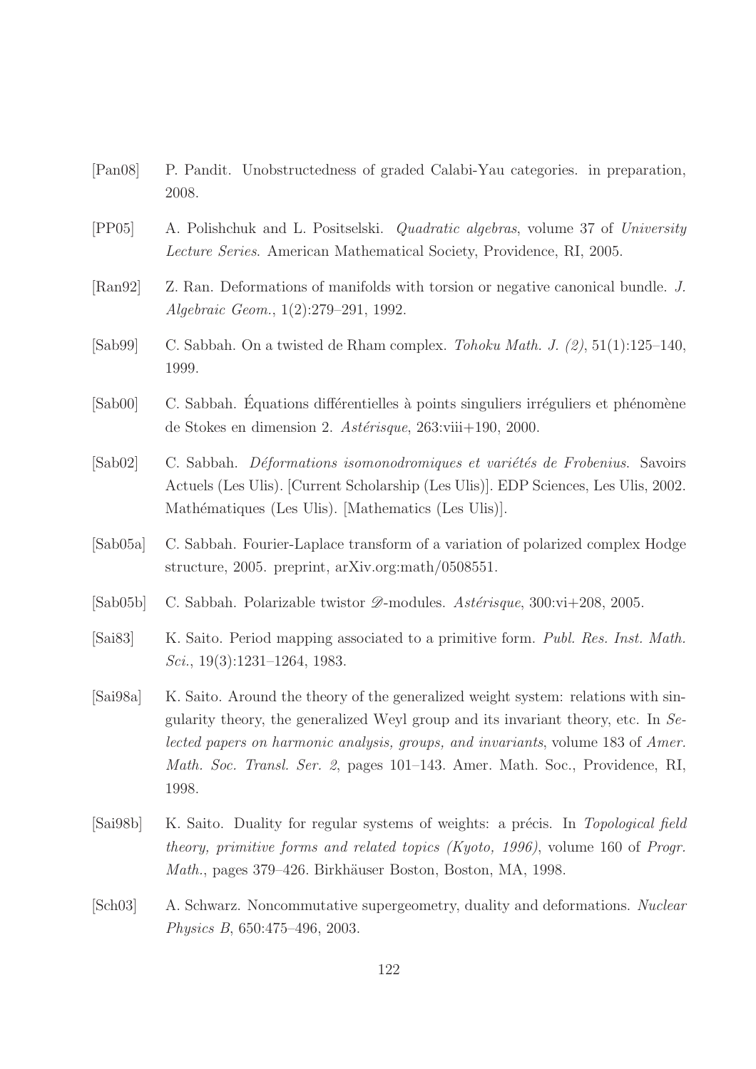[Pan08] P. Pandit. Unobstructedness of graded Calabi-Yau categories. in preparation, 2008.

[PP05] A. Polishchuk and L. Positselski. *Quadratic algebras*, volume 37 of *University Lecture Series*. American Mathematical Society, Providence, RI, 2005.

[Ran92] Z. Ran. Deformations of manifolds with torsion or negative canonical bundle. *J. Algebraic Geom.*, 1(2):279–291, 1992.

[Sab99] C. Sabbah. On a twisted de Rham complex. *Tohoku Math. J. (2)*, 51(1):125–140, 1999.

[Sab00] C. Sabbah. Équations différentielles à points singuliers irréguliers et phénomène de Stokes en dimension 2. *Astérisque*, 263:viii+190, 2000.

[Sab02] C. Sabbah. *Déformations isomonodromiques et variétés de Frobenius*. Savoirs Actuels (Les Ulis). [Current Scholarship (Les Ulis)]. EDP Sciences, Les Ulis, 2002. Mathématiques (Les Ulis). [Mathematics (Les Ulis)].

[Sab05a] C. Sabbah. Fourier-Laplace transform of a variation of polarized complex Hodge structure, 2005. preprint, arXiv.org:math/0508551.

[Sab05b] C. Sabbah. Polarizable twistor $\mathscr{D}$-modules. *Astérisque*, 300:vi+208, 2005.

[Sai83] K. Saito. Period mapping associated to a primitive form. *Publ. Res. Inst. Math. Sci.*, 19(3):1231–1264, 1983.

[Sai98a] K. Saito. Around the theory of the generalized weight system: relations with singularity theory, the generalized Weyl group and its invariant theory, etc. In *Selected papers on harmonic analysis, groups, and invariants*, volume 183 of *Amer. Math. Soc. Transl. Ser. 2*, pages 101–143. Amer. Math. Soc., Providence, RI, 1998.

[Sai98b] K. Saito. Duality for regular systems of weights: a précis. In *Topological field theory, primitive forms and related topics (Kyoto, 1996)*, volume 160 of *Progr. Math.*, pages 379–426. Birkhäuser Boston, Boston, MA, 1998.

[Sch03] A. Schwarz. Noncommutative supergeometry, duality and deformations. *Nuclear Physics B*, 650:475–496, 2003.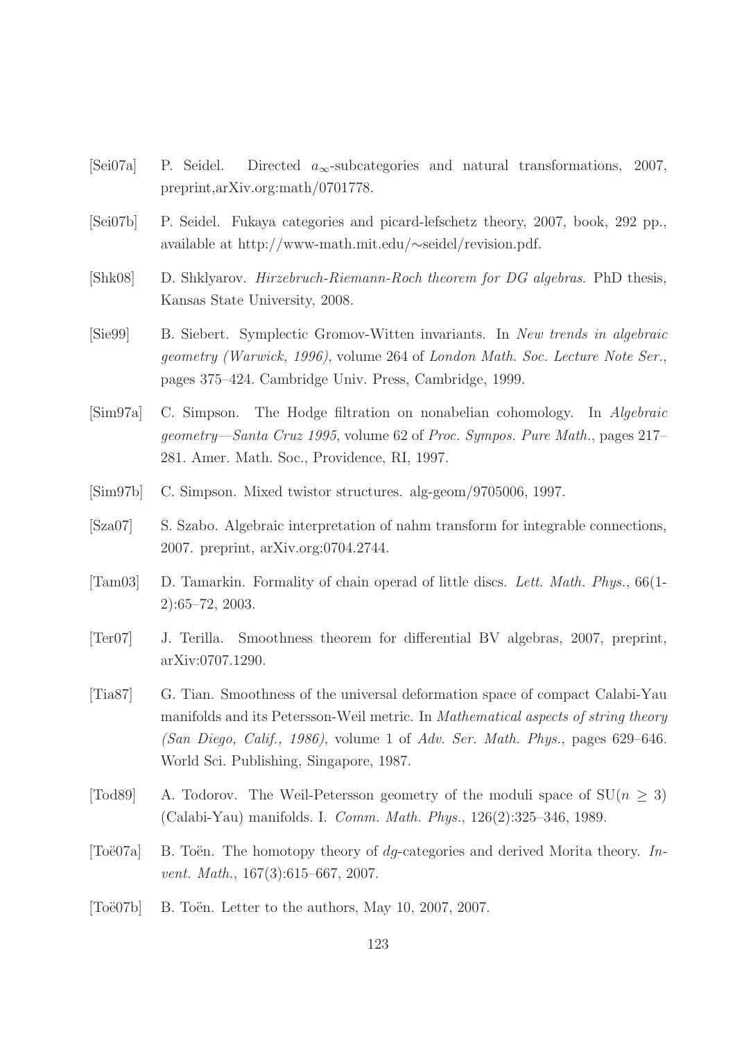[Sei07a] P. Seidel. Directed $a_\infty$-subcategories and natural transformations, 2007, preprint,arXiv.org:math/0701778.

[Sei07b] P. Seidel. Fukaya categories and picard-lefschetz theory, 2007, book, 292 pp., available at http://www-math.mit.edu/∼seidel/revision.pdf.

[Shk08] D. Shklyarov. *Hirzebruch-Riemann-Roch theorem for DG algebras*. PhD thesis, Kansas State University, 2008.

[Sie99] B. Siebert. Symplectic Gromov-Witten invariants. In *New trends in algebraic geometry (Warwick, 1996)*, volume 264 of *London Math. Soc. Lecture Note Ser.*, pages 375–424. Cambridge Univ. Press, Cambridge, 1999.

[Sim97a] C. Simpson. The Hodge filtration on nonabelian cohomology. In *Algebraic geometry—Santa Cruz 1995*, volume 62 of *Proc. Sympos. Pure Math.*, pages 217–281. Amer. Math. Soc., Providence, RI, 1997.

[Sim97b] C. Simpson. Mixed twistor structures. alg-geom/9705006, 1997.

[Sza07] S. Szabo. Algebraic interpretation of nahm transform for integrable connections, 2007. preprint, arXiv.org:0704.2744.

[Tam03] D. Tamarkin. Formality of chain operad of little discs. *Lett. Math. Phys.*, 66(1-2):65–72, 2003.

[Ter07] J. Terilla. Smoothness theorem for differential BV algebras, 2007, preprint, arXiv:0707.1290.

[Tia87] G. Tian. Smoothness of the universal deformation space of compact Calabi-Yau manifolds and its Petersson-Weil metric. In *Mathematical aspects of string theory (San Diego, Calif., 1986)*, volume 1 of *Adv. Ser. Math. Phys.*, pages 629–646. World Sci. Publishing, Singapore, 1987.

[Tod89] A. Todorov. The Weil-Petersson geometry of the moduli space of $\mathrm{SU}(n \geq 3)$ (Calabi-Yau) manifolds. I. *Comm. Math. Phys.*, 126(2):325–346, 1989.

[Toë07a] B. Toën. The homotopy theory of *dg*-categories and derived Morita theory. *Invent. Math.*, 167(3):615–667, 2007.

[Toë07b] B. Toën. Letter to the authors, May 10, 2007, 2007.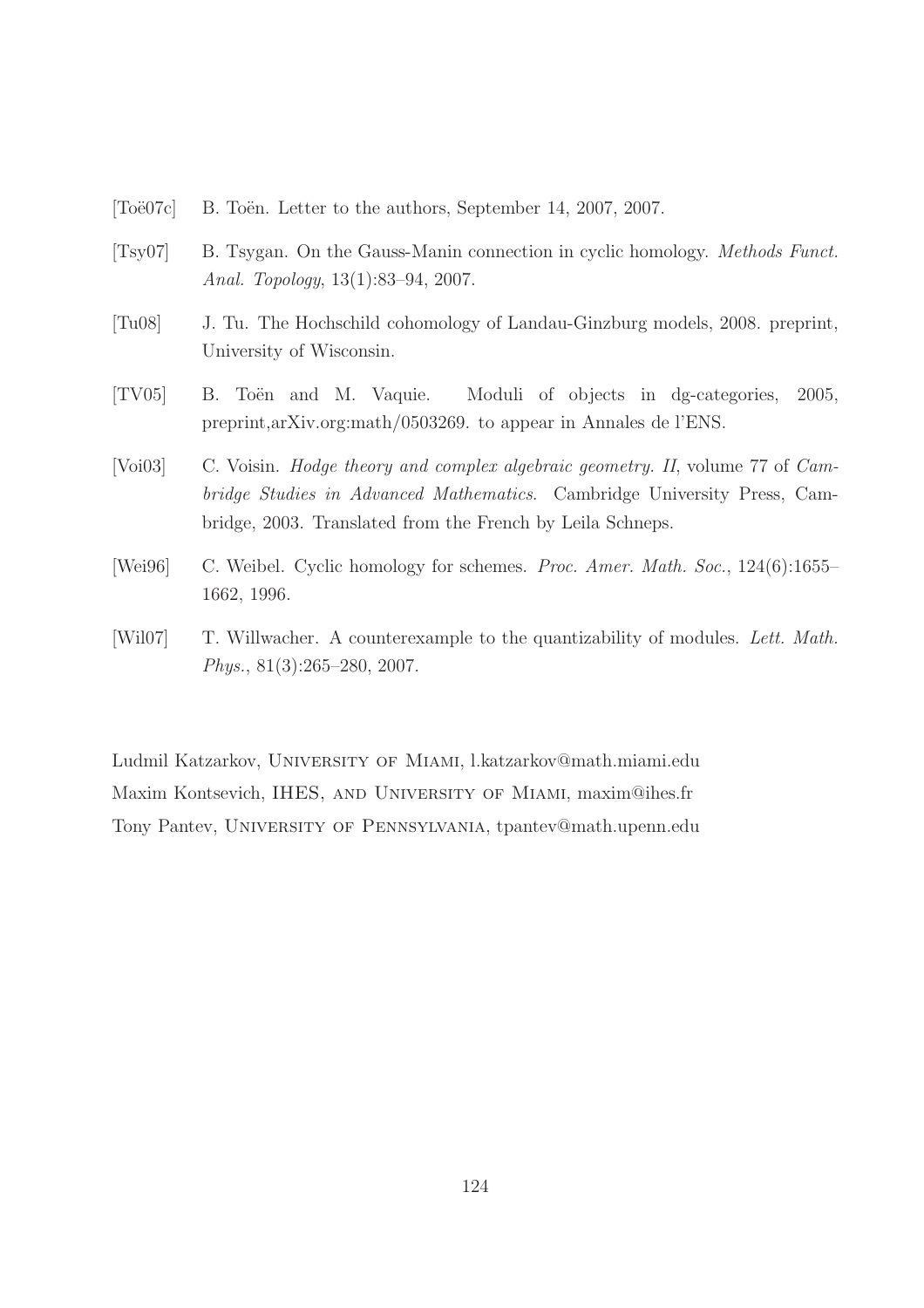[Toë07c] B. Toën. Letter to the authors, September 14, 2007, 2007.

[Tsy07] B. Tsygan. On the Gauss-Manin connection in cyclic homology. *Methods Funct. Anal. Topology*, 13(1):83–94, 2007.

[Tu08] J. Tu. The Hochschild cohomology of Landau-Ginzburg models, 2008. preprint, University of Wisconsin.

[TV05] B. Toën and M. Vaquie. Moduli of objects in dg-categories, 2005, preprint,arXiv.org:math/0503269. to appear in Annales de l'ENS.

[Voi03] C. Voisin. *Hodge theory and complex algebraic geometry. II*, volume 77 of *Cambridge Studies in Advanced Mathematics*. Cambridge University Press, Cambridge, 2003. Translated from the French by Leila Schneps.

[Wei96] C. Weibel. Cyclic homology for schemes. *Proc. Amer. Math. Soc.*, 124(6):1655–1662, 1996.

[Wil07] T. Willwacher. A counterexample to the quantizability of modules. *Lett. Math. Phys.*, 81(3):265–280, 2007.

Ludmil Katzarkov, University of Miami, l.katzarkov@math.miami.edu
Maxim Kontsevich, IHES, and University of Miami, maxim@ihes.fr
Tony Pantev, University of Pennsylvania, tpantev@math.upenn.edu